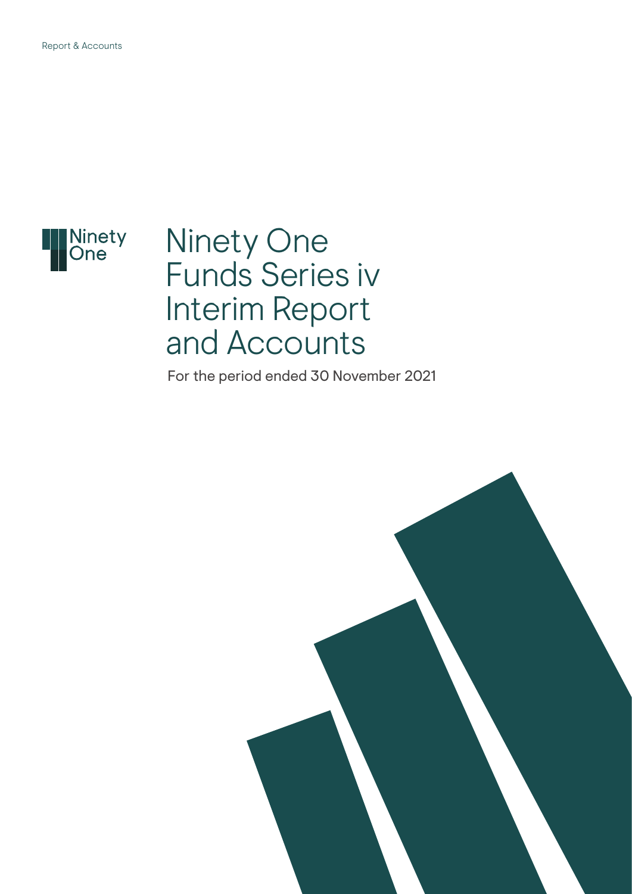Report & Accounts

Ninety One

# Ninety One Funds Series iv Interim Report and Accounts

For the period ended 30 November 2021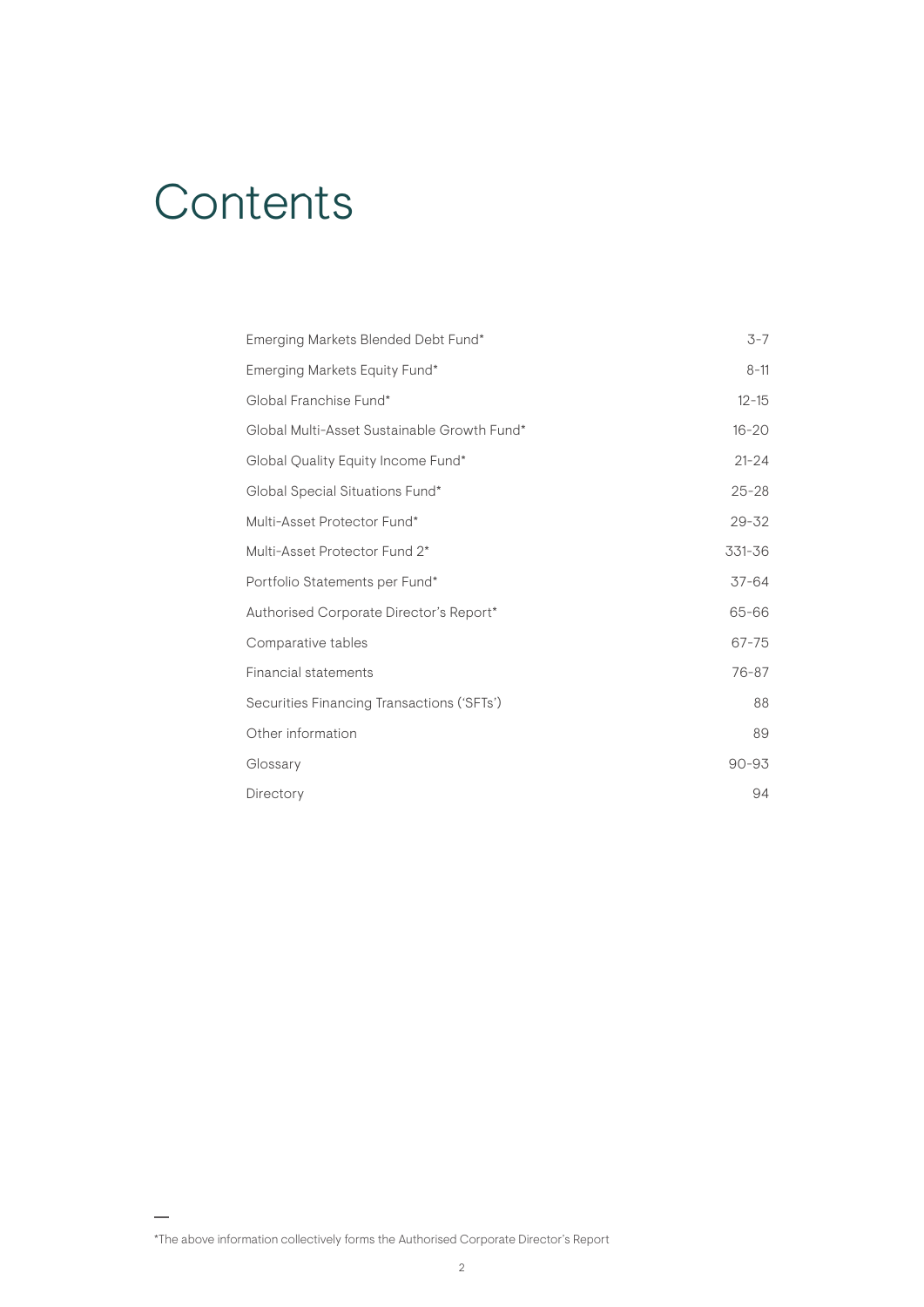# Contents

| | |
|---|---|
| Emerging Markets Blended Debt Fund* | 3-7 |
| Emerging Markets Equity Fund* | 8-11 |
| Global Franchise Fund* | 12-15 |
| Global Multi-Asset Sustainable Growth Fund* | 16-20 |
| Global Quality Equity Income Fund* | 21-24 |
| Global Special Situations Fund* | 25-28 |
| Multi-Asset Protector Fund* | 29-32 |
| Multi-Asset Protector Fund 2* | 331-36 |
| Portfolio Statements per Fund* | 37-64 |
| Authorised Corporate Director's Report* | 65-66 |
| Comparative tables | 67-75 |
| Financial statements | 76-87 |
| Securities Financing Transactions ('SFTs') | 88 |
| Other information | 89 |
| Glossary | 90-93 |
| Directory | 94 |

*The above information collectively forms the Authorised Corporate Director's Report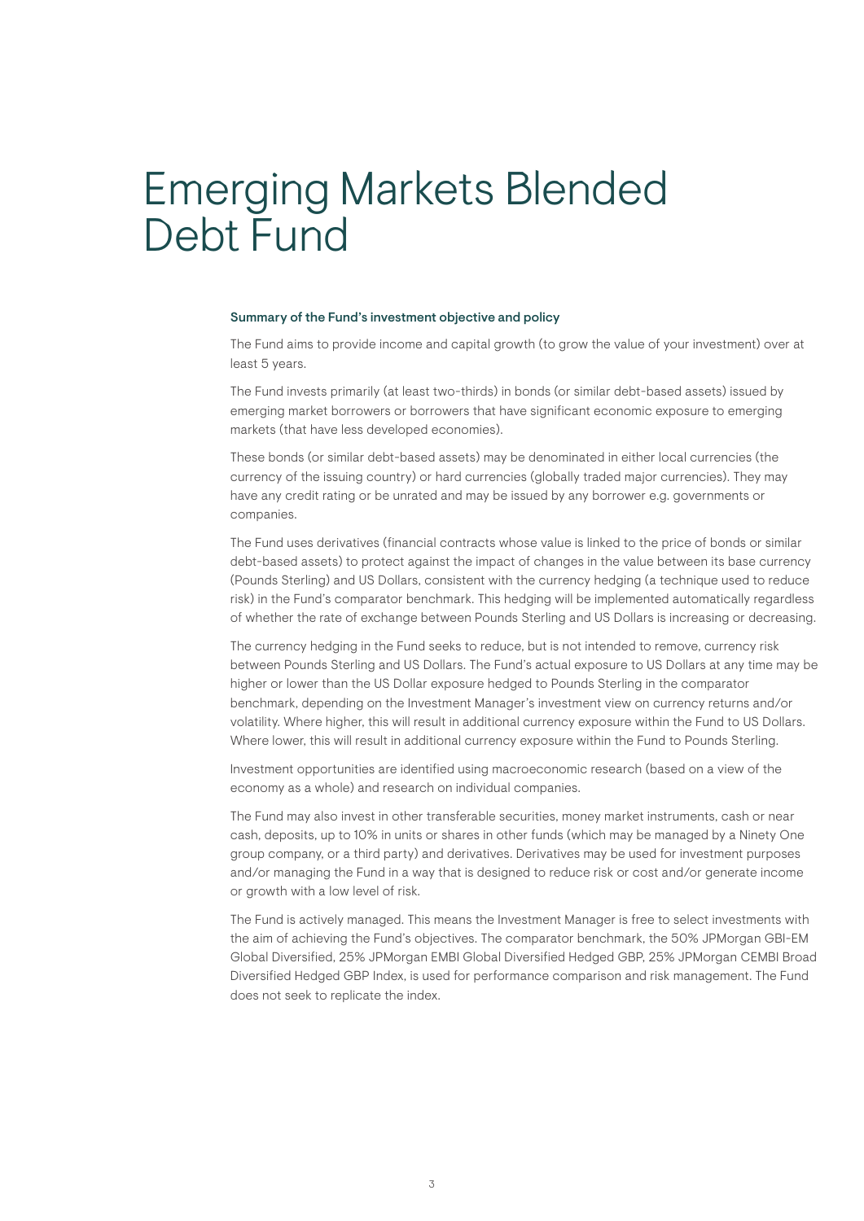# Emerging Markets Blended Debt Fund

### Summary of the Fund's investment objective and policy

The Fund aims to provide income and capital growth (to grow the value of your investment) over at least 5 years.

The Fund invests primarily (at least two-thirds) in bonds (or similar debt-based assets) issued by emerging market borrowers or borrowers that have significant economic exposure to emerging markets (that have less developed economies).

These bonds (or similar debt-based assets) may be denominated in either local currencies (the currency of the issuing country) or hard currencies (globally traded major currencies). They may have any credit rating or be unrated and may be issued by any borrower e.g. governments or companies.

The Fund uses derivatives (financial contracts whose value is linked to the price of bonds or similar debt-based assets) to protect against the impact of changes in the value between its base currency (Pounds Sterling) and US Dollars, consistent with the currency hedging (a technique used to reduce risk) in the Fund's comparator benchmark. This hedging will be implemented automatically regardless of whether the rate of exchange between Pounds Sterling and US Dollars is increasing or decreasing.

The currency hedging in the Fund seeks to reduce, but is not intended to remove, currency risk between Pounds Sterling and US Dollars. The Fund's actual exposure to US Dollars at any time may be higher or lower than the US Dollar exposure hedged to Pounds Sterling in the comparator benchmark, depending on the Investment Manager's investment view on currency returns and/or volatility. Where higher, this will result in additional currency exposure within the Fund to US Dollars. Where lower, this will result in additional currency exposure within the Fund to Pounds Sterling.

Investment opportunities are identified using macroeconomic research (based on a view of the economy as a whole) and research on individual companies.

The Fund may also invest in other transferable securities, money market instruments, cash or near cash, deposits, up to 10% in units or shares in other funds (which may be managed by a Ninety One group company, or a third party) and derivatives. Derivatives may be used for investment purposes and/or managing the Fund in a way that is designed to reduce risk or cost and/or generate income or growth with a low level of risk.

The Fund is actively managed. This means the Investment Manager is free to select investments with the aim of achieving the Fund's objectives. The comparator benchmark, the 50% JPMorgan GBI-EM Global Diversified, 25% JPMorgan EMBI Global Diversified Hedged GBP, 25% JPMorgan CEMBI Broad Diversified Hedged GBP Index, is used for performance comparison and risk management. The Fund does not seek to replicate the index.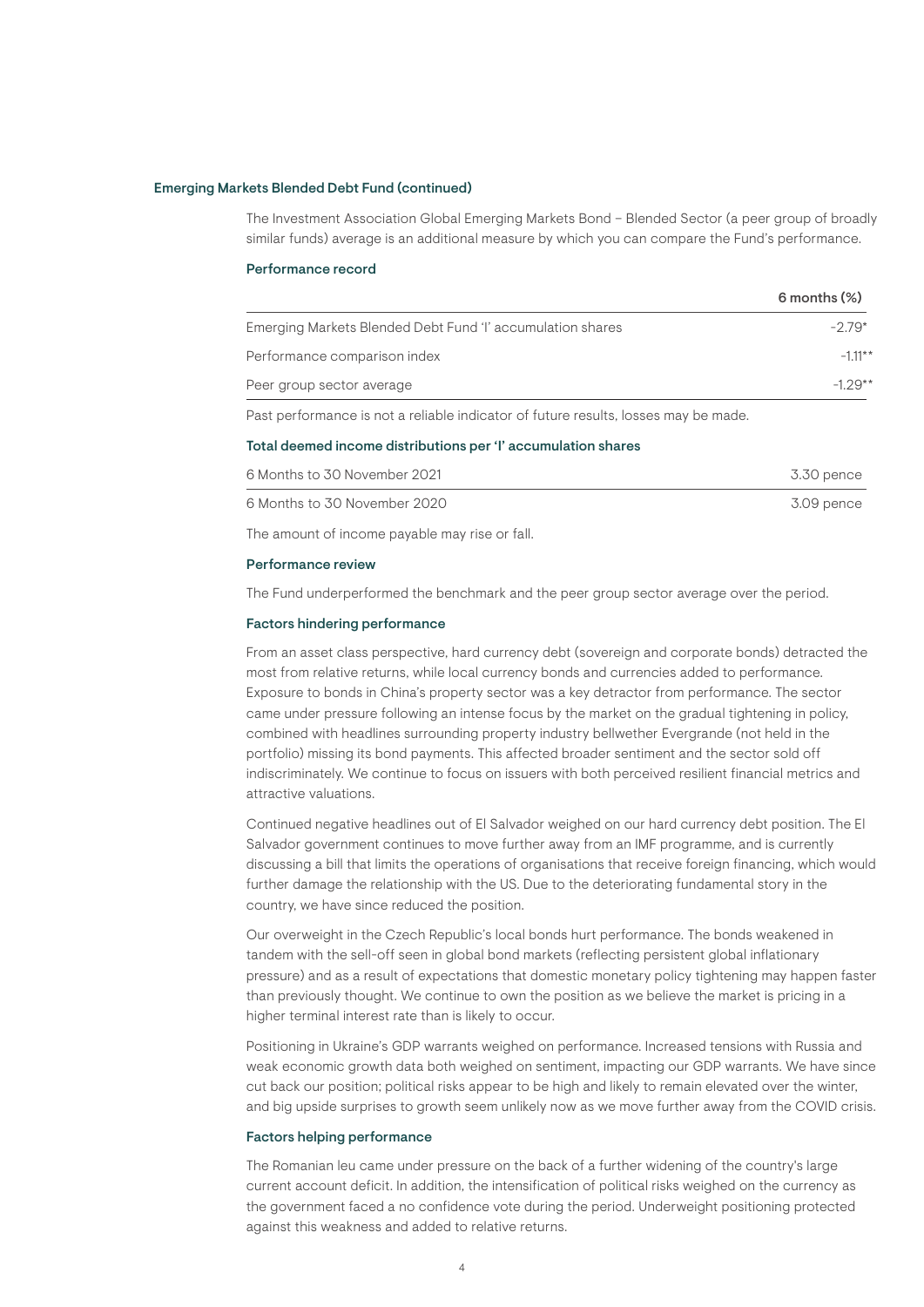**Emerging Markets Blended Debt Fund (continued)**

The Investment Association Global Emerging Markets Bond – Blended Sector (a peer group of broadly similar funds) average is an additional measure by which you can compare the Fund's performance.

### Performance record

| | 6 months (%) |
|---|---|
| Emerging Markets Blended Debt Fund 'I' accumulation shares | -2.79* |
| Performance comparison index | -1.11** |
| Peer group sector average | -1.29** |

Past performance is not a reliable indicator of future results, losses may be made.

### Total deemed income distributions per 'I' accumulation shares

| | |
|---|---|
| 6 Months to 30 November 2021 | 3.30 pence |
| 6 Months to 30 November 2020 | 3.09 pence |

The amount of income payable may rise or fall.

### Performance review

The Fund underperformed the benchmark and the peer group sector average over the period.

### Factors hindering performance

From an asset class perspective, hard currency debt (sovereign and corporate bonds) detracted the most from relative returns, while local currency bonds and currencies added to performance. Exposure to bonds in China's property sector was a key detractor from performance. The sector came under pressure following an intense focus by the market on the gradual tightening in policy, combined with headlines surrounding property industry bellwether Evergrande (not held in the portfolio) missing its bond payments. This affected broader sentiment and the sector sold off indiscriminately. We continue to focus on issuers with both perceived resilient financial metrics and attractive valuations.

Continued negative headlines out of El Salvador weighed on our hard currency debt position. The El Salvador government continues to move further away from an IMF programme, and is currently discussing a bill that limits the operations of organisations that receive foreign financing, which would further damage the relationship with the US. Due to the deteriorating fundamental story in the country, we have since reduced the position.

Our overweight in the Czech Republic's local bonds hurt performance. The bonds weakened in tandem with the sell-off seen in global bond markets (reflecting persistent global inflationary pressure) and as a result of expectations that domestic monetary policy tightening may happen faster than previously thought. We continue to own the position as we believe the market is pricing in a higher terminal interest rate than is likely to occur.

Positioning in Ukraine's GDP warrants weighed on performance. Increased tensions with Russia and weak economic growth data both weighed on sentiment, impacting our GDP warrants. We have since cut back our position; political risks appear to be high and likely to remain elevated over the winter, and big upside surprises to growth seem unlikely now as we move further away from the COVID crisis.

### Factors helping performance

The Romanian leu came under pressure on the back of a further widening of the country's large current account deficit. In addition, the intensification of political risks weighed on the currency as the government faced a no confidence vote during the period. Underweight positioning protected against this weakness and added to relative returns.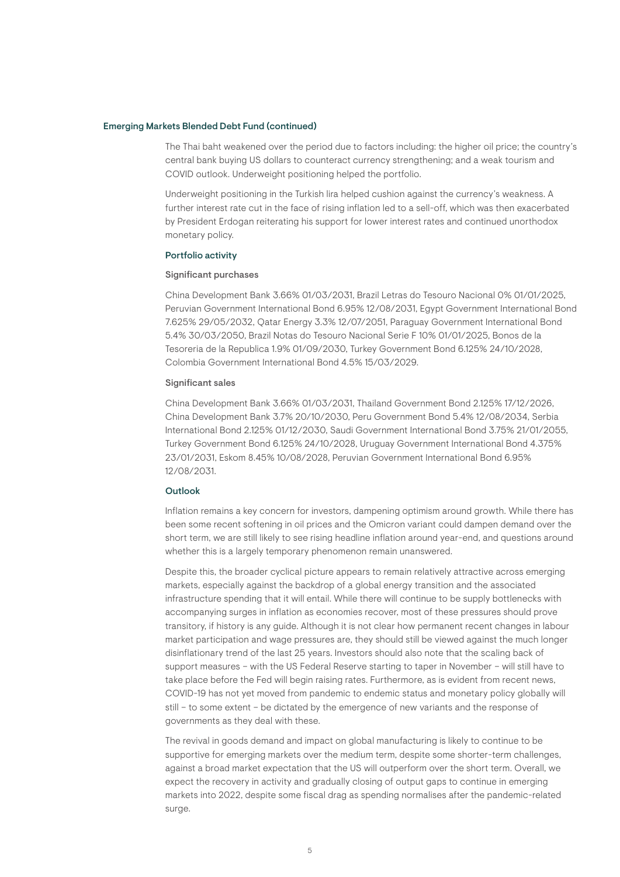### Emerging Markets Blended Debt Fund (continued)

The Thai baht weakened over the period due to factors including: the higher oil price; the country's central bank buying US dollars to counteract currency strengthening; and a weak tourism and COVID outlook. Underweight positioning helped the portfolio.

Underweight positioning in the Turkish lira helped cushion against the currency's weakness. A further interest rate cut in the face of rising inflation led to a sell-off, which was then exacerbated by President Erdogan reiterating his support for lower interest rates and continued unorthodox monetary policy.

#### Portfolio activity

##### Significant purchases

China Development Bank 3.66% 01/03/2031, Brazil Letras do Tesouro Nacional 0% 01/01/2025, Peruvian Government International Bond 6.95% 12/08/2031, Egypt Government International Bond 7.625% 29/05/2032, Qatar Energy 3.3% 12/07/2051, Paraguay Government International Bond 5.4% 30/03/2050, Brazil Notas do Tesouro Nacional Serie F 10% 01/01/2025, Bonos de la Tesoreria de la Republica 1.9% 01/09/2030, Turkey Government Bond 6.125% 24/10/2028, Colombia Government International Bond 4.5% 15/03/2029.

##### Significant sales

China Development Bank 3.66% 01/03/2031, Thailand Government Bond 2.125% 17/12/2026, China Development Bank 3.7% 20/10/2030, Peru Government Bond 5.4% 12/08/2034, Serbia International Bond 2.125% 01/12/2030, Saudi Government International Bond 3.75% 21/01/2055, Turkey Government Bond 6.125% 24/10/2028, Uruguay Government International Bond 4.375% 23/01/2031, Eskom 8.45% 10/08/2028, Peruvian Government International Bond 6.95% 12/08/2031.

#### Outlook

Inflation remains a key concern for investors, dampening optimism around growth. While there has been some recent softening in oil prices and the Omicron variant could dampen demand over the short term, we are still likely to see rising headline inflation around year-end, and questions around whether this is a largely temporary phenomenon remain unanswered.

Despite this, the broader cyclical picture appears to remain relatively attractive across emerging markets, especially against the backdrop of a global energy transition and the associated infrastructure spending that it will entail. While there will continue to be supply bottlenecks with accompanying surges in inflation as economies recover, most of these pressures should prove transitory, if history is any guide. Although it is not clear how permanent recent changes in labour market participation and wage pressures are, they should still be viewed against the much longer disinflationary trend of the last 25 years. Investors should also note that the scaling back of support measures – with the US Federal Reserve starting to taper in November – will still have to take place before the Fed will begin raising rates. Furthermore, as is evident from recent news, COVID-19 has not yet moved from pandemic to endemic status and monetary policy globally will still – to some extent – be dictated by the emergence of new variants and the response of governments as they deal with these.

The revival in goods demand and impact on global manufacturing is likely to continue to be supportive for emerging markets over the medium term, despite some shorter-term challenges, against a broad market expectation that the US will outperform over the short term. Overall, we expect the recovery in activity and gradually closing of output gaps to continue in emerging markets into 2022, despite some fiscal drag as spending normalises after the pandemic-related surge.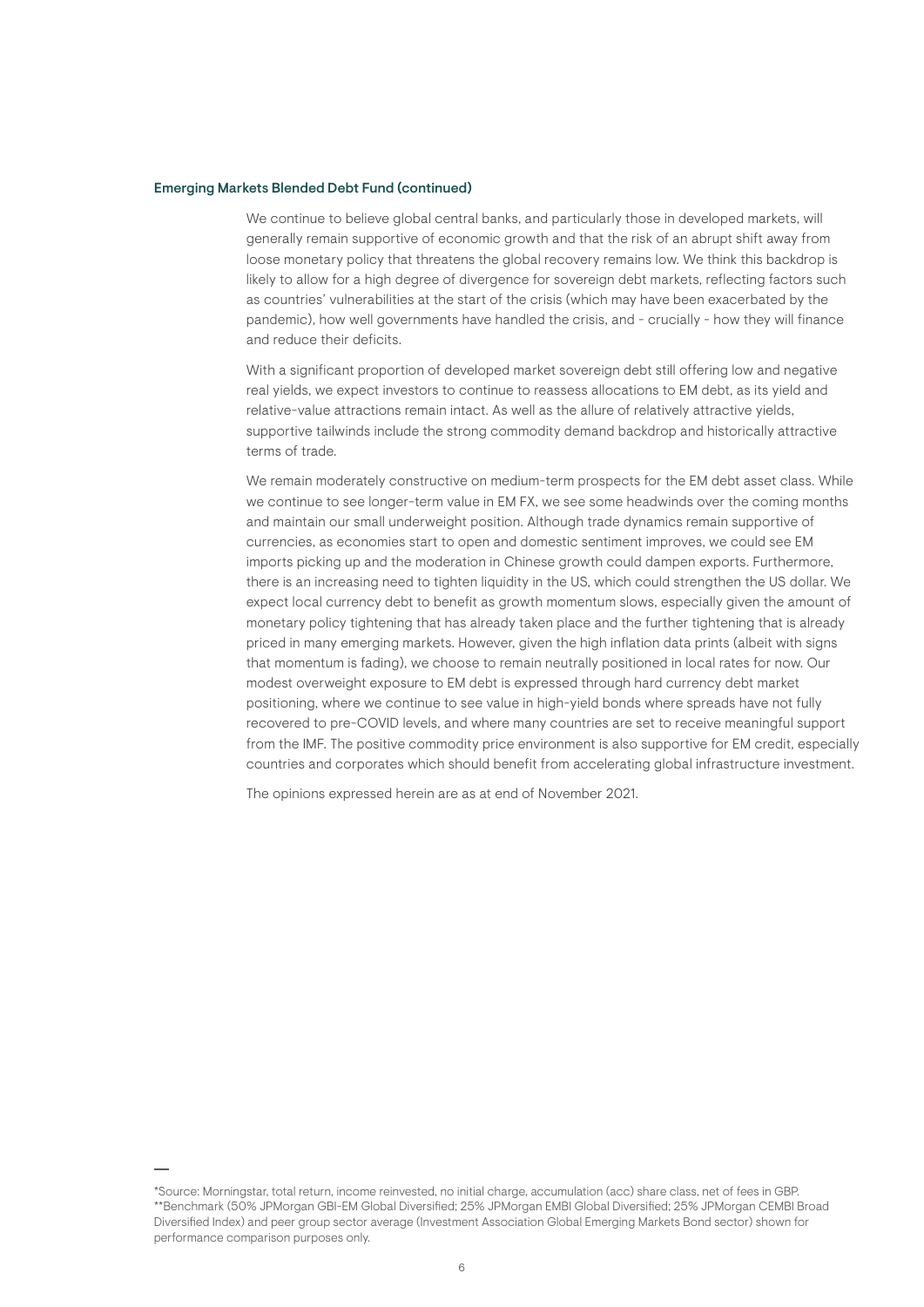### Emerging Markets Blended Debt Fund (continued)

We continue to believe global central banks, and particularly those in developed markets, will generally remain supportive of economic growth and that the risk of an abrupt shift away from loose monetary policy that threatens the global recovery remains low. We think this backdrop is likely to allow for a high degree of divergence for sovereign debt markets, reflecting factors such as countries' vulnerabilities at the start of the crisis (which may have been exacerbated by the pandemic), how well governments have handled the crisis, and - crucially - how they will finance and reduce their deficits.

With a significant proportion of developed market sovereign debt still offering low and negative real yields, we expect investors to continue to reassess allocations to EM debt, as its yield and relative-value attractions remain intact. As well as the allure of relatively attractive yields, supportive tailwinds include the strong commodity demand backdrop and historically attractive terms of trade.

We remain moderately constructive on medium-term prospects for the EM debt asset class. While we continue to see longer-term value in EM FX, we see some headwinds over the coming months and maintain our small underweight position. Although trade dynamics remain supportive of currencies, as economies start to open and domestic sentiment improves, we could see EM imports picking up and the moderation in Chinese growth could dampen exports. Furthermore, there is an increasing need to tighten liquidity in the US, which could strengthen the US dollar. We expect local currency debt to benefit as growth momentum slows, especially given the amount of monetary policy tightening that has already taken place and the further tightening that is already priced in many emerging markets. However, given the high inflation data prints (albeit with signs that momentum is fading), we choose to remain neutrally positioned in local rates for now. Our modest overweight exposure to EM debt is expressed through hard currency debt market positioning, where we continue to see value in high-yield bonds where spreads have not fully recovered to pre-COVID levels, and where many countries are set to receive meaningful support from the IMF. The positive commodity price environment is also supportive for EM credit, especially countries and corporates which should benefit from accelerating global infrastructure investment.

The opinions expressed herein are as at end of November 2021.

---

*Source: Morningstar, total return, income reinvested, no initial charge, accumulation (acc) share class, net of fees in GBP.
**Benchmark (50% JPMorgan GBI-EM Global Diversified; 25% JPMorgan EMBI Global Diversified; 25% JPMorgan CEMBI Broad Diversified Index) and peer group sector average (Investment Association Global Emerging Markets Bond sector) shown for performance comparison purposes only.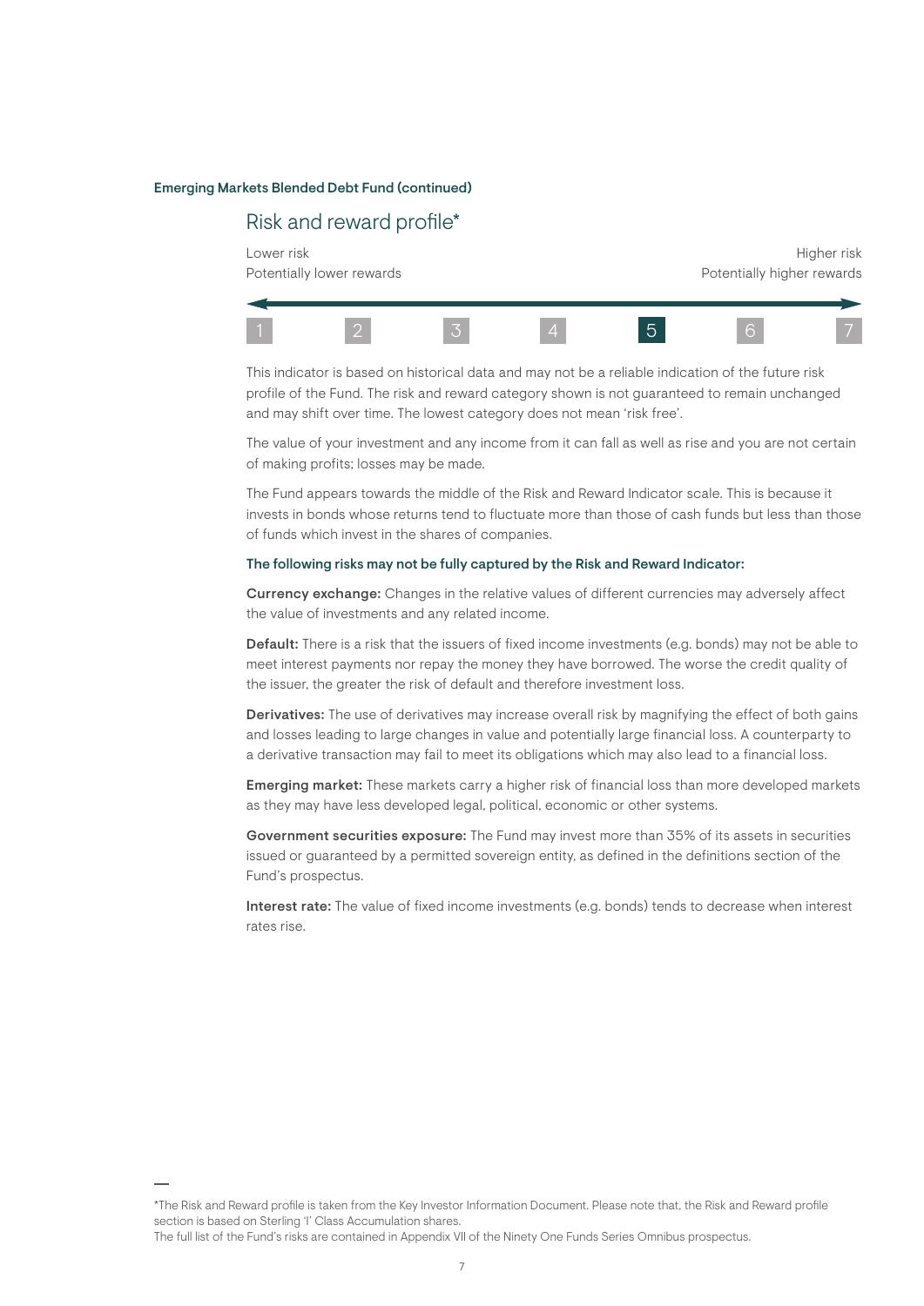**Emerging Markets Blended Debt Fund (continued)**

## Risk and reward profile*

Lower risk
Potentially lower rewards

Higher risk
Potentially higher rewards

1 2 3 4 **5** 6 7

This indicator is based on historical data and may not be a reliable indication of the future risk profile of the Fund. The risk and reward category shown is not guaranteed to remain unchanged and may shift over time. The lowest category does not mean 'risk free'.

The value of your investment and any income from it can fall as well as rise and you are not certain of making profits; losses may be made.

The Fund appears towards the middle of the Risk and Reward Indicator scale. This is because it invests in bonds whose returns tend to fluctuate more than those of cash funds but less than those of funds which invest in the shares of companies.

**The following risks may not be fully captured by the Risk and Reward Indicator:**

**Currency exchange:** Changes in the relative values of different currencies may adversely affect the value of investments and any related income.

**Default:** There is a risk that the issuers of fixed income investments (e.g. bonds) may not be able to meet interest payments nor repay the money they have borrowed. The worse the credit quality of the issuer, the greater the risk of default and therefore investment loss.

**Derivatives:** The use of derivatives may increase overall risk by magnifying the effect of both gains and losses leading to large changes in value and potentially large financial loss. A counterparty to a derivative transaction may fail to meet its obligations which may also lead to a financial loss.

**Emerging market:** These markets carry a higher risk of financial loss than more developed markets as they may have less developed legal, political, economic or other systems.

**Government securities exposure:** The Fund may invest more than 35% of its assets in securities issued or guaranteed by a permitted sovereign entity, as defined in the definitions section of the Fund's prospectus.

**Interest rate:** The value of fixed income investments (e.g. bonds) tends to decrease when interest rates rise.

---

*The Risk and Reward profile is taken from the Key Investor Information Document. Please note that, the Risk and Reward profile section is based on Sterling 'I' Class Accumulation shares.
The full list of the Fund's risks are contained in Appendix VII of the Ninety One Funds Series Omnibus prospectus.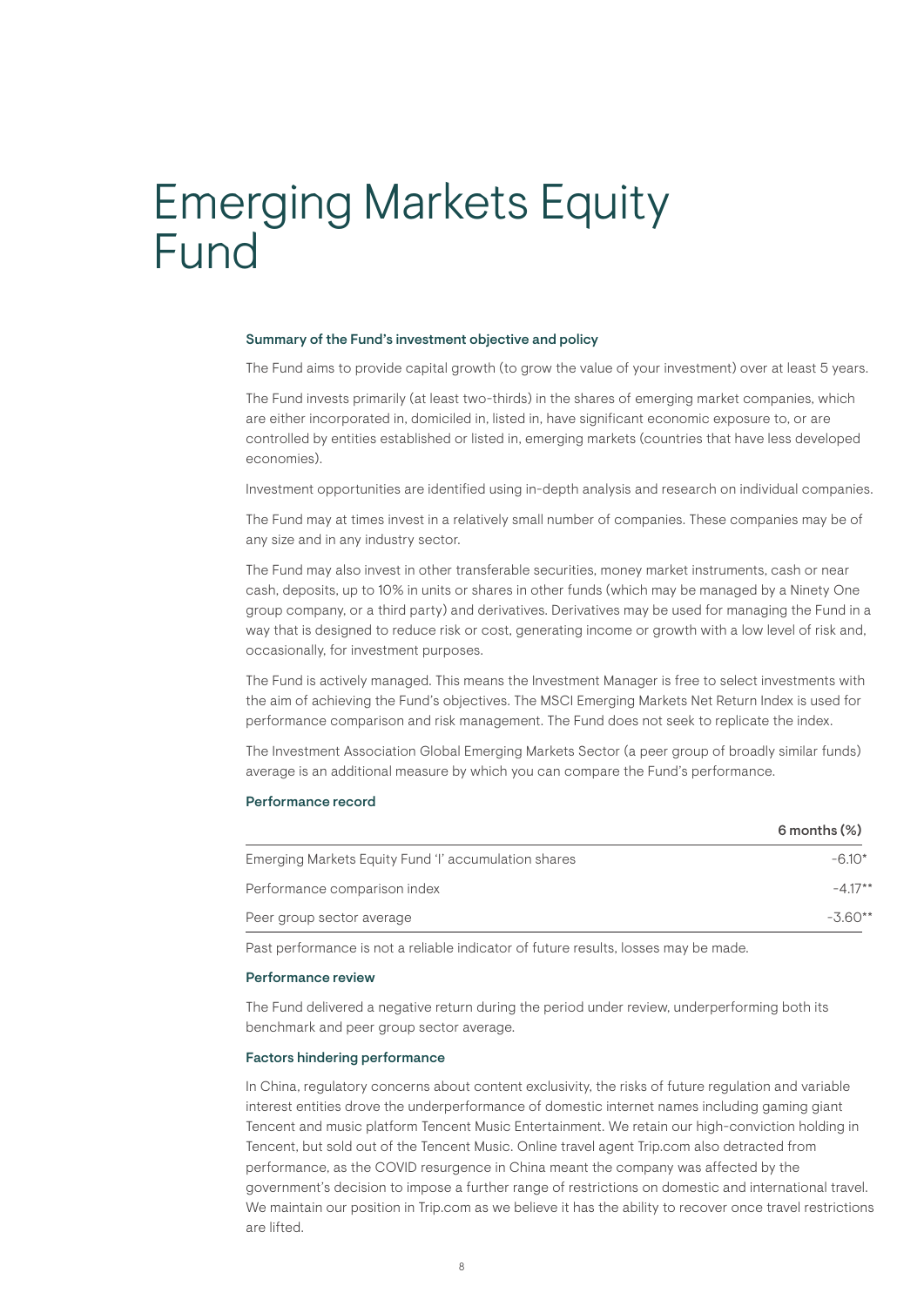# Emerging Markets Equity Fund

### Summary of the Fund's investment objective and policy

The Fund aims to provide capital growth (to grow the value of your investment) over at least 5 years.

The Fund invests primarily (at least two-thirds) in the shares of emerging market companies, which are either incorporated in, domiciled in, listed in, have significant economic exposure to, or are controlled by entities established or listed in, emerging markets (countries that have less developed economies).

Investment opportunities are identified using in-depth analysis and research on individual companies.

The Fund may at times invest in a relatively small number of companies. These companies may be of any size and in any industry sector.

The Fund may also invest in other transferable securities, money market instruments, cash or near cash, deposits, up to 10% in units or shares in other funds (which may be managed by a Ninety One group company, or a third party) and derivatives. Derivatives may be used for managing the Fund in a way that is designed to reduce risk or cost, generating income or growth with a low level of risk and, occasionally, for investment purposes.

The Fund is actively managed. This means the Investment Manager is free to select investments with the aim of achieving the Fund's objectives. The MSCI Emerging Markets Net Return Index is used for performance comparison and risk management. The Fund does not seek to replicate the index.

The Investment Association Global Emerging Markets Sector (a peer group of broadly similar funds) average is an additional measure by which you can compare the Fund's performance.

### Performance record

| | 6 months (%) |
|---|---|
| Emerging Markets Equity Fund 'I' accumulation shares | -6.10* |
| Performance comparison index | -4.17** |
| Peer group sector average | -3.60** |

Past performance is not a reliable indicator of future results, losses may be made.

### Performance review

The Fund delivered a negative return during the period under review, underperforming both its benchmark and peer group sector average.

### Factors hindering performance

In China, regulatory concerns about content exclusivity, the risks of future regulation and variable interest entities drove the underperformance of domestic internet names including gaming giant Tencent and music platform Tencent Music Entertainment. We retain our high-conviction holding in Tencent, but sold out of the Tencent Music. Online travel agent Trip.com also detracted from performance, as the COVID resurgence in China meant the company was affected by the government's decision to impose a further range of restrictions on domestic and international travel. We maintain our position in Trip.com as we believe it has the ability to recover once travel restrictions are lifted.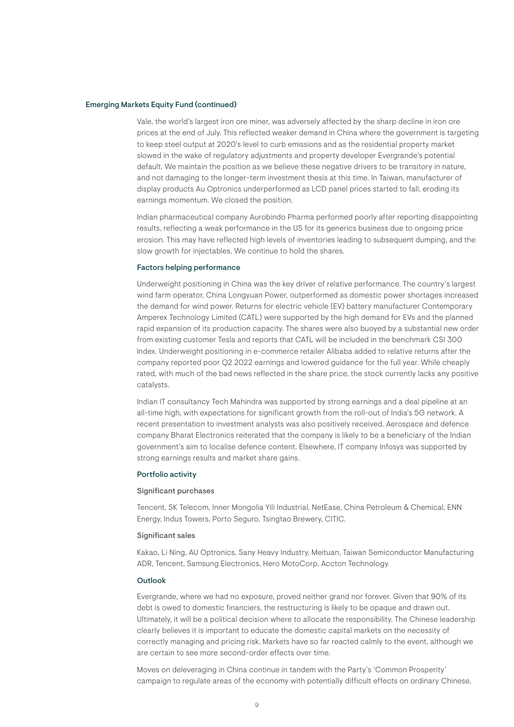## Emerging Markets Equity Fund (continued)

Vale, the world's largest iron ore miner, was adversely affected by the sharp decline in iron ore prices at the end of July. This reflected weaker demand in China where the government is targeting to keep steel output at 2020's level to curb emissions and as the residential property market slowed in the wake of regulatory adjustments and property developer Evergrande's potential default. We maintain the position as we believe these negative drivers to be transitory in nature, and not damaging to the longer-term investment thesis at this time. In Taiwan, manufacturer of display products Au Optronics underperformed as LCD panel prices started to fall, eroding its earnings momentum. We closed the position.

Indian pharmaceutical company Aurobindo Pharma performed poorly after reporting disappointing results, reflecting a weak performance in the US for its generics business due to ongoing price erosion. This may have reflected high levels of inventories leading to subsequent dumping, and the slow growth for injectables. We continue to hold the shares.

### Factors helping performance

Underweight positioning in China was the key driver of relative performance. The country's largest wind farm operator, China Longyuan Power, outperformed as domestic power shortages increased the demand for wind power. Returns for electric vehicle (EV) battery manufacturer Contemporary Amperex Technology Limited (CATL) were supported by the high demand for EVs and the planned rapid expansion of its production capacity. The shares were also buoyed by a substantial new order from existing customer Tesla and reports that CATL will be included in the benchmark CSI 300 Index. Underweight positioning in e-commerce retailer Alibaba added to relative returns after the company reported poor Q2 2022 earnings and lowered guidance for the full year. While cheaply rated, with much of the bad news reflected in the share price, the stock currently lacks any positive catalysts.

Indian IT consultancy Tech Mahindra was supported by strong earnings and a deal pipeline at an all-time high, with expectations for significant growth from the roll-out of India's 5G network. A recent presentation to investment analysts was also positively received. Aerospace and defence company Bharat Electronics reiterated that the company is likely to be a beneficiary of the Indian government's aim to localise defence content. Elsewhere, IT company Infosys was supported by strong earnings results and market share gains.

### Portfolio activity

#### Significant purchases

Tencent, SK Telecom, Inner Mongolia Yili Industrial, NetEase, China Petroleum & Chemical, ENN Energy, Indus Towers, Porto Seguro, Tsingtao Brewery, CITIC.

#### Significant sales

Kakao, Li Ning, AU Optronics, Sany Heavy Industry, Meituan, Taiwan Semiconductor Manufacturing ADR, Tencent, Samsung Electronics, Hero MotoCorp, Accton Technology.

### Outlook

Evergrande, where we had no exposure, proved neither grand nor forever. Given that 90% of its debt is owed to domestic financiers, the restructuring is likely to be opaque and drawn out. Ultimately, it will be a political decision where to allocate the responsibility. The Chinese leadership clearly believes it is important to educate the domestic capital markets on the necessity of correctly managing and pricing risk. Markets have so far reacted calmly to the event, although we are certain to see more second-order effects over time.

Moves on deleveraging in China continue in tandem with the Party's 'Common Prosperity' campaign to regulate areas of the economy with potentially difficult effects on ordinary Chinese,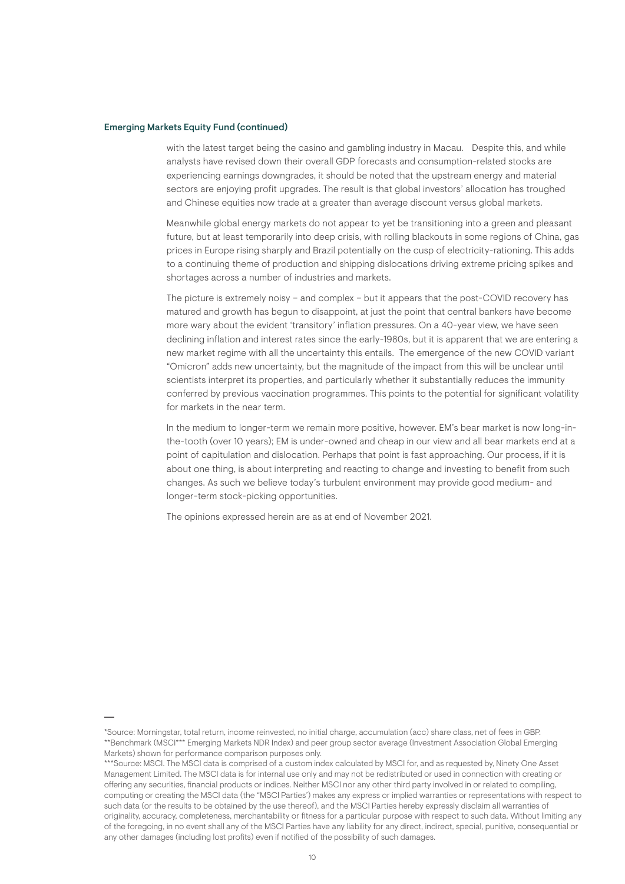#### Emerging Markets Equity Fund (continued)

with the latest target being the casino and gambling industry in Macau. Despite this, and while analysts have revised down their overall GDP forecasts and consumption-related stocks are experiencing earnings downgrades, it should be noted that the upstream energy and material sectors are enjoying profit upgrades. The result is that global investors' allocation has troughed and Chinese equities now trade at a greater than average discount versus global markets.

Meanwhile global energy markets do not appear to yet be transitioning into a green and pleasant future, but at least temporarily into deep crisis, with rolling blackouts in some regions of China, gas prices in Europe rising sharply and Brazil potentially on the cusp of electricity-rationing. This adds to a continuing theme of production and shipping dislocations driving extreme pricing spikes and shortages across a number of industries and markets.

The picture is extremely noisy – and complex – but it appears that the post-COVID recovery has matured and growth has begun to disappoint, at just the point that central bankers have become more wary about the evident 'transitory' inflation pressures. On a 40-year view, we have seen declining inflation and interest rates since the early-1980s, but it is apparent that we are entering a new market regime with all the uncertainty this entails. The emergence of the new COVID variant "Omicron" adds new uncertainty, but the magnitude of the impact from this will be unclear until scientists interpret its properties, and particularly whether it substantially reduces the immunity conferred by previous vaccination programmes. This points to the potential for significant volatility for markets in the near term.

In the medium to longer-term we remain more positive, however. EM's bear market is now long-in-the-tooth (over 10 years); EM is under-owned and cheap in our view and all bear markets end at a point of capitulation and dislocation. Perhaps that point is fast approaching. Our process, if it is about one thing, is about interpreting and reacting to change and investing to benefit from such changes. As such we believe today's turbulent environment may provide good medium- and longer-term stock-picking opportunities.

The opinions expressed herein are as at end of November 2021.

—

*Source: Morningstar, total return, income reinvested, no initial charge, accumulation (acc) share class, net of fees in GBP.
**Benchmark (MSCI*** Emerging Markets NDR Index) and peer group sector average (Investment Association Global Emerging Markets) shown for performance comparison purposes only.
***Source: MSCI. The MSCI data is comprised of a custom index calculated by MSCI for, and as requested by, Ninety One Asset Management Limited. The MSCI data is for internal use only and may not be redistributed or used in connection with creating or offering any securities, financial products or indices. Neither MSCI nor any other third party involved in or related to compiling, computing or creating the MSCI data (the "MSCI Parties") makes any express or implied warranties or representations with respect to such data (or the results to be obtained by the use thereof), and the MSCI Parties hereby expressly disclaim all warranties of originality, accuracy, completeness, merchantability or fitness for a particular purpose with respect to such data. Without limiting any of the foregoing, in no event shall any of the MSCI Parties have any liability for any direct, indirect, special, punitive, consequential or any other damages (including lost profits) even if notified of the possibility of such damages.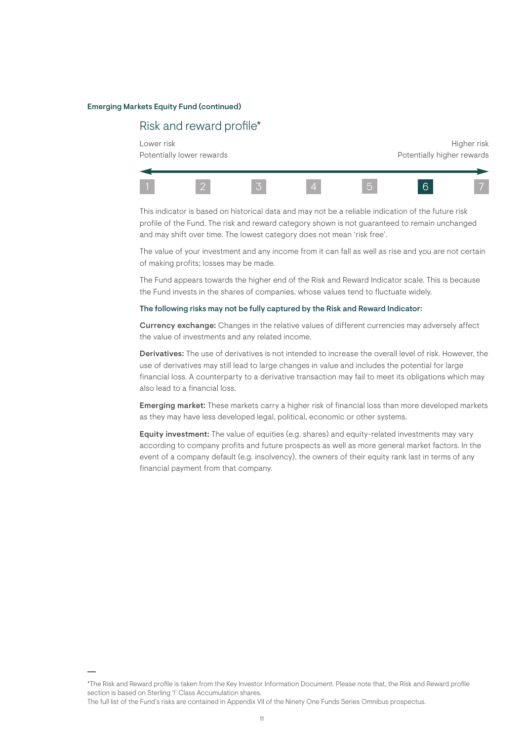**Emerging Markets Equity Fund (continued)**

## Risk and reward profile*

Lower risk
Potentially lower rewards

Higher risk
Potentially higher rewards

1 2 3 4 5 **6** 7

This indicator is based on historical data and may not be a reliable indication of the future risk profile of the Fund. The risk and reward category shown is not guaranteed to remain unchanged and may shift over time. The lowest category does not mean 'risk free'.

The value of your investment and any income from it can fall as well as rise and you are not certain of making profits; losses may be made.

The Fund appears towards the higher end of the Risk and Reward Indicator scale. This is because the Fund invests in the shares of companies, whose values tend to fluctuate widely.

**The following risks may not be fully captured by the Risk and Reward Indicator:**

**Currency exchange:** Changes in the relative values of different currencies may adversely affect the value of investments and any related income.

**Derivatives:** The use of derivatives is not intended to increase the overall level of risk. However, the use of derivatives may still lead to large changes in value and includes the potential for large financial loss. A counterparty to a derivative transaction may fail to meet its obligations which may also lead to a financial loss.

**Emerging market:** These markets carry a higher risk of financial loss than more developed markets as they may have less developed legal, political, economic or other systems.

**Equity investment:** The value of equities (e.g. shares) and equity-related investments may vary according to company profits and future prospects as well as more general market factors. In the event of a company default (e.g. insolvency), the owners of their equity rank last in terms of any financial payment from that company.

---

*The Risk and Reward profile is taken from the Key Investor Information Document. Please note that, the Risk and Reward profile section is based on Sterling 'I' Class Accumulation shares.
The full list of the Fund's risks are contained in Appendix VII of the Ninety One Funds Series Omnibus prospectus.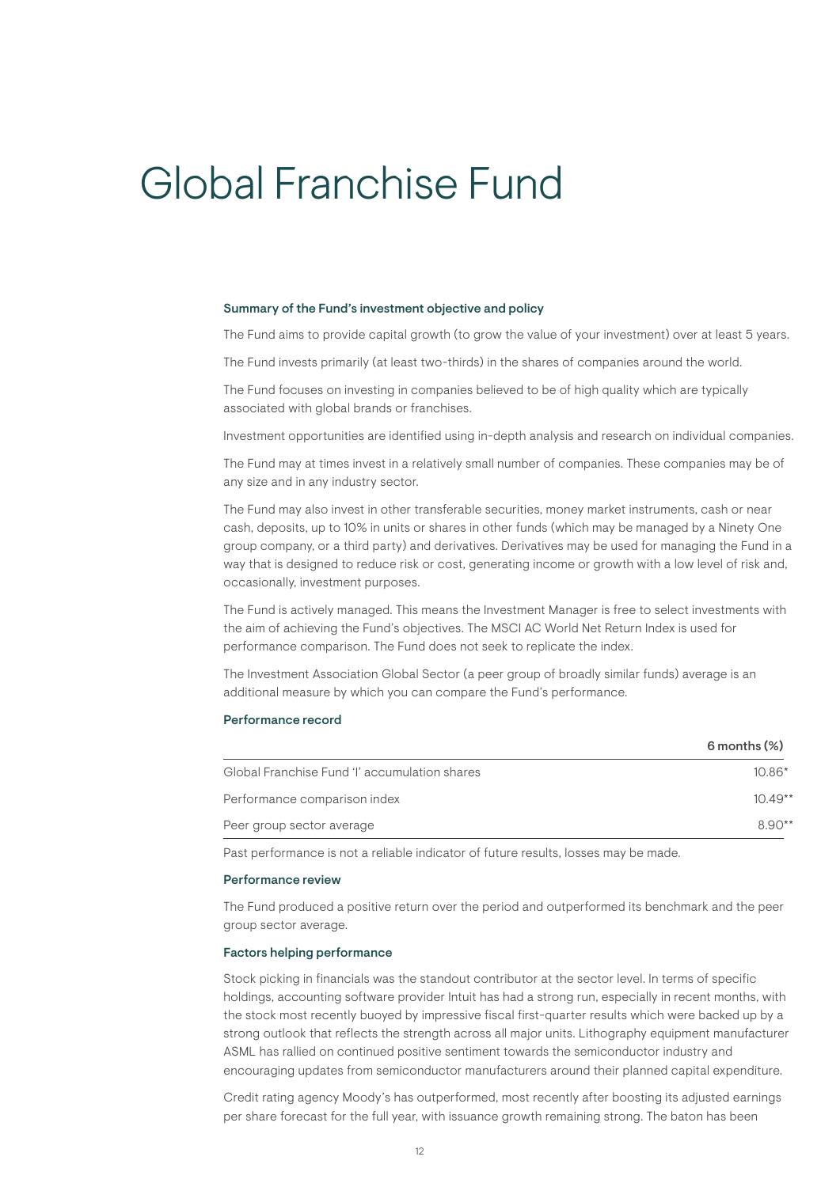# Global Franchise Fund

### Summary of the Fund's investment objective and policy

The Fund aims to provide capital growth (to grow the value of your investment) over at least 5 years.

The Fund invests primarily (at least two-thirds) in the shares of companies around the world.

The Fund focuses on investing in companies believed to be of high quality which are typically associated with global brands or franchises.

Investment opportunities are identified using in-depth analysis and research on individual companies.

The Fund may at times invest in a relatively small number of companies. These companies may be of any size and in any industry sector.

The Fund may also invest in other transferable securities, money market instruments, cash or near cash, deposits, up to 10% in units or shares in other funds (which may be managed by a Ninety One group company, or a third party) and derivatives. Derivatives may be used for managing the Fund in a way that is designed to reduce risk or cost, generating income or growth with a low level of risk and, occasionally, investment purposes.

The Fund is actively managed. This means the Investment Manager is free to select investments with the aim of achieving the Fund's objectives. The MSCI AC World Net Return Index is used for performance comparison. The Fund does not seek to replicate the index.

The Investment Association Global Sector (a peer group of broadly similar funds) average is an additional measure by which you can compare the Fund's performance.

### Performance record

| | 6 months (%) |
|---|---|
| Global Franchise Fund 'I' accumulation shares | 10.86* |
| Performance comparison index | 10.49** |
| Peer group sector average | 8.90** |

Past performance is not a reliable indicator of future results, losses may be made.

### Performance review

The Fund produced a positive return over the period and outperformed its benchmark and the peer group sector average.

### Factors helping performance

Stock picking in financials was the standout contributor at the sector level. In terms of specific holdings, accounting software provider Intuit has had a strong run, especially in recent months, with the stock most recently buoyed by impressive fiscal first-quarter results which were backed up by a strong outlook that reflects the strength across all major units. Lithography equipment manufacturer ASML has rallied on continued positive sentiment towards the semiconductor industry and encouraging updates from semiconductor manufacturers around their planned capital expenditure.

Credit rating agency Moody's has outperformed, most recently after boosting its adjusted earnings per share forecast for the full year, with issuance growth remaining strong. The baton has been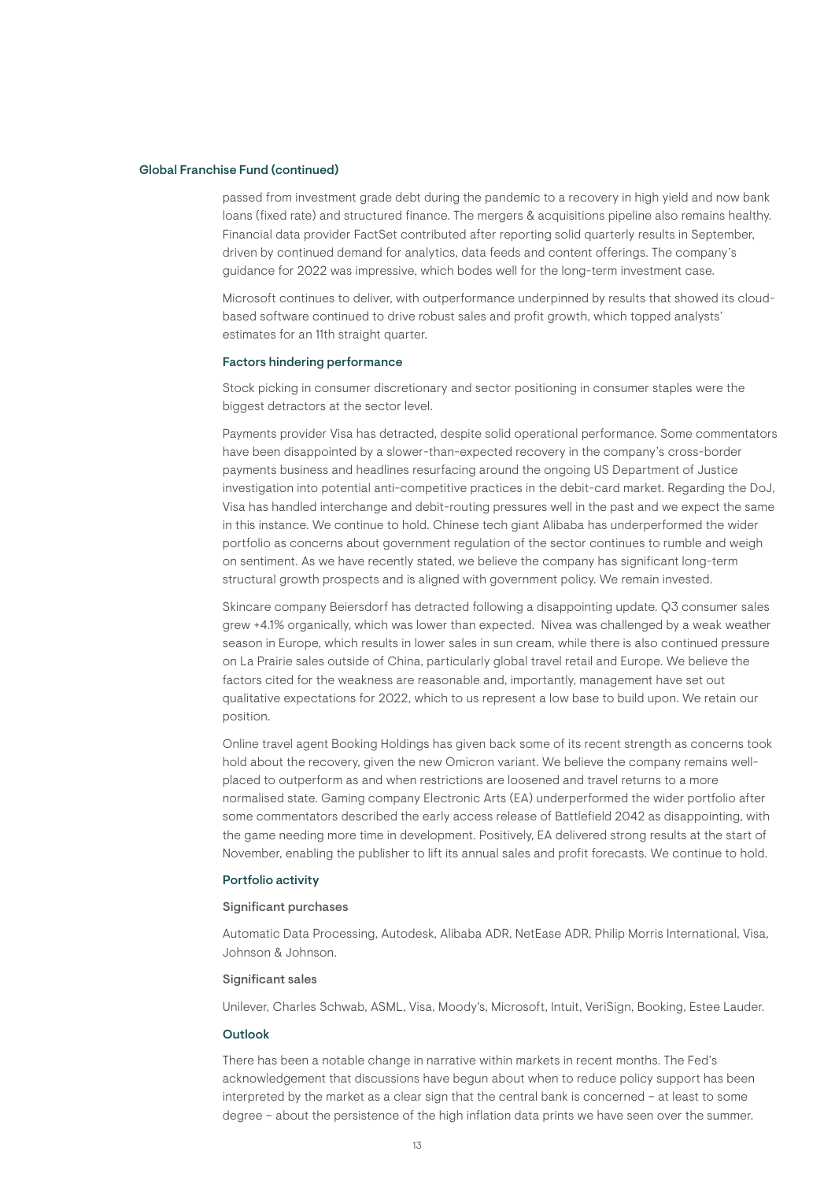## Global Franchise Fund (continued)

passed from investment grade debt during the pandemic to a recovery in high yield and now bank loans (fixed rate) and structured finance. The mergers & acquisitions pipeline also remains healthy. Financial data provider FactSet contributed after reporting solid quarterly results in September, driven by continued demand for analytics, data feeds and content offerings. The company's guidance for 2022 was impressive, which bodes well for the long-term investment case.

Microsoft continues to deliver, with outperformance underpinned by results that showed its cloud-based software continued to drive robust sales and profit growth, which topped analysts' estimates for an 11th straight quarter.

### Factors hindering performance

Stock picking in consumer discretionary and sector positioning in consumer staples were the biggest detractors at the sector level.

Payments provider Visa has detracted, despite solid operational performance. Some commentators have been disappointed by a slower-than-expected recovery in the company's cross-border payments business and headlines resurfacing around the ongoing US Department of Justice investigation into potential anti-competitive practices in the debit-card market. Regarding the DoJ, Visa has handled interchange and debit-routing pressures well in the past and we expect the same in this instance. We continue to hold. Chinese tech giant Alibaba has underperformed the wider portfolio as concerns about government regulation of the sector continues to rumble and weigh on sentiment. As we have recently stated, we believe the company has significant long-term structural growth prospects and is aligned with government policy. We remain invested.

Skincare company Beiersdorf has detracted following a disappointing update. Q3 consumer sales grew +4.1% organically, which was lower than expected. Nivea was challenged by a weak weather season in Europe, which results in lower sales in sun cream, while there is also continued pressure on La Prairie sales outside of China, particularly global travel retail and Europe. We believe the factors cited for the weakness are reasonable and, importantly, management have set out qualitative expectations for 2022, which to us represent a low base to build upon. We retain our position.

Online travel agent Booking Holdings has given back some of its recent strength as concerns took hold about the recovery, given the new Omicron variant. We believe the company remains well-placed to outperform as and when restrictions are loosened and travel returns to a more normalised state. Gaming company Electronic Arts (EA) underperformed the wider portfolio after some commentators described the early access release of Battlefield 2042 as disappointing, with the game needing more time in development. Positively, EA delivered strong results at the start of November, enabling the publisher to lift its annual sales and profit forecasts. We continue to hold.

### Portfolio activity

#### Significant purchases

Automatic Data Processing, Autodesk, Alibaba ADR, NetEase ADR, Philip Morris International, Visa, Johnson & Johnson.

#### Significant sales

Unilever, Charles Schwab, ASML, Visa, Moody's, Microsoft, Intuit, VeriSign, Booking, Estee Lauder.

### Outlook

There has been a notable change in narrative within markets in recent months. The Fed's acknowledgement that discussions have begun about when to reduce policy support has been interpreted by the market as a clear sign that the central bank is concerned – at least to some degree – about the persistence of the high inflation data prints we have seen over the summer.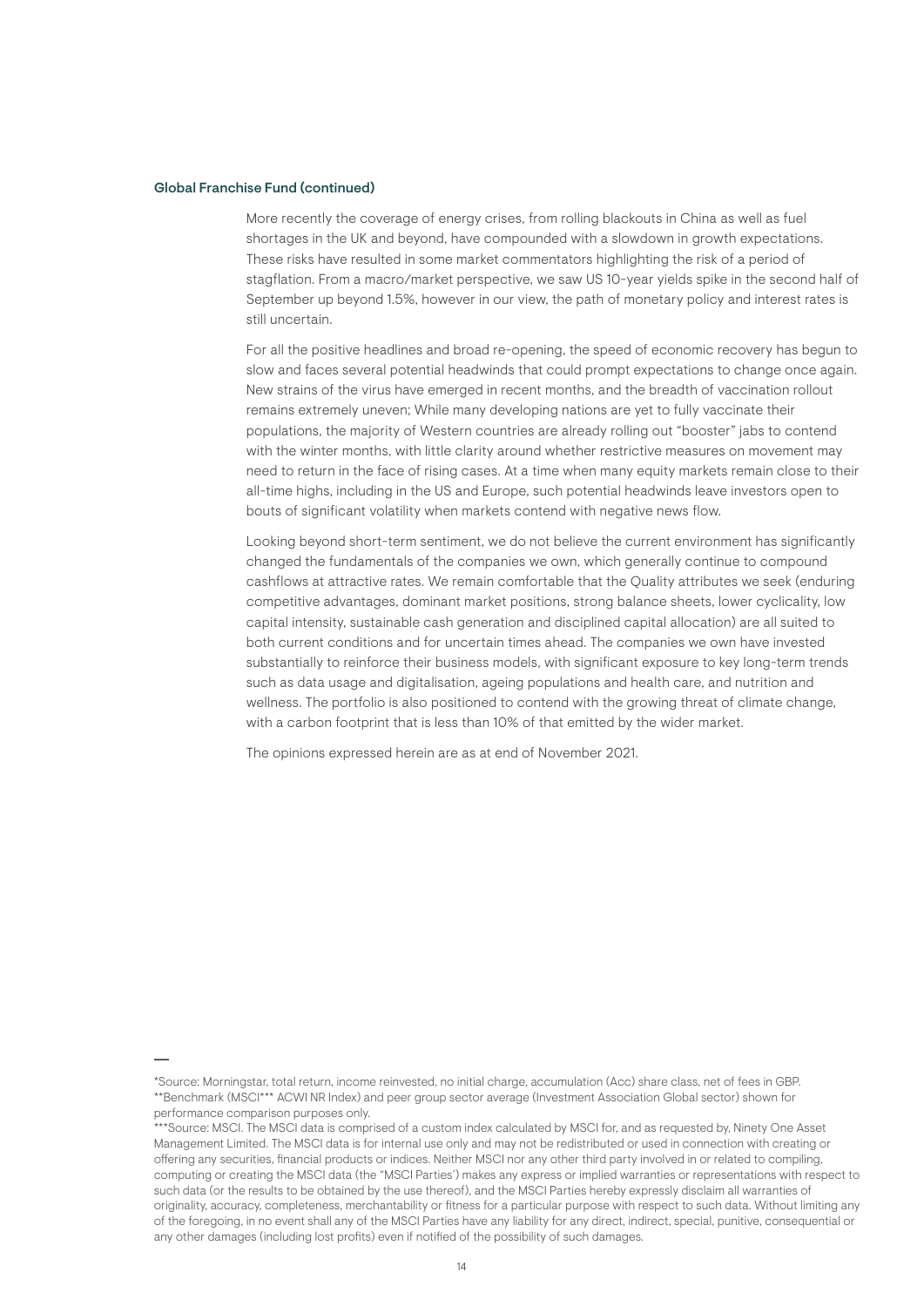### Global Franchise Fund (continued)

More recently the coverage of energy crises, from rolling blackouts in China as well as fuel shortages in the UK and beyond, have compounded with a slowdown in growth expectations. These risks have resulted in some market commentators highlighting the risk of a period of stagflation. From a macro/market perspective, we saw US 10-year yields spike in the second half of September up beyond 1.5%, however in our view, the path of monetary policy and interest rates is still uncertain.

For all the positive headlines and broad re-opening, the speed of economic recovery has begun to slow and faces several potential headwinds that could prompt expectations to change once again. New strains of the virus have emerged in recent months, and the breadth of vaccination rollout remains extremely uneven; While many developing nations are yet to fully vaccinate their populations, the majority of Western countries are already rolling out "booster" jabs to contend with the winter months, with little clarity around whether restrictive measures on movement may need to return in the face of rising cases. At a time when many equity markets remain close to their all-time highs, including in the US and Europe, such potential headwinds leave investors open to bouts of significant volatility when markets contend with negative news flow.

Looking beyond short-term sentiment, we do not believe the current environment has significantly changed the fundamentals of the companies we own, which generally continue to compound cashflows at attractive rates. We remain comfortable that the Quality attributes we seek (enduring competitive advantages, dominant market positions, strong balance sheets, lower cyclicality, low capital intensity, sustainable cash generation and disciplined capital allocation) are all suited to both current conditions and for uncertain times ahead. The companies we own have invested substantially to reinforce their business models, with significant exposure to key long-term trends such as data usage and digitalisation, ageing populations and health care, and nutrition and wellness. The portfolio is also positioned to contend with the growing threat of climate change, with a carbon footprint that is less than 10% of that emitted by the wider market.

The opinions expressed herein are as at end of November 2021.

---

*Source: Morningstar, total return, income reinvested, no initial charge, accumulation (Acc) share class, net of fees in GBP.
**Benchmark (MSCI*** ACWI NR Index) and peer group sector average (Investment Association Global sector) shown for performance comparison purposes only.
***Source: MSCI. The MSCI data is comprised of a custom index calculated by MSCI for, and as requested by, Ninety One Asset Management Limited. The MSCI data is for internal use only and may not be redistributed or used in connection with creating or offering any securities, financial products or indices. Neither MSCI nor any other third party involved in or related to compiling, computing or creating the MSCI data (the "MSCI Parties") makes any express or implied warranties or representations with respect to such data (or the results to be obtained by the use thereof), and the MSCI Parties hereby expressly disclaim all warranties of originality, accuracy, completeness, merchantability or fitness for a particular purpose with respect to such data. Without limiting any of the foregoing, in no event shall any of the MSCI Parties have any liability for any direct, indirect, special, punitive, consequential or any other damages (including lost profits) even if notified of the possibility of such damages.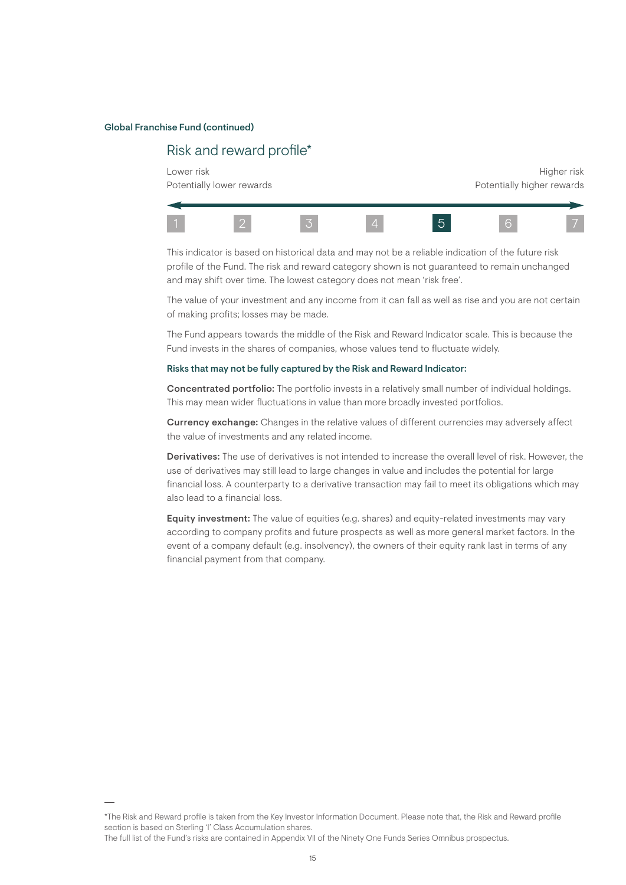Global Franchise Fund (continued)

## Risk and reward profile*

Lower risk
Potentially lower rewards

Higher risk
Potentially higher rewards

1 2 3 4 **5** 6 7

This indicator is based on historical data and may not be a reliable indication of the future risk profile of the Fund. The risk and reward category shown is not guaranteed to remain unchanged and may shift over time. The lowest category does not mean 'risk free'.

The value of your investment and any income from it can fall as well as rise and you are not certain of making profits; losses may be made.

The Fund appears towards the middle of the Risk and Reward Indicator scale. This is because the Fund invests in the shares of companies, whose values tend to fluctuate widely.

### Risks that may not be fully captured by the Risk and Reward Indicator:

**Concentrated portfolio:** The portfolio invests in a relatively small number of individual holdings. This may mean wider fluctuations in value than more broadly invested portfolios.

**Currency exchange:** Changes in the relative values of different currencies may adversely affect the value of investments and any related income.

**Derivatives:** The use of derivatives is not intended to increase the overall level of risk. However, the use of derivatives may still lead to large changes in value and includes the potential for large financial loss. A counterparty to a derivative transaction may fail to meet its obligations which may also lead to a financial loss.

**Equity investment:** The value of equities (e.g. shares) and equity-related investments may vary according to company profits and future prospects as well as more general market factors. In the event of a company default (e.g. insolvency), the owners of their equity rank last in terms of any financial payment from that company.

---

*The Risk and Reward profile is taken from the Key Investor Information Document. Please note that, the Risk and Reward profile section is based on Sterling 'I' Class Accumulation shares.
The full list of the Fund's risks are contained in Appendix VII of the Ninety One Funds Series Omnibus prospectus.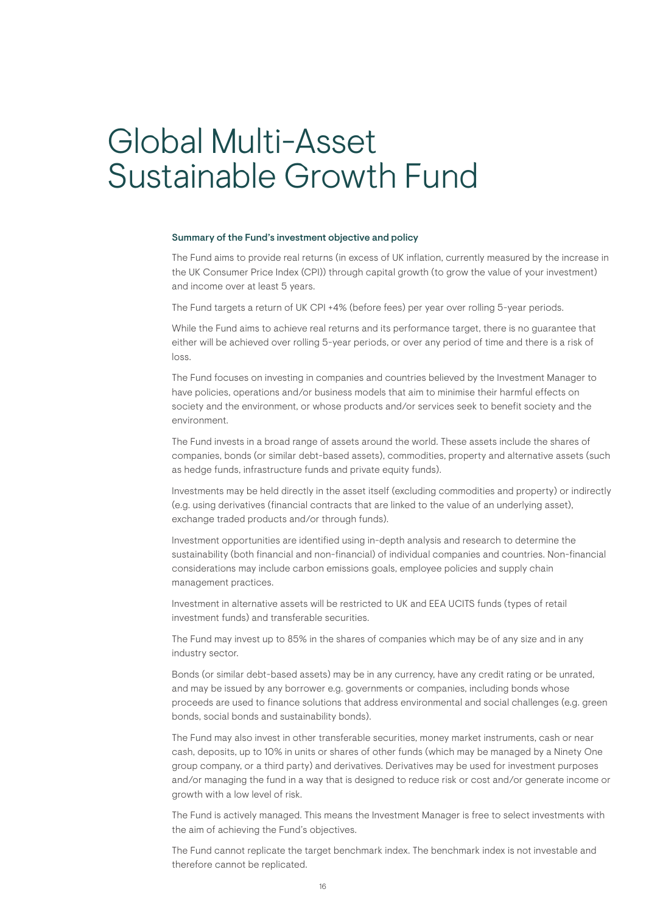# Global Multi-Asset Sustainable Growth Fund

### Summary of the Fund's investment objective and policy

The Fund aims to provide real returns (in excess of UK inflation, currently measured by the increase in the UK Consumer Price Index (CPI)) through capital growth (to grow the value of your investment) and income over at least 5 years.

The Fund targets a return of UK CPI +4% (before fees) per year over rolling 5-year periods.

While the Fund aims to achieve real returns and its performance target, there is no guarantee that either will be achieved over rolling 5-year periods, or over any period of time and there is a risk of loss.

The Fund focuses on investing in companies and countries believed by the Investment Manager to have policies, operations and/or business models that aim to minimise their harmful effects on society and the environment, or whose products and/or services seek to benefit society and the environment.

The Fund invests in a broad range of assets around the world. These assets include the shares of companies, bonds (or similar debt-based assets), commodities, property and alternative assets (such as hedge funds, infrastructure funds and private equity funds).

Investments may be held directly in the asset itself (excluding commodities and property) or indirectly (e.g. using derivatives (financial contracts that are linked to the value of an underlying asset), exchange traded products and/or through funds).

Investment opportunities are identified using in-depth analysis and research to determine the sustainability (both financial and non-financial) of individual companies and countries. Non-financial considerations may include carbon emissions goals, employee policies and supply chain management practices.

Investment in alternative assets will be restricted to UK and EEA UCITS funds (types of retail investment funds) and transferable securities.

The Fund may invest up to 85% in the shares of companies which may be of any size and in any industry sector.

Bonds (or similar debt-based assets) may be in any currency, have any credit rating or be unrated, and may be issued by any borrower e.g. governments or companies, including bonds whose proceeds are used to finance solutions that address environmental and social challenges (e.g. green bonds, social bonds and sustainability bonds).

The Fund may also invest in other transferable securities, money market instruments, cash or near cash, deposits, up to 10% in units or shares of other funds (which may be managed by a Ninety One group company, or a third party) and derivatives. Derivatives may be used for investment purposes and/or managing the fund in a way that is designed to reduce risk or cost and/or generate income or growth with a low level of risk.

The Fund is actively managed. This means the Investment Manager is free to select investments with the aim of achieving the Fund's objectives.

The Fund cannot replicate the target benchmark index. The benchmark index is not investable and therefore cannot be replicated.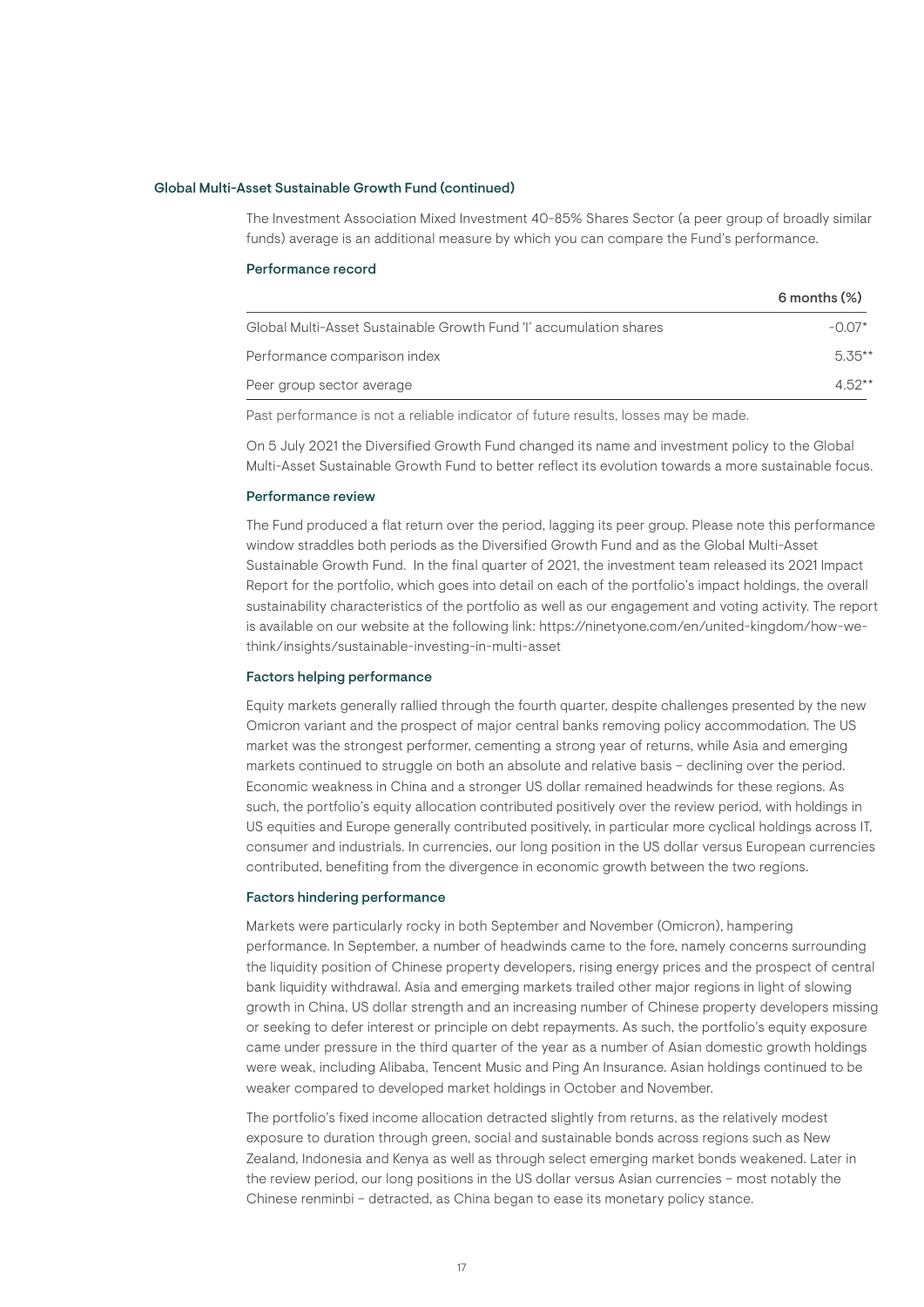## Global Multi-Asset Sustainable Growth Fund (continued)

The Investment Association Mixed Investment 40-85% Shares Sector (a peer group of broadly similar funds) average is an additional measure by which you can compare the Fund's performance.

### Performance record

| | 6 months (%) |
|---|---|
| Global Multi-Asset Sustainable Growth Fund 'I' accumulation shares | -0.07* |
| Performance comparison index | 5.35** |
| Peer group sector average | 4.52** |

Past performance is not a reliable indicator of future results, losses may be made.

On 5 July 2021 the Diversified Growth Fund changed its name and investment policy to the Global Multi-Asset Sustainable Growth Fund to better reflect its evolution towards a more sustainable focus.

### Performance review

The Fund produced a flat return over the period, lagging its peer group. Please note this performance window straddles both periods as the Diversified Growth Fund and as the Global Multi-Asset Sustainable Growth Fund. In the final quarter of 2021, the investment team released its 2021 Impact Report for the portfolio, which goes into detail on each of the portfolio's impact holdings, the overall sustainability characteristics of the portfolio as well as our engagement and voting activity. The report is available on our website at the following link: https://ninetyone.com/en/united-kingdom/how-we-think/insights/sustainable-investing-in-multi-asset

### Factors helping performance

Equity markets generally rallied through the fourth quarter, despite challenges presented by the new Omicron variant and the prospect of major central banks removing policy accommodation. The US market was the strongest performer, cementing a strong year of returns, while Asia and emerging markets continued to struggle on both an absolute and relative basis – declining over the period. Economic weakness in China and a stronger US dollar remained headwinds for these regions. As such, the portfolio's equity allocation contributed positively over the review period, with holdings in US equities and Europe generally contributed positively, in particular more cyclical holdings across IT, consumer and industrials. In currencies, our long position in the US dollar versus European currencies contributed, benefiting from the divergence in economic growth between the two regions.

### Factors hindering performance

Markets were particularly rocky in both September and November (Omicron), hampering performance. In September, a number of headwinds came to the fore, namely concerns surrounding the liquidity position of Chinese property developers, rising energy prices and the prospect of central bank liquidity withdrawal. Asia and emerging markets trailed other major regions in light of slowing growth in China, US dollar strength and an increasing number of Chinese property developers missing or seeking to defer interest or principle on debt repayments. As such, the portfolio's equity exposure came under pressure in the third quarter of the year as a number of Asian domestic growth holdings were weak, including Alibaba, Tencent Music and Ping An Insurance. Asian holdings continued to be weaker compared to developed market holdings in October and November.

The portfolio's fixed income allocation detracted slightly from returns, as the relatively modest exposure to duration through green, social and sustainable bonds across regions such as New Zealand, Indonesia and Kenya as well as through select emerging market bonds weakened. Later in the review period, our long positions in the US dollar versus Asian currencies – most notably the Chinese renminbi – detracted, as China began to ease its monetary policy stance.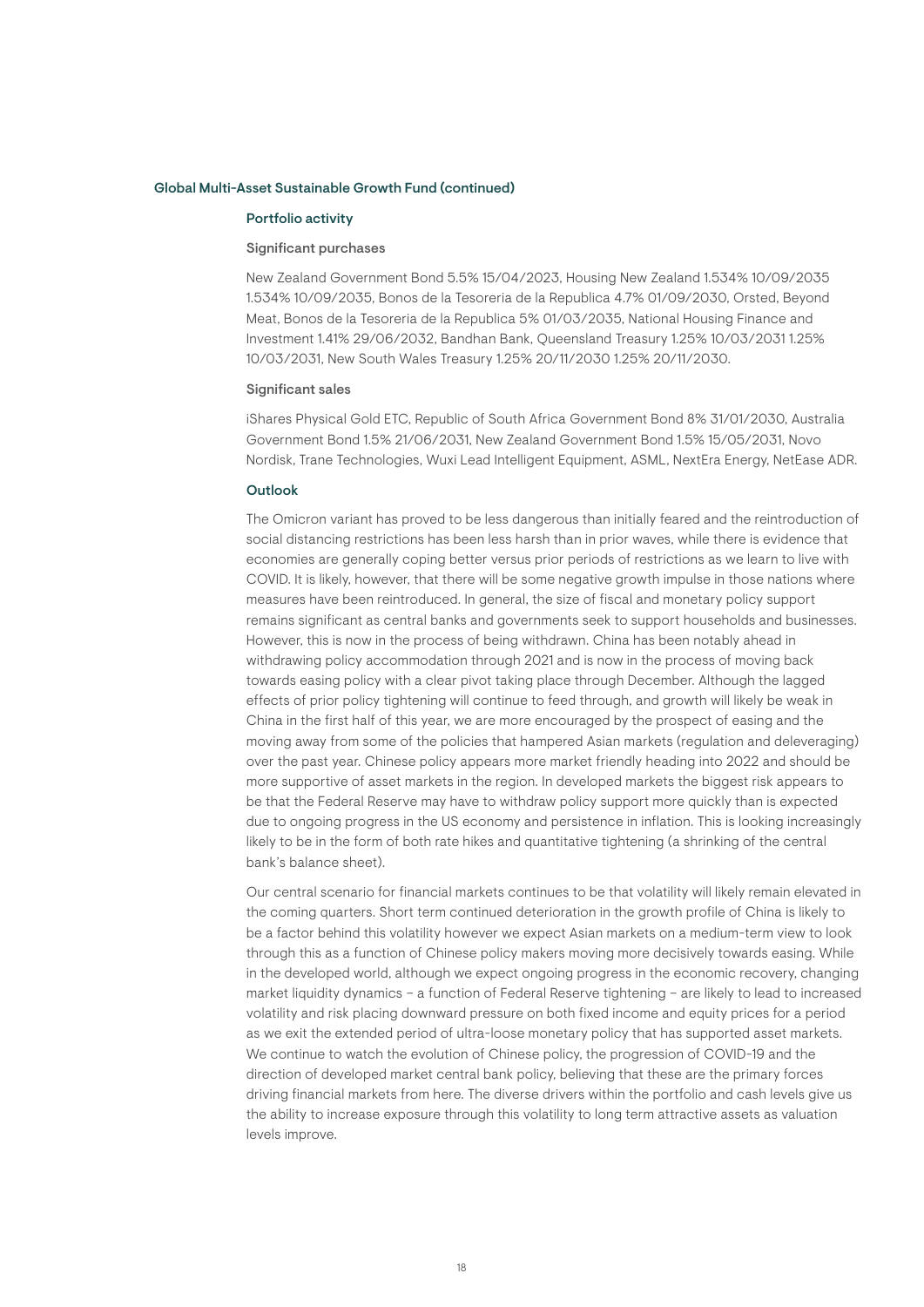## Global Multi-Asset Sustainable Growth Fund (continued)

### Portfolio activity

#### Significant purchases

New Zealand Government Bond 5.5% 15/04/2023, Housing New Zealand 1.534% 10/09/2035 1.534% 10/09/2035, Bonos de la Tesoreria de la Republica 4.7% 01/09/2030, Orsted, Beyond Meat, Bonos de la Tesoreria de la Republica 5% 01/03/2035, National Housing Finance and Investment 1.41% 29/06/2032, Bandhan Bank, Queensland Treasury 1.25% 10/03/2031 1.25% 10/03/2031, New South Wales Treasury 1.25% 20/11/2030 1.25% 20/11/2030.

#### Significant sales

iShares Physical Gold ETC, Republic of South Africa Government Bond 8% 31/01/2030, Australia Government Bond 1.5% 21/06/2031, New Zealand Government Bond 1.5% 15/05/2031, Novo Nordisk, Trane Technologies, Wuxi Lead Intelligent Equipment, ASML, NextEra Energy, NetEase ADR.

### Outlook

The Omicron variant has proved to be less dangerous than initially feared and the reintroduction of social distancing restrictions has been less harsh than in prior waves, while there is evidence that economies are generally coping better versus prior periods of restrictions as we learn to live with COVID. It is likely, however, that there will be some negative growth impulse in those nations where measures have been reintroduced. In general, the size of fiscal and monetary policy support remains significant as central banks and governments seek to support households and businesses. However, this is now in the process of being withdrawn. China has been notably ahead in withdrawing policy accommodation through 2021 and is now in the process of moving back towards easing policy with a clear pivot taking place through December. Although the lagged effects of prior policy tightening will continue to feed through, and growth will likely be weak in China in the first half of this year, we are more encouraged by the prospect of easing and the moving away from some of the policies that hampered Asian markets (regulation and deleveraging) over the past year. Chinese policy appears more market friendly heading into 2022 and should be more supportive of asset markets in the region. In developed markets the biggest risk appears to be that the Federal Reserve may have to withdraw policy support more quickly than is expected due to ongoing progress in the US economy and persistence in inflation. This is looking increasingly likely to be in the form of both rate hikes and quantitative tightening (a shrinking of the central bank's balance sheet).

Our central scenario for financial markets continues to be that volatility will likely remain elevated in the coming quarters. Short term continued deterioration in the growth profile of China is likely to be a factor behind this volatility however we expect Asian markets on a medium-term view to look through this as a function of Chinese policy makers moving more decisively towards easing. While in the developed world, although we expect ongoing progress in the economic recovery, changing market liquidity dynamics – a function of Federal Reserve tightening – are likely to lead to increased volatility and risk placing downward pressure on both fixed income and equity prices for a period as we exit the extended period of ultra-loose monetary policy that has supported asset markets. We continue to watch the evolution of Chinese policy, the progression of COVID-19 and the direction of developed market central bank policy, believing that these are the primary forces driving financial markets from here. The diverse drivers within the portfolio and cash levels give us the ability to increase exposure through this volatility to long term attractive assets as valuation levels improve.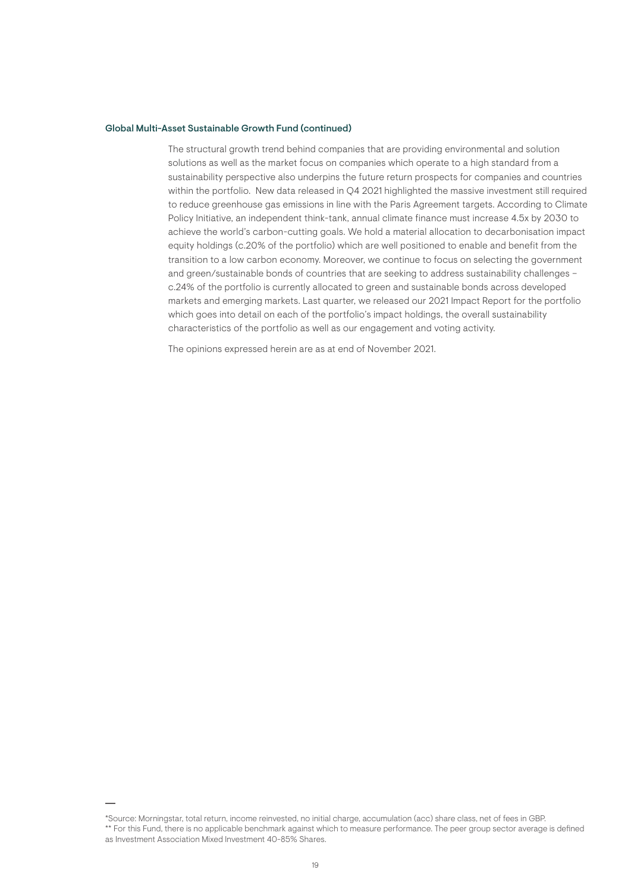### Global Multi-Asset Sustainable Growth Fund (continued)

The structural growth trend behind companies that are providing environmental and solution solutions as well as the market focus on companies which operate to a high standard from a sustainability perspective also underpins the future return prospects for companies and countries within the portfolio. New data released in Q4 2021 highlighted the massive investment still required to reduce greenhouse gas emissions in line with the Paris Agreement targets. According to Climate Policy Initiative, an independent think-tank, annual climate finance must increase 4.5x by 2030 to achieve the world's carbon-cutting goals. We hold a material allocation to decarbonisation impact equity holdings (c.20% of the portfolio) which are well positioned to enable and benefit from the transition to a low carbon economy. Moreover, we continue to focus on selecting the government and green/sustainable bonds of countries that are seeking to address sustainability challenges – c.24% of the portfolio is currently allocated to green and sustainable bonds across developed markets and emerging markets. Last quarter, we released our 2021 Impact Report for the portfolio which goes into detail on each of the portfolio's impact holdings, the overall sustainability characteristics of the portfolio as well as our engagement and voting activity.

The opinions expressed herein are as at end of November 2021.

---

*Source: Morningstar, total return, income reinvested, no initial charge, accumulation (acc) share class, net of fees in GBP.

** For this Fund, there is no applicable benchmark against which to measure performance. The peer group sector average is defined as Investment Association Mixed Investment 40-85% Shares.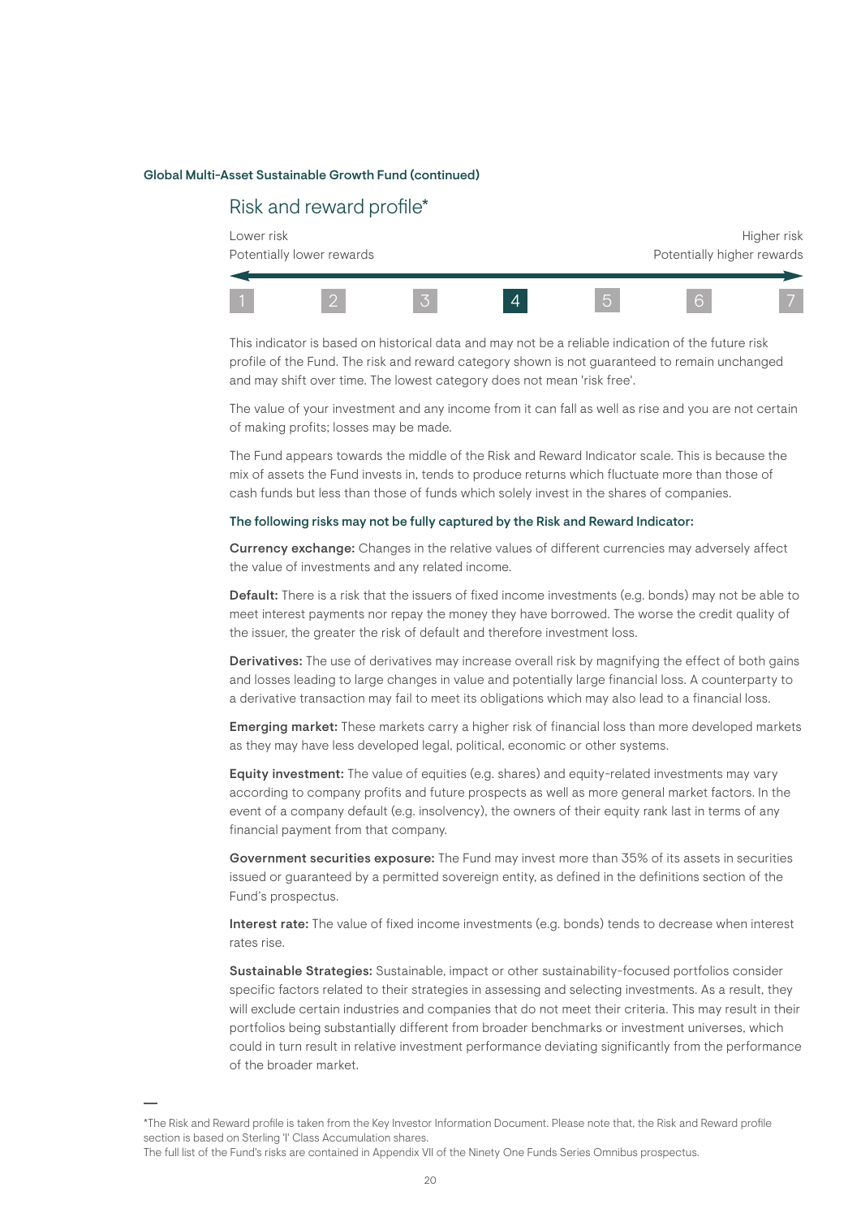**Global Multi-Asset Sustainable Growth Fund (continued)**

## Risk and reward profile*

Lower risk
Potentially lower rewards

Higher risk
Potentially higher rewards

1 2 3 **4** 5 6 7

This indicator is based on historical data and may not be a reliable indication of the future risk profile of the Fund. The risk and reward category shown is not guaranteed to remain unchanged and may shift over time. The lowest category does not mean 'risk free'.

The value of your investment and any income from it can fall as well as rise and you are not certain of making profits; losses may be made.

The Fund appears towards the middle of the Risk and Reward Indicator scale. This is because the mix of assets the Fund invests in, tends to produce returns which fluctuate more than those of cash funds but less than those of funds which solely invest in the shares of companies.

**The following risks may not be fully captured by the Risk and Reward Indicator:**

**Currency exchange:** Changes in the relative values of different currencies may adversely affect the value of investments and any related income.

**Default:** There is a risk that the issuers of fixed income investments (e.g. bonds) may not be able to meet interest payments nor repay the money they have borrowed. The worse the credit quality of the issuer, the greater the risk of default and therefore investment loss.

**Derivatives:** The use of derivatives may increase overall risk by magnifying the effect of both gains and losses leading to large changes in value and potentially large financial loss. A counterparty to a derivative transaction may fail to meet its obligations which may also lead to a financial loss.

**Emerging market:** These markets carry a higher risk of financial loss than more developed markets as they may have less developed legal, political, economic or other systems.

**Equity investment:** The value of equities (e.g. shares) and equity-related investments may vary according to company profits and future prospects as well as more general market factors. In the event of a company default (e.g. insolvency), the owners of their equity rank last in terms of any financial payment from that company.

**Government securities exposure:** The Fund may invest more than 35% of its assets in securities issued or guaranteed by a permitted sovereign entity, as defined in the definitions section of the Fund's prospectus.

**Interest rate:** The value of fixed income investments (e.g. bonds) tends to decrease when interest rates rise.

**Sustainable Strategies:** Sustainable, impact or other sustainability-focused portfolios consider specific factors related to their strategies in assessing and selecting investments. As a result, they will exclude certain industries and companies that do not meet their criteria. This may result in their portfolios being substantially different from broader benchmarks or investment universes, which could in turn result in relative investment performance deviating significantly from the performance of the broader market.

---

*The Risk and Reward profile is taken from the Key Investor Information Document. Please note that, the Risk and Reward profile section is based on Sterling 'I' Class Accumulation shares.
The full list of the Fund's risks are contained in Appendix VII of the Ninety One Funds Series Omnibus prospectus.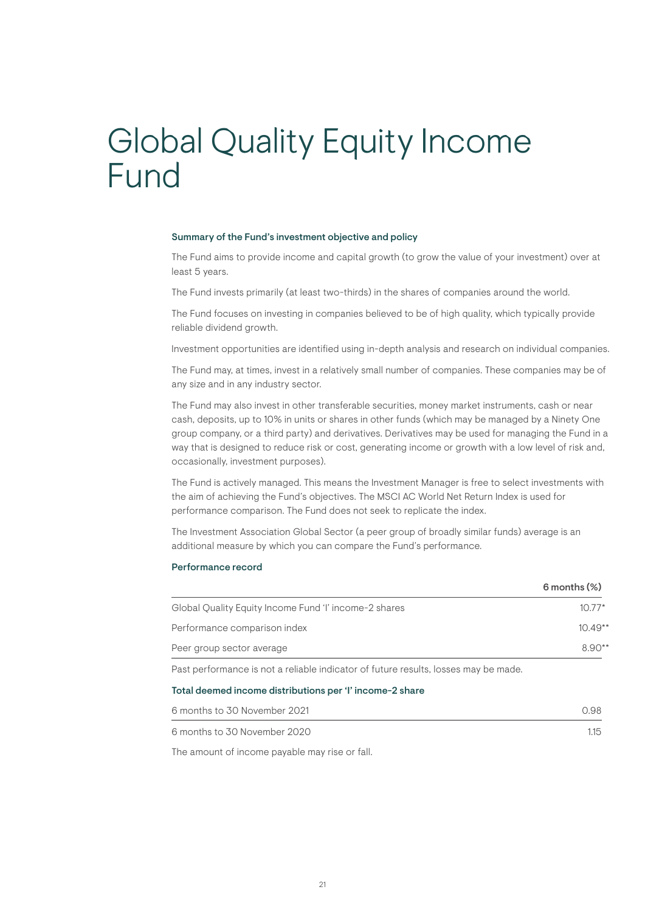# Global Quality Equity Income Fund

### Summary of the Fund's investment objective and policy

The Fund aims to provide income and capital growth (to grow the value of your investment) over at least 5 years.

The Fund invests primarily (at least two-thirds) in the shares of companies around the world.

The Fund focuses on investing in companies believed to be of high quality, which typically provide reliable dividend growth.

Investment opportunities are identified using in-depth analysis and research on individual companies.

The Fund may, at times, invest in a relatively small number of companies. These companies may be of any size and in any industry sector.

The Fund may also invest in other transferable securities, money market instruments, cash or near cash, deposits, up to 10% in units or shares in other funds (which may be managed by a Ninety One group company, or a third party) and derivatives. Derivatives may be used for managing the Fund in a way that is designed to reduce risk or cost, generating income or growth with a low level of risk and, occasionally, investment purposes).

The Fund is actively managed. This means the Investment Manager is free to select investments with the aim of achieving the Fund's objectives. The MSCI AC World Net Return Index is used for performance comparison. The Fund does not seek to replicate the index.

The Investment Association Global Sector (a peer group of broadly similar funds) average is an additional measure by which you can compare the Fund's performance.

### Performance record

| | 6 months (%) |
|---|---|
| Global Quality Equity Income Fund 'I' income-2 shares | 10.77* |
| Performance comparison index | 10.49** |
| Peer group sector average | 8.90** |

Past performance is not a reliable indicator of future results, losses may be made.

### Total deemed income distributions per 'I' income-2 share

| | |
|---|---|
| 6 months to 30 November 2021 | 0.98 |
| 6 months to 30 November 2020 | 1.15 |

The amount of income payable may rise or fall.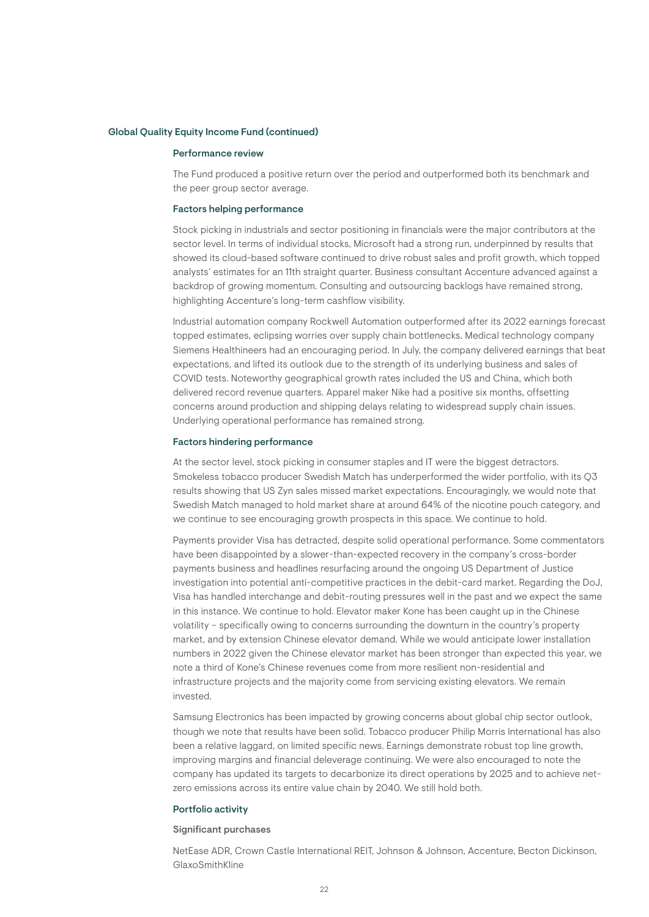## Global Quality Equity Income Fund (continued)

### Performance review

The Fund produced a positive return over the period and outperformed both its benchmark and the peer group sector average.

### Factors helping performance

Stock picking in industrials and sector positioning in financials were the major contributors at the sector level. In terms of individual stocks, Microsoft had a strong run, underpinned by results that showed its cloud-based software continued to drive robust sales and profit growth, which topped analysts' estimates for an 11th straight quarter. Business consultant Accenture advanced against a backdrop of growing momentum. Consulting and outsourcing backlogs have remained strong, highlighting Accenture's long-term cashflow visibility.

Industrial automation company Rockwell Automation outperformed after its 2022 earnings forecast topped estimates, eclipsing worries over supply chain bottlenecks. Medical technology company Siemens Healthineers had an encouraging period. In July, the company delivered earnings that beat expectations, and lifted its outlook due to the strength of its underlying business and sales of COVID tests. Noteworthy geographical growth rates included the US and China, which both delivered record revenue quarters. Apparel maker Nike had a positive six months, offsetting concerns around production and shipping delays relating to widespread supply chain issues. Underlying operational performance has remained strong.

### Factors hindering performance

At the sector level, stock picking in consumer staples and IT were the biggest detractors. Smokeless tobacco producer Swedish Match has underperformed the wider portfolio, with its Q3 results showing that US Zyn sales missed market expectations. Encouragingly, we would note that Swedish Match managed to hold market share at around 64% of the nicotine pouch category, and we continue to see encouraging growth prospects in this space. We continue to hold.

Payments provider Visa has detracted, despite solid operational performance. Some commentators have been disappointed by a slower-than-expected recovery in the company's cross-border payments business and headlines resurfacing around the ongoing US Department of Justice investigation into potential anti-competitive practices in the debit-card market. Regarding the DoJ, Visa has handled interchange and debit-routing pressures well in the past and we expect the same in this instance. We continue to hold. Elevator maker Kone has been caught up in the Chinese volatility – specifically owing to concerns surrounding the downturn in the country's property market, and by extension Chinese elevator demand. While we would anticipate lower installation numbers in 2022 given the Chinese elevator market has been stronger than expected this year, we note a third of Kone's Chinese revenues come from more resilient non-residential and infrastructure projects and the majority come from servicing existing elevators. We remain invested.

Samsung Electronics has been impacted by growing concerns about global chip sector outlook, though we note that results have been solid. Tobacco producer Philip Morris International has also been a relative laggard, on limited specific news. Earnings demonstrate robust top line growth, improving margins and financial deleverage continuing. We were also encouraged to note the company has updated its targets to decarbonize its direct operations by 2025 and to achieve net-zero emissions across its entire value chain by 2040. We still hold both.

### Portfolio activity

#### Significant purchases

NetEase ADR, Crown Castle International REIT, Johnson & Johnson, Accenture, Becton Dickinson, GlaxoSmithKline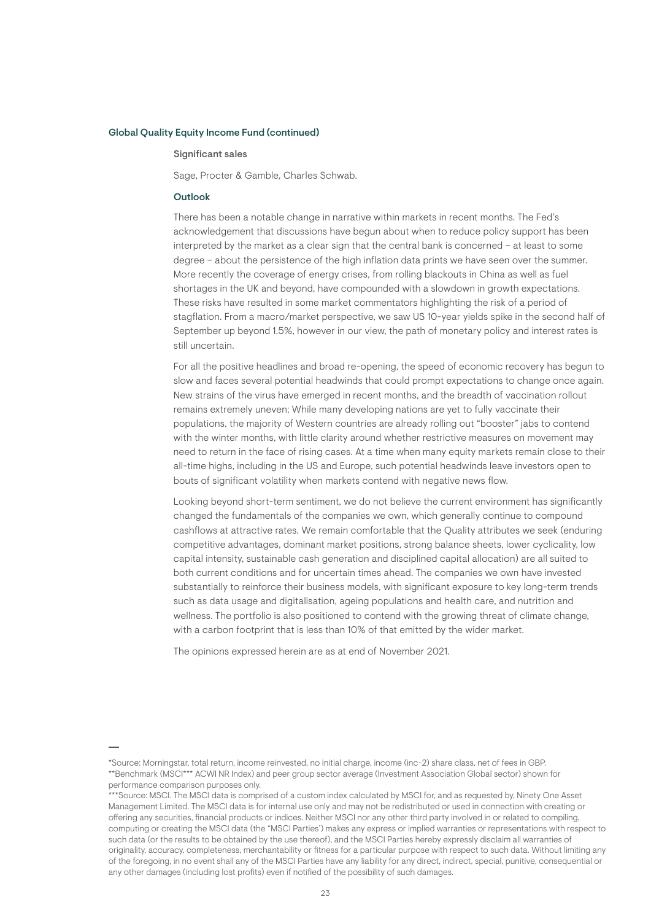## Global Quality Equity Income Fund (continued)

### Significant sales

Sage, Procter & Gamble, Charles Schwab.

### Outlook

There has been a notable change in narrative within markets in recent months. The Fed's acknowledgement that discussions have begun about when to reduce policy support has been interpreted by the market as a clear sign that the central bank is concerned – at least to some degree – about the persistence of the high inflation data prints we have seen over the summer. More recently the coverage of energy crises, from rolling blackouts in China as well as fuel shortages in the UK and beyond, have compounded with a slowdown in growth expectations. These risks have resulted in some market commentators highlighting the risk of a period of stagflation. From a macro/market perspective, we saw US 10-year yields spike in the second half of September up beyond 1.5%, however in our view, the path of monetary policy and interest rates is still uncertain.

For all the positive headlines and broad re-opening, the speed of economic recovery has begun to slow and faces several potential headwinds that could prompt expectations to change once again. New strains of the virus have emerged in recent months, and the breadth of vaccination rollout remains extremely uneven; While many developing nations are yet to fully vaccinate their populations, the majority of Western countries are already rolling out "booster" jabs to contend with the winter months, with little clarity around whether restrictive measures on movement may need to return in the face of rising cases. At a time when many equity markets remain close to their all-time highs, including in the US and Europe, such potential headwinds leave investors open to bouts of significant volatility when markets contend with negative news flow.

Looking beyond short-term sentiment, we do not believe the current environment has significantly changed the fundamentals of the companies we own, which generally continue to compound cashflows at attractive rates. We remain comfortable that the Quality attributes we seek (enduring competitive advantages, dominant market positions, strong balance sheets, lower cyclicality, low capital intensity, sustainable cash generation and disciplined capital allocation) are all suited to both current conditions and for uncertain times ahead. The companies we own have invested substantially to reinforce their business models, with significant exposure to key long-term trends such as data usage and digitalisation, ageing populations and health care, and nutrition and wellness. The portfolio is also positioned to contend with the growing threat of climate change, with a carbon footprint that is less than 10% of that emitted by the wider market.

The opinions expressed herein are as at end of November 2021.

---

*Source: Morningstar, total return, income reinvested, no initial charge, income (inc-2) share class, net of fees in GBP.
**Benchmark (MSCI*** ACWI NR Index) and peer group sector average (Investment Association Global sector) shown for performance comparison purposes only.
***Source: MSCI. The MSCI data is comprised of a custom index calculated by MSCI for, and as requested by, Ninety One Asset Management Limited. The MSCI data is for internal use only and may not be redistributed or used in connection with creating or offering any securities, financial products or indices. Neither MSCI nor any other third party involved in or related to compiling, computing or creating the MSCI data (the "MSCI Parties") makes any express or implied warranties or representations with respect to such data (or the results to be obtained by the use thereof), and the MSCI Parties hereby expressly disclaim all warranties of originality, accuracy, completeness, merchantability or fitness for a particular purpose with respect to such data. Without limiting any of the foregoing, in no event shall any of the MSCI Parties have any liability for any direct, indirect, special, punitive, consequential or any other damages (including lost profits) even if notified of the possibility of such damages.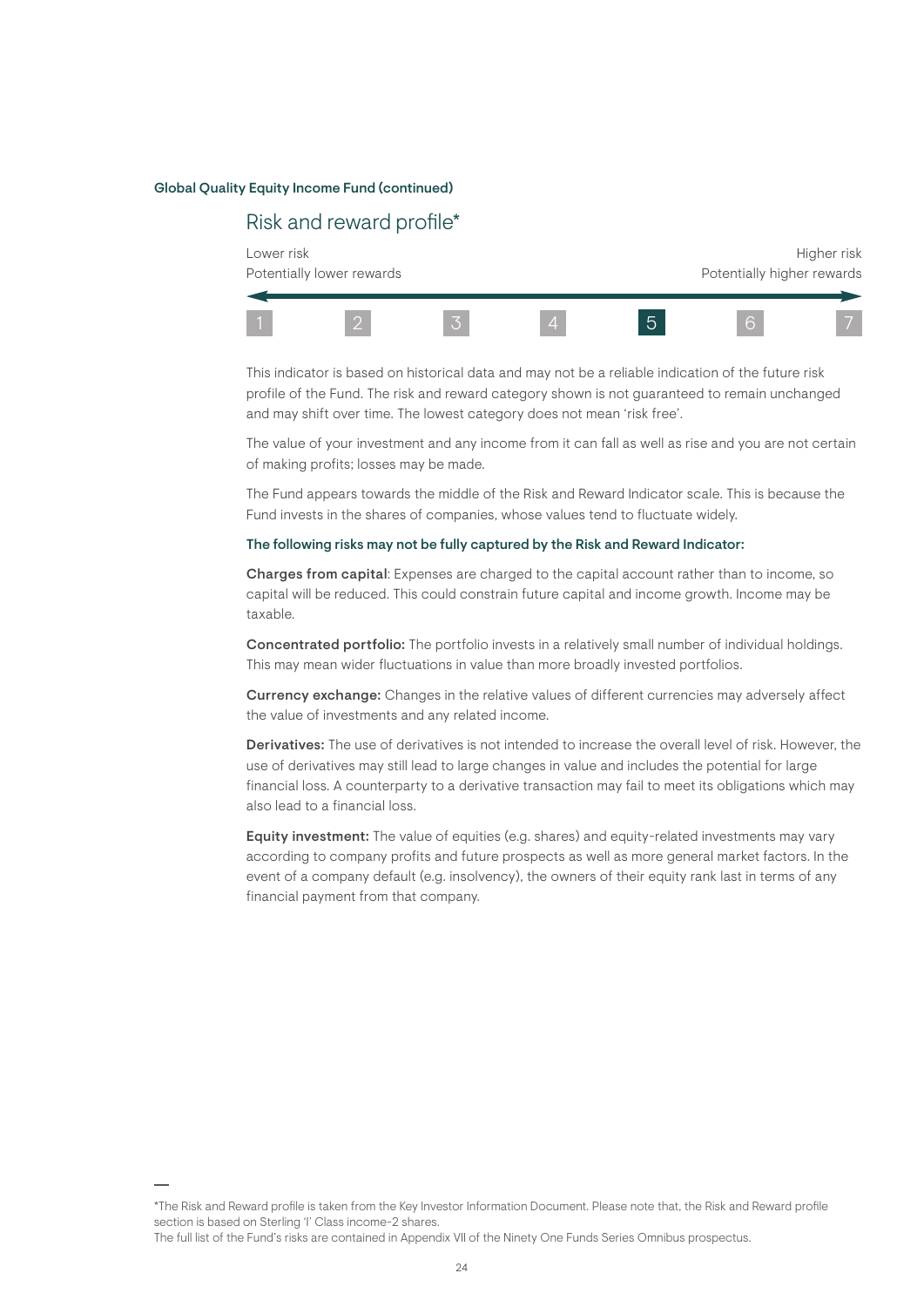**Global Quality Equity Income Fund (continued)**

## Risk and reward profile*

Lower risk
Potentially lower rewards

Higher risk
Potentially higher rewards

1 2 3 4 **5** 6 7

This indicator is based on historical data and may not be a reliable indication of the future risk profile of the Fund. The risk and reward category shown is not guaranteed to remain unchanged and may shift over time. The lowest category does not mean 'risk free'.

The value of your investment and any income from it can fall as well as rise and you are not certain of making profits; losses may be made.

The Fund appears towards the middle of the Risk and Reward Indicator scale. This is because the Fund invests in the shares of companies, whose values tend to fluctuate widely.

**The following risks may not be fully captured by the Risk and Reward Indicator:**

**Charges from capital**: Expenses are charged to the capital account rather than to income, so capital will be reduced. This could constrain future capital and income growth. Income may be taxable.

**Concentrated portfolio:** The portfolio invests in a relatively small number of individual holdings. This may mean wider fluctuations in value than more broadly invested portfolios.

**Currency exchange:** Changes in the relative values of different currencies may adversely affect the value of investments and any related income.

**Derivatives:** The use of derivatives is not intended to increase the overall level of risk. However, the use of derivatives may still lead to large changes in value and includes the potential for large financial loss. A counterparty to a derivative transaction may fail to meet its obligations which may also lead to a financial loss.

**Equity investment:** The value of equities (e.g. shares) and equity-related investments may vary according to company profits and future prospects as well as more general market factors. In the event of a company default (e.g. insolvency), the owners of their equity rank last in terms of any financial payment from that company.

*The Risk and Reward profile is taken from the Key Investor Information Document. Please note that, the Risk and Reward profile section is based on Sterling 'I' Class income-2 shares.
The full list of the Fund's risks are contained in Appendix VII of the Ninety One Funds Series Omnibus prospectus.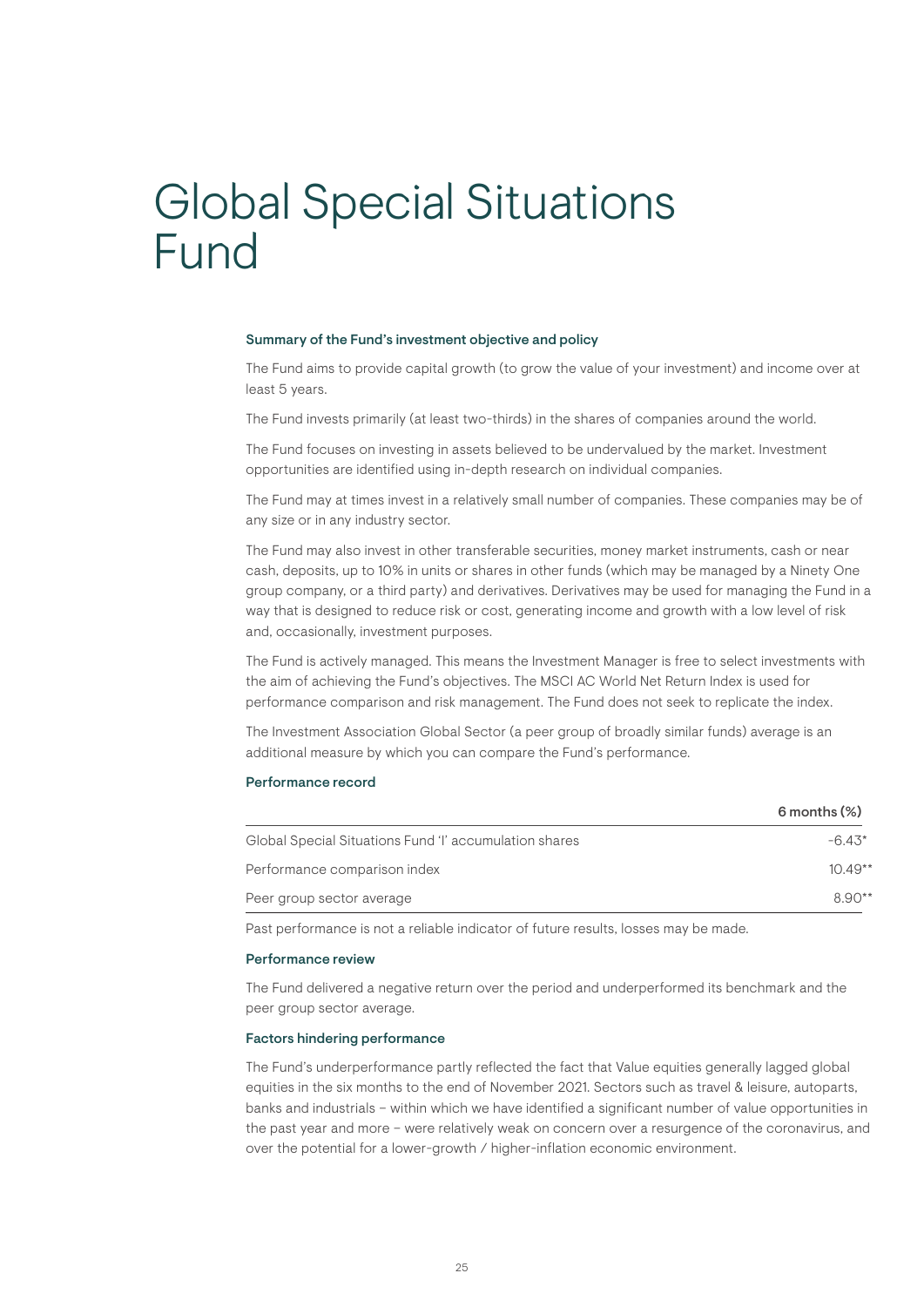# Global Special Situations Fund

### Summary of the Fund's investment objective and policy

The Fund aims to provide capital growth (to grow the value of your investment) and income over at least 5 years.

The Fund invests primarily (at least two-thirds) in the shares of companies around the world.

The Fund focuses on investing in assets believed to be undervalued by the market. Investment opportunities are identified using in-depth research on individual companies.

The Fund may at times invest in a relatively small number of companies. These companies may be of any size or in any industry sector.

The Fund may also invest in other transferable securities, money market instruments, cash or near cash, deposits, up to 10% in units or shares in other funds (which may be managed by a Ninety One group company, or a third party) and derivatives. Derivatives may be used for managing the Fund in a way that is designed to reduce risk or cost, generating income and growth with a low level of risk and, occasionally, investment purposes.

The Fund is actively managed. This means the Investment Manager is free to select investments with the aim of achieving the Fund's objectives. The MSCI AC World Net Return Index is used for performance comparison and risk management. The Fund does not seek to replicate the index.

The Investment Association Global Sector (a peer group of broadly similar funds) average is an additional measure by which you can compare the Fund's performance.

### Performance record

| | 6 months (%) |
|---|---|
| Global Special Situations Fund 'I' accumulation shares | -6.43* |
| Performance comparison index | 10.49** |
| Peer group sector average | 8.90** |

Past performance is not a reliable indicator of future results, losses may be made.

### Performance review

The Fund delivered a negative return over the period and underperformed its benchmark and the peer group sector average.

### Factors hindering performance

The Fund's underperformance partly reflected the fact that Value equities generally lagged global equities in the six months to the end of November 2021. Sectors such as travel & leisure, autoparts, banks and industrials – within which we have identified a significant number of value opportunities in the past year and more – were relatively weak on concern over a resurgence of the coronavirus, and over the potential for a lower-growth / higher-inflation economic environment.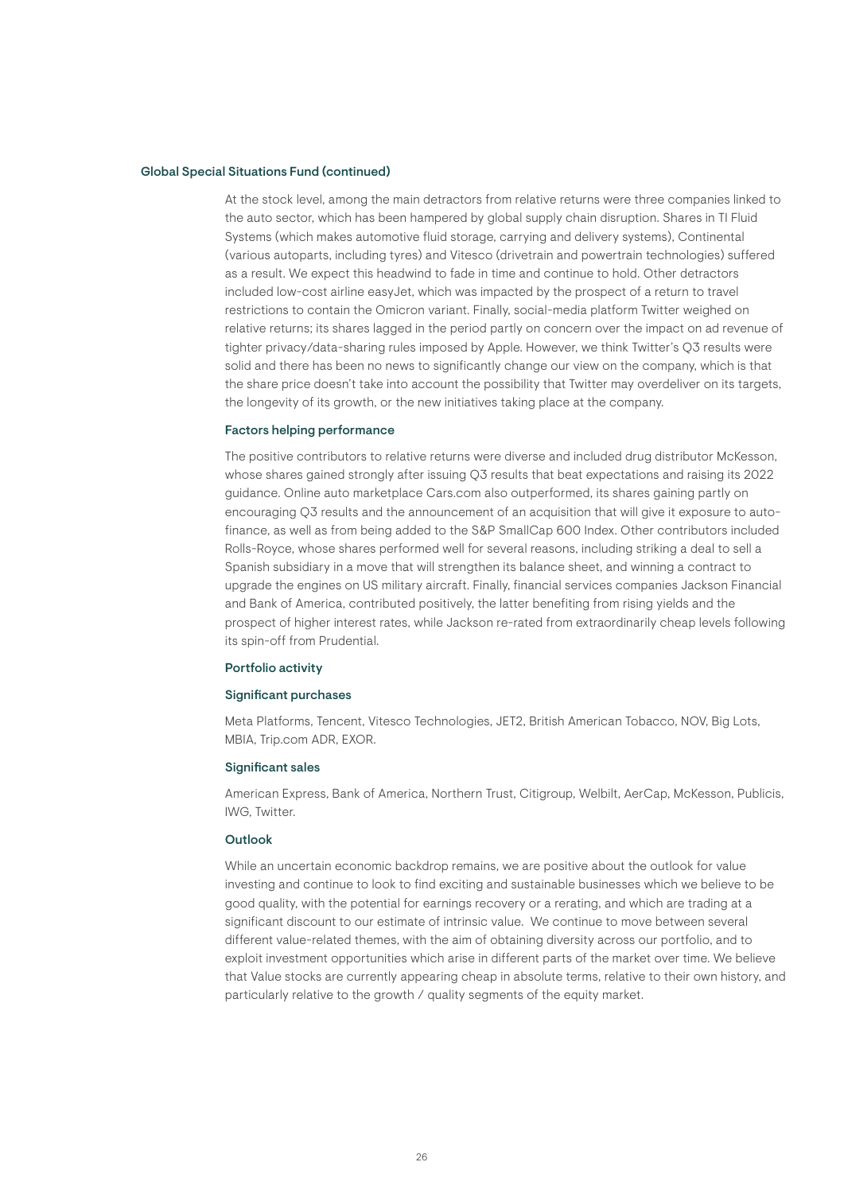## Global Special Situations Fund (continued)

At the stock level, among the main detractors from relative returns were three companies linked to the auto sector, which has been hampered by global supply chain disruption. Shares in TI Fluid Systems (which makes automotive fluid storage, carrying and delivery systems), Continental (various autoparts, including tyres) and Vitesco (drivetrain and powertrain technologies) suffered as a result. We expect this headwind to fade in time and continue to hold. Other detractors included low-cost airline easyJet, which was impacted by the prospect of a return to travel restrictions to contain the Omicron variant. Finally, social-media platform Twitter weighed on relative returns; its shares lagged in the period partly on concern over the impact on ad revenue of tighter privacy/data-sharing rules imposed by Apple. However, we think Twitter's Q3 results were solid and there has been no news to significantly change our view on the company, which is that the share price doesn't take into account the possibility that Twitter may overdeliver on its targets, the longevity of its growth, or the new initiatives taking place at the company.

### Factors helping performance

The positive contributors to relative returns were diverse and included drug distributor McKesson, whose shares gained strongly after issuing Q3 results that beat expectations and raising its 2022 guidance. Online auto marketplace Cars.com also outperformed, its shares gaining partly on encouraging Q3 results and the announcement of an acquisition that will give it exposure to auto-finance, as well as from being added to the S&P SmallCap 600 Index. Other contributors included Rolls-Royce, whose shares performed well for several reasons, including striking a deal to sell a Spanish subsidiary in a move that will strengthen its balance sheet, and winning a contract to upgrade the engines on US military aircraft. Finally, financial services companies Jackson Financial and Bank of America, contributed positively, the latter benefiting from rising yields and the prospect of higher interest rates, while Jackson re-rated from extraordinarily cheap levels following its spin-off from Prudential.

### Portfolio activity

### Significant purchases

Meta Platforms, Tencent, Vitesco Technologies, JET2, British American Tobacco, NOV, Big Lots, MBIA, Trip.com ADR, EXOR.

### Significant sales

American Express, Bank of America, Northern Trust, Citigroup, Welbilt, AerCap, McKesson, Publicis, IWG, Twitter.

### Outlook

While an uncertain economic backdrop remains, we are positive about the outlook for value investing and continue to look to find exciting and sustainable businesses which we believe to be good quality, with the potential for earnings recovery or a rerating, and which are trading at a significant discount to our estimate of intrinsic value. We continue to move between several different value-related themes, with the aim of obtaining diversity across our portfolio, and to exploit investment opportunities which arise in different parts of the market over time. We believe that Value stocks are currently appearing cheap in absolute terms, relative to their own history, and particularly relative to the growth / quality segments of the equity market.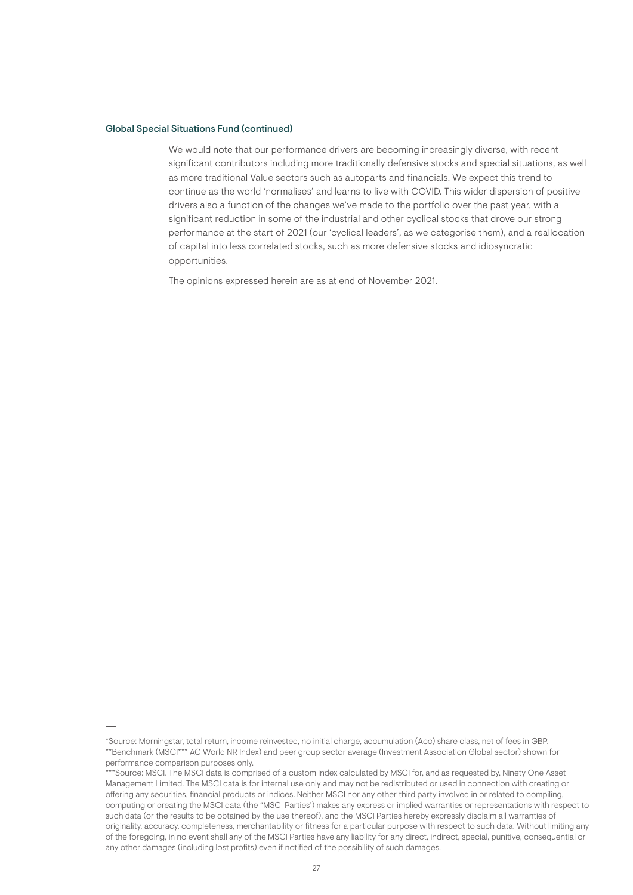### Global Special Situations Fund (continued)

We would note that our performance drivers are becoming increasingly diverse, with recent significant contributors including more traditionally defensive stocks and special situations, as well as more traditional Value sectors such as autoparts and financials. We expect this trend to continue as the world 'normalises' and learns to live with COVID. This wider dispersion of positive drivers also a function of the changes we've made to the portfolio over the past year, with a significant reduction in some of the industrial and other cyclical stocks that drove our strong performance at the start of 2021 (our 'cyclical leaders', as we categorise them), and a reallocation of capital into less correlated stocks, such as more defensive stocks and idiosyncratic opportunities.

The opinions expressed herein are as at end of November 2021.

---

*Source: Morningstar, total return, income reinvested, no initial charge, accumulation (Acc) share class, net of fees in GBP.
**Benchmark (MSCI*** AC World NR Index) and peer group sector average (Investment Association Global sector) shown for performance comparison purposes only.
***Source: MSCI. The MSCI data is comprised of a custom index calculated by MSCI for, and as requested by, Ninety One Asset Management Limited. The MSCI data is for internal use only and may not be redistributed or used in connection with creating or offering any securities, financial products or indices. Neither MSCI nor any other third party involved in or related to compiling, computing or creating the MSCI data (the "MSCI Parties") makes any express or implied warranties or representations with respect to such data (or the results to be obtained by the use thereof), and the MSCI Parties hereby expressly disclaim all warranties of originality, accuracy, completeness, merchantability or fitness for a particular purpose with respect to such data. Without limiting any of the foregoing, in no event shall any of the MSCI Parties have any liability for any direct, indirect, special, punitive, consequential or any other damages (including lost profits) even if notified of the possibility of such damages.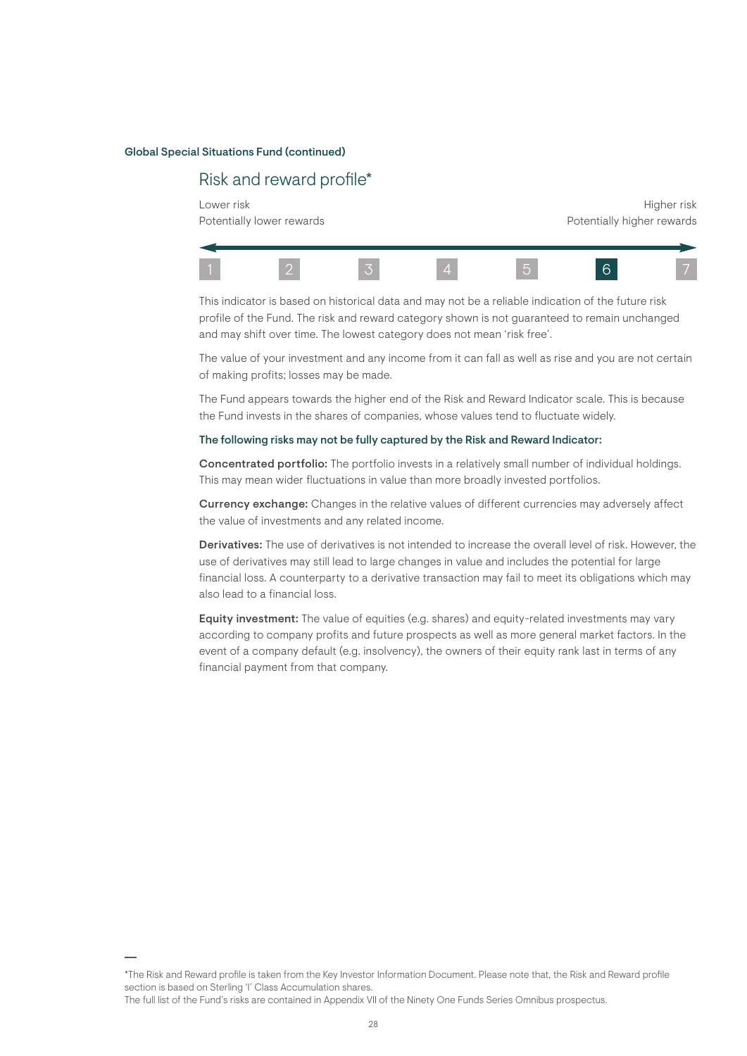**Global Special Situations Fund (continued)**

## Risk and reward profile*

Lower risk
Potentially lower rewards

Higher risk
Potentially higher rewards

1 2 3 4 5 **6** 7

This indicator is based on historical data and may not be a reliable indication of the future risk profile of the Fund. The risk and reward category shown is not guaranteed to remain unchanged and may shift over time. The lowest category does not mean 'risk free'.

The value of your investment and any income from it can fall as well as rise and you are not certain of making profits; losses may be made.

The Fund appears towards the higher end of the Risk and Reward Indicator scale. This is because the Fund invests in the shares of companies, whose values tend to fluctuate widely.

**The following risks may not be fully captured by the Risk and Reward Indicator:**

**Concentrated portfolio:** The portfolio invests in a relatively small number of individual holdings. This may mean wider fluctuations in value than more broadly invested portfolios.

**Currency exchange:** Changes in the relative values of different currencies may adversely affect the value of investments and any related income.

**Derivatives:** The use of derivatives is not intended to increase the overall level of risk. However, the use of derivatives may still lead to large changes in value and includes the potential for large financial loss. A counterparty to a derivative transaction may fail to meet its obligations which may also lead to a financial loss.

**Equity investment:** The value of equities (e.g. shares) and equity-related investments may vary according to company profits and future prospects as well as more general market factors. In the event of a company default (e.g. insolvency), the owners of their equity rank last in terms of any financial payment from that company.

---

*The Risk and Reward profile is taken from the Key Investor Information Document. Please note that, the Risk and Reward profile section is based on Sterling 'I' Class Accumulation shares.
The full list of the Fund's risks are contained in Appendix VII of the Ninety One Funds Series Omnibus prospectus.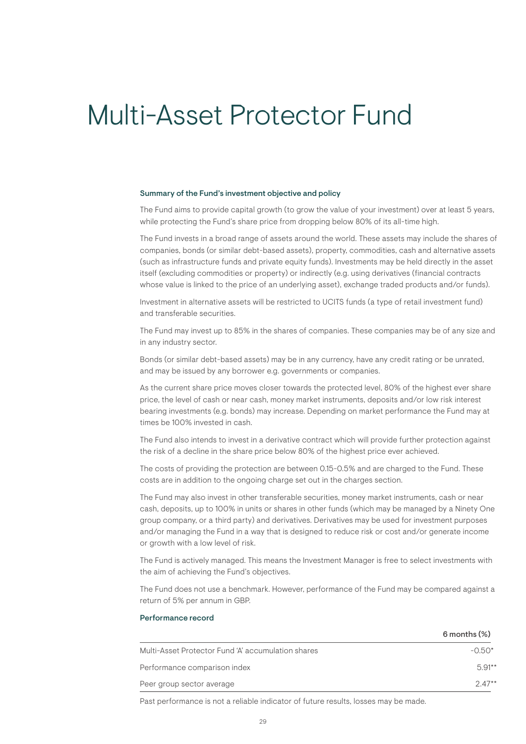# Multi-Asset Protector Fund

### Summary of the Fund's investment objective and policy

The Fund aims to provide capital growth (to grow the value of your investment) over at least 5 years, while protecting the Fund's share price from dropping below 80% of its all-time high.

The Fund invests in a broad range of assets around the world. These assets may include the shares of companies, bonds (or similar debt-based assets), property, commodities, cash and alternative assets (such as infrastructure funds and private equity funds). Investments may be held directly in the asset itself (excluding commodities or property) or indirectly (e.g. using derivatives (financial contracts whose value is linked to the price of an underlying asset), exchange traded products and/or funds).

Investment in alternative assets will be restricted to UCITS funds (a type of retail investment fund) and transferable securities.

The Fund may invest up to 85% in the shares of companies. These companies may be of any size and in any industry sector.

Bonds (or similar debt-based assets) may be in any currency, have any credit rating or be unrated, and may be issued by any borrower e.g. governments or companies.

As the current share price moves closer towards the protected level, 80% of the highest ever share price, the level of cash or near cash, money market instruments, deposits and/or low risk interest bearing investments (e.g. bonds) may increase. Depending on market performance the Fund may at times be 100% invested in cash.

The Fund also intends to invest in a derivative contract which will provide further protection against the risk of a decline in the share price below 80% of the highest price ever achieved.

The costs of providing the protection are between 0.15-0.5% and are charged to the Fund. These costs are in addition to the ongoing charge set out in the charges section.

The Fund may also invest in other transferable securities, money market instruments, cash or near cash, deposits, up to 100% in units or shares in other funds (which may be managed by a Ninety One group company, or a third party) and derivatives. Derivatives may be used for investment purposes and/or managing the Fund in a way that is designed to reduce risk or cost and/or generate income or growth with a low level of risk.

The Fund is actively managed. This means the Investment Manager is free to select investments with the aim of achieving the Fund's objectives.

The Fund does not use a benchmark. However, performance of the Fund may be compared against a return of 5% per annum in GBP.

### Performance record

| | 6 months (%) |
|---|---|
| Multi-Asset Protector Fund 'A' accumulation shares | -0.50* |
| Performance comparison index | 5.91** |
| Peer group sector average | 2.47** |

Past performance is not a reliable indicator of future results, losses may be made.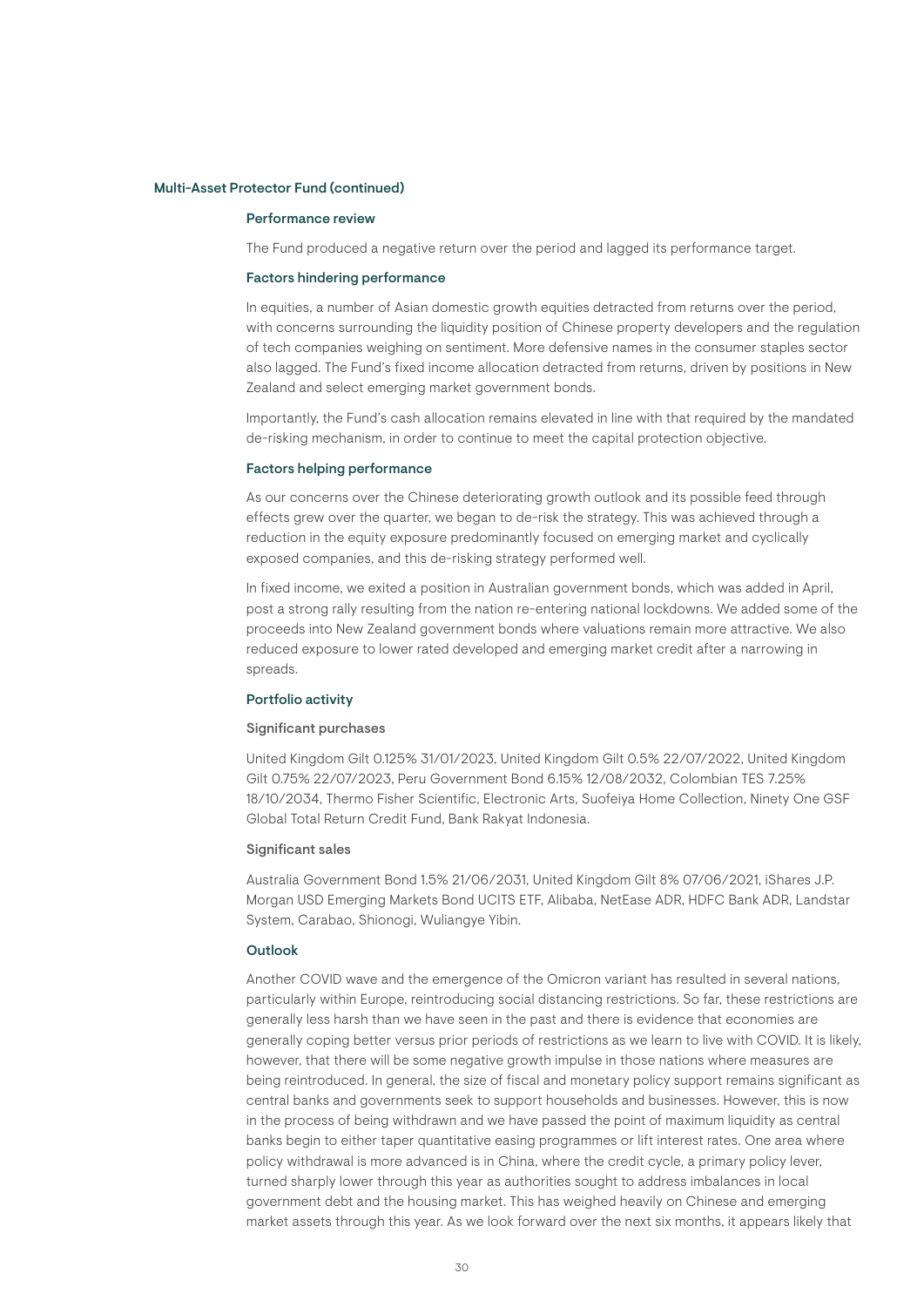## Multi-Asset Protector Fund (continued)

### Performance review

The Fund produced a negative return over the period and lagged its performance target.

### Factors hindering performance

In equities, a number of Asian domestic growth equities detracted from returns over the period, with concerns surrounding the liquidity position of Chinese property developers and the regulation of tech companies weighing on sentiment. More defensive names in the consumer staples sector also lagged. The Fund's fixed income allocation detracted from returns, driven by positions in New Zealand and select emerging market government bonds.

Importantly, the Fund's cash allocation remains elevated in line with that required by the mandated de-risking mechanism, in order to continue to meet the capital protection objective.

### Factors helping performance

As our concerns over the Chinese deteriorating growth outlook and its possible feed through effects grew over the quarter, we began to de-risk the strategy. This was achieved through a reduction in the equity exposure predominantly focused on emerging market and cyclically exposed companies, and this de-risking strategy performed well.

In fixed income, we exited a position in Australian government bonds, which was added in April, post a strong rally resulting from the nation re-entering national lockdowns. We added some of the proceeds into New Zealand government bonds where valuations remain more attractive. We also reduced exposure to lower rated developed and emerging market credit after a narrowing in spreads.

### Portfolio activity

#### Significant purchases

United Kingdom Gilt 0.125% 31/01/2023, United Kingdom Gilt 0.5% 22/07/2022, United Kingdom Gilt 0.75% 22/07/2023, Peru Government Bond 6.15% 12/08/2032, Colombian TES 7.25% 18/10/2034, Thermo Fisher Scientific, Electronic Arts, Suofeiya Home Collection, Ninety One GSF Global Total Return Credit Fund, Bank Rakyat Indonesia.

#### Significant sales

Australia Government Bond 1.5% 21/06/2031, United Kingdom Gilt 8% 07/06/2021, iShares J.P. Morgan USD Emerging Markets Bond UCITS ETF, Alibaba, NetEase ADR, HDFC Bank ADR, Landstar System, Carabao, Shionogi, Wuliangye Yibin.

### Outlook

Another COVID wave and the emergence of the Omicron variant has resulted in several nations, particularly within Europe, reintroducing social distancing restrictions. So far, these restrictions are generally less harsh than we have seen in the past and there is evidence that economies are generally coping better versus prior periods of restrictions as we learn to live with COVID. It is likely, however, that there will be some negative growth impulse in those nations where measures are being reintroduced. In general, the size of fiscal and monetary policy support remains significant as central banks and governments seek to support households and businesses. However, this is now in the process of being withdrawn and we have passed the point of maximum liquidity as central banks begin to either taper quantitative easing programmes or lift interest rates. One area where policy withdrawal is more advanced is in China, where the credit cycle, a primary policy lever, turned sharply lower through this year as authorities sought to address imbalances in local government debt and the housing market. This has weighed heavily on Chinese and emerging market assets through this year. As we look forward over the next six months, it appears likely that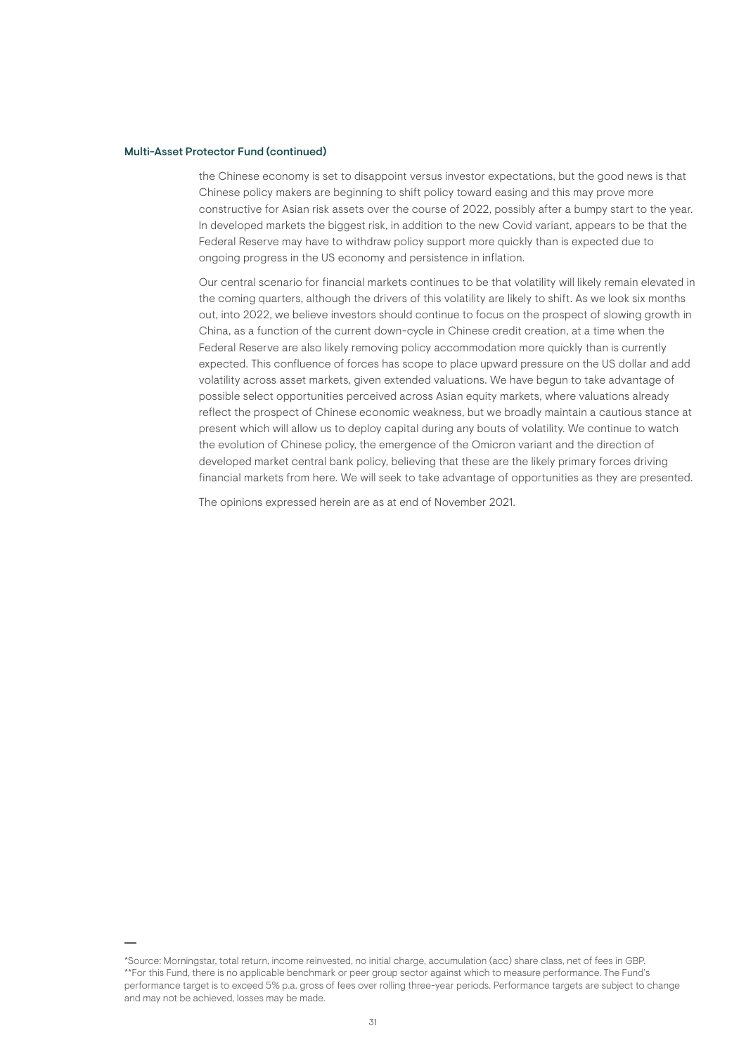### Multi-Asset Protector Fund (continued)

the Chinese economy is set to disappoint versus investor expectations, but the good news is that Chinese policy makers are beginning to shift policy toward easing and this may prove more constructive for Asian risk assets over the course of 2022, possibly after a bumpy start to the year. In developed markets the biggest risk, in addition to the new Covid variant, appears to be that the Federal Reserve may have to withdraw policy support more quickly than is expected due to ongoing progress in the US economy and persistence in inflation.

Our central scenario for financial markets continues to be that volatility will likely remain elevated in the coming quarters, although the drivers of this volatility are likely to shift. As we look six months out, into 2022, we believe investors should continue to focus on the prospect of slowing growth in China, as a function of the current down-cycle in Chinese credit creation, at a time when the Federal Reserve are also likely removing policy accommodation more quickly than is currently expected. This confluence of forces has scope to place upward pressure on the US dollar and add volatility across asset markets, given extended valuations. We have begun to take advantage of possible select opportunities perceived across Asian equity markets, where valuations already reflect the prospect of Chinese economic weakness, but we broadly maintain a cautious stance at present which will allow us to deploy capital during any bouts of volatility. We continue to watch the evolution of Chinese policy, the emergence of the Omicron variant and the direction of developed market central bank policy, believing that these are the likely primary forces driving financial markets from here. We will seek to take advantage of opportunities as they are presented.

The opinions expressed herein are as at end of November 2021.

---

*Source: Morningstar, total return, income reinvested, no initial charge, accumulation (acc) share class, net of fees in GBP.
**For this Fund, there is no applicable benchmark or peer group sector against which to measure performance. The Fund's performance target is to exceed 5% p.a. gross of fees over rolling three-year periods. Performance targets are subject to change and may not be achieved, losses may be made.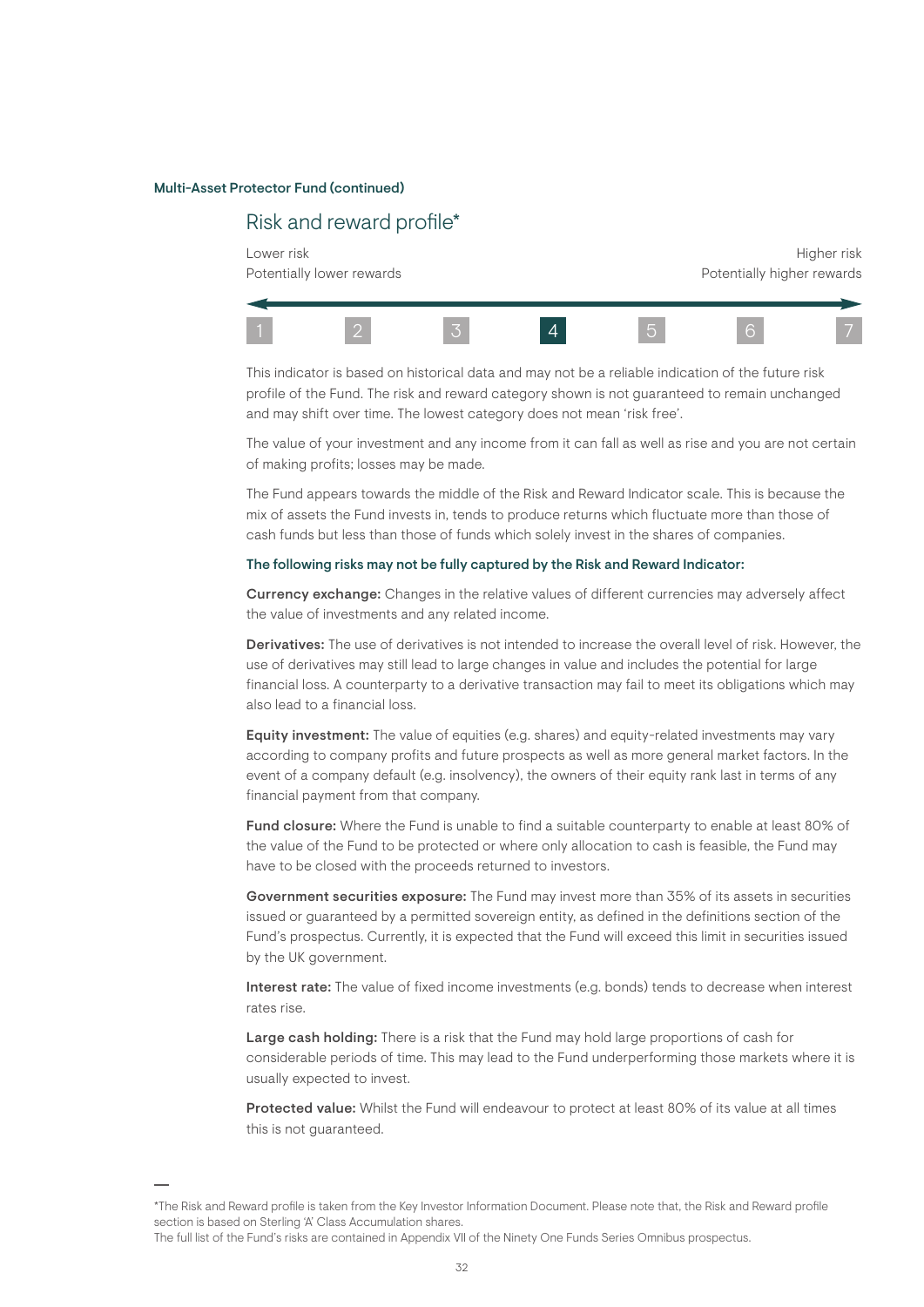**Multi-Asset Protector Fund (continued)**

## Risk and reward profile*

Lower risk
Potentially lower rewards

Higher risk
Potentially higher rewards

1 2 3 **4** 5 6 7

This indicator is based on historical data and may not be a reliable indication of the future risk profile of the Fund. The risk and reward category shown is not guaranteed to remain unchanged and may shift over time. The lowest category does not mean 'risk free'.

The value of your investment and any income from it can fall as well as rise and you are not certain of making profits; losses may be made.

The Fund appears towards the middle of the Risk and Reward Indicator scale. This is because the mix of assets the Fund invests in, tends to produce returns which fluctuate more than those of cash funds but less than those of funds which solely invest in the shares of companies.

**The following risks may not be fully captured by the Risk and Reward Indicator:**

**Currency exchange:** Changes in the relative values of different currencies may adversely affect the value of investments and any related income.

**Derivatives:** The use of derivatives is not intended to increase the overall level of risk. However, the use of derivatives may still lead to large changes in value and includes the potential for large financial loss. A counterparty to a derivative transaction may fail to meet its obligations which may also lead to a financial loss.

**Equity investment:** The value of equities (e.g. shares) and equity-related investments may vary according to company profits and future prospects as well as more general market factors. In the event of a company default (e.g. insolvency), the owners of their equity rank last in terms of any financial payment from that company.

**Fund closure:** Where the Fund is unable to find a suitable counterparty to enable at least 80% of the value of the Fund to be protected or where only allocation to cash is feasible, the Fund may have to be closed with the proceeds returned to investors.

**Government securities exposure:** The Fund may invest more than 35% of its assets in securities issued or guaranteed by a permitted sovereign entity, as defined in the definitions section of the Fund's prospectus. Currently, it is expected that the Fund will exceed this limit in securities issued by the UK government.

**Interest rate:** The value of fixed income investments (e.g. bonds) tends to decrease when interest rates rise.

**Large cash holding:** There is a risk that the Fund may hold large proportions of cash for considerable periods of time. This may lead to the Fund underperforming those markets where it is usually expected to invest.

**Protected value:** Whilst the Fund will endeavour to protect at least 80% of its value at all times this is not guaranteed.

---

*The Risk and Reward profile is taken from the Key Investor Information Document. Please note that, the Risk and Reward profile section is based on Sterling 'A' Class Accumulation shares.
The full list of the Fund's risks are contained in Appendix VII of the Ninety One Funds Series Omnibus prospectus.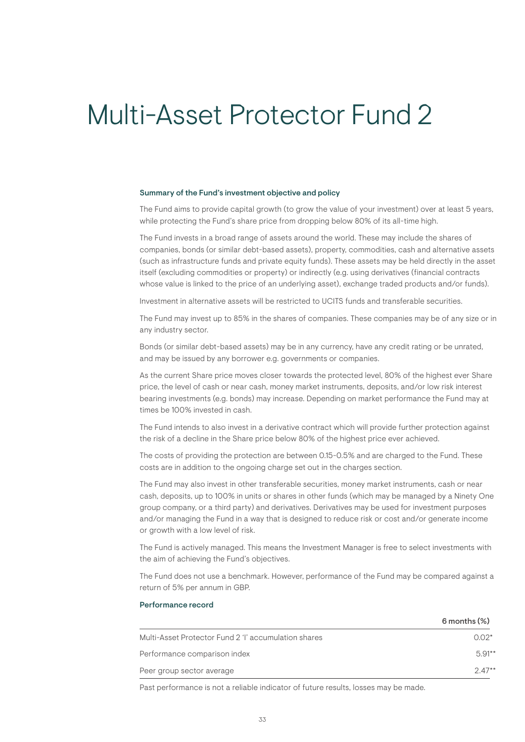# Multi-Asset Protector Fund 2

### Summary of the Fund's investment objective and policy

The Fund aims to provide capital growth (to grow the value of your investment) over at least 5 years, while protecting the Fund's share price from dropping below 80% of its all-time high.

The Fund invests in a broad range of assets around the world. These may include the shares of companies, bonds (or similar debt-based assets), property, commodities, cash and alternative assets (such as infrastructure funds and private equity funds). These assets may be held directly in the asset itself (excluding commodities or property) or indirectly (e.g. using derivatives (financial contracts whose value is linked to the price of an underlying asset), exchange traded products and/or funds).

Investment in alternative assets will be restricted to UCITS funds and transferable securities.

The Fund may invest up to 85% in the shares of companies. These companies may be of any size or in any industry sector.

Bonds (or similar debt-based assets) may be in any currency, have any credit rating or be unrated, and may be issued by any borrower e.g. governments or companies.

As the current Share price moves closer towards the protected level, 80% of the highest ever Share price, the level of cash or near cash, money market instruments, deposits, and/or low risk interest bearing investments (e.g. bonds) may increase. Depending on market performance the Fund may at times be 100% invested in cash.

The Fund intends to also invest in a derivative contract which will provide further protection against the risk of a decline in the Share price below 80% of the highest price ever achieved.

The costs of providing the protection are between 0.15-0.5% and are charged to the Fund. These costs are in addition to the ongoing charge set out in the charges section.

The Fund may also invest in other transferable securities, money market instruments, cash or near cash, deposits, up to 100% in units or shares in other funds (which may be managed by a Ninety One group company, or a third party) and derivatives. Derivatives may be used for investment purposes and/or managing the Fund in a way that is designed to reduce risk or cost and/or generate income or growth with a low level of risk.

The Fund is actively managed. This means the Investment Manager is free to select investments with the aim of achieving the Fund's objectives.

The Fund does not use a benchmark. However, performance of the Fund may be compared against a return of 5% per annum in GBP.

### Performance record

| | 6 months (%) |
|---|---|
| Multi-Asset Protector Fund 2 'I' accumulation shares | 0.02* |
| Performance comparison index | 5.91** |
| Peer group sector average | 2.47** |

Past performance is not a reliable indicator of future results, losses may be made.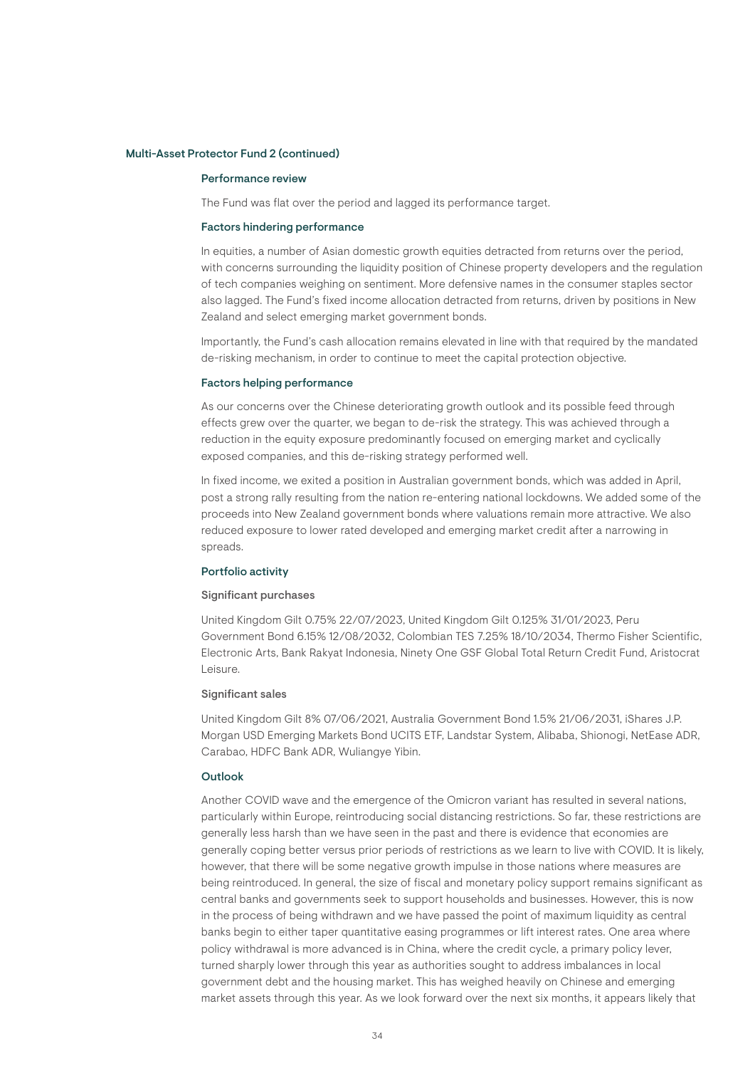## Multi-Asset Protector Fund 2 (continued)

### Performance review

The Fund was flat over the period and lagged its performance target.

### Factors hindering performance

In equities, a number of Asian domestic growth equities detracted from returns over the period, with concerns surrounding the liquidity position of Chinese property developers and the regulation of tech companies weighing on sentiment. More defensive names in the consumer staples sector also lagged. The Fund's fixed income allocation detracted from returns, driven by positions in New Zealand and select emerging market government bonds.

Importantly, the Fund's cash allocation remains elevated in line with that required by the mandated de-risking mechanism, in order to continue to meet the capital protection objective.

### Factors helping performance

As our concerns over the Chinese deteriorating growth outlook and its possible feed through effects grew over the quarter, we began to de-risk the strategy. This was achieved through a reduction in the equity exposure predominantly focused on emerging market and cyclically exposed companies, and this de-risking strategy performed well.

In fixed income, we exited a position in Australian government bonds, which was added in April, post a strong rally resulting from the nation re-entering national lockdowns. We added some of the proceeds into New Zealand government bonds where valuations remain more attractive. We also reduced exposure to lower rated developed and emerging market credit after a narrowing in spreads.

### Portfolio activity

#### Significant purchases

United Kingdom Gilt 0.75% 22/07/2023, United Kingdom Gilt 0.125% 31/01/2023, Peru Government Bond 6.15% 12/08/2032, Colombian TES 7.25% 18/10/2034, Thermo Fisher Scientific, Electronic Arts, Bank Rakyat Indonesia, Ninety One GSF Global Total Return Credit Fund, Aristocrat Leisure.

#### Significant sales

United Kingdom Gilt 8% 07/06/2021, Australia Government Bond 1.5% 21/06/2031, iShares J.P. Morgan USD Emerging Markets Bond UCITS ETF, Landstar System, Alibaba, Shionogi, NetEase ADR, Carabao, HDFC Bank ADR, Wuliangye Yibin.

### Outlook

Another COVID wave and the emergence of the Omicron variant has resulted in several nations, particularly within Europe, reintroducing social distancing restrictions. So far, these restrictions are generally less harsh than we have seen in the past and there is evidence that economies are generally coping better versus prior periods of restrictions as we learn to live with COVID. It is likely, however, that there will be some negative growth impulse in those nations where measures are being reintroduced. In general, the size of fiscal and monetary policy support remains significant as central banks and governments seek to support households and businesses. However, this is now in the process of being withdrawn and we have passed the point of maximum liquidity as central banks begin to either taper quantitative easing programmes or lift interest rates. One area where policy withdrawal is more advanced is in China, where the credit cycle, a primary policy lever, turned sharply lower through this year as authorities sought to address imbalances in local government debt and the housing market. This has weighed heavily on Chinese and emerging market assets through this year. As we look forward over the next six months, it appears likely that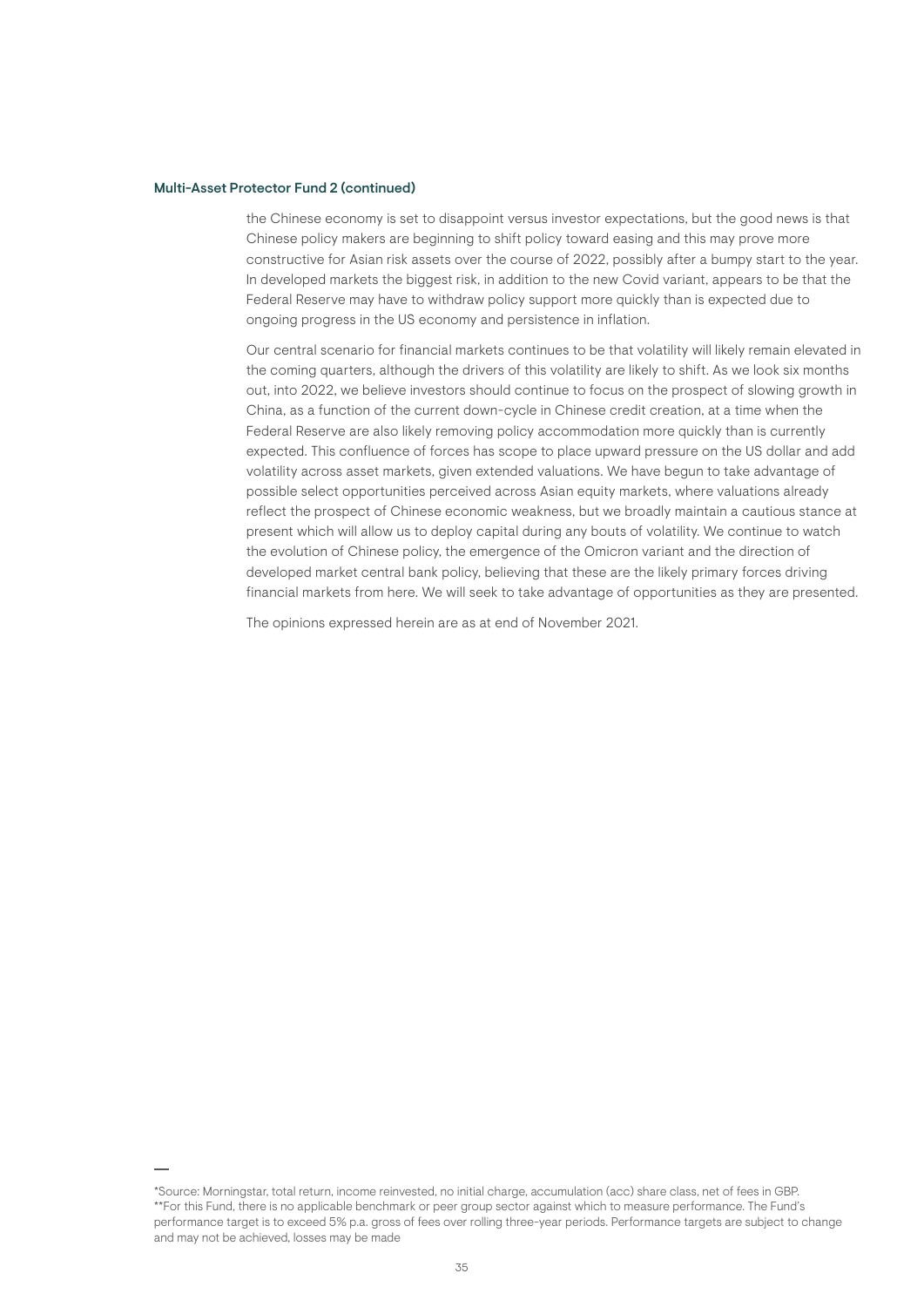**Multi-Asset Protector Fund 2 (continued)**

the Chinese economy is set to disappoint versus investor expectations, but the good news is that Chinese policy makers are beginning to shift policy toward easing and this may prove more constructive for Asian risk assets over the course of 2022, possibly after a bumpy start to the year. In developed markets the biggest risk, in addition to the new Covid variant, appears to be that the Federal Reserve may have to withdraw policy support more quickly than is expected due to ongoing progress in the US economy and persistence in inflation.

Our central scenario for financial markets continues to be that volatility will likely remain elevated in the coming quarters, although the drivers of this volatility are likely to shift. As we look six months out, into 2022, we believe investors should continue to focus on the prospect of slowing growth in China, as a function of the current down-cycle in Chinese credit creation, at a time when the Federal Reserve are also likely removing policy accommodation more quickly than is currently expected. This confluence of forces has scope to place upward pressure on the US dollar and add volatility across asset markets, given extended valuations. We have begun to take advantage of possible select opportunities perceived across Asian equity markets, where valuations already reflect the prospect of Chinese economic weakness, but we broadly maintain a cautious stance at present which will allow us to deploy capital during any bouts of volatility. We continue to watch the evolution of Chinese policy, the emergence of the Omicron variant and the direction of developed market central bank policy, believing that these are the likely primary forces driving financial markets from here. We will seek to take advantage of opportunities as they are presented.

The opinions expressed herein are as at end of November 2021.

---

*Source: Morningstar, total return, income reinvested, no initial charge, accumulation (acc) share class, net of fees in GBP.
**For this Fund, there is no applicable benchmark or peer group sector against which to measure performance. The Fund's performance target is to exceed 5% p.a. gross of fees over rolling three-year periods. Performance targets are subject to change and may not be achieved, losses may be made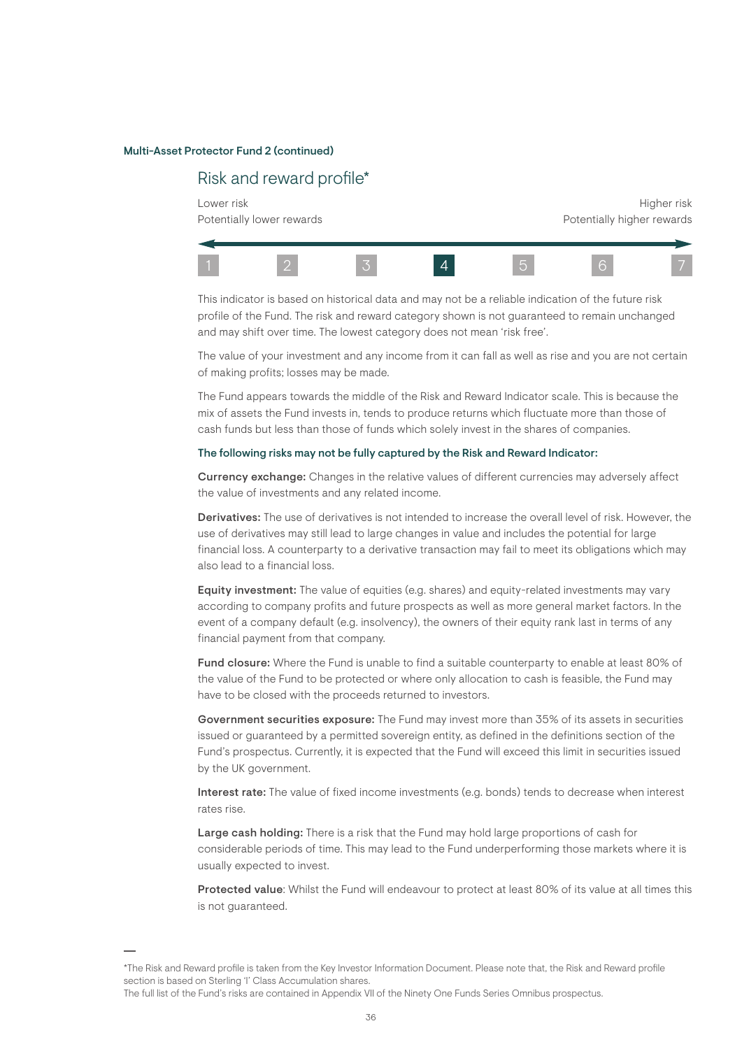**Multi-Asset Protector Fund 2 (continued)**

## Risk and reward profile*

Lower risk
Potentially lower rewards

Higher risk
Potentially higher rewards

1 2 3 **4** 5 6 7

This indicator is based on historical data and may not be a reliable indication of the future risk profile of the Fund. The risk and reward category shown is not guaranteed to remain unchanged and may shift over time. The lowest category does not mean 'risk free'.

The value of your investment and any income from it can fall as well as rise and you are not certain of making profits; losses may be made.

The Fund appears towards the middle of the Risk and Reward Indicator scale. This is because the mix of assets the Fund invests in, tends to produce returns which fluctuate more than those of cash funds but less than those of funds which solely invest in the shares of companies.

**The following risks may not be fully captured by the Risk and Reward Indicator:**

**Currency exchange:** Changes in the relative values of different currencies may adversely affect the value of investments and any related income.

**Derivatives:** The use of derivatives is not intended to increase the overall level of risk. However, the use of derivatives may still lead to large changes in value and includes the potential for large financial loss. A counterparty to a derivative transaction may fail to meet its obligations which may also lead to a financial loss.

**Equity investment:** The value of equities (e.g. shares) and equity-related investments may vary according to company profits and future prospects as well as more general market factors. In the event of a company default (e.g. insolvency), the owners of their equity rank last in terms of any financial payment from that company.

**Fund closure:** Where the Fund is unable to find a suitable counterparty to enable at least 80% of the value of the Fund to be protected or where only allocation to cash is feasible, the Fund may have to be closed with the proceeds returned to investors.

**Government securities exposure:** The Fund may invest more than 35% of its assets in securities issued or guaranteed by a permitted sovereign entity, as defined in the definitions section of the Fund's prospectus. Currently, it is expected that the Fund will exceed this limit in securities issued by the UK government.

**Interest rate:** The value of fixed income investments (e.g. bonds) tends to decrease when interest rates rise.

**Large cash holding:** There is a risk that the Fund may hold large proportions of cash for considerable periods of time. This may lead to the Fund underperforming those markets where it is usually expected to invest.

**Protected value**: Whilst the Fund will endeavour to protect at least 80% of its value at all times this is not guaranteed.

---

*The Risk and Reward profile is taken from the Key Investor Information Document. Please note that, the Risk and Reward profile section is based on Sterling 'I' Class Accumulation shares.
The full list of the Fund's risks are contained in Appendix VII of the Ninety One Funds Series Omnibus prospectus.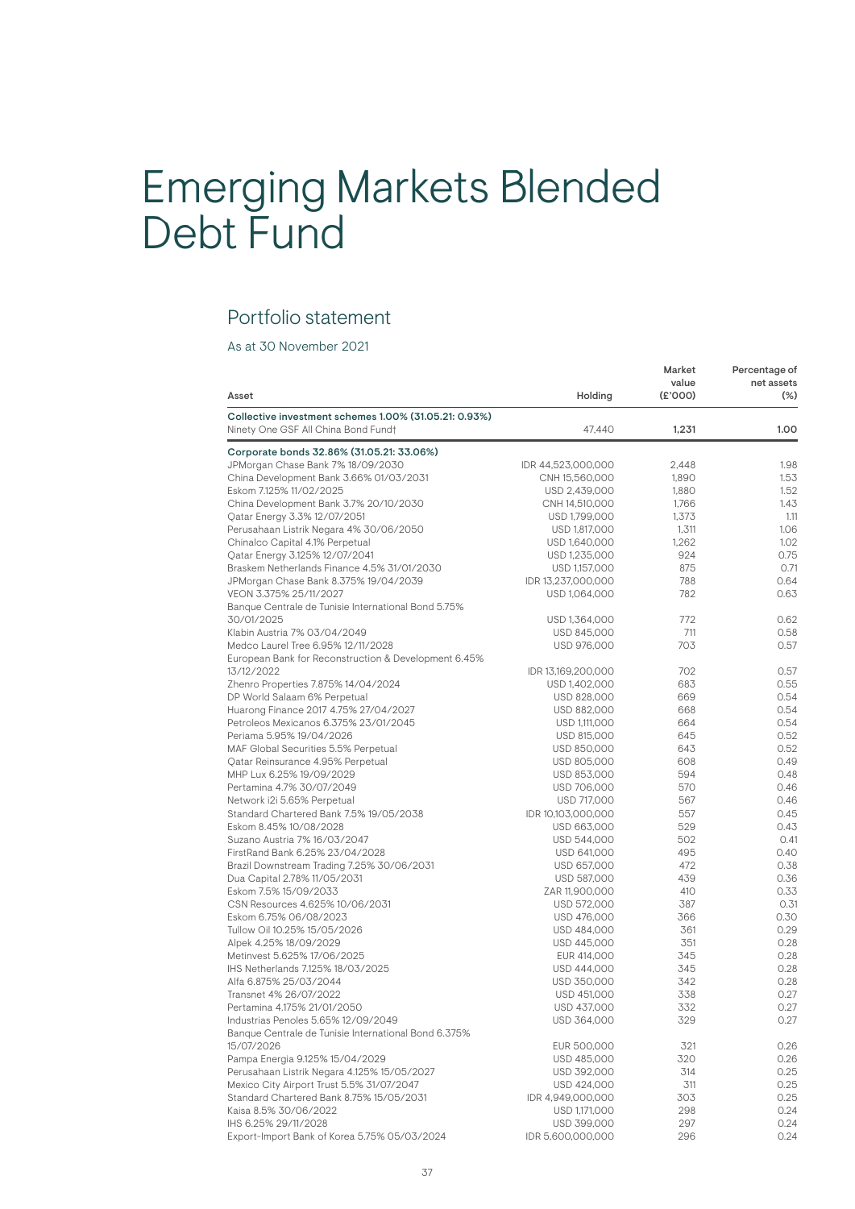# Emerging Markets Blended Debt Fund

## Portfolio statement

As at 30 November 2021

| Asset | Holding | Market value (£'000) | Percentage of net assets (%) |
|---|---|---|---|
| **Collective investment schemes 1.00% (31.05.21: 0.93%)** | | | |
| Ninety One GSF All China Bond Fund† | 47,440 | **1,231** | **1.00** |
| **Corporate bonds 32.86% (31.05.21: 33.06%)** | | | |
| JPMorgan Chase Bank 7% 18/09/2030 | IDR 44,523,000,000 | 2,448 | 1.98 |
| China Development Bank 3.66% 01/03/2031 | CNH 15,560,000 | 1,890 | 1.53 |
| Eskom 7.125% 11/02/2025 | USD 2,439,000 | 1,880 | 1.52 |
| China Development Bank 3.7% 20/10/2030 | CNH 14,510,000 | 1,766 | 1.43 |
| Qatar Energy 3.3% 12/07/2051 | USD 1,799,000 | 1,373 | 1.11 |
| Perusahaan Listrik Negara 4% 30/06/2050 | USD 1,817,000 | 1,311 | 1.06 |
| Chinalco Capital 4.1% Perpetual | USD 1,640,000 | 1,262 | 1.02 |
| Qatar Energy 3.125% 12/07/2041 | USD 1,235,000 | 924 | 0.75 |
| Braskem Netherlands Finance 4.5% 31/01/2030 | USD 1,157,000 | 875 | 0.71 |
| JPMorgan Chase Bank 8.375% 19/04/2039 | IDR 13,237,000,000 | 788 | 0.64 |
| VEON 3.375% 25/11/2027 | USD 1,064,000 | 782 | 0.63 |
| Banque Centrale de Tunisie International Bond 5.75% 30/01/2025 | USD 1,364,000 | 772 | 0.62 |
| Klabin Austria 7% 03/04/2049 | USD 845,000 | 711 | 0.58 |
| Medco Laurel Tree 6.95% 12/11/2028 | USD 976,000 | 703 | 0.57 |
| European Bank for Reconstruction & Development 6.45% 13/12/2022 | IDR 13,169,200,000 | 702 | 0.57 |
| Zhenro Properties 7.875% 14/04/2024 | USD 1,402,000 | 683 | 0.55 |
| DP World Salaam 6% Perpetual | USD 828,000 | 669 | 0.54 |
| Huarong Finance 2017 4.75% 27/04/2027 | USD 882,000 | 668 | 0.54 |
| Petroleos Mexicanos 6.375% 23/01/2045 | USD 1,111,000 | 664 | 0.54 |
| Periama 5.95% 19/04/2026 | USD 815,000 | 645 | 0.52 |
| MAF Global Securities 5.5% Perpetual | USD 850,000 | 643 | 0.52 |
| Qatar Reinsurance 4.95% Perpetual | USD 805,000 | 608 | 0.49 |
| MHP Lux 6.25% 19/09/2029 | USD 853,000 | 594 | 0.48 |
| Pertamina 4.7% 30/07/2049 | USD 706,000 | 570 | 0.46 |
| Network i2i 5.65% Perpetual | USD 717,000 | 567 | 0.46 |
| Standard Chartered Bank 7.5% 19/05/2038 | IDR 10,103,000,000 | 557 | 0.45 |
| Eskom 8.45% 10/08/2028 | USD 663,000 | 529 | 0.43 |
| Suzano Austria 7% 16/03/2047 | USD 544,000 | 502 | 0.41 |
| FirstRand Bank 6.25% 23/04/2028 | USD 641,000 | 495 | 0.40 |
| Brazil Downstream Trading 7.25% 30/06/2031 | USD 657,000 | 472 | 0.38 |
| Dua Capital 2.78% 11/05/2031 | USD 587,000 | 439 | 0.36 |
| Eskom 7.5% 15/09/2033 | ZAR 11,900,000 | 410 | 0.33 |
| CSN Resources 4.625% 10/06/2031 | USD 572,000 | 387 | 0.31 |
| Eskom 6.75% 06/08/2023 | USD 476,000 | 366 | 0.30 |
| Tullow Oil 10.25% 15/05/2026 | USD 484,000 | 361 | 0.29 |
| Alpek 4.25% 18/09/2029 | USD 445,000 | 351 | 0.28 |
| Metinvest 5.625% 17/06/2025 | EUR 414,000 | 345 | 0.28 |
| IHS Netherlands 7.125% 18/03/2025 | USD 444,000 | 345 | 0.28 |
| Alfa 6.875% 25/03/2044 | USD 350,000 | 342 | 0.28 |
| Transnet 4% 26/07/2022 | USD 451,000 | 338 | 0.27 |
| Pertamina 4.175% 21/01/2050 | USD 437,000 | 332 | 0.27 |
| Industrias Penoles 5.65% 12/09/2049 | USD 364,000 | 329 | 0.27 |
| Banque Centrale de Tunisie International Bond 6.375% 15/07/2026 | EUR 500,000 | 321 | 0.26 |
| Pampa Energia 9.125% 15/04/2029 | USD 485,000 | 320 | 0.26 |
| Perusahaan Listrik Negara 4.125% 15/05/2027 | USD 392,000 | 314 | 0.25 |
| Mexico City Airport Trust 5.5% 31/07/2047 | USD 424,000 | 311 | 0.25 |
| Standard Chartered Bank 8.75% 15/05/2031 | IDR 4,949,000,000 | 303 | 0.25 |
| Kaisa 8.5% 30/06/2022 | USD 1,171,000 | 298 | 0.24 |
| IHS 6.25% 29/11/2028 | USD 399,000 | 297 | 0.24 |
| Export-Import Bank of Korea 5.75% 05/03/2024 | IDR 5,600,000,000 | 296 | 0.24 |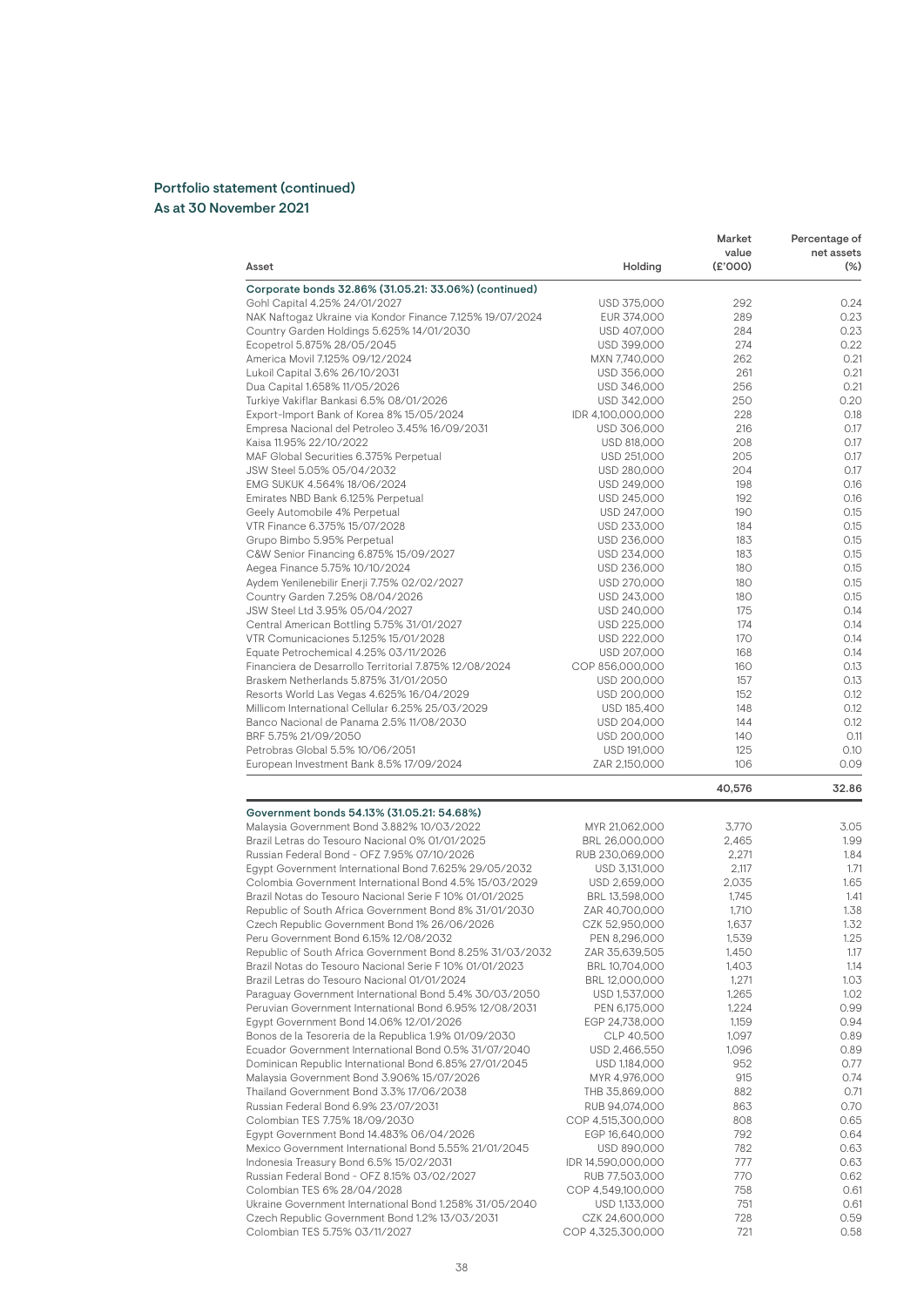## Portfolio statement (continued)
### As at 30 November 2021

| Asset | Holding | Market value (£'000) | Percentage of net assets (%) |
|---|---|---|---|
| **Corporate bonds 32.86% (31.05.21: 33.06%) (continued)** | | | |
| Gohl Capital 4.25% 24/01/2027 | USD 375,000 | 292 | 0.24 |
| NAK Naftogaz Ukraine via Kondor Finance 7.125% 19/07/2024 | EUR 374,000 | 289 | 0.23 |
| Country Garden Holdings 5.625% 14/01/2030 | USD 407,000 | 284 | 0.23 |
| Ecopetrol 5.875% 28/05/2045 | USD 399,000 | 274 | 0.22 |
| America Movil 7.125% 09/12/2024 | MXN 7,740,000 | 262 | 0.21 |
| Lukoil Capital 3.6% 26/10/2031 | USD 356,000 | 261 | 0.21 |
| Dua Capital 1.658% 11/05/2026 | USD 346,000 | 256 | 0.21 |
| Turkiye Vakiflar Bankasi 6.5% 08/01/2026 | USD 342,000 | 250 | 0.20 |
| Export-Import Bank of Korea 8% 15/05/2024 | IDR 4,100,000,000 | 228 | 0.18 |
| Empresa Nacional del Petroleo 3.45% 16/09/2031 | USD 306,000 | 216 | 0.17 |
| Kaisa 11.95% 22/10/2022 | USD 818,000 | 208 | 0.17 |
| MAF Global Securities 6.375% Perpetual | USD 251,000 | 205 | 0.17 |
| JSW Steel 5.05% 05/04/2032 | USD 280,000 | 204 | 0.17 |
| EMG SUKUK 4.564% 18/06/2024 | USD 249,000 | 198 | 0.16 |
| Emirates NBD Bank 6.125% Perpetual | USD 245,000 | 192 | 0.16 |
| Geely Automobile 4% Perpetual | USD 247,000 | 190 | 0.15 |
| VTR Finance 6.375% 15/07/2028 | USD 233,000 | 184 | 0.15 |
| Grupo Bimbo 5.95% Perpetual | USD 236,000 | 183 | 0.15 |
| C&W Senior Financing 6.875% 15/09/2027 | USD 234,000 | 183 | 0.15 |
| Aegea Finance 5.75% 10/10/2024 | USD 236,000 | 180 | 0.15 |
| Aydem Yenilenebilir Enerji 7.75% 02/02/2027 | USD 270,000 | 180 | 0.15 |
| Country Garden 7.25% 08/04/2026 | USD 243,000 | 180 | 0.15 |
| JSW Steel Ltd 3.95% 05/04/2027 | USD 240,000 | 175 | 0.14 |
| Central American Bottling 5.75% 31/01/2027 | USD 225,000 | 174 | 0.14 |
| VTR Comunicaciones 5.125% 15/01/2028 | USD 222,000 | 170 | 0.14 |
| Equate Petrochemical 4.25% 03/11/2026 | USD 207,000 | 168 | 0.14 |
| Financiera de Desarrollo Territorial 7.875% 12/08/2024 | COP 856,000,000 | 160 | 0.13 |
| Braskem Netherlands 5.875% 31/01/2050 | USD 200,000 | 157 | 0.13 |
| Resorts World Las Vegas 4.625% 16/04/2029 | USD 200,000 | 152 | 0.12 |
| Millicom International Cellular 6.25% 25/03/2029 | USD 185,400 | 148 | 0.12 |
| Banco Nacional de Panama 2.5% 11/08/2030 | USD 204,000 | 144 | 0.12 |
| BRF 5.75% 21/09/2050 | USD 200,000 | 140 | 0.11 |
| Petrobras Global 5.5% 10/06/2051 | USD 191,000 | 125 | 0.10 |
| European Investment Bank 8.5% 17/09/2024 | ZAR 2,150,000 | 106 | 0.09 |
| | | **40,576** | **32.86** |
| **Government bonds 54.13% (31.05.21: 54.68%)** | | | |
| Malaysia Government Bond 3.882% 10/03/2022 | MYR 21,062,000 | 3,770 | 3.05 |
| Brazil Letras do Tesouro Nacional 0% 01/01/2025 | BRL 26,000,000 | 2,465 | 1.99 |
| Russian Federal Bond - OFZ 7.95% 07/10/2026 | RUB 230,069,000 | 2,271 | 1.84 |
| Egypt Government International Bond 7.625% 29/05/2032 | USD 3,131,000 | 2,117 | 1.71 |
| Colombia Government International Bond 4.5% 15/03/2029 | USD 2,659,000 | 2,035 | 1.65 |
| Brazil Notas do Tesouro Nacional Serie F 10% 01/01/2025 | BRL 13,598,000 | 1,745 | 1.41 |
| Republic of South Africa Government Bond 8% 31/01/2030 | ZAR 40,700,000 | 1,710 | 1.38 |
| Czech Republic Government Bond 1% 26/06/2026 | CZK 52,950,000 | 1,637 | 1.32 |
| Peru Government Bond 6.15% 12/08/2032 | PEN 8,296,000 | 1,539 | 1.25 |
| Republic of South Africa Government Bond 8.25% 31/03/2032 | ZAR 35,639,505 | 1,450 | 1.17 |
| Brazil Notas do Tesouro Nacional Serie F 10% 01/01/2023 | BRL 10,704,000 | 1,403 | 1.14 |
| Brazil Letras do Tesouro Nacional 01/01/2024 | BRL 12,000,000 | 1,271 | 1.03 |
| Paraguay Government International Bond 5.4% 30/03/2050 | USD 1,537,000 | 1,265 | 1.02 |
| Peruvian Government International Bond 6.95% 12/08/2031 | PEN 6,175,000 | 1,224 | 0.99 |
| Egypt Government Bond 14.06% 12/01/2026 | EGP 24,738,000 | 1,159 | 0.94 |
| Bonos de la Tesoreria de la Republica 1.9% 01/09/2030 | CLP 40,500 | 1,097 | 0.89 |
| Ecuador Government International Bond 0.5% 31/07/2040 | USD 2,466,550 | 1,096 | 0.89 |
| Dominican Republic International Bond 6.85% 27/01/2045 | USD 1,184,000 | 952 | 0.77 |
| Malaysia Government Bond 3.906% 15/07/2026 | MYR 4,976,000 | 915 | 0.74 |
| Thailand Government Bond 3.3% 17/06/2038 | THB 35,869,000 | 882 | 0.71 |
| Russian Federal Bond 6.9% 23/07/2031 | RUB 94,074,000 | 863 | 0.70 |
| Colombian TES 7.75% 18/09/2030 | COP 4,515,300,000 | 808 | 0.65 |
| Egypt Government Bond 14.483% 06/04/2026 | EGP 16,640,000 | 792 | 0.64 |
| Mexico Government International Bond 5.55% 21/01/2045 | USD 890,000 | 782 | 0.63 |
| Indonesia Treasury Bond 6.5% 15/02/2031 | IDR 14,590,000,000 | 777 | 0.63 |
| Russian Federal Bond - OFZ 8.15% 03/02/2027 | RUB 77,503,000 | 770 | 0.62 |
| Colombian TES 6% 28/04/2028 | COP 4,549,100,000 | 758 | 0.61 |
| Ukraine Government International Bond 1.258% 31/05/2040 | USD 1,133,000 | 751 | 0.61 |
| Czech Republic Government Bond 1.2% 13/03/2031 | CZK 24,600,000 | 728 | 0.59 |
| Colombian TES 5.75% 03/11/2027 | COP 4,325,300,000 | 721 | 0.58 |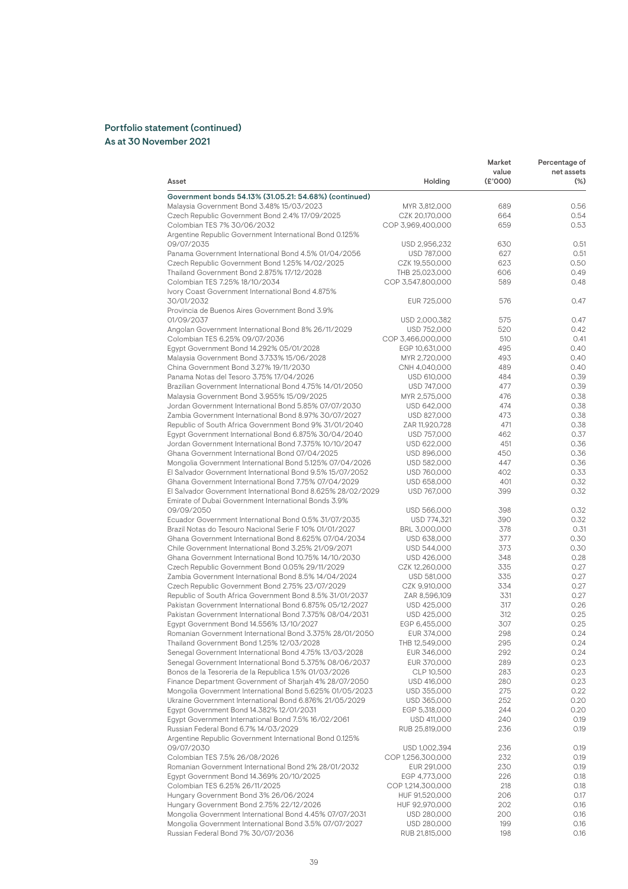## Portfolio statement (continued)
### As at 30 November 2021

| Asset | Holding | Market value (£'000) | Percentage of net assets (%) |
|---|---|---|---|
| **Government bonds 54.13% (31.05.21: 54.68%) (continued)** | | | |
| Malaysia Government Bond 3.48% 15/03/2023 | MYR 3,812,000 | 689 | 0.56 |
| Czech Republic Government Bond 2.4% 17/09/2025 | CZK 20,170,000 | 664 | 0.54 |
| Colombian TES 7% 30/06/2032 | COP 3,969,400,000 | 659 | 0.53 |
| Argentine Republic Government International Bond 0.125% 09/07/2035 | USD 2,956,232 | 630 | 0.51 |
| Panama Government International Bond 4.5% 01/04/2056 | USD 787,000 | 627 | 0.51 |
| Czech Republic Government Bond 1.25% 14/02/2025 | CZK 19,550,000 | 623 | 0.50 |
| Thailand Government Bond 2.875% 17/12/2028 | THB 25,023,000 | 606 | 0.49 |
| Colombian TES 7.25% 18/10/2034 | COP 3,547,800,000 | 589 | 0.48 |
| Ivory Coast Government International Bond 4.875% 30/01/2032 | EUR 725,000 | 576 | 0.47 |
| Provincia de Buenos Aires Government Bond 3.9% 01/09/2037 | USD 2,000,382 | 575 | 0.47 |
| Angolan Government International Bond 8% 26/11/2029 | USD 752,000 | 520 | 0.42 |
| Colombian TES 6.25% 09/07/2036 | COP 3,466,000,000 | 510 | 0.41 |
| Egypt Government Bond 14.292% 05/01/2028 | EGP 10,631,000 | 495 | 0.40 |
| Malaysia Government Bond 3.733% 15/06/2028 | MYR 2,720,000 | 493 | 0.40 |
| China Government Bond 3.27% 19/11/2030 | CNH 4,040,000 | 489 | 0.40 |
| Panama Notas del Tesoro 3.75% 17/04/2026 | USD 610,000 | 484 | 0.39 |
| Brazilian Government International Bond 4.75% 14/01/2050 | USD 747,000 | 477 | 0.39 |
| Malaysia Government Bond 3.955% 15/09/2025 | MYR 2,575,000 | 476 | 0.38 |
| Jordan Government International Bond 5.85% 07/07/2030 | USD 642,000 | 474 | 0.38 |
| Zambia Government International Bond 8.97% 30/07/2027 | USD 827,000 | 473 | 0.38 |
| Republic of South Africa Government Bond 9% 31/01/2040 | ZAR 11,920,728 | 471 | 0.38 |
| Egypt Government International Bond 6.875% 30/04/2040 | USD 757,000 | 462 | 0.37 |
| Jordan Government International Bond 7.375% 10/10/2047 | USD 622,000 | 451 | 0.36 |
| Ghana Government International Bond 07/04/2025 | USD 896,000 | 450 | 0.36 |
| Mongolia Government International Bond 5.125% 07/04/2026 | USD 582,000 | 447 | 0.36 |
| El Salvador Government International Bond 9.5% 15/07/2052 | USD 760,000 | 402 | 0.33 |
| Ghana Government International Bond 7.75% 07/04/2029 | USD 658,000 | 401 | 0.32 |
| El Salvador Government International Bond 8.625% 28/02/2029 | USD 767,000 | 399 | 0.32 |
| Emirate of Dubai Government International Bonds 3.9% 09/09/2050 | USD 566,000 | 398 | 0.32 |
| Ecuador Government International Bond 0.5% 31/07/2035 | USD 774,321 | 390 | 0.32 |
| Brazil Notas do Tesouro Nacional Serie F 10% 01/01/2027 | BRL 3,000,000 | 378 | 0.31 |
| Ghana Government International Bond 8.625% 07/04/2034 | USD 638,000 | 377 | 0.30 |
| Chile Government International Bond 3.25% 21/09/2071 | USD 544,000 | 373 | 0.30 |
| Ghana Government International Bond 10.75% 14/10/2030 | USD 426,000 | 348 | 0.28 |
| Czech Republic Government Bond 0.05% 29/11/2029 | CZK 12,260,000 | 335 | 0.27 |
| Zambia Government International Bond 8.5% 14/04/2024 | USD 581,000 | 335 | 0.27 |
| Czech Republic Government Bond 2.75% 23/07/2029 | CZK 9,910,000 | 334 | 0.27 |
| Republic of South Africa Government Bond 8.5% 31/01/2037 | ZAR 8,596,109 | 331 | 0.27 |
| Pakistan Government International Bond 6.875% 05/12/2027 | USD 425,000 | 317 | 0.26 |
| Pakistan Government International Bond 7.375% 08/04/2031 | USD 425,000 | 312 | 0.25 |
| Egypt Government Bond 14.556% 13/10/2027 | EGP 6,455,000 | 307 | 0.25 |
| Romanian Government International Bond 3.375% 28/01/2050 | EUR 374,000 | 298 | 0.24 |
| Thailand Government Bond 1.25% 12/03/2028 | THB 12,549,000 | 295 | 0.24 |
| Senegal Government International Bond 4.75% 13/03/2028 | EUR 346,000 | 292 | 0.24 |
| Senegal Government International Bond 5.375% 08/06/2037 | EUR 370,000 | 289 | 0.23 |
| Bonos de la Tesoreria de la Republica 1.5% 01/03/2026 | CLP 10,500 | 283 | 0.23 |
| Finance Department Government of Sharjah 4% 28/07/2050 | USD 416,000 | 280 | 0.23 |
| Mongolia Government International Bond 5.625% 01/05/2023 | USD 355,000 | 275 | 0.22 |
| Ukraine Government International Bond 6.876% 21/05/2029 | USD 365,000 | 252 | 0.20 |
| Egypt Government Bond 14.382% 12/01/2031 | EGP 5,318,000 | 244 | 0.20 |
| Egypt Government International Bond 7.5% 16/02/2061 | USD 411,000 | 240 | 0.19 |
| Russian Federal Bond 6.7% 14/03/2029 | RUB 25,819,000 | 236 | 0.19 |
| Argentine Republic Government International Bond 0.125% 09/07/2030 | USD 1,002,394 | 236 | 0.19 |
| Colombian TES 7.5% 26/08/2026 | COP 1,256,300,000 | 232 | 0.19 |
| Romanian Government International Bond 2% 28/01/2032 | EUR 291,000 | 230 | 0.19 |
| Egypt Government Bond 14.369% 20/10/2025 | EGP 4,773,000 | 226 | 0.18 |
| Colombian TES 6.25% 26/11/2025 | COP 1,214,300,000 | 218 | 0.18 |
| Hungary Government Bond 3% 26/06/2024 | HUF 91,520,000 | 206 | 0.17 |
| Hungary Government Bond 2.75% 22/12/2026 | HUF 92,970,000 | 202 | 0.16 |
| Mongolia Government International Bond 4.45% 07/07/2031 | USD 280,000 | 200 | 0.16 |
| Mongolia Government International Bond 3.5% 07/07/2027 | USD 280,000 | 199 | 0.16 |
| Russian Federal Bond 7% 30/07/2036 | RUB 21,815,000 | 198 | 0.16 |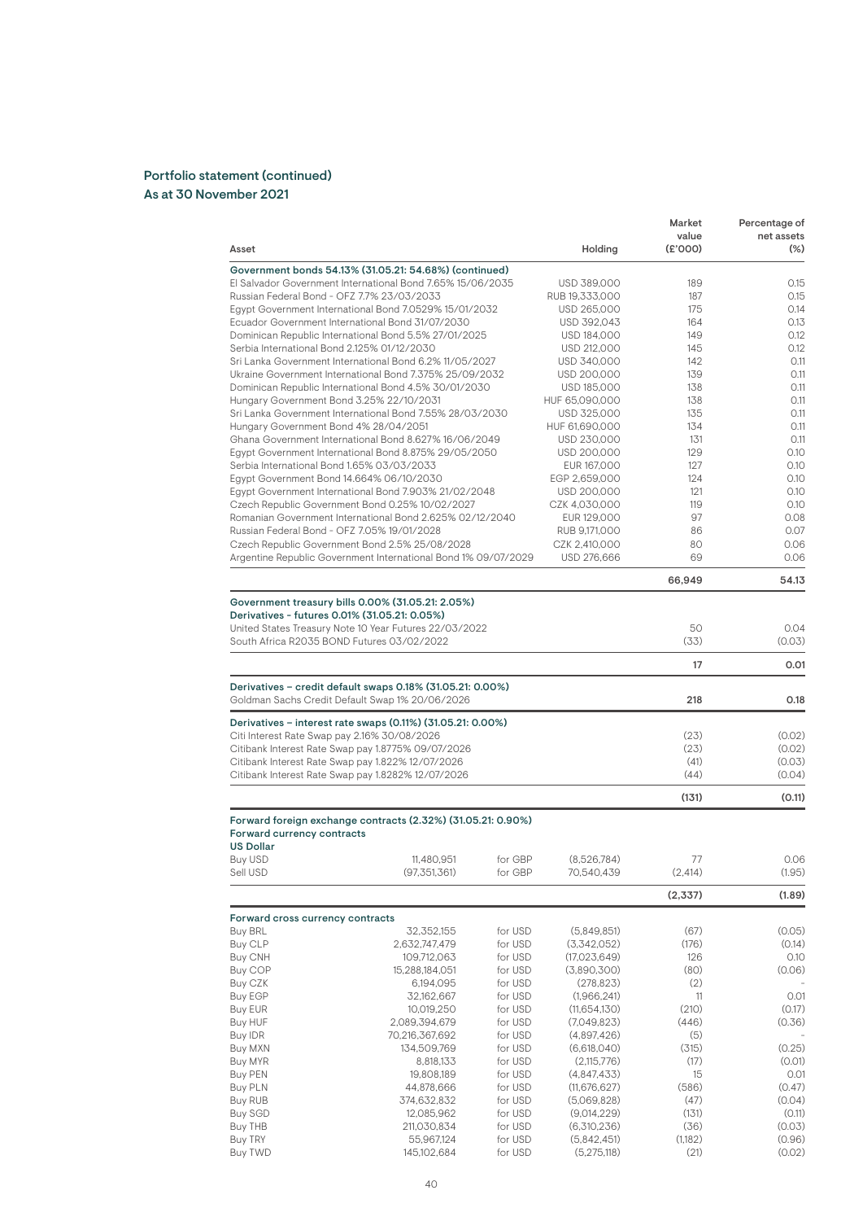## Portfolio statement (continued)
### As at 30 November 2021

| Asset | Holding | Market value (£'000) | Percentage of net assets (%) |
|---|---|---|---|
| **Government bonds 54.13% (31.05.21: 54.68%) (continued)** | | | |
| El Salvador Government International Bond 7.65% 15/06/2035 | USD 389,000 | 189 | 0.15 |
| Russian Federal Bond - OFZ 7.7% 23/03/2033 | RUB 19,333,000 | 187 | 0.15 |
| Egypt Government International Bond 7.0529% 15/01/2032 | USD 265,000 | 175 | 0.14 |
| Ecuador Government International Bond 31/07/2030 | USD 392,043 | 164 | 0.13 |
| Dominican Republic International Bond 5.5% 27/01/2025 | USD 184,000 | 149 | 0.12 |
| Serbia International Bond 2.125% 01/12/2030 | USD 212,000 | 145 | 0.12 |
| Sri Lanka Government International Bond 6.2% 11/05/2027 | USD 340,000 | 142 | 0.11 |
| Ukraine Government International Bond 7.375% 25/09/2032 | USD 200,000 | 139 | 0.11 |
| Dominican Republic International Bond 4.5% 30/01/2030 | USD 185,000 | 138 | 0.11 |
| Hungary Government Bond 3.25% 22/10/2031 | HUF 65,090,000 | 138 | 0.11 |
| Sri Lanka Government International Bond 7.55% 28/03/2030 | USD 325,000 | 135 | 0.11 |
| Hungary Government Bond 4% 28/04/2051 | HUF 61,690,000 | 134 | 0.11 |
| Ghana Government International Bond 8.627% 16/06/2049 | USD 230,000 | 131 | 0.11 |
| Egypt Government International Bond 8.875% 29/05/2050 | USD 200,000 | 129 | 0.10 |
| Serbia International Bond 1.65% 03/03/2033 | EUR 167,000 | 127 | 0.10 |
| Egypt Government Bond 14.664% 06/10/2030 | EGP 2,659,000 | 124 | 0.10 |
| Egypt Government International Bond 7.903% 21/02/2048 | USD 200,000 | 121 | 0.10 |
| Czech Republic Government Bond 0.25% 10/02/2027 | CZK 4,030,000 | 119 | 0.10 |
| Romanian Government International Bond 2.625% 02/12/2040 | EUR 129,000 | 97 | 0.08 |
| Russian Federal Bond - OFZ 7.05% 19/01/2028 | RUB 9,171,000 | 86 | 0.07 |
| Czech Republic Government Bond 2.5% 25/08/2028 | CZK 2,410,000 | 80 | 0.06 |
| Argentine Republic Government International Bond 1% 09/07/2029 | USD 276,666 | 69 | 0.06 |
| | | **66,949** | **54.13** |
| **Government treasury bills 0.00% (31.05.21: 2.05%)** | | | |
| **Derivatives - futures 0.01% (31.05.21: 0.05%)** | | | |
| United States Treasury Note 10 Year Futures 22/03/2022 | | 50 | 0.04 |
| South Africa R2035 BOND Futures 03/02/2022 | | (33) | (0.03) |
| | | **17** | **0.01** |
| **Derivatives – credit default swaps 0.18% (31.05.21: 0.00%)** | | | |
| Goldman Sachs Credit Default Swap 1% 20/06/2026 | | **218** | **0.18** |
| **Derivatives – interest rate swaps (0.11%) (31.05.21: 0.00%)** | | | |
| Citi Interest Rate Swap pay 2.16% 30/08/2026 | | (23) | (0.02) |
| Citibank Interest Rate Swap pay 1.8775% 09/07/2026 | | (23) | (0.02) |
| Citibank Interest Rate Swap pay 1.822% 12/07/2026 | | (41) | (0.03) |
| Citibank Interest Rate Swap pay 1.8282% 12/07/2026 | | (44) | (0.04) |
| | | **(131)** | **(0.11)** |

**Forward foreign exchange contracts (2.32%) (31.05.21: 0.90%)**

**Forward currency contracts**

**US Dollar**

| | | | | Market value (£'000) | Percentage of net assets (%) |
|---|---|---|---|---|---|
| Buy USD | 11,480,951 | for GBP | (8,526,784) | 77 | 0.06 |
| Sell USD | (97,351,361) | for GBP | 70,540,439 | (2,414) | (1.95) |
| | | | | **(2,337)** | **(1.89)** |

**Forward cross currency contracts**

| | | | | Market value (£'000) | Percentage of net assets (%) |
|---|---|---|---|---|---|
| Buy BRL | 32,352,155 | for USD | (5,849,851) | (67) | (0.05) |
| Buy CLP | 2,632,747,479 | for USD | (3,342,052) | (176) | (0.14) |
| Buy CNH | 109,712,063 | for USD | (17,023,649) | 126 | 0.10 |
| Buy COP | 15,288,184,051 | for USD | (3,890,300) | (80) | (0.06) |
| Buy CZK | 6,194,095 | for USD | (278,823) | (2) | - |
| Buy EGP | 32,162,667 | for USD | (1,966,241) | 11 | 0.01 |
| Buy EUR | 10,019,250 | for USD | (11,654,130) | (210) | (0.17) |
| Buy HUF | 2,089,394,679 | for USD | (7,049,823) | (446) | (0.36) |
| Buy IDR | 70,216,367,692 | for USD | (4,897,426) | (5) | - |
| Buy MXN | 134,509,769 | for USD | (6,618,040) | (315) | (0.25) |
| Buy MYR | 8,818,133 | for USD | (2,115,776) | (17) | (0.01) |
| Buy PEN | 19,808,189 | for USD | (4,847,433) | 15 | 0.01 |
| Buy PLN | 44,878,666 | for USD | (11,676,627) | (586) | (0.47) |
| Buy RUB | 374,632,832 | for USD | (5,069,828) | (47) | (0.04) |
| Buy SGD | 12,085,962 | for USD | (9,014,229) | (131) | (0.11) |
| Buy THB | 211,030,834 | for USD | (6,310,236) | (36) | (0.03) |
| Buy TRY | 55,967,124 | for USD | (5,842,451) | (1,182) | (0.96) |
| Buy TWD | 145,102,684 | for USD | (5,275,118) | (21) | (0.02) |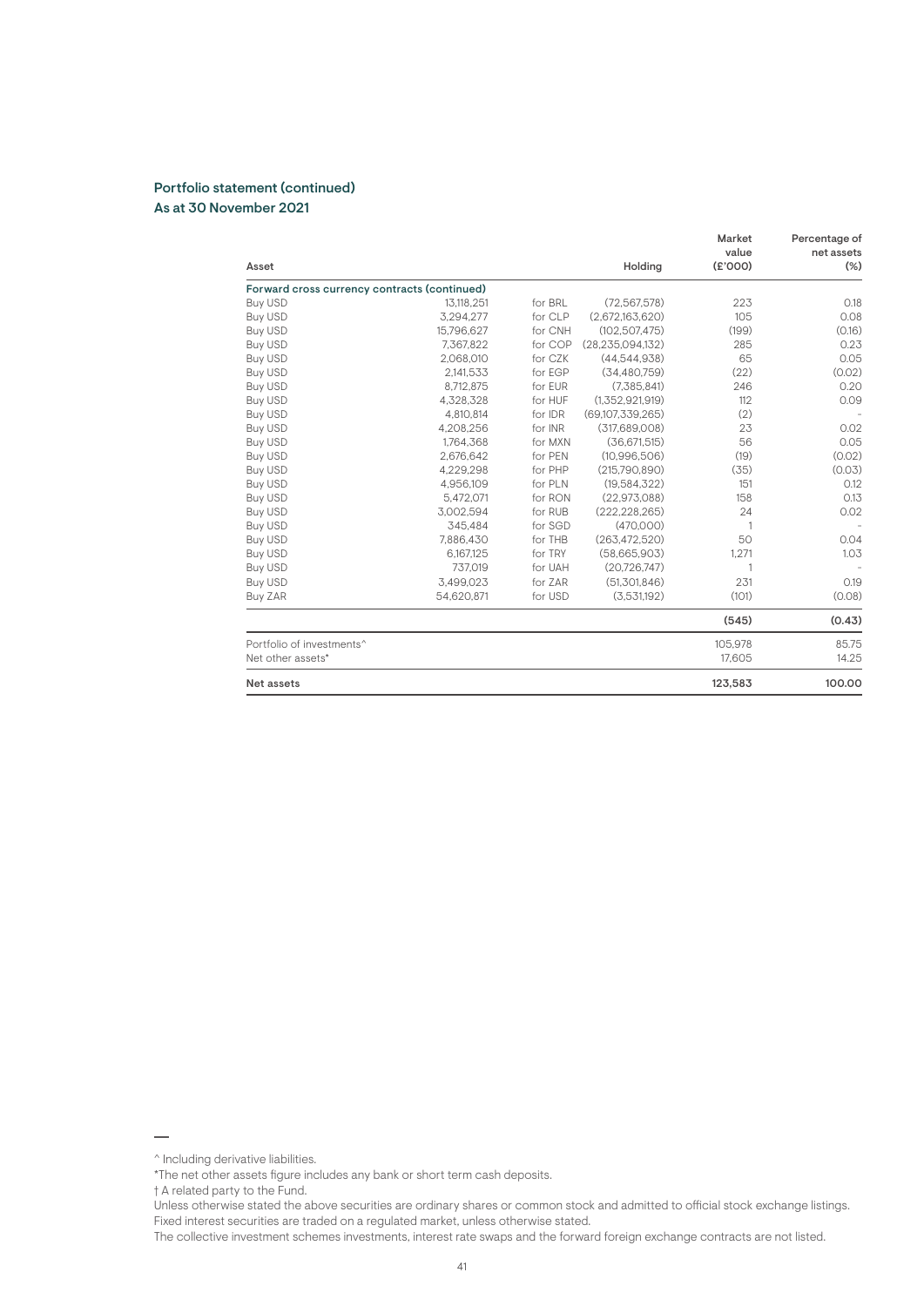## Portfolio statement (continued)
### As at 30 November 2021

| Asset | | | Holding | Market value (£'000) | Percentage of net assets (%) |
|---|---|---|---|---|---|
| **Forward cross currency contracts (continued)** | | | | | |
| Buy USD | 13,118,251 | for BRL | (72,567,578) | 223 | 0.18 |
| Buy USD | 3,294,277 | for CLP | (2,672,163,620) | 105 | 0.08 |
| Buy USD | 15,796,627 | for CNH | (102,507,475) | (199) | (0.16) |
| Buy USD | 7,367,822 | for COP | (28,235,094,132) | 285 | 0.23 |
| Buy USD | 2,068,010 | for CZK | (44,544,938) | 65 | 0.05 |
| Buy USD | 2,141,533 | for EGP | (34,480,759) | (22) | (0.02) |
| Buy USD | 8,712,875 | for EUR | (7,385,841) | 246 | 0.20 |
| Buy USD | 4,328,328 | for HUF | (1,352,921,919) | 112 | 0.09 |
| Buy USD | 4,810,814 | for IDR | (69,107,339,265) | (2) | - |
| Buy USD | 4,208,256 | for INR | (317,689,008) | 23 | 0.02 |
| Buy USD | 1,764,368 | for MXN | (36,671,515) | 56 | 0.05 |
| Buy USD | 2,676,642 | for PEN | (10,996,506) | (19) | (0.02) |
| Buy USD | 4,229,298 | for PHP | (215,790,890) | (35) | (0.03) |
| Buy USD | 4,956,109 | for PLN | (19,584,322) | 151 | 0.12 |
| Buy USD | 5,472,071 | for RON | (22,973,088) | 158 | 0.13 |
| Buy USD | 3,002,594 | for RUB | (222,228,265) | 24 | 0.02 |
| Buy USD | 345,484 | for SGD | (470,000) | 1 | - |
| Buy USD | 7,886,430 | for THB | (263,472,520) | 50 | 0.04 |
| Buy USD | 6,167,125 | for TRY | (58,665,903) | 1,271 | 1.03 |
| Buy USD | 737,019 | for UAH | (20,726,747) | 1 | - |
| Buy USD | 3,499,023 | for ZAR | (51,301,846) | 231 | 0.19 |
| Buy ZAR | 54,620,871 | for USD | (3,531,192) | (101) | (0.08) |
| | | | | **(545)** | **(0.43)** |
| Portfolio of investments^ | | | | 105,978 | 85.75 |
| Net other assets* | | | | 17,605 | 14.25 |
| **Net assets** | | | | **123,583** | **100.00** |

^ Including derivative liabilities.

*The net other assets figure includes any bank or short term cash deposits.

† A related party to the Fund.

Unless otherwise stated the above securities are ordinary shares or common stock and admitted to official stock exchange listings.
Fixed interest securities are traded on a regulated market, unless otherwise stated.

The collective investment schemes investments, interest rate swaps and the forward foreign exchange contracts are not listed.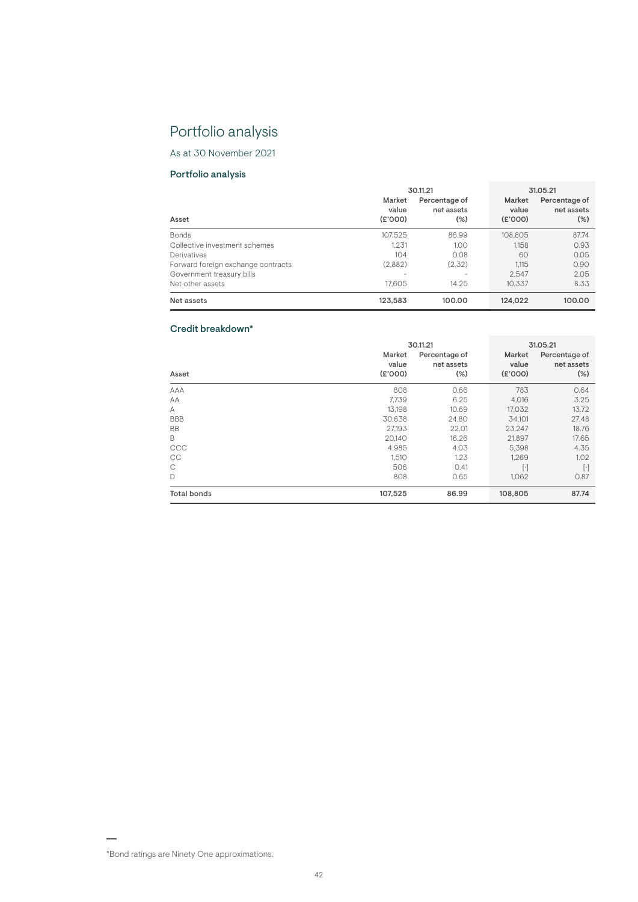# Portfolio analysis

As at 30 November 2021

## Portfolio analysis

| Asset | 30.11.21 Market value (£'000) | 30.11.21 Percentage of net assets (%) | 31.05.21 Market value (£'000) | 31.05.21 Percentage of net assets (%) |
|---|---|---|---|---|
| Bonds | 107,525 | 86.99 | 108,805 | 87.74 |
| Collective investment schemes | 1,231 | 1.00 | 1,158 | 0.93 |
| Derivatives | 104 | 0.08 | 60 | 0.05 |
| Forward foreign exchange contracts | (2,882) | (2.32) | 1,115 | 0.90 |
| Government treasury bills | - | - | 2,547 | 2.05 |
| Net other assets | 17,605 | 14.25 | 10,337 | 8.33 |
| **Net assets** | **123,583** | **100.00** | **124,022** | **100.00** |

## Credit breakdown*

| Asset | 30.11.21 Market value (£'000) | 30.11.21 Percentage of net assets (%) | 31.05.21 Market value (£'000) | 31.05.21 Percentage of net assets (%) |
|---|---|---|---|---|
| AAA | 808 | 0.66 | 783 | 0.64 |
| AA | 7,739 | 6.25 | 4,016 | 3.25 |
| A | 13,198 | 10.69 | 17,032 | 13.72 |
| BBB | 30,638 | 24.80 | 34,101 | 27.48 |
| BB | 27,193 | 22.01 | 23,247 | 18.76 |
| B | 20,140 | 16.26 | 21,897 | 17.65 |
| CCC | 4,985 | 4.03 | 5,398 | 4.35 |
| CC | 1,510 | 1.23 | 1,269 | 1.02 |
| C | 506 | 0.41 | [-] | [-] |
| D | 808 | 0.65 | 1,062 | 0.87 |
| **Total bonds** | **107,525** | **86.99** | **108,805** | **87.74** |

*Bond ratings are Ninety One approximations.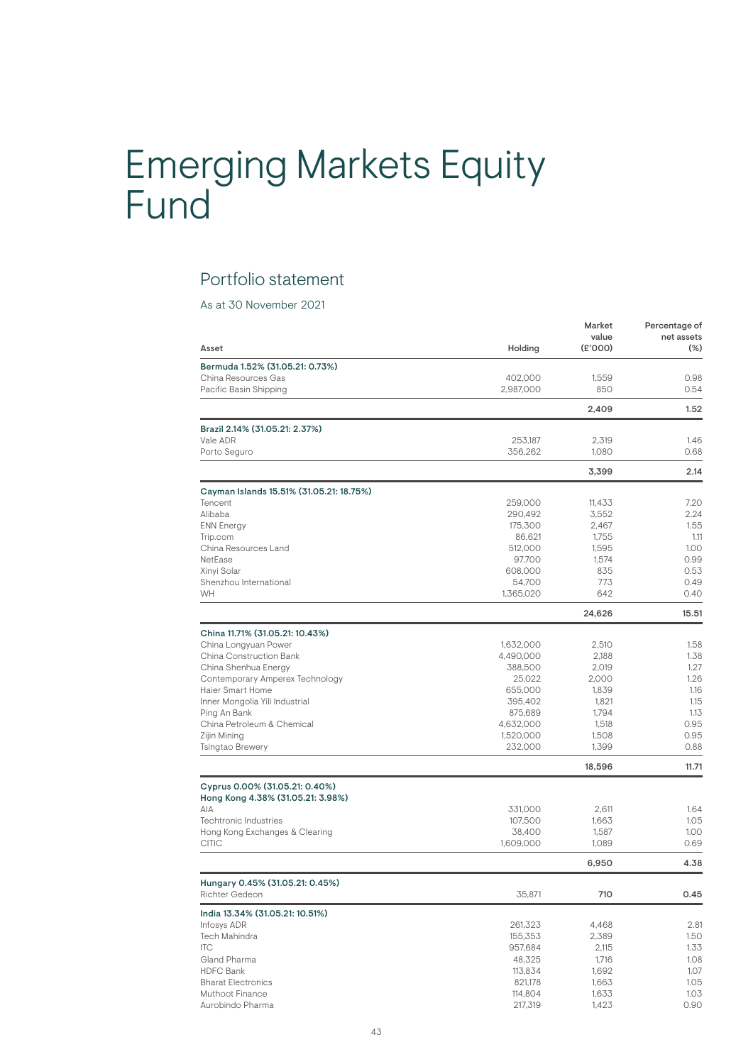# Emerging Markets Equity Fund

## Portfolio statement

As at 30 November 2021

| Asset | Holding | Market value (£'000) | Percentage of net assets (%) |
|---|---|---|---|
| **Bermuda 1.52% (31.05.21: 0.73%)** | | | |
| China Resources Gas | 402,000 | 1,559 | 0.98 |
| Pacific Basin Shipping | 2,987,000 | 850 | 0.54 |
| | | **2,409** | **1.52** |
| **Brazil 2.14% (31.05.21: 2.37%)** | | | |
| Vale ADR | 253,187 | 2,319 | 1.46 |
| Porto Seguro | 356,262 | 1,080 | 0.68 |
| | | **3,399** | **2.14** |
| **Cayman Islands 15.51% (31.05.21: 18.75%)** | | | |
| Tencent | 259,000 | 11,433 | 7.20 |
| Alibaba | 290,492 | 3,552 | 2.24 |
| ENN Energy | 175,300 | 2,467 | 1.55 |
| Trip.com | 86,621 | 1,755 | 1.11 |
| China Resources Land | 512,000 | 1,595 | 1.00 |
| NetEase | 97,700 | 1,574 | 0.99 |
| Xinyi Solar | 608,000 | 835 | 0.53 |
| Shenzhou International | 54,700 | 773 | 0.49 |
| WH | 1,365,020 | 642 | 0.40 |
| | | **24,626** | **15.51** |
| **China 11.71% (31.05.21: 10.43%)** | | | |
| China Longyuan Power | 1,632,000 | 2,510 | 1.58 |
| China Construction Bank | 4,490,000 | 2,188 | 1.38 |
| China Shenhua Energy | 388,500 | 2,019 | 1.27 |
| Contemporary Amperex Technology | 25,022 | 2,000 | 1.26 |
| Haier Smart Home | 655,000 | 1,839 | 1.16 |
| Inner Mongolia Yili Industrial | 395,402 | 1,821 | 1.15 |
| Ping An Bank | 875,689 | 1,794 | 1.13 |
| China Petroleum & Chemical | 4,632,000 | 1,518 | 0.95 |
| Zijin Mining | 1,520,000 | 1,508 | 0.95 |
| Tsingtao Brewery | 232,000 | 1,399 | 0.88 |
| | | **18,596** | **11.71** |
| **Cyprus 0.00% (31.05.21: 0.40%)** | | | |
| **Hong Kong 4.38% (31.05.21: 3.98%)** | | | |
| AIA | 331,000 | 2,611 | 1.64 |
| Techtronic Industries | 107,500 | 1,663 | 1.05 |
| Hong Kong Exchanges & Clearing | 38,400 | 1,587 | 1.00 |
| CITIC | 1,609,000 | 1,089 | 0.69 |
| | | **6,950** | **4.38** |
| **Hungary 0.45% (31.05.21: 0.45%)** | | | |
| Richter Gedeon | 35,871 | **710** | **0.45** |
| **India 13.34% (31.05.21: 10.51%)** | | | |
| Infosys ADR | 261,323 | 4,468 | 2.81 |
| Tech Mahindra | 155,353 | 2,389 | 1.50 |
| ITC | 957,684 | 2,115 | 1.33 |
| Gland Pharma | 48,325 | 1,716 | 1.08 |
| HDFC Bank | 113,834 | 1,692 | 1.07 |
| Bharat Electronics | 821,178 | 1,663 | 1.05 |
| Muthoot Finance | 114,804 | 1,633 | 1.03 |
| Aurobindo Pharma | 217,319 | 1,423 | 0.90 |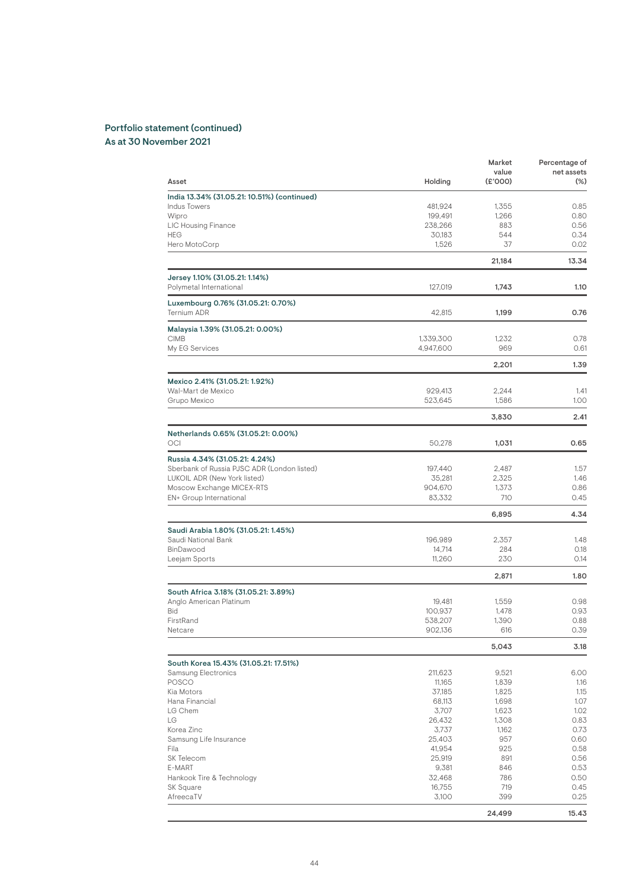## Portfolio statement (continued)
### As at 30 November 2021

| Asset | Holding | Market value (£'000) | Percentage of net assets (%) |
|---|---|---|---|
| **India 13.34% (31.05.21: 10.51%) (continued)** | | | |
| Indus Towers | 481,924 | 1,355 | 0.85 |
| Wipro | 199,491 | 1,266 | 0.80 |
| LIC Housing Finance | 238,266 | 883 | 0.56 |
| HEG | 30,183 | 544 | 0.34 |
| Hero MotoCorp | 1,526 | 37 | 0.02 |
| | | **21,184** | **13.34** |
| **Jersey 1.10% (31.05.21: 1.14%)** | | | |
| Polymetal International | 127,019 | **1,743** | **1.10** |
| **Luxembourg 0.76% (31.05.21: 0.70%)** | | | |
| Ternium ADR | 42,815 | **1,199** | **0.76** |
| **Malaysia 1.39% (31.05.21: 0.00%)** | | | |
| CIMB | 1,339,300 | 1,232 | 0.78 |
| My EG Services | 4,947,600 | 969 | 0.61 |
| | | **2,201** | **1.39** |
| **Mexico 2.41% (31.05.21: 1.92%)** | | | |
| Wal-Mart de Mexico | 929,413 | 2,244 | 1.41 |
| Grupo Mexico | 523,645 | 1,586 | 1.00 |
| | | **3,830** | **2.41** |
| **Netherlands 0.65% (31.05.21: 0.00%)** | | | |
| OCI | 50,278 | **1,031** | **0.65** |
| **Russia 4.34% (31.05.21: 4.24%)** | | | |
| Sberbank of Russia PJSC ADR (London listed) | 197,440 | 2,487 | 1.57 |
| LUKOIL ADR (New York listed) | 35,281 | 2,325 | 1.46 |
| Moscow Exchange MICEX-RTS | 904,670 | 1,373 | 0.86 |
| EN+ Group International | 83,332 | 710 | 0.45 |
| | | **6,895** | **4.34** |
| **Saudi Arabia 1.80% (31.05.21: 1.45%)** | | | |
| Saudi National Bank | 196,989 | 2,357 | 1.48 |
| BinDawood | 14,714 | 284 | 0.18 |
| Leejam Sports | 11,260 | 230 | 0.14 |
| | | **2,871** | **1.80** |
| **South Africa 3.18% (31.05.21: 3.89%)** | | | |
| Anglo American Platinum | 19,481 | 1,559 | 0.98 |
| Bid | 100,937 | 1,478 | 0.93 |
| FirstRand | 538,207 | 1,390 | 0.88 |
| Netcare | 902,136 | 616 | 0.39 |
| | | **5,043** | **3.18** |
| **South Korea 15.43% (31.05.21: 17.51%)** | | | |
| Samsung Electronics | 211,623 | 9,521 | 6.00 |
| POSCO | 11,165 | 1,839 | 1.16 |
| Kia Motors | 37,185 | 1,825 | 1.15 |
| Hana Financial | 68,113 | 1,698 | 1.07 |
| LG Chem | 3,707 | 1,623 | 1.02 |
| LG | 26,432 | 1,308 | 0.83 |
| Korea Zinc | 3,737 | 1,162 | 0.73 |
| Samsung Life Insurance | 25,403 | 957 | 0.60 |
| Fila | 41,954 | 925 | 0.58 |
| SK Telecom | 25,919 | 891 | 0.56 |
| E-MART | 9,381 | 846 | 0.53 |
| Hankook Tire & Technology | 32,468 | 786 | 0.50 |
| SK Square | 16,755 | 719 | 0.45 |
| AfreecaTV | 3,100 | 399 | 0.25 |
| | | **24,499** | **15.43** |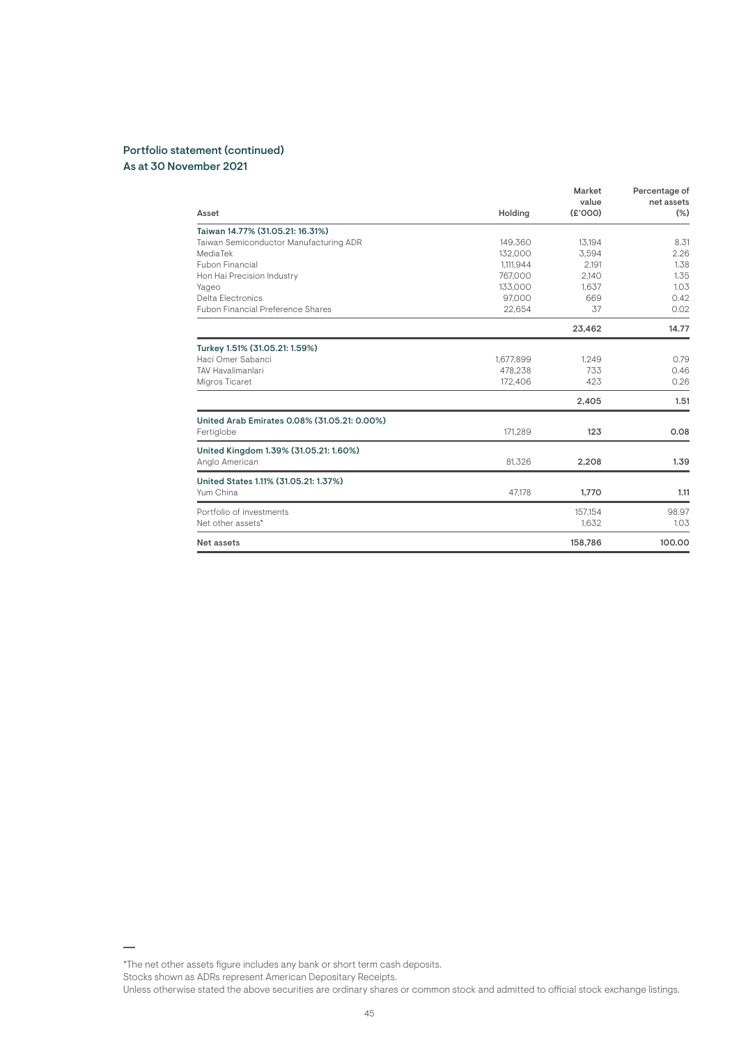## Portfolio statement (continued)
### As at 30 November 2021

| Asset | Holding | Market value (£'000) | Percentage of net assets (%) |
|---|---|---|---|
| **Taiwan 14.77% (31.05.21: 16.31%)** | | | |
| Taiwan Semiconductor Manufacturing ADR | 149,360 | 13,194 | 8.31 |
| MediaTek | 132,000 | 3,594 | 2.26 |
| Fubon Financial | 1,111,944 | 2,191 | 1.38 |
| Hon Hai Precision Industry | 767,000 | 2,140 | 1.35 |
| Yageo | 133,000 | 1,637 | 1.03 |
| Delta Electronics | 97,000 | 669 | 0.42 |
| Fubon Financial Preference Shares | 22,654 | 37 | 0.02 |
| | | **23,462** | **14.77** |
| **Turkey 1.51% (31.05.21: 1.59%)** | | | |
| Haci Omer Sabanci | 1,677,899 | 1,249 | 0.79 |
| TAV Havalimanlari | 478,238 | 733 | 0.46 |
| Migros Ticaret | 172,406 | 423 | 0.26 |
| | | **2,405** | **1.51** |
| **United Arab Emirates 0.08% (31.05.21: 0.00%)** | | | |
| Fertiglobe | 171,289 | **123** | **0.08** |
| **United Kingdom 1.39% (31.05.21: 1.60%)** | | | |
| Anglo American | 81,326 | **2,208** | **1.39** |
| **United States 1.11% (31.05.21: 1.37%)** | | | |
| Yum China | 47,178 | **1,770** | **1.11** |
| Portfolio of investments | | 157,154 | 98.97 |
| Net other assets* | | 1,632 | 1.03 |
| **Net assets** | | **158,786** | **100.00** |

*The net other assets figure includes any bank or short term cash deposits.
Stocks shown as ADRs represent American Depositary Receipts.
Unless otherwise stated the above securities are ordinary shares or common stock and admitted to official stock exchange listings.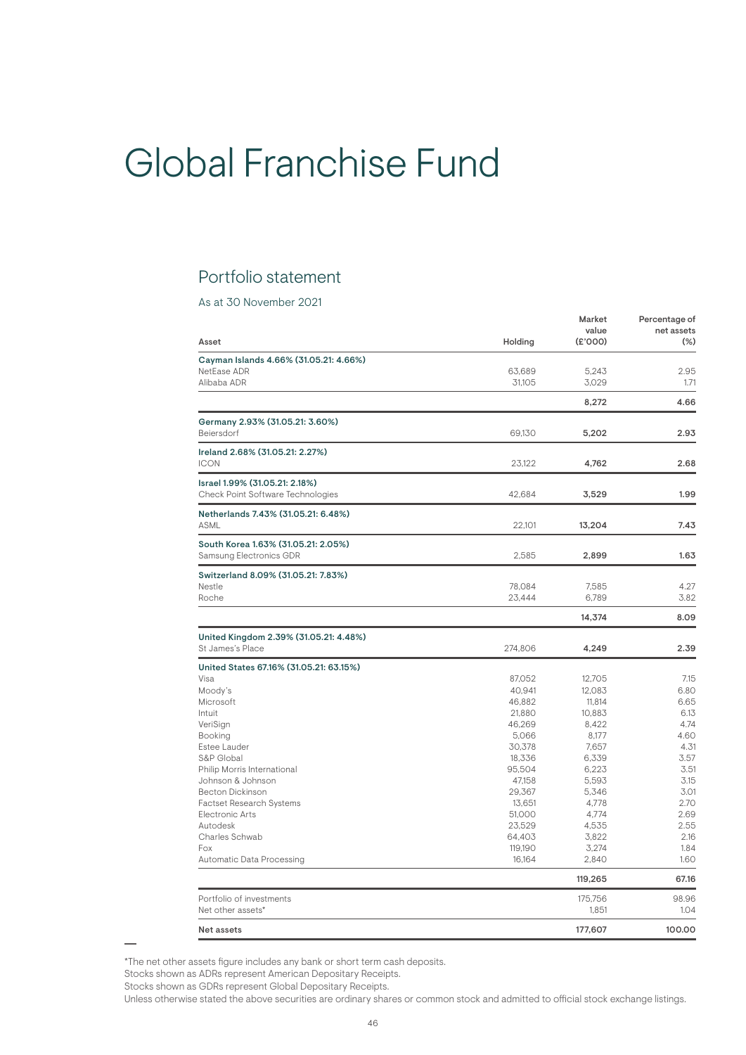# Global Franchise Fund

## Portfolio statement

As at 30 November 2021

| Asset | Holding | Market value (£'000) | Percentage of net assets (%) |
|---|---|---|---|
| **Cayman Islands 4.66% (31.05.21: 4.66%)** | | | |
| NetEase ADR | 63,689 | 5,243 | 2.95 |
| Alibaba ADR | 31,105 | 3,029 | 1.71 |
| | | **8,272** | **4.66** |
| **Germany 2.93% (31.05.21: 3.60%)** | | | |
| Beiersdorf | 69,130 | **5,202** | **2.93** |
| **Ireland 2.68% (31.05.21: 2.27%)** | | | |
| ICON | 23,122 | **4,762** | **2.68** |
| **Israel 1.99% (31.05.21: 2.18%)** | | | |
| Check Point Software Technologies | 42,684 | **3,529** | **1.99** |
| **Netherlands 7.43% (31.05.21: 6.48%)** | | | |
| ASML | 22,101 | **13,204** | **7.43** |
| **South Korea 1.63% (31.05.21: 2.05%)** | | | |
| Samsung Electronics GDR | 2,585 | **2,899** | **1.63** |
| **Switzerland 8.09% (31.05.21: 7.83%)** | | | |
| Nestle | 78,084 | 7,585 | 4.27 |
| Roche | 23,444 | 6,789 | 3.82 |
| | | **14,374** | **8.09** |
| **United Kingdom 2.39% (31.05.21: 4.48%)** | | | |
| St James's Place | 274,806 | **4,249** | **2.39** |
| **United States 67.16% (31.05.21: 63.15%)** | | | |
| Visa | 87,052 | 12,705 | 7.15 |
| Moody's | 40,941 | 12,083 | 6.80 |
| Microsoft | 46,882 | 11,814 | 6.65 |
| Intuit | 21,880 | 10,883 | 6.13 |
| VeriSign | 46,269 | 8,422 | 4.74 |
| Booking | 5,066 | 8,177 | 4.60 |
| Estee Lauder | 30,378 | 7,657 | 4.31 |
| S&P Global | 18,336 | 6,339 | 3.57 |
| Philip Morris International | 95,504 | 6,223 | 3.51 |
| Johnson & Johnson | 47,158 | 5,593 | 3.15 |
| Becton Dickinson | 29,367 | 5,346 | 3.01 |
| Factset Research Systems | 13,651 | 4,778 | 2.70 |
| Electronic Arts | 51,000 | 4,774 | 2.69 |
| Autodesk | 23,529 | 4,535 | 2.55 |
| Charles Schwab | 64,403 | 3,822 | 2.16 |
| Fox | 119,190 | 3,274 | 1.84 |
| Automatic Data Processing | 16,164 | 2,840 | 1.60 |
| | | **119,265** | **67.16** |
| Portfolio of investments | | 175,756 | 98.96 |
| Net other assets* | | 1,851 | 1.04 |
| **Net assets** | | **177,607** | **100.00** |

*The net other assets figure includes any bank or short term cash deposits.
Stocks shown as ADRs represent American Depositary Receipts.
Stocks shown as GDRs represent Global Depositary Receipts.
Unless otherwise stated the above securities are ordinary shares or common stock and admitted to official stock exchange listings.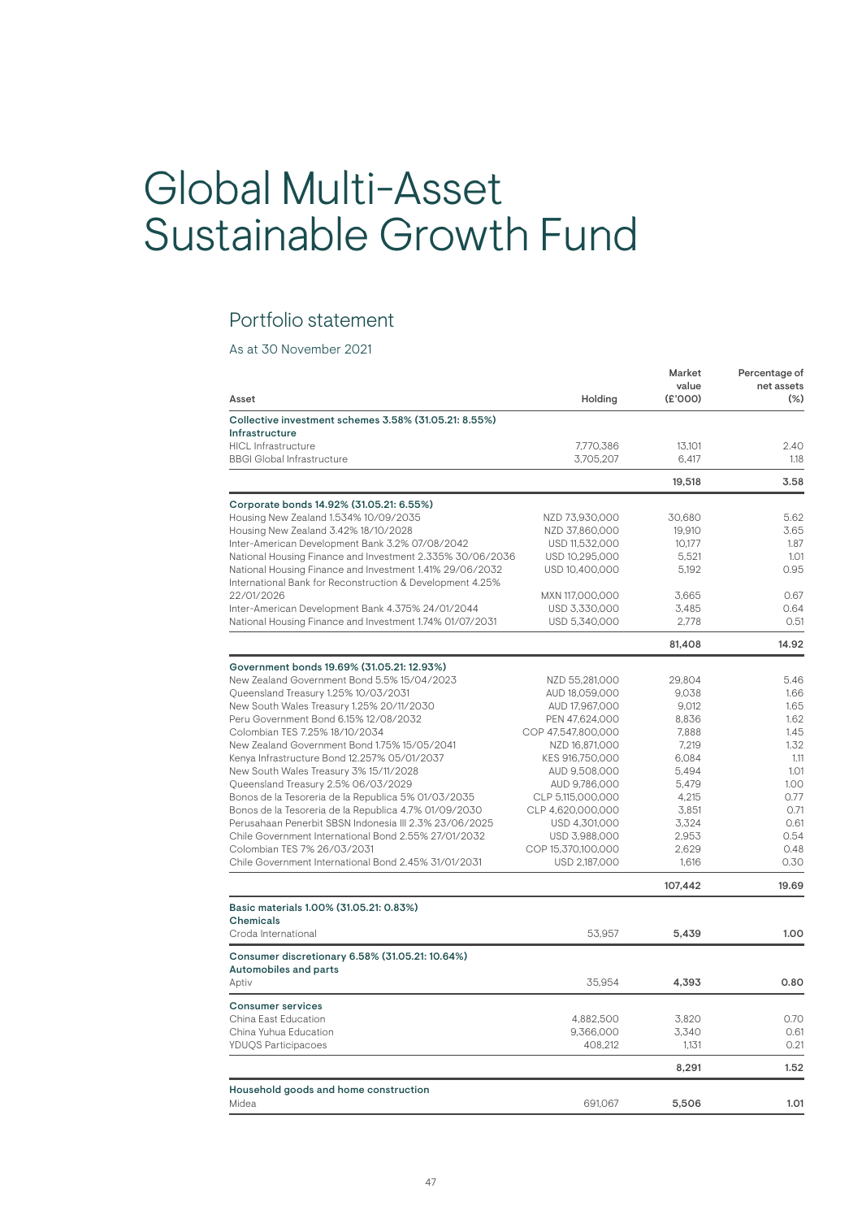# Global Multi-Asset Sustainable Growth Fund

## Portfolio statement

As at 30 November 2021

| Asset | Holding | Market value (£'000) | Percentage of net assets (%) |
|---|---|---|---|
| **Collective investment schemes 3.58% (31.05.21: 8.55%)** | | | |
| **Infrastructure** | | | |
| HICL Infrastructure | 7,770,386 | 13,101 | 2.40 |
| BBGI Global Infrastructure | 3,705,207 | 6,417 | 1.18 |
| | | **19,518** | **3.58** |
| **Corporate bonds 14.92% (31.05.21: 6.55%)** | | | |
| Housing New Zealand 1.534% 10/09/2035 | NZD 73,930,000 | 30,680 | 5.62 |
| Housing New Zealand 3.42% 18/10/2028 | NZD 37,860,000 | 19,910 | 3.65 |
| Inter-American Development Bank 3.2% 07/08/2042 | USD 11,532,000 | 10,177 | 1.87 |
| National Housing Finance and Investment 2.335% 30/06/2036 | USD 10,295,000 | 5,521 | 1.01 |
| National Housing Finance and Investment 1.41% 29/06/2032 | USD 10,400,000 | 5,192 | 0.95 |
| International Bank for Reconstruction & Development 4.25% 22/01/2026 | MXN 117,000,000 | 3,665 | 0.67 |
| Inter-American Development Bank 4.375% 24/01/2044 | USD 3,330,000 | 3,485 | 0.64 |
| National Housing Finance and Investment 1.74% 01/07/2031 | USD 5,340,000 | 2,778 | 0.51 |
| | | **81,408** | **14.92** |
| **Government bonds 19.69% (31.05.21: 12.93%)** | | | |
| New Zealand Government Bond 5.5% 15/04/2023 | NZD 55,281,000 | 29,804 | 5.46 |
| Queensland Treasury 1.25% 10/03/2031 | AUD 18,059,000 | 9,038 | 1.66 |
| New South Wales Treasury 1.25% 20/11/2030 | AUD 17,967,000 | 9,012 | 1.65 |
| Peru Government Bond 6.15% 12/08/2032 | PEN 47,624,000 | 8,836 | 1.62 |
| Colombian TES 7.25% 18/10/2034 | COP 47,547,800,000 | 7,888 | 1.45 |
| New Zealand Government Bond 1.75% 15/05/2041 | NZD 16,871,000 | 7,219 | 1.32 |
| Kenya Infrastructure Bond 12.257% 05/01/2037 | KES 916,750,000 | 6,084 | 1.11 |
| New South Wales Treasury 3% 15/11/2028 | AUD 9,508,000 | 5,494 | 1.01 |
| Queensland Treasury 2.5% 06/03/2029 | AUD 9,786,000 | 5,479 | 1.00 |
| Bonos de la Tesoreria de la Republica 5% 01/03/2035 | CLP 5,115,000,000 | 4,215 | 0.77 |
| Bonos de la Tesoreria de la Republica 4.7% 01/09/2030 | CLP 4,620,000,000 | 3,851 | 0.71 |
| Perusahaan Penerbit SBSN Indonesia III 2.3% 23/06/2025 | USD 4,301,000 | 3,324 | 0.61 |
| Chile Government International Bond 2.55% 27/01/2032 | USD 3,988,000 | 2,953 | 0.54 |
| Colombian TES 7% 26/03/2031 | COP 15,370,100,000 | 2,629 | 0.48 |
| Chile Government International Bond 2.45% 31/01/2031 | USD 2,187,000 | 1,616 | 0.30 |
| | | **107,442** | **19.69** |
| **Basic materials 1.00% (31.05.21: 0.83%)** | | | |
| **Chemicals** | | | |
| Croda International | 53,957 | **5,439** | **1.00** |
| **Consumer discretionary 6.58% (31.05.21: 10.64%)** | | | |
| **Automobiles and parts** | | | |
| Aptiv | 35,954 | **4,393** | **0.80** |
| **Consumer services** | | | |
| China East Education | 4,882,500 | 3,820 | 0.70 |
| China Yuhua Education | 9,366,000 | 3,340 | 0.61 |
| YDUQS Participacoes | 408,212 | 1,131 | 0.21 |
| | | **8,291** | **1.52** |
| **Household goods and home construction** | | | |
| Midea | 691,067 | **5,506** | **1.01** |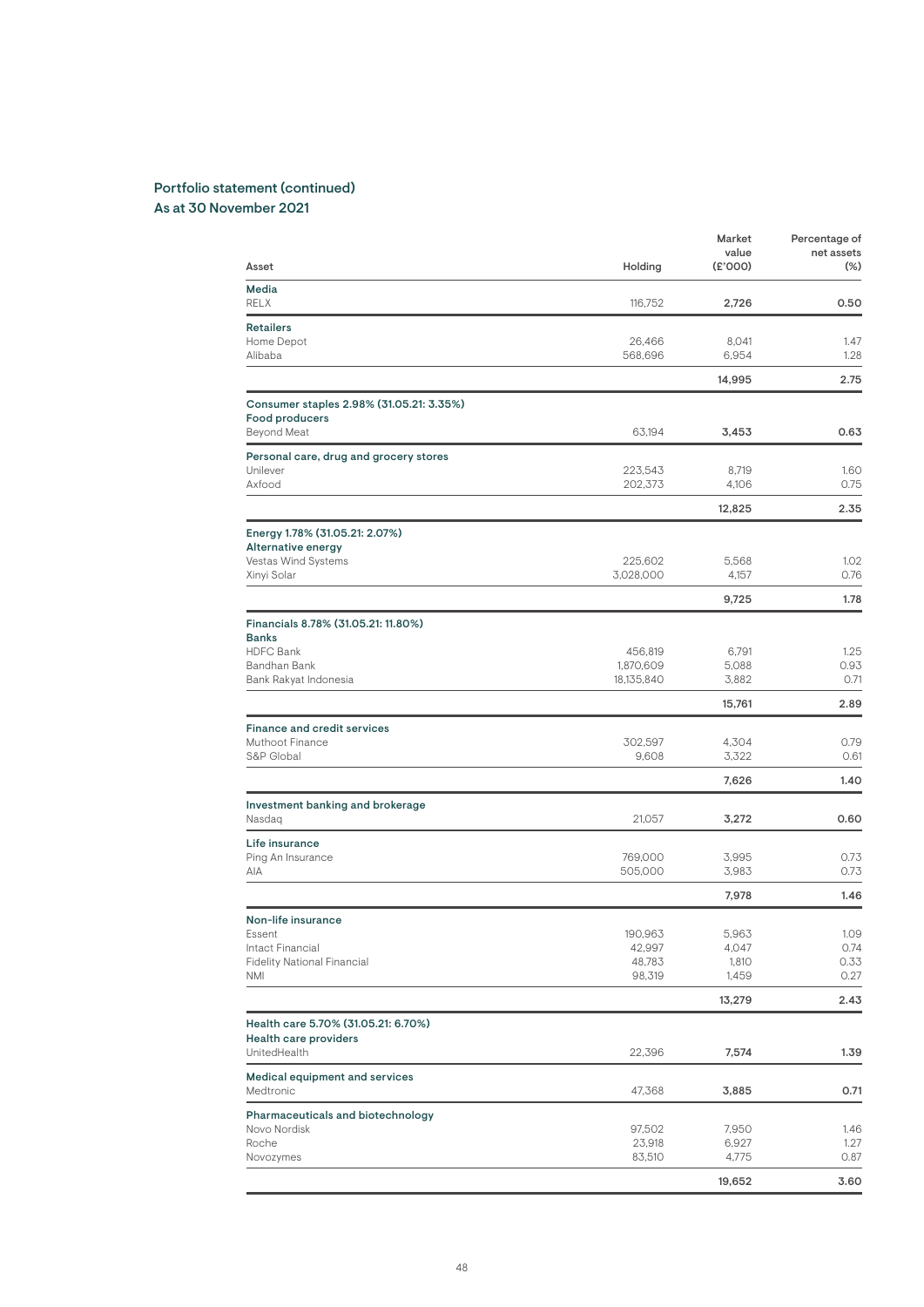## Portfolio statement (continued)
## As at 30 November 2021

| Asset | Holding | Market value (£'000) | Percentage of net assets (%) |
|---|---|---|---|
| **Media** | | | |
| RELX | 116,752 | **2,726** | **0.50** |
| **Retailers** | | | |
| Home Depot | 26,466 | 8,041 | 1.47 |
| Alibaba | 568,696 | 6,954 | 1.28 |
| | | **14,995** | **2.75** |
| **Consumer staples 2.98% (31.05.21: 3.35%)** | | | |
| **Food producers** | | | |
| Beyond Meat | 63,194 | **3,453** | **0.63** |
| **Personal care, drug and grocery stores** | | | |
| Unilever | 223,543 | 8,719 | 1.60 |
| Axfood | 202,373 | 4,106 | 0.75 |
| | | **12,825** | **2.35** |
| **Energy 1.78% (31.05.21: 2.07%)** | | | |
| **Alternative energy** | | | |
| Vestas Wind Systems | 225,602 | 5,568 | 1.02 |
| Xinyi Solar | 3,028,000 | 4,157 | 0.76 |
| | | **9,725** | **1.78** |
| **Financials 8.78% (31.05.21: 11.80%)** | | | |
| **Banks** | | | |
| HDFC Bank | 456,819 | 6,791 | 1.25 |
| Bandhan Bank | 1,870,609 | 5,088 | 0.93 |
| Bank Rakyat Indonesia | 18,135,840 | 3,882 | 0.71 |
| | | **15,761** | **2.89** |
| **Finance and credit services** | | | |
| Muthoot Finance | 302,597 | 4,304 | 0.79 |
| S&P Global | 9,608 | 3,322 | 0.61 |
| | | **7,626** | **1.40** |
| **Investment banking and brokerage** | | | |
| Nasdaq | 21,057 | **3,272** | **0.60** |
| **Life insurance** | | | |
| Ping An Insurance | 769,000 | 3,995 | 0.73 |
| AIA | 505,000 | 3,983 | 0.73 |
| | | **7,978** | **1.46** |
| **Non-life insurance** | | | |
| Essent | 190,963 | 5,963 | 1.09 |
| Intact Financial | 42,997 | 4,047 | 0.74 |
| Fidelity National Financial | 48,783 | 1,810 | 0.33 |
| NMI | 98,319 | 1,459 | 0.27 |
| | | **13,279** | **2.43** |
| **Health care 5.70% (31.05.21: 6.70%)** | | | |
| **Health care providers** | | | |
| UnitedHealth | 22,396 | **7,574** | **1.39** |
| **Medical equipment and services** | | | |
| Medtronic | 47,368 | **3,885** | **0.71** |
| **Pharmaceuticals and biotechnology** | | | |
| Novo Nordisk | 97,502 | 7,950 | 1.46 |
| Roche | 23,918 | 6,927 | 1.27 |
| Novozymes | 83,510 | 4,775 | 0.87 |
| | | **19,652** | **3.60** |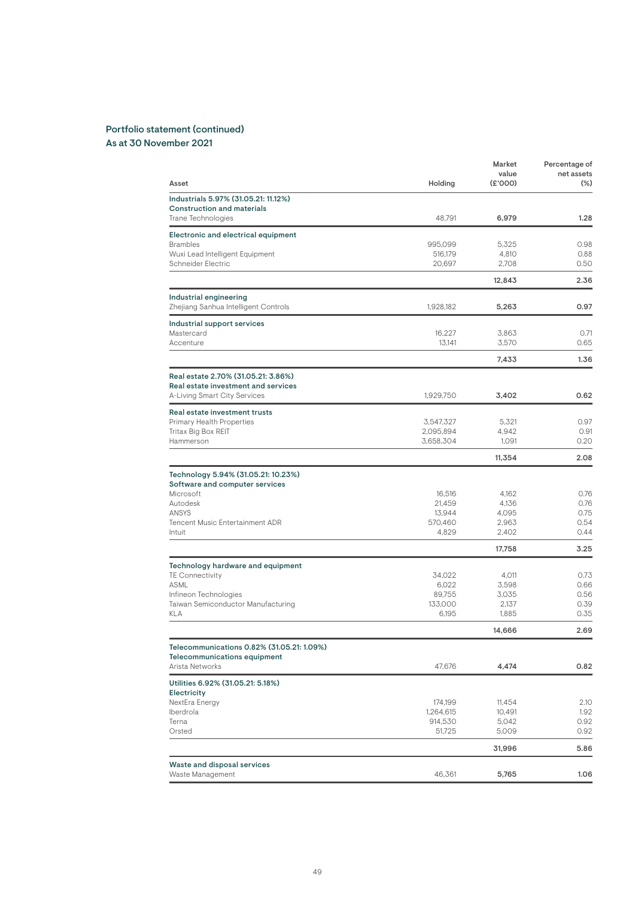## Portfolio statement (continued)
## As at 30 November 2021

| Asset | Holding | Market value (£'000) | Percentage of net assets (%) |
|---|---|---|---|
| **Industrials 5.97% (31.05.21: 11.12%)** | | | |
| **Construction and materials** | | | |
| Trane Technologies | 48,791 | **6,979** | **1.28** |
| **Electronic and electrical equipment** | | | |
| Brambles | 995,099 | 5,325 | 0.98 |
| Wuxi Lead Intelligent Equipment | 516,179 | 4,810 | 0.88 |
| Schneider Electric | 20,697 | 2,708 | 0.50 |
| | | **12,843** | **2.36** |
| **Industrial engineering** | | | |
| Zhejiang Sanhua Intelligent Controls | 1,928,182 | **5,263** | **0.97** |
| **Industrial support services** | | | |
| Mastercard | 16,227 | 3,863 | 0.71 |
| Accenture | 13,141 | 3,570 | 0.65 |
| | | **7,433** | **1.36** |
| **Real estate 2.70% (31.05.21: 3.86%)** | | | |
| **Real estate investment and services** | | | |
| A-Living Smart City Services | 1,929,750 | **3,402** | **0.62** |
| **Real estate investment trusts** | | | |
| Primary Health Properties | 3,547,327 | 5,321 | 0.97 |
| Tritax Big Box REIT | 2,095,894 | 4,942 | 0.91 |
| Hammerson | 3,658,304 | 1,091 | 0.20 |
| | | **11,354** | **2.08** |
| **Technology 5.94% (31.05.21: 10.23%)** | | | |
| **Software and computer services** | | | |
| Microsoft | 16,516 | 4,162 | 0.76 |
| Autodesk | 21,459 | 4,136 | 0.76 |
| ANSYS | 13,944 | 4,095 | 0.75 |
| Tencent Music Entertainment ADR | 570,460 | 2,963 | 0.54 |
| Intuit | 4,829 | 2,402 | 0.44 |
| | | **17,758** | **3.25** |
| **Technology hardware and equipment** | | | |
| TE Connectivity | 34,022 | 4,011 | 0.73 |
| ASML | 6,022 | 3,598 | 0.66 |
| Infineon Technologies | 89,755 | 3,035 | 0.56 |
| Taiwan Semiconductor Manufacturing | 133,000 | 2,137 | 0.39 |
| KLA | 6,195 | 1,885 | 0.35 |
| | | **14,666** | **2.69** |
| **Telecommunications 0.82% (31.05.21: 1.09%)** | | | |
| **Telecommunications equipment** | | | |
| Arista Networks | 47,676 | **4,474** | **0.82** |
| **Utilities 6.92% (31.05.21: 5.18%)** | | | |
| **Electricity** | | | |
| NextEra Energy | 174,199 | 11,454 | 2.10 |
| Iberdrola | 1,264,615 | 10,491 | 1.92 |
| Terna | 914,530 | 5,042 | 0.92 |
| Orsted | 51,725 | 5,009 | 0.92 |
| | | **31,996** | **5.86** |
| **Waste and disposal services** | | | |
| Waste Management | 46,361 | **5,765** | **1.06** |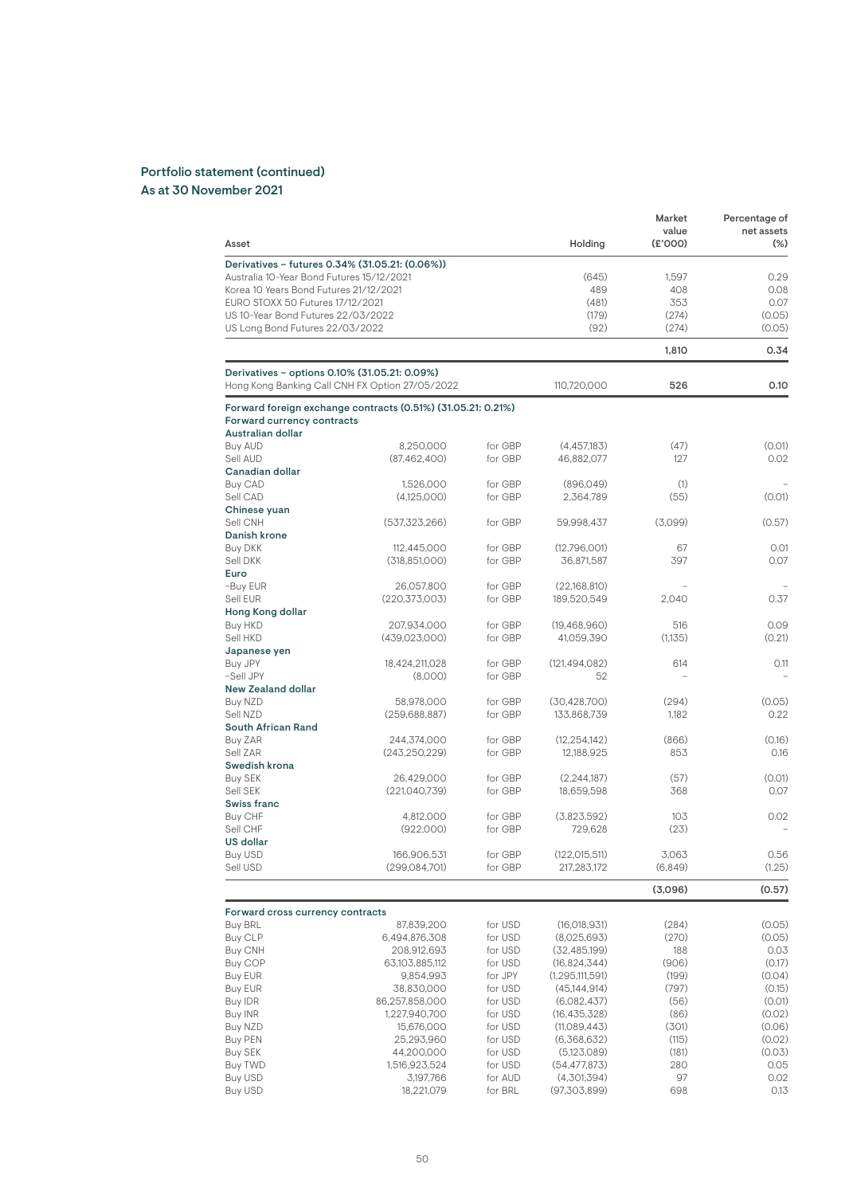## Portfolio statement (continued)
### As at 30 November 2021

| Asset | | | Holding | Market value (£'000) | Percentage of net assets (%) |
|---|---|---|---|---|---|
| **Derivatives – futures 0.34% (31.05.21: (0.06%))** | | | | | |
| Australia 10-Year Bond Futures 15/12/2021 | | | (645) | 1,597 | 0.29 |
| Korea 10 Years Bond Futures 21/12/2021 | | | 489 | 408 | 0.08 |
| EURO STOXX 50 Futures 17/12/2021 | | | (481) | 353 | 0.07 |
| US 10-Year Bond Futures 22/03/2022 | | | (179) | (274) | (0.05) |
| US Long Bond Futures 22/03/2022 | | | (92) | (274) | (0.05) |
| | | | | **1,810** | **0.34** |
| **Derivatives – options 0.10% (31.05.21: 0.09%)** | | | | | |
| Hong Kong Banking Call CNH FX Option 27/05/2022 | | | 110,720,000 | **526** | **0.10** |
| **Forward foreign exchange contracts (0.51%) (31.05.21: 0.21%)** | | | | | |
| **Forward currency contracts** | | | | | |
| **Australian dollar** | | | | | |
| Buy AUD | 8,250,000 | for GBP | (4,457,183) | (47) | (0.01) |
| Sell AUD | (87,462,400) | for GBP | 46,882,077 | 127 | 0.02 |
| **Canadian dollar** | | | | | |
| Buy CAD | 1,526,000 | for GBP | (896,049) | (1) | – |
| Sell CAD | (4,125,000) | for GBP | 2,364,789 | (55) | (0.01) |
| **Chinese yuan** | | | | | |
| Sell CNH | (537,323,266) | for GBP | 59,998,437 | (3,099) | (0.57) |
| **Danish krone** | | | | | |
| Buy DKK | 112,445,000 | for GBP | (12,796,001) | 67 | 0.01 |
| Sell DKK | (318,851,000) | for GBP | 36,871,587 | 397 | 0.07 |
| **Euro** | | | | | |
| ~Buy EUR | 26,057,800 | for GBP | (22,168,810) | – | – |
| Sell EUR | (220,373,003) | for GBP | 189,520,549 | 2,040 | 0.37 |
| **Hong Kong dollar** | | | | | |
| Buy HKD | 207,934,000 | for GBP | (19,468,960) | 516 | 0.09 |
| Sell HKD | (439,023,000) | for GBP | 41,059,390 | (1,135) | (0.21) |
| **Japanese yen** | | | | | |
| Buy JPY | 18,424,211,028 | for GBP | (121,494,082) | 614 | 0.11 |
| ~Sell JPY | (8,000) | for GBP | 52 | – | – |
| **New Zealand dollar** | | | | | |
| Buy NZD | 58,978,000 | for GBP | (30,428,700) | (294) | (0.05) |
| Sell NZD | (259,688,887) | for GBP | 133,868,739 | 1,182 | 0.22 |
| **South African Rand** | | | | | |
| Buy ZAR | 244,374,000 | for GBP | (12,254,142) | (866) | (0.16) |
| Sell ZAR | (243,250,229) | for GBP | 12,188,925 | 853 | 0.16 |
| **Swedish krona** | | | | | |
| Buy SEK | 26,429,000 | for GBP | (2,244,187) | (57) | (0.01) |
| Sell SEK | (221,040,739) | for GBP | 18,659,598 | 368 | 0.07 |
| **Swiss franc** | | | | | |
| Buy CHF | 4,812,000 | for GBP | (3,823,592) | 103 | 0.02 |
| Sell CHF | (922,000) | for GBP | 729,628 | (23) | – |
| **US dollar** | | | | | |
| Buy USD | 166,906,531 | for GBP | (122,015,511) | 3,063 | 0.56 |
| Sell USD | (299,084,701) | for GBP | 217,283,172 | (6,849) | (1.25) |
| | | | | **(3,096)** | **(0.57)** |
| **Forward cross currency contracts** | | | | | |
| Buy BRL | 87,839,200 | for USD | (16,018,931) | (284) | (0.05) |
| Buy CLP | 6,494,876,308 | for USD | (8,025,693) | (270) | (0.05) |
| Buy CNH | 208,912,693 | for USD | (32,485,199) | 188 | 0.03 |
| Buy COP | 63,103,885,112 | for USD | (16,824,344) | (906) | (0.17) |
| Buy EUR | 9,854,993 | for JPY | (1,295,111,591) | (199) | (0.04) |
| Buy EUR | 38,830,000 | for USD | (45,144,914) | (797) | (0.15) |
| Buy IDR | 86,257,858,000 | for USD | (6,082,437) | (56) | (0.01) |
| Buy INR | 1,227,940,700 | for USD | (16,435,328) | (86) | (0.02) |
| Buy NZD | 15,676,000 | for USD | (11,089,443) | (301) | (0.06) |
| Buy PEN | 25,293,960 | for USD | (6,368,632) | (115) | (0.02) |
| Buy SEK | 44,200,000 | for USD | (5,123,089) | (181) | (0.03) |
| Buy TWD | 1,516,923,524 | for USD | (54,477,873) | 280 | 0.05 |
| Buy USD | 3,197,766 | for AUD | (4,301,394) | 97 | 0.02 |
| Buy USD | 18,221,079 | for BRL | (97,303,899) | 698 | 0.13 |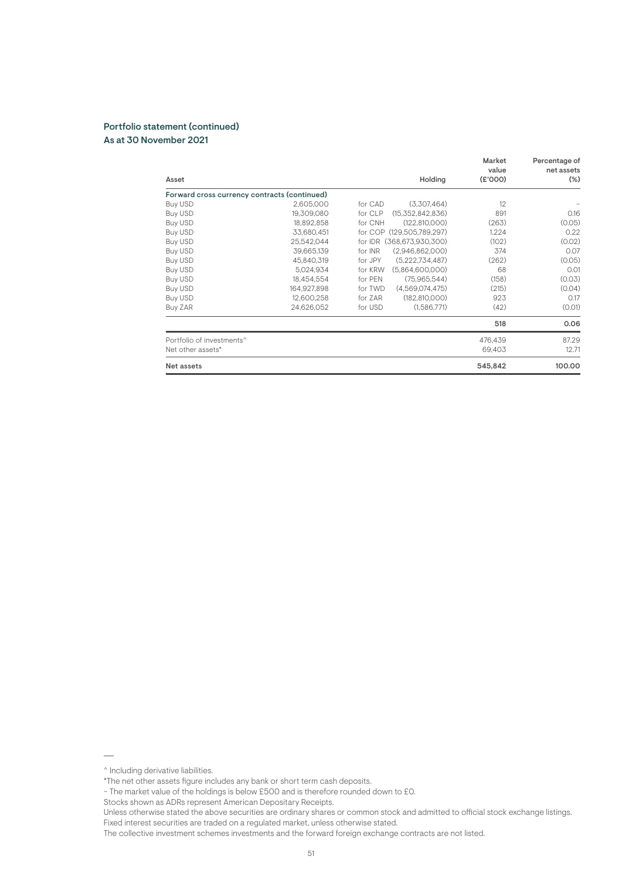## Portfolio statement (continued)
### As at 30 November 2021

| Asset | | Holding | | Market value (£'000) | Percentage of net assets (%) |
|---|---|---|---|---|---|
| **Forward cross currency contracts (continued)** | | | | | |
| Buy USD | 2,605,000 | for CAD | (3,307,464) | 12 | – |
| Buy USD | 19,309,080 | for CLP | (15,352,842,836) | 891 | 0.16 |
| Buy USD | 18,892,858 | for CNH | (122,810,000) | (263) | (0.05) |
| Buy USD | 33,680,451 | for COP | (129,505,789,297) | 1,224 | 0.22 |
| Buy USD | 25,542,044 | for IDR | (368,673,930,300) | (102) | (0.02) |
| Buy USD | 39,665,139 | for INR | (2,946,862,000) | 374 | 0.07 |
| Buy USD | 45,840,319 | for JPY | (5,222,734,487) | (262) | (0.05) |
| Buy USD | 5,024,934 | for KRW | (5,864,600,000) | 68 | 0.01 |
| Buy USD | 18,454,554 | for PEN | (75,965,544) | (158) | (0.03) |
| Buy USD | 164,927,898 | for TWD | (4,569,074,475) | (215) | (0.04) |
| Buy USD | 12,600,258 | for ZAR | (182,810,000) | 923 | 0.17 |
| Buy ZAR | 24,626,052 | for USD | (1,586,771) | (42) | (0.01) |
| | | | | **518** | **0.06** |
| Portfolio of investments^ | | | | 476,439 | 87.29 |
| Net other assets* | | | | 69,403 | 12.71 |
| **Net assets** | | | | **545,842** | **100.00** |

^ Including derivative liabilities.

*The net other assets figure includes any bank or short term cash deposits.

~ The market value of the holdings is below £500 and is therefore rounded down to £0.

Stocks shown as ADRs represent American Depositary Receipts.

Unless otherwise stated the above securities are ordinary shares or common stock and admitted to official stock exchange listings.

Fixed interest securities are traded on a regulated market, unless otherwise stated.

The collective investment schemes investments and the forward foreign exchange contracts are not listed.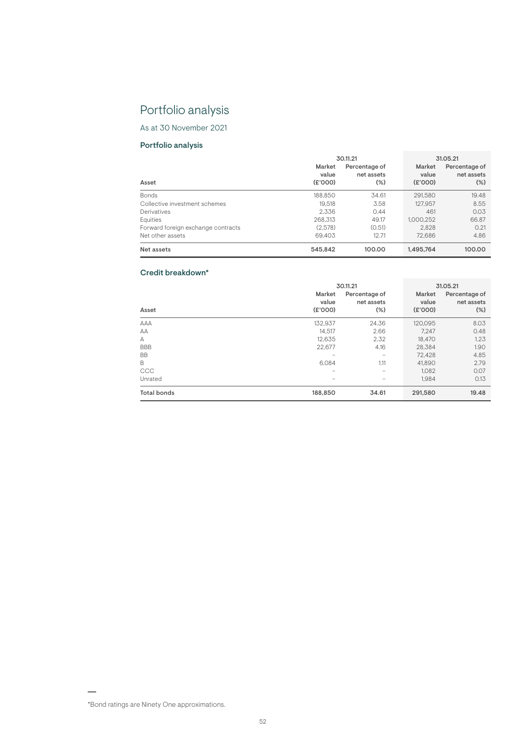# Portfolio analysis

As at 30 November 2021

## Portfolio analysis

| Asset | 30.11.21 Market value (£'000) | 30.11.21 Percentage of net assets (%) | 31.05.21 Market value (£'000) | 31.05.21 Percentage of net assets (%) |
|---|---|---|---|---|
| Bonds | 188,850 | 34.61 | 291,580 | 19.48 |
| Collective investment schemes | 19,518 | 3.58 | 127,957 | 8.55 |
| Derivatives | 2,336 | 0.44 | 461 | 0.03 |
| Equities | 268,313 | 49.17 | 1,000,252 | 66.87 |
| Forward foreign exchange contracts | (2,578) | (0.51) | 2,828 | 0.21 |
| Net other assets | 69,403 | 12.71 | 72,686 | 4.86 |
| **Net assets** | **545,842** | **100.00** | **1,495,764** | **100.00** |

## Credit breakdown*

| Asset | 30.11.21 Market value (£'000) | 30.11.21 Percentage of net assets (%) | 31.05.21 Market value (£'000) | 31.05.21 Percentage of net assets (%) |
|---|---|---|---|---|
| AAA | 132,937 | 24.36 | 120,095 | 8.03 |
| AA | 14,517 | 2.66 | 7,247 | 0.48 |
| A | 12,635 | 2.32 | 18,470 | 1.23 |
| BBB | 22,677 | 4.16 | 28,384 | 1.90 |
| BB | – | – | 72,428 | 4.85 |
| B | 6,084 | 1.11 | 41,890 | 2.79 |
| CCC | – | – | 1,082 | 0.07 |
| Unrated | – | – | 1,984 | 0.13 |
| **Total bonds** | **188,850** | **34.61** | **291,580** | **19.48** |

*Bond ratings are Ninety One approximations.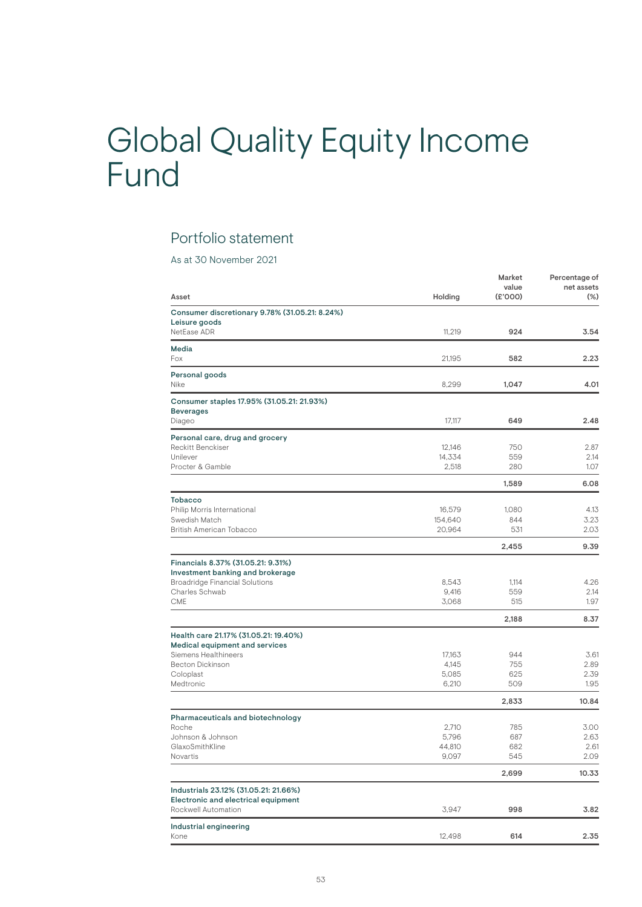# Global Quality Equity Income Fund

## Portfolio statement

As at 30 November 2021

| Asset | Holding | Market value (£'000) | Percentage of net assets (%) |
|---|---|---|---|
| **Consumer discretionary 9.78% (31.05.21: 8.24%)** | | | |
| **Leisure goods** | | | |
| NetEase ADR | 11,219 | **924** | **3.54** |
| **Media** | | | |
| Fox | 21,195 | **582** | **2.23** |
| **Personal goods** | | | |
| Nike | 8,299 | **1,047** | **4.01** |
| **Consumer staples 17.95% (31.05.21: 21.93%)** | | | |
| **Beverages** | | | |
| Diageo | 17,117 | **649** | **2.48** |
| **Personal care, drug and grocery** | | | |
| Reckitt Benckiser | 12,146 | 750 | 2.87 |
| Unilever | 14,334 | 559 | 2.14 |
| Procter & Gamble | 2,518 | 280 | 1.07 |
| | | **1,589** | **6.08** |
| **Tobacco** | | | |
| Philip Morris International | 16,579 | 1,080 | 4.13 |
| Swedish Match | 154,640 | 844 | 3.23 |
| British American Tobacco | 20,964 | 531 | 2.03 |
| | | **2,455** | **9.39** |
| **Financials 8.37% (31.05.21: 9.31%)** | | | |
| **Investment banking and brokerage** | | | |
| Broadridge Financial Solutions | 8,543 | 1,114 | 4.26 |
| Charles Schwab | 9,416 | 559 | 2.14 |
| CME | 3,068 | 515 | 1.97 |
| | | **2,188** | **8.37** |
| **Health care 21.17% (31.05.21: 19.40%)** | | | |
| **Medical equipment and services** | | | |
| Siemens Healthineers | 17,163 | 944 | 3.61 |
| Becton Dickinson | 4,145 | 755 | 2.89 |
| Coloplast | 5,085 | 625 | 2.39 |
| Medtronic | 6,210 | 509 | 1.95 |
| | | **2,833** | **10.84** |
| **Pharmaceuticals and biotechnology** | | | |
| Roche | 2,710 | 785 | 3.00 |
| Johnson & Johnson | 5,796 | 687 | 2.63 |
| GlaxoSmithKline | 44,810 | 682 | 2.61 |
| Novartis | 9,097 | 545 | 2.09 |
| | | **2,699** | **10.33** |
| **Industrials 23.12% (31.05.21: 21.66%)** | | | |
| **Electronic and electrical equipment** | | | |
| Rockwell Automation | 3,947 | **998** | **3.82** |
| **Industrial engineering** | | | |
| Kone | 12,498 | **614** | **2.35** |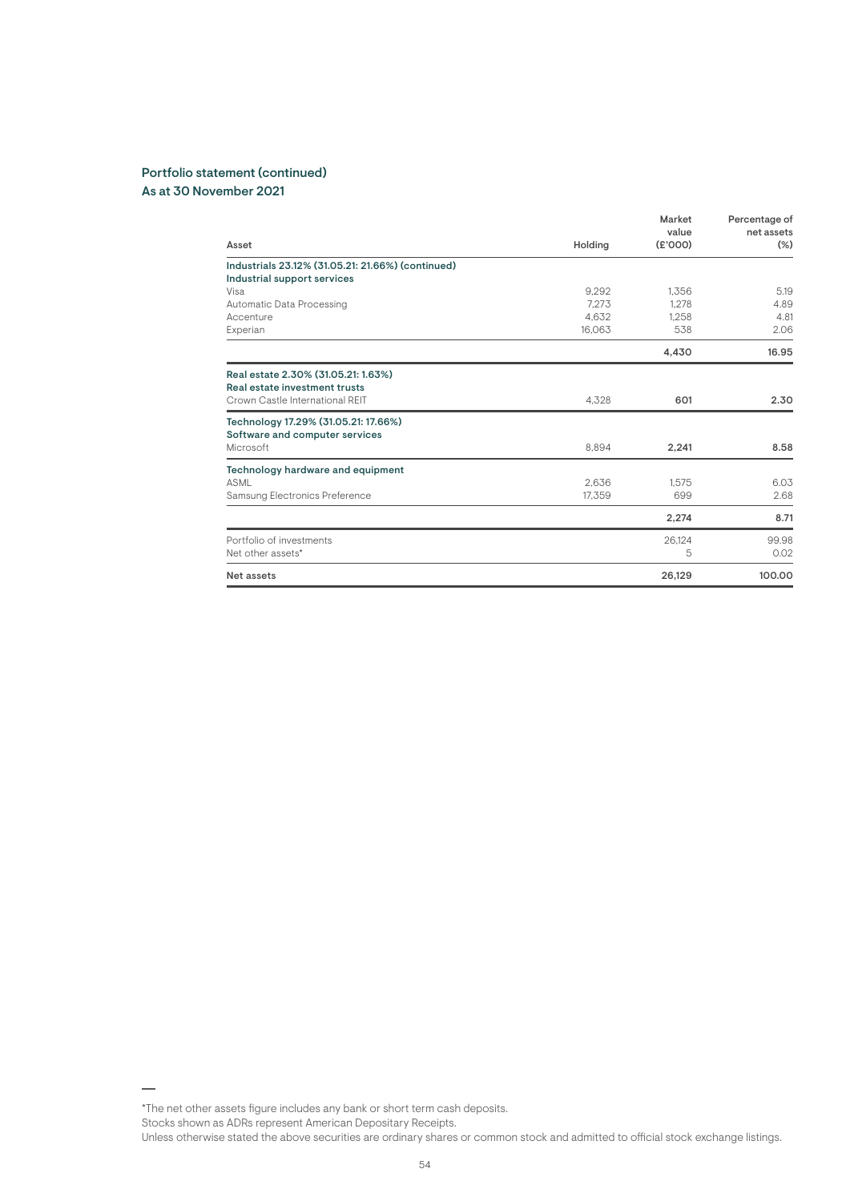## Portfolio statement (continued)
### As at 30 November 2021

| Asset | Holding | Market value (£'000) | Percentage of net assets (%) |
|---|---|---|---|
| **Industrials 23.12% (31.05.21: 21.66%) (continued)** | | | |
| **Industrial support services** | | | |
| Visa | 9,292 | 1,356 | 5.19 |
| Automatic Data Processing | 7,273 | 1,278 | 4.89 |
| Accenture | 4,632 | 1,258 | 4.81 |
| Experian | 16,063 | 538 | 2.06 |
| | | **4,430** | **16.95** |
| **Real estate 2.30% (31.05.21: 1.63%)** | | | |
| **Real estate investment trusts** | | | |
| Crown Castle International REIT | 4,328 | **601** | **2.30** |
| **Technology 17.29% (31.05.21: 17.66%)** | | | |
| **Software and computer services** | | | |
| Microsoft | 8,894 | **2,241** | **8.58** |
| **Technology hardware and equipment** | | | |
| ASML | 2,636 | 1,575 | 6.03 |
| Samsung Electronics Preference | 17,359 | 699 | 2.68 |
| | | **2,274** | **8.71** |
| Portfolio of investments | | 26,124 | 99.98 |
| Net other assets* | | 5 | 0.02 |
| **Net assets** | | **26,129** | **100.00** |

*The net other assets figure includes any bank or short term cash deposits.
Stocks shown as ADRs represent American Depositary Receipts.
Unless otherwise stated the above securities are ordinary shares or common stock and admitted to official stock exchange listings.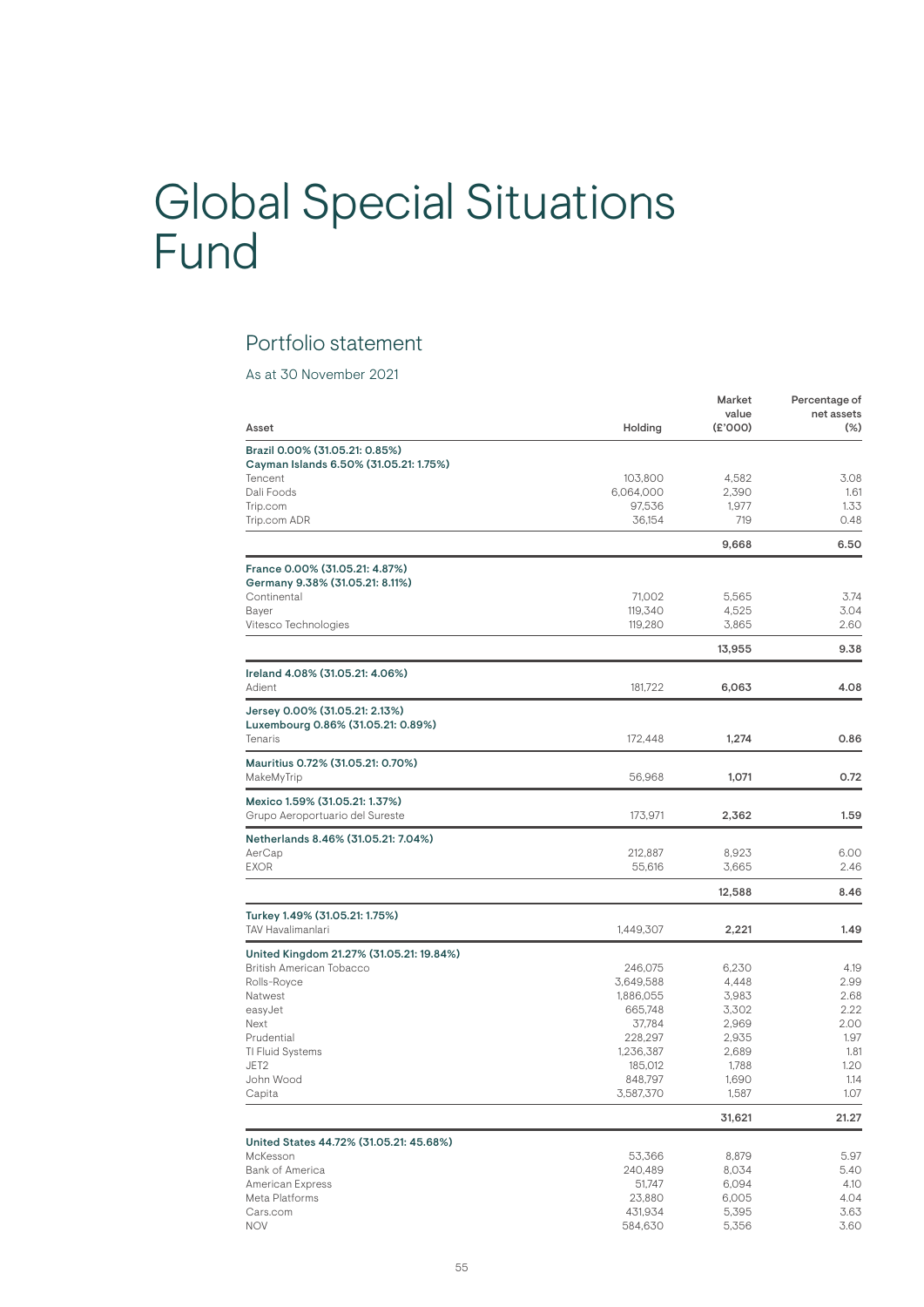# Global Special Situations Fund

## Portfolio statement

As at 30 November 2021

| Asset | Holding | Market value (£'000) | Percentage of net assets (%) |
|---|---|---|---|
| **Brazil 0.00% (31.05.21: 0.85%)** | | | |
| **Cayman Islands 6.50% (31.05.21: 1.75%)** | | | |
| Tencent | 103,800 | 4,582 | 3.08 |
| Dali Foods | 6,064,000 | 2,390 | 1.61 |
| Trip.com | 97,536 | 1,977 | 1.33 |
| Trip.com ADR | 36,154 | 719 | 0.48 |
| | | **9,668** | **6.50** |
| **France 0.00% (31.05.21: 4.87%)** | | | |
| **Germany 9.38% (31.05.21: 8.11%)** | | | |
| Continental | 71,002 | 5,565 | 3.74 |
| Bayer | 119,340 | 4,525 | 3.04 |
| Vitesco Technologies | 119,280 | 3,865 | 2.60 |
| | | **13,955** | **9.38** |
| **Ireland 4.08% (31.05.21: 4.06%)** | | | |
| Adient | 181,722 | **6,063** | **4.08** |
| **Jersey 0.00% (31.05.21: 2.13%)** | | | |
| **Luxembourg 0.86% (31.05.21: 0.89%)** | | | |
| Tenaris | 172,448 | **1,274** | **0.86** |
| **Mauritius 0.72% (31.05.21: 0.70%)** | | | |
| MakeMyTrip | 56,968 | **1,071** | **0.72** |
| **Mexico 1.59% (31.05.21: 1.37%)** | | | |
| Grupo Aeroportuario del Sureste | 173,971 | **2,362** | **1.59** |
| **Netherlands 8.46% (31.05.21: 7.04%)** | | | |
| AerCap | 212,887 | 8,923 | 6.00 |
| EXOR | 55,616 | 3,665 | 2.46 |
| | | **12,588** | **8.46** |
| **Turkey 1.49% (31.05.21: 1.75%)** | | | |
| TAV Havalimanlari | 1,449,307 | **2,221** | **1.49** |
| **United Kingdom 21.27% (31.05.21: 19.84%)** | | | |
| British American Tobacco | 246,075 | 6,230 | 4.19 |
| Rolls-Royce | 3,649,588 | 4,448 | 2.99 |
| Natwest | 1,886,055 | 3,983 | 2.68 |
| easyJet | 665,748 | 3,302 | 2.22 |
| Next | 37,784 | 2,969 | 2.00 |
| Prudential | 228,297 | 2,935 | 1.97 |
| TI Fluid Systems | 1,236,387 | 2,689 | 1.81 |
| JET2 | 185,012 | 1,788 | 1.20 |
| John Wood | 848,797 | 1,690 | 1.14 |
| Capita | 3,587,370 | 1,587 | 1.07 |
| | | **31,621** | **21.27** |
| **United States 44.72% (31.05.21: 45.68%)** | | | |
| McKesson | 53,366 | 8,879 | 5.97 |
| Bank of America | 240,489 | 8,034 | 5.40 |
| American Express | 51,747 | 6,094 | 4.10 |
| Meta Platforms | 23,880 | 6,005 | 4.04 |
| Cars.com | 431,934 | 5,395 | 3.63 |
| NOV | 584,630 | 5,356 | 3.60 |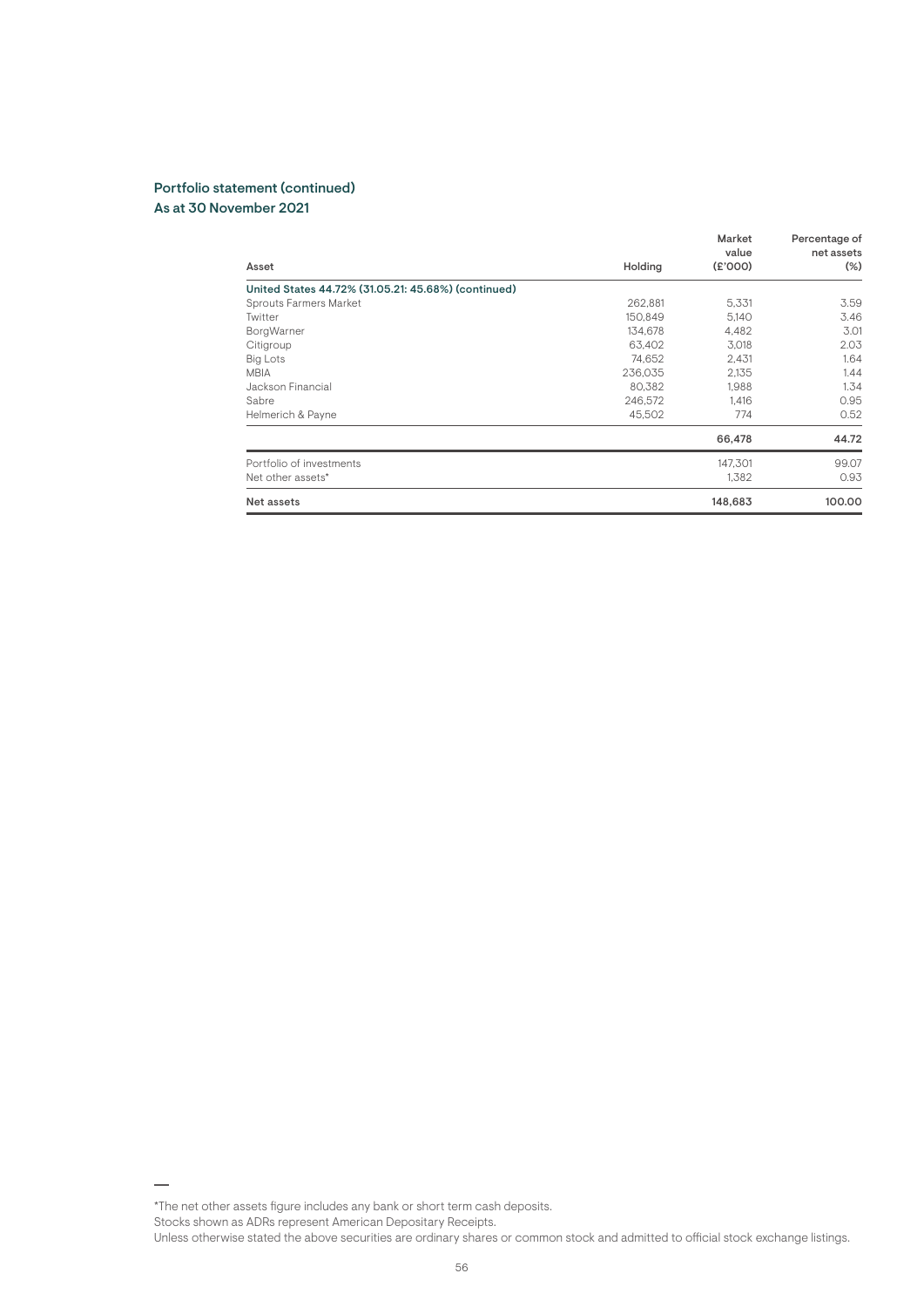## Portfolio statement (continued)
### As at 30 November 2021

| Asset | Holding | Market value (£'000) | Percentage of net assets (%) |
|---|---|---|---|
| **United States 44.72% (31.05.21: 45.68%) (continued)** | | | |
| Sprouts Farmers Market | 262,881 | 5,331 | 3.59 |
| Twitter | 150,849 | 5,140 | 3.46 |
| BorgWarner | 134,678 | 4,482 | 3.01 |
| Citigroup | 63,402 | 3,018 | 2.03 |
| Big Lots | 74,652 | 2,431 | 1.64 |
| MBIA | 236,035 | 2,135 | 1.44 |
| Jackson Financial | 80,382 | 1,988 | 1.34 |
| Sabre | 246,572 | 1,416 | 0.95 |
| Helmerich & Payne | 45,502 | 774 | 0.52 |
| | | **66,478** | **44.72** |
| Portfolio of investments | | 147,301 | 99.07 |
| Net other assets* | | 1,382 | 0.93 |
| **Net assets** | | **148,683** | **100.00** |

*The net other assets figure includes any bank or short term cash deposits.
Stocks shown as ADRs represent American Depositary Receipts.
Unless otherwise stated the above securities are ordinary shares or common stock and admitted to official stock exchange listings.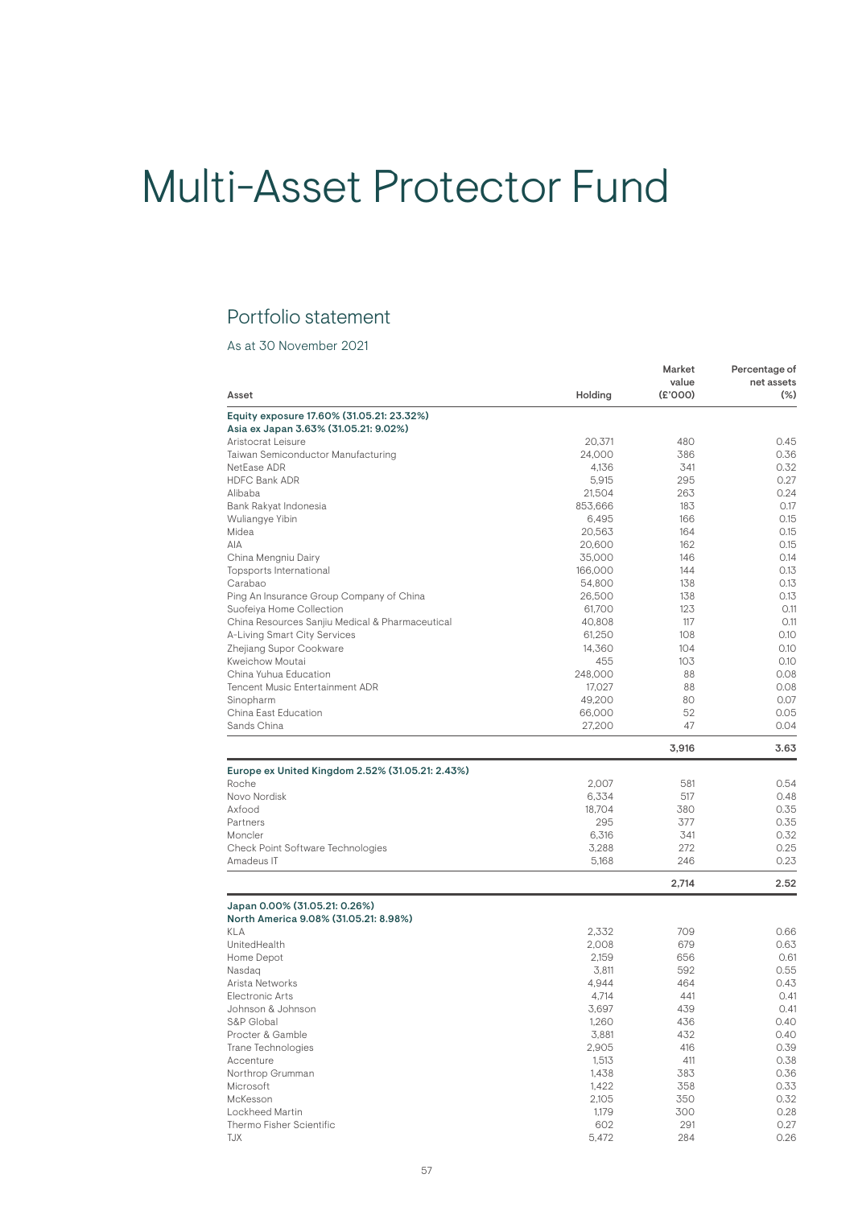# Multi-Asset Protector Fund

## Portfolio statement

As at 30 November 2021

| Asset | Holding | Market value (£'000) | Percentage of net assets (%) |
|---|---|---|---|
| **Equity exposure 17.60% (31.05.21: 23.32%)** | | | |
| **Asia ex Japan 3.63% (31.05.21: 9.02%)** | | | |
| Aristocrat Leisure | 20,371 | 480 | 0.45 |
| Taiwan Semiconductor Manufacturing | 24,000 | 386 | 0.36 |
| NetEase ADR | 4,136 | 341 | 0.32 |
| HDFC Bank ADR | 5,915 | 295 | 0.27 |
| Alibaba | 21,504 | 263 | 0.24 |
| Bank Rakyat Indonesia | 853,666 | 183 | 0.17 |
| Wuliangye Yibin | 6,495 | 166 | 0.15 |
| Midea | 20,563 | 164 | 0.15 |
| AIA | 20,600 | 162 | 0.15 |
| China Mengniu Dairy | 35,000 | 146 | 0.14 |
| Topsports International | 166,000 | 144 | 0.13 |
| Carabao | 54,800 | 138 | 0.13 |
| Ping An Insurance Group Company of China | 26,500 | 138 | 0.13 |
| Suofeiya Home Collection | 61,700 | 123 | 0.11 |
| China Resources Sanjiu Medical & Pharmaceutical | 40,808 | 117 | 0.11 |
| A-Living Smart City Services | 61,250 | 108 | 0.10 |
| Zhejiang Supor Cookware | 14,360 | 104 | 0.10 |
| Kweichow Moutai | 455 | 103 | 0.10 |
| China Yuhua Education | 248,000 | 88 | 0.08 |
| Tencent Music Entertainment ADR | 17,027 | 88 | 0.08 |
| Sinopharm | 49,200 | 80 | 0.07 |
| China East Education | 66,000 | 52 | 0.05 |
| Sands China | 27,200 | 47 | 0.04 |
| | | **3,916** | **3.63** |
| **Europe ex United Kingdom 2.52% (31.05.21: 2.43%)** | | | |
| Roche | 2,007 | 581 | 0.54 |
| Novo Nordisk | 6,334 | 517 | 0.48 |
| Axfood | 18,704 | 380 | 0.35 |
| Partners | 295 | 377 | 0.35 |
| Moncler | 6,316 | 341 | 0.32 |
| Check Point Software Technologies | 3,288 | 272 | 0.25 |
| Amadeus IT | 5,168 | 246 | 0.23 |
| | | **2,714** | **2.52** |
| **Japan 0.00% (31.05.21: 0.26%)** | | | |
| **North America 9.08% (31.05.21: 8.98%)** | | | |
| KLA | 2,332 | 709 | 0.66 |
| UnitedHealth | 2,008 | 679 | 0.63 |
| Home Depot | 2,159 | 656 | 0.61 |
| Nasdaq | 3,811 | 592 | 0.55 |
| Arista Networks | 4,944 | 464 | 0.43 |
| Electronic Arts | 4,714 | 441 | 0.41 |
| Johnson & Johnson | 3,697 | 439 | 0.41 |
| S&P Global | 1,260 | 436 | 0.40 |
| Procter & Gamble | 3,881 | 432 | 0.40 |
| Trane Technologies | 2,905 | 416 | 0.39 |
| Accenture | 1,513 | 411 | 0.38 |
| Northrop Grumman | 1,438 | 383 | 0.36 |
| Microsoft | 1,422 | 358 | 0.33 |
| McKesson | 2,105 | 350 | 0.32 |
| Lockheed Martin | 1,179 | 300 | 0.28 |
| Thermo Fisher Scientific | 602 | 291 | 0.27 |
| TJX | 5,472 | 284 | 0.26 |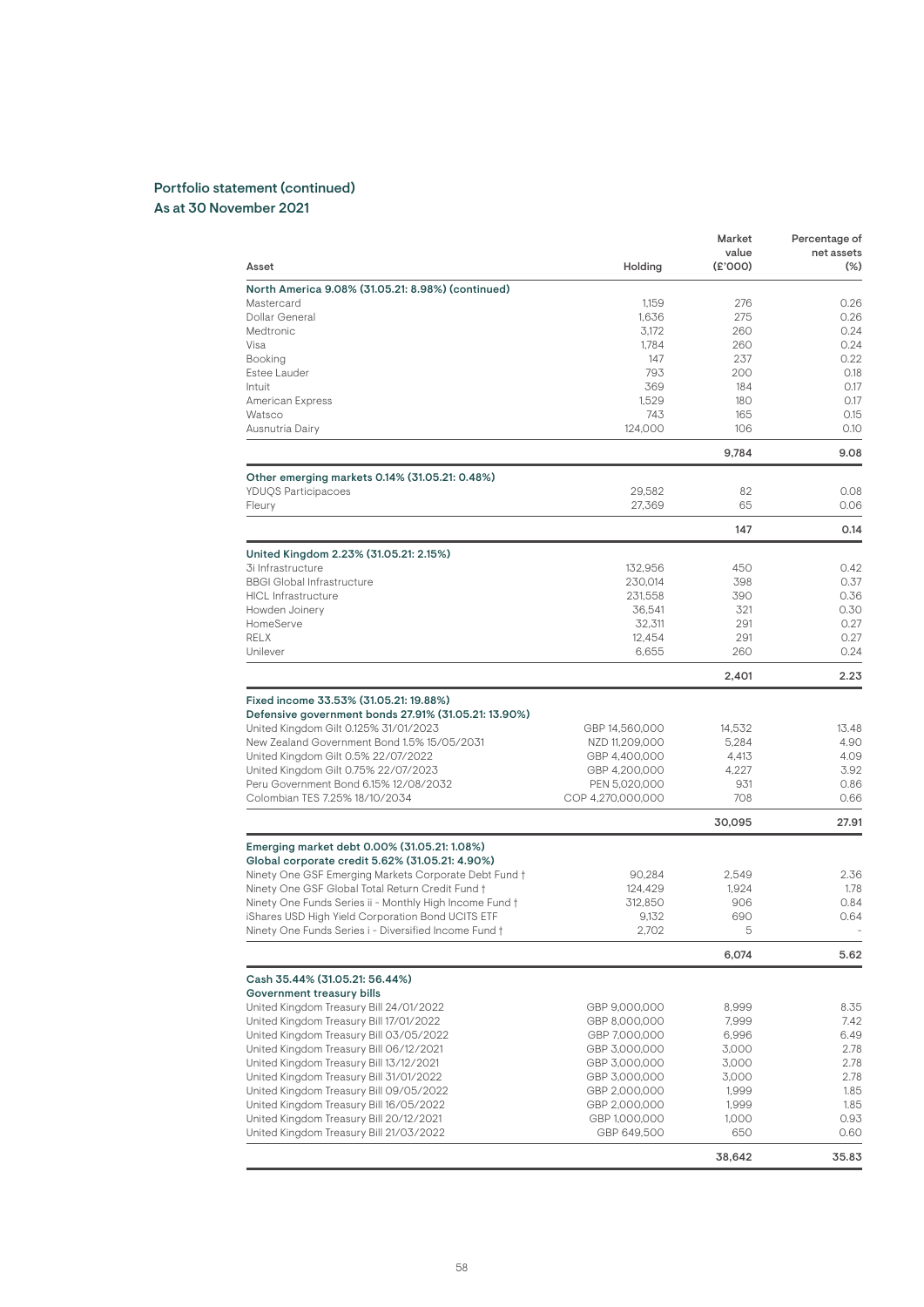## Portfolio statement (continued)
### As at 30 November 2021

| Asset | Holding | Market value (£'000) | Percentage of net assets (%) |
|---|---|---|---|
| **North America 9.08% (31.05.21: 8.98%) (continued)** | | | |
| Mastercard | 1,159 | 276 | 0.26 |
| Dollar General | 1,636 | 275 | 0.26 |
| Medtronic | 3,172 | 260 | 0.24 |
| Visa | 1,784 | 260 | 0.24 |
| Booking | 147 | 237 | 0.22 |
| Estee Lauder | 793 | 200 | 0.18 |
| Intuit | 369 | 184 | 0.17 |
| American Express | 1,529 | 180 | 0.17 |
| Watsco | 743 | 165 | 0.15 |
| Ausnutria Dairy | 124,000 | 106 | 0.10 |
| | | **9,784** | **9.08** |
| **Other emerging markets 0.14% (31.05.21: 0.48%)** | | | |
| YDUQS Participacoes | 29,582 | 82 | 0.08 |
| Fleury | 27,369 | 65 | 0.06 |
| | | **147** | **0.14** |
| **United Kingdom 2.23% (31.05.21: 2.15%)** | | | |
| 3i Infrastructure | 132,956 | 450 | 0.42 |
| BBGI Global Infrastructure | 230,014 | 398 | 0.37 |
| HICL Infrastructure | 231,558 | 390 | 0.36 |
| Howden Joinery | 36,541 | 321 | 0.30 |
| HomeServe | 32,311 | 291 | 0.27 |
| RELX | 12,454 | 291 | 0.27 |
| Unilever | 6,655 | 260 | 0.24 |
| | | **2,401** | **2.23** |
| **Fixed income 33.53% (31.05.21: 19.88%)** | | | |
| **Defensive government bonds 27.91% (31.05.21: 13.90%)** | | | |
| United Kingdom Gilt 0.125% 31/01/2023 | GBP 14,560,000 | 14,532 | 13.48 |
| New Zealand Government Bond 1.5% 15/05/2031 | NZD 11,209,000 | 5,284 | 4.90 |
| United Kingdom Gilt 0.5% 22/07/2022 | GBP 4,400,000 | 4,413 | 4.09 |
| United Kingdom Gilt 0.75% 22/07/2023 | GBP 4,200,000 | 4,227 | 3.92 |
| Peru Government Bond 6.15% 12/08/2032 | PEN 5,020,000 | 931 | 0.86 |
| Colombian TES 7.25% 18/10/2034 | COP 4,270,000,000 | 708 | 0.66 |
| | | **30,095** | **27.91** |
| **Emerging market debt 0.00% (31.05.21: 1.08%)** | | | |
| **Global corporate credit 5.62% (31.05.21: 4.90%)** | | | |
| Ninety One GSF Emerging Markets Corporate Debt Fund † | 90,284 | 2,549 | 2.36 |
| Ninety One GSF Global Total Return Credit Fund † | 124,429 | 1,924 | 1.78 |
| Ninety One Funds Series ii - Monthly High Income Fund † | 312,850 | 906 | 0.84 |
| iShares USD High Yield Corporation Bond UCITS ETF | 9,132 | 690 | 0.64 |
| Ninety One Funds Series i - Diversified Income Fund † | 2,702 | 5 | - |
| | | **6,074** | **5.62** |
| **Cash 35.44% (31.05.21: 56.44%)** | | | |
| **Government treasury bills** | | | |
| United Kingdom Treasury Bill 24/01/2022 | GBP 9,000,000 | 8,999 | 8.35 |
| United Kingdom Treasury Bill 17/01/2022 | GBP 8,000,000 | 7,999 | 7.42 |
| United Kingdom Treasury Bill 03/05/2022 | GBP 7,000,000 | 6,996 | 6.49 |
| United Kingdom Treasury Bill 06/12/2021 | GBP 3,000,000 | 3,000 | 2.78 |
| United Kingdom Treasury Bill 13/12/2021 | GBP 3,000,000 | 3,000 | 2.78 |
| United Kingdom Treasury Bill 31/01/2022 | GBP 3,000,000 | 3,000 | 2.78 |
| United Kingdom Treasury Bill 09/05/2022 | GBP 2,000,000 | 1,999 | 1.85 |
| United Kingdom Treasury Bill 16/05/2022 | GBP 2,000,000 | 1,999 | 1.85 |
| United Kingdom Treasury Bill 20/12/2021 | GBP 1,000,000 | 1,000 | 0.93 |
| United Kingdom Treasury Bill 21/03/2022 | GBP 649,500 | 650 | 0.60 |
| | | **38,642** | **35.83** |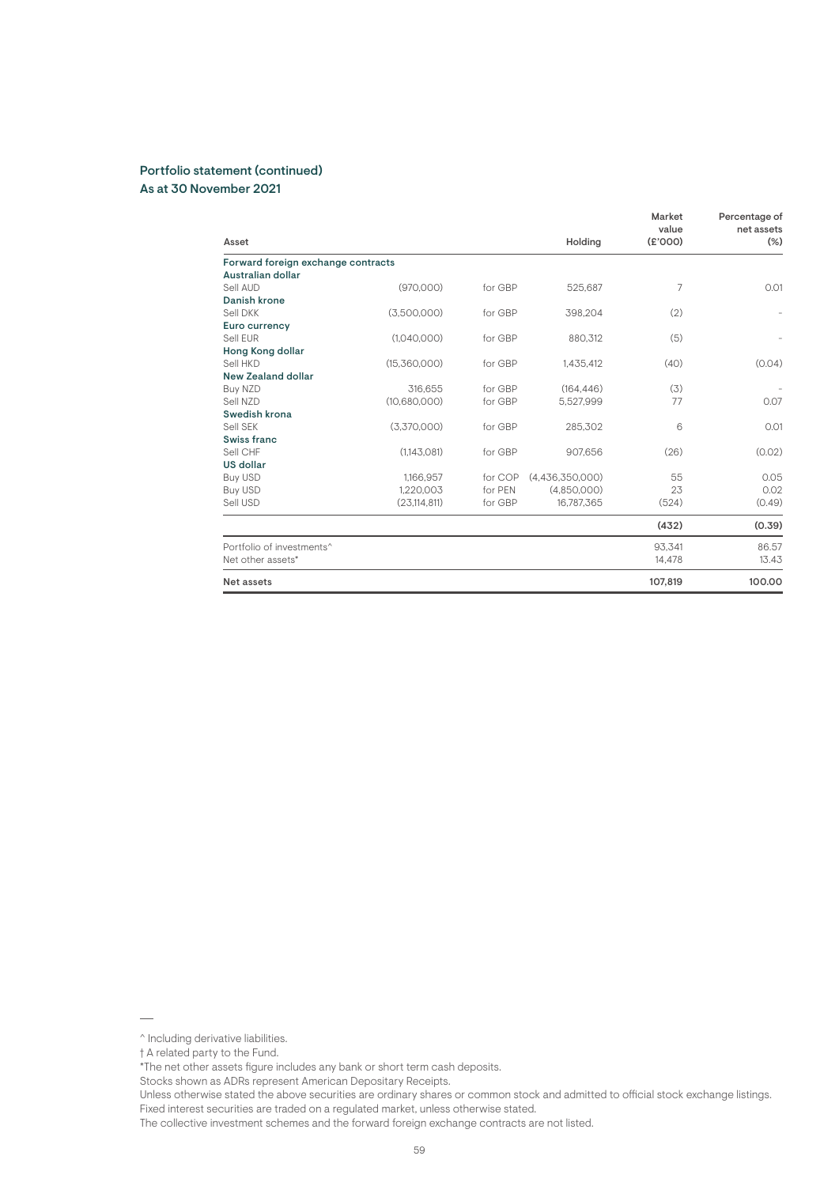## Portfolio statement (continued)
### As at 30 November 2021

| Asset | | | Holding | Market value (£'000) | Percentage of net assets (%) |
|---|---|---|---|---|---|
| **Forward foreign exchange contracts** | | | | | |
| **Australian dollar** | | | | | |
| Sell AUD | (970,000) | for GBP | 525,687 | 7 | 0.01 |
| **Danish krone** | | | | | |
| Sell DKK | (3,500,000) | for GBP | 398,204 | (2) | – |
| **Euro currency** | | | | | |
| Sell EUR | (1,040,000) | for GBP | 880,312 | (5) | – |
| **Hong Kong dollar** | | | | | |
| Sell HKD | (15,360,000) | for GBP | 1,435,412 | (40) | (0.04) |
| **New Zealand dollar** | | | | | |
| Buy NZD | 316,655 | for GBP | (164,446) | (3) | – |
| Sell NZD | (10,680,000) | for GBP | 5,527,999 | 77 | 0.07 |
| **Swedish krona** | | | | | |
| Sell SEK | (3,370,000) | for GBP | 285,302 | 6 | 0.01 |
| **Swiss franc** | | | | | |
| Sell CHF | (1,143,081) | for GBP | 907,656 | (26) | (0.02) |
| **US dollar** | | | | | |
| Buy USD | 1,166,957 | for COP | (4,436,350,000) | 55 | 0.05 |
| Buy USD | 1,220,003 | for PEN | (4,850,000) | 23 | 0.02 |
| Sell USD | (23,114,811) | for GBP | 16,787,365 | (524) | (0.49) |
| | | | | **(432)** | **(0.39)** |
| Portfolio of investments^ | | | | 93,341 | 86.57 |
| Net other assets* | | | | 14,478 | 13.43 |
| **Net assets** | | | | **107,819** | **100.00** |

^ Including derivative liabilities.
† A related party to the Fund.
*The net other assets figure includes any bank or short term cash deposits.
Stocks shown as ADRs represent American Depositary Receipts.
Unless otherwise stated the above securities are ordinary shares or common stock and admitted to official stock exchange listings.
Fixed interest securities are traded on a regulated market, unless otherwise stated.
The collective investment schemes and the forward foreign exchange contracts are not listed.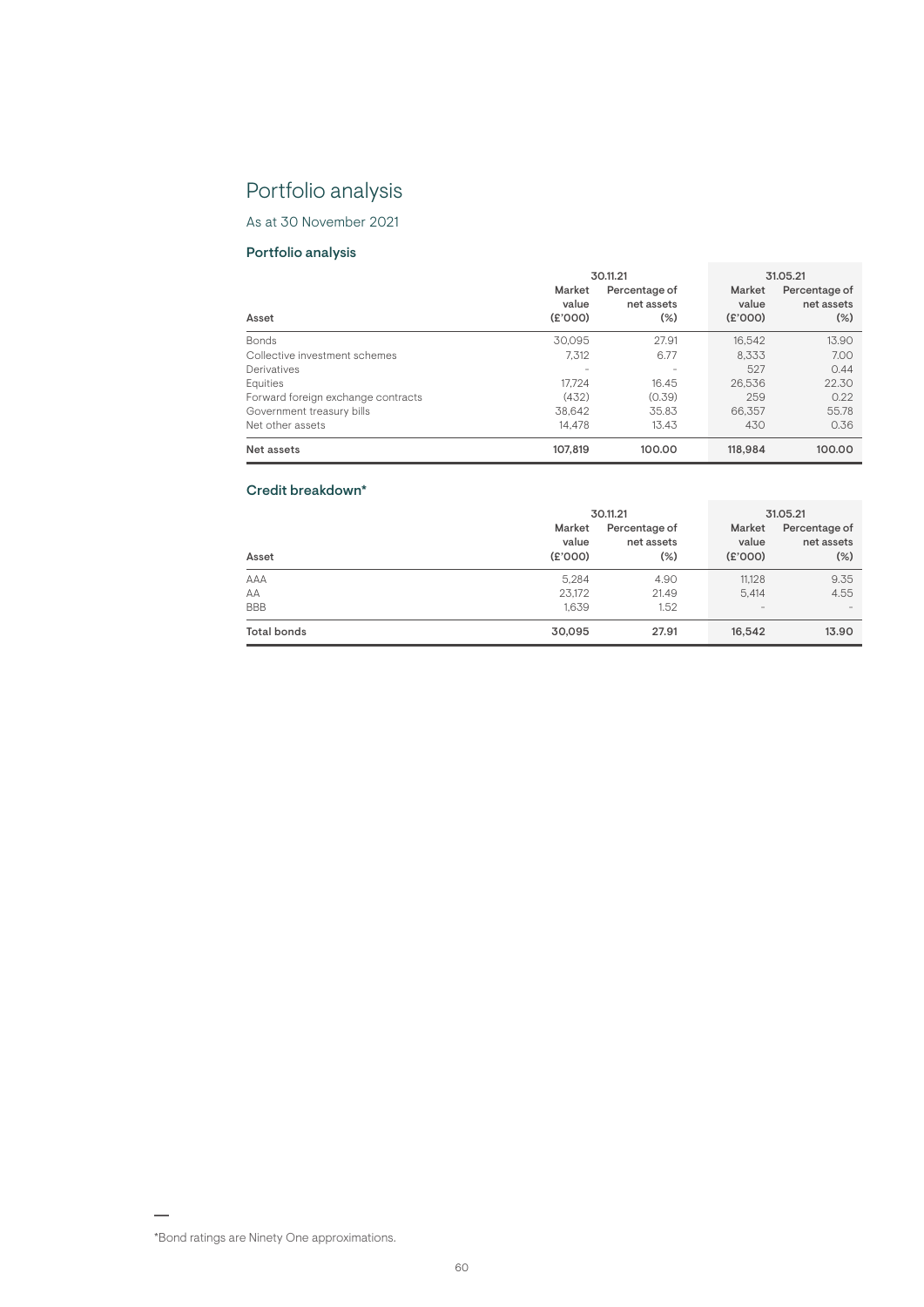# Portfolio analysis

As at 30 November 2021

## Portfolio analysis

| Asset | 30.11.21 Market value (£'000) | 30.11.21 Percentage of net assets (%) | 31.05.21 Market value (£'000) | 31.05.21 Percentage of net assets (%) |
|---|---|---|---|---|
| Bonds | 30,095 | 27.91 | 16,542 | 13.90 |
| Collective investment schemes | 7,312 | 6.77 | 8,333 | 7.00 |
| Derivatives | – | – | 527 | 0.44 |
| Equities | 17,724 | 16.45 | 26,536 | 22.30 |
| Forward foreign exchange contracts | (432) | (0.39) | 259 | 0.22 |
| Government treasury bills | 38,642 | 35.83 | 66,357 | 55.78 |
| Net other assets | 14,478 | 13.43 | 430 | 0.36 |
| **Net assets** | **107,819** | **100.00** | **118,984** | **100.00** |

## Credit breakdown*

| Asset | 30.11.21 Market value (£'000) | 30.11.21 Percentage of net assets (%) | 31.05.21 Market value (£'000) | 31.05.21 Percentage of net assets (%) |
|---|---|---|---|---|
| AAA | 5,284 | 4.90 | 11,128 | 9.35 |
| AA | 23,172 | 21.49 | 5,414 | 4.55 |
| BBB | 1,639 | 1.52 | – | – |
| **Total bonds** | **30,095** | **27.91** | **16,542** | **13.90** |

*Bond ratings are Ninety One approximations.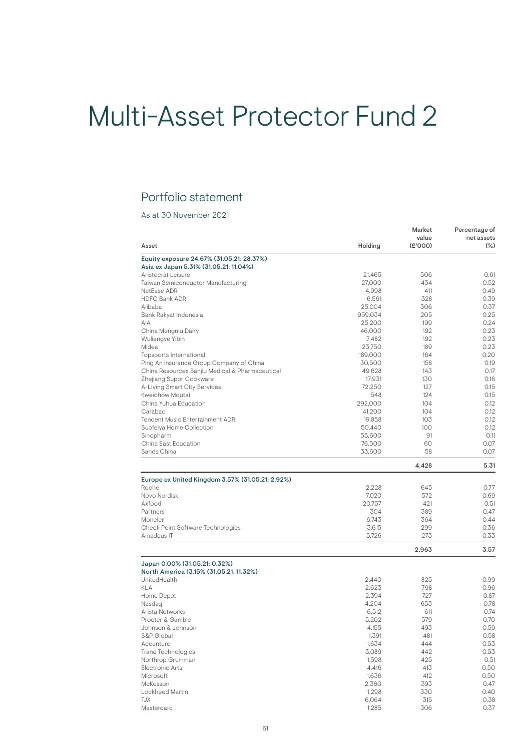# Multi-Asset Protector Fund 2

## Portfolio statement

As at 30 November 2021

| Asset | Holding | Market value (£'000) | Percentage of net assets (%) |
|---|---|---|---|
| **Equity exposure 24.67% (31.05.21: 28.37%)** | | | |
| **Asia ex Japan 5.31% (31.05.21: 11.04%)** | | | |
| Aristocrat Leisure | 21,465 | 506 | 0.61 |
| Taiwan Semiconductor Manufacturing | 27,000 | 434 | 0.52 |
| NetEase ADR | 4,998 | 411 | 0.49 |
| HDFC Bank ADR | 6,561 | 328 | 0.39 |
| Alibaba | 25,004 | 306 | 0.37 |
| Bank Rakyat Indonesia | 959,034 | 205 | 0.25 |
| AIA | 25,200 | 199 | 0.24 |
| China Mengniu Dairy | 46,000 | 192 | 0.23 |
| Wuliangye Yibin | 7,482 | 192 | 0.23 |
| Midea | 23,750 | 189 | 0.23 |
| Topsports International | 189,000 | 164 | 0.20 |
| Ping An Insurance Group Company of China | 30,500 | 158 | 0.19 |
| China Resources Sanjiu Medical & Pharmaceutical | 49,628 | 143 | 0.17 |
| Zhejiang Supor Cookware | 17,931 | 130 | 0.16 |
| A-Living Smart City Services | 72,250 | 127 | 0.15 |
| Kweichow Moutai | 548 | 124 | 0.15 |
| China Yuhua Education | 292,000 | 104 | 0.12 |
| Carabao | 41,200 | 104 | 0.12 |
| Tencent Music Entertainment ADR | 19,858 | 103 | 0.12 |
| Suofeiya Home Collection | 50,440 | 100 | 0.12 |
| Sinopharm | 55,600 | 91 | 0.11 |
| China East Education | 76,500 | 60 | 0.07 |
| Sands China | 33,600 | 58 | 0.07 |
| | | **4,428** | **5.31** |
| **Europe ex United Kingdom 3.57% (31.05.21: 2.92%)** | | | |
| Roche | 2,228 | 645 | 0.77 |
| Novo Nordisk | 7,020 | 572 | 0.69 |
| Axfood | 20,757 | 421 | 0.51 |
| Partners | 304 | 389 | 0.47 |
| Moncler | 6,743 | 364 | 0.44 |
| Check Point Software Technologies | 3,615 | 299 | 0.36 |
| Amadeus IT | 5,726 | 273 | 0.33 |
| | | **2,963** | **3.57** |
| **Japan 0.00% (31.05.21: 0.32%)** | | | |
| **North America 13.15% (31.05.21: 11.32%)** | | | |
| UnitedHealth | 2,440 | 825 | 0.99 |
| KLA | 2,623 | 798 | 0.96 |
| Home Depot | 2,394 | 727 | 0.87 |
| Nasdaq | 4,204 | 653 | 0.78 |
| Arista Networks | 6,512 | 611 | 0.74 |
| Procter & Gamble | 5,202 | 579 | 0.70 |
| Johnson & Johnson | 4,155 | 493 | 0.59 |
| S&P Global | 1,391 | 481 | 0.58 |
| Accenture | 1,634 | 444 | 0.53 |
| Trane Technologies | 3,089 | 442 | 0.53 |
| Northrop Grumman | 1,598 | 425 | 0.51 |
| Electronic Arts | 4,416 | 413 | 0.50 |
| Microsoft | 1,636 | 412 | 0.50 |
| McKesson | 2,360 | 393 | 0.47 |
| Lockheed Martin | 1,298 | 330 | 0.40 |
| TJX | 6,064 | 315 | 0.38 |
| Mastercard | 1,285 | 306 | 0.37 |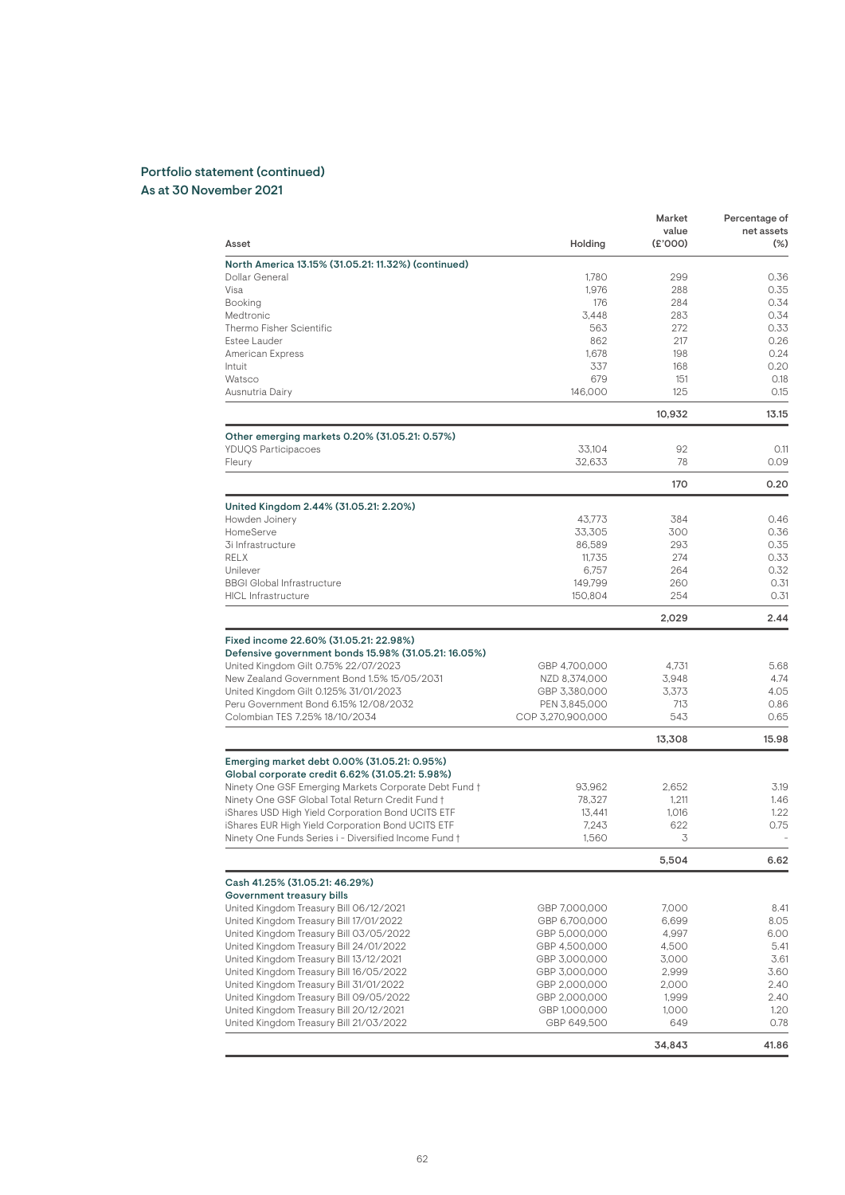## Portfolio statement (continued)
## As at 30 November 2021

| Asset | Holding | Market value (£'000) | Percentage of net assets (%) |
|---|---|---|---|
| **North America 13.15% (31.05.21: 11.32%) (continued)** | | | |
| Dollar General | 1,780 | 299 | 0.36 |
| Visa | 1,976 | 288 | 0.35 |
| Booking | 176 | 284 | 0.34 |
| Medtronic | 3,448 | 283 | 0.34 |
| Thermo Fisher Scientific | 563 | 272 | 0.33 |
| Estee Lauder | 862 | 217 | 0.26 |
| American Express | 1,678 | 198 | 0.24 |
| Intuit | 337 | 168 | 0.20 |
| Watsco | 679 | 151 | 0.18 |
| Ausnutria Dairy | 146,000 | 125 | 0.15 |
| | | **10,932** | **13.15** |
| **Other emerging markets 0.20% (31.05.21: 0.57%)** | | | |
| YDUQS Participacoes | 33,104 | 92 | 0.11 |
| Fleury | 32,633 | 78 | 0.09 |
| | | **170** | **0.20** |
| **United Kingdom 2.44% (31.05.21: 2.20%)** | | | |
| Howden Joinery | 43,773 | 384 | 0.46 |
| HomeServe | 33,305 | 300 | 0.36 |
| 3i Infrastructure | 86,589 | 293 | 0.35 |
| RELX | 11,735 | 274 | 0.33 |
| Unilever | 6,757 | 264 | 0.32 |
| BBGI Global Infrastructure | 149,799 | 260 | 0.31 |
| HICL Infrastructure | 150,804 | 254 | 0.31 |
| | | **2,029** | **2.44** |
| **Fixed income 22.60% (31.05.21: 22.98%)** | | | |
| **Defensive government bonds 15.98% (31.05.21: 16.05%)** | | | |
| United Kingdom Gilt 0.75% 22/07/2023 | GBP 4,700,000 | 4,731 | 5.68 |
| New Zealand Government Bond 1.5% 15/05/2031 | NZD 8,374,000 | 3,948 | 4.74 |
| United Kingdom Gilt 0.125% 31/01/2023 | GBP 3,380,000 | 3,373 | 4.05 |
| Peru Government Bond 6.15% 12/08/2032 | PEN 3,845,000 | 713 | 0.86 |
| Colombian TES 7.25% 18/10/2034 | COP 3,270,900,000 | 543 | 0.65 |
| | | **13,308** | **15.98** |
| **Emerging market debt 0.00% (31.05.21: 0.95%)** | | | |
| **Global corporate credit 6.62% (31.05.21: 5.98%)** | | | |
| Ninety One GSF Emerging Markets Corporate Debt Fund † | 93,962 | 2,652 | 3.19 |
| Ninety One GSF Global Total Return Credit Fund † | 78,327 | 1,211 | 1.46 |
| iShares USD High Yield Corporation Bond UCITS ETF | 13,441 | 1,016 | 1.22 |
| iShares EUR High Yield Corporation Bond UCITS ETF | 7,243 | 622 | 0.75 |
| Ninety One Funds Series i - Diversified Income Fund † | 1,560 | 3 | - |
| | | **5,504** | **6.62** |
| **Cash 41.25% (31.05.21: 46.29%)** | | | |
| **Government treasury bills** | | | |
| United Kingdom Treasury Bill 06/12/2021 | GBP 7,000,000 | 7,000 | 8.41 |
| United Kingdom Treasury Bill 17/01/2022 | GBP 6,700,000 | 6,699 | 8.05 |
| United Kingdom Treasury Bill 03/05/2022 | GBP 5,000,000 | 4,997 | 6.00 |
| United Kingdom Treasury Bill 24/01/2022 | GBP 4,500,000 | 4,500 | 5.41 |
| United Kingdom Treasury Bill 13/12/2021 | GBP 3,000,000 | 3,000 | 3.61 |
| United Kingdom Treasury Bill 16/05/2022 | GBP 3,000,000 | 2,999 | 3.60 |
| United Kingdom Treasury Bill 31/01/2022 | GBP 2,000,000 | 2,000 | 2.40 |
| United Kingdom Treasury Bill 09/05/2022 | GBP 2,000,000 | 1,999 | 2.40 |
| United Kingdom Treasury Bill 20/12/2021 | GBP 1,000,000 | 1,000 | 1.20 |
| United Kingdom Treasury Bill 21/03/2022 | GBP 649,500 | 649 | 0.78 |
| | | **34,843** | **41.86** |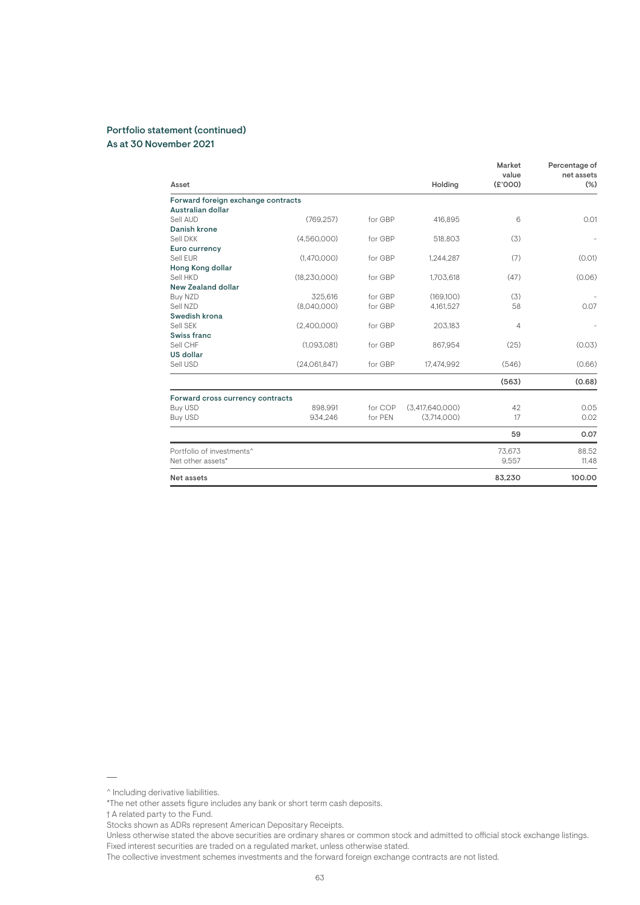## Portfolio statement (continued)
## As at 30 November 2021

| Asset | | | Holding | Market value (£'000) | Percentage of net assets (%) |
|---|---|---|---|---|---|
| **Forward foreign exchange contracts** | | | | | |
| **Australian dollar** | | | | | |
| Sell AUD | (769,257) | for GBP | 416,895 | 6 | 0.01 |
| **Danish krone** | | | | | |
| Sell DKK | (4,560,000) | for GBP | 518,803 | (3) | – |
| **Euro currency** | | | | | |
| Sell EUR | (1,470,000) | for GBP | 1,244,287 | (7) | (0.01) |
| **Hong Kong dollar** | | | | | |
| Sell HKD | (18,230,000) | for GBP | 1,703,618 | (47) | (0.06) |
| **New Zealand dollar** | | | | | |
| Buy NZD | 325,616 | for GBP | (169,100) | (3) | – |
| Sell NZD | (8,040,000) | for GBP | 4,161,527 | 58 | 0.07 |
| **Swedish krona** | | | | | |
| Sell SEK | (2,400,000) | for GBP | 203,183 | 4 | – |
| **Swiss franc** | | | | | |
| Sell CHF | (1,093,081) | for GBP | 867,954 | (25) | (0.03) |
| **US dollar** | | | | | |
| Sell USD | (24,061,847) | for GBP | 17,474,992 | (546) | (0.66) |
| | | | | **(563)** | **(0.68)** |
| **Forward cross currency contracts** | | | | | |
| Buy USD | 898,991 | for COP | (3,417,640,000) | 42 | 0.05 |
| Buy USD | 934,246 | for PEN | (3,714,000) | 17 | 0.02 |
| | | | | **59** | **0.07** |
| Portfolio of investments^ | | | | 73,673 | 88.52 |
| Net other assets* | | | | 9,557 | 11.48 |
| **Net assets** | | | | **83,230** | **100.00** |

^ Including derivative liabilities.

*The net other assets figure includes any bank or short term cash deposits.

† A related party to the Fund.

Stocks shown as ADRs represent American Depositary Receipts.

Unless otherwise stated the above securities are ordinary shares or common stock and admitted to official stock exchange listings.

Fixed interest securities are traded on a regulated market, unless otherwise stated.

The collective investment schemes investments and the forward foreign exchange contracts are not listed.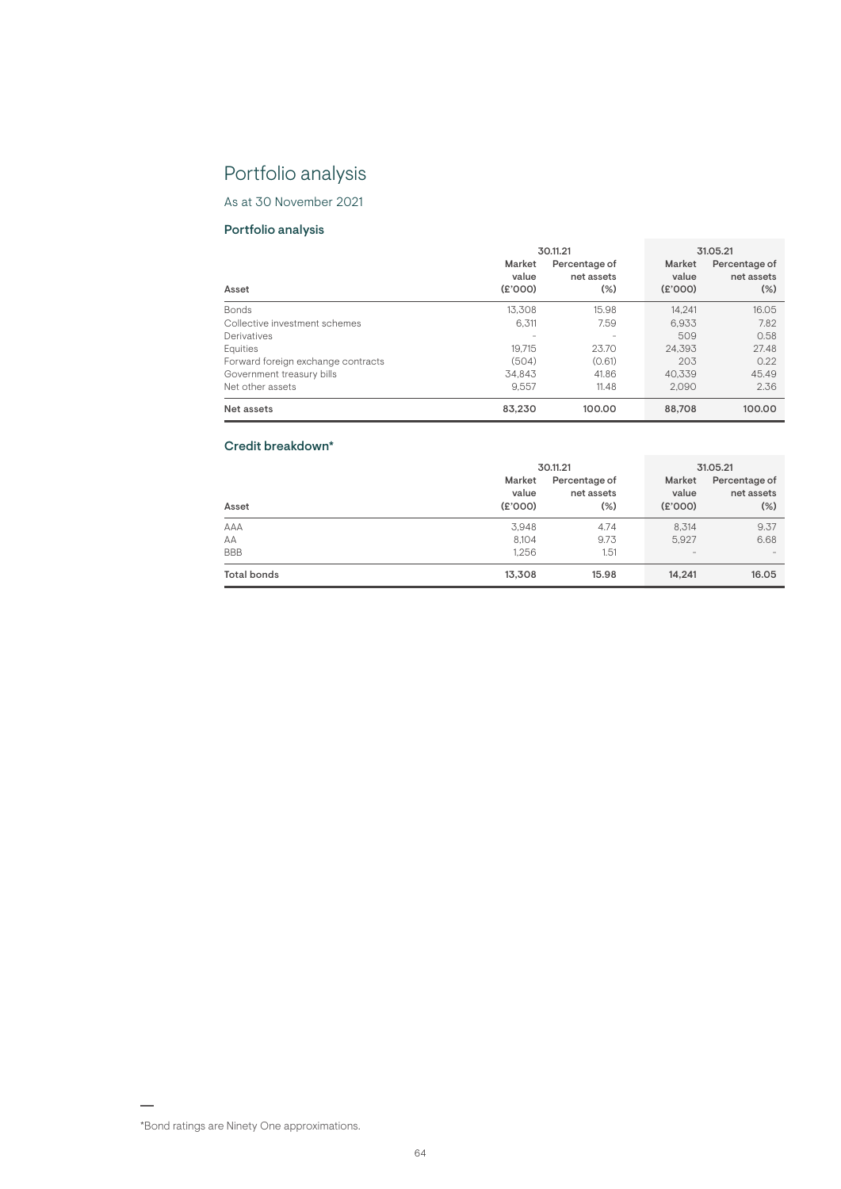# Portfolio analysis

As at 30 November 2021

## Portfolio analysis

| | 30.11.21 | | 31.05.21 | |
|---|---|---|---|---|
| Asset | Market value (£'000) | Percentage of net assets (%) | Market value (£'000) | Percentage of net assets (%) |
| Bonds | 13,308 | 15.98 | 14,241 | 16.05 |
| Collective investment schemes | 6,311 | 7.59 | 6,933 | 7.82 |
| Derivatives | – | – | 509 | 0.58 |
| Equities | 19,715 | 23.70 | 24,393 | 27.48 |
| Forward foreign exchange contracts | (504) | (0.61) | 203 | 0.22 |
| Government treasury bills | 34,843 | 41.86 | 40,339 | 45.49 |
| Net other assets | 9,557 | 11.48 | 2,090 | 2.36 |
| **Net assets** | **83,230** | **100.00** | **88,708** | **100.00** |

## Credit breakdown*

| | 30.11.21 | | 31.05.21 | |
|---|---|---|---|---|
| Asset | Market value (£'000) | Percentage of net assets (%) | Market value (£'000) | Percentage of net assets (%) |
| AAA | 3,948 | 4.74 | 8,314 | 9.37 |
| AA | 8,104 | 9.73 | 5,927 | 6.68 |
| BBB | 1,256 | 1.51 | – | – |
| **Total bonds** | **13,308** | **15.98** | **14,241** | **16.05** |

*Bond ratings are Ninety One approximations.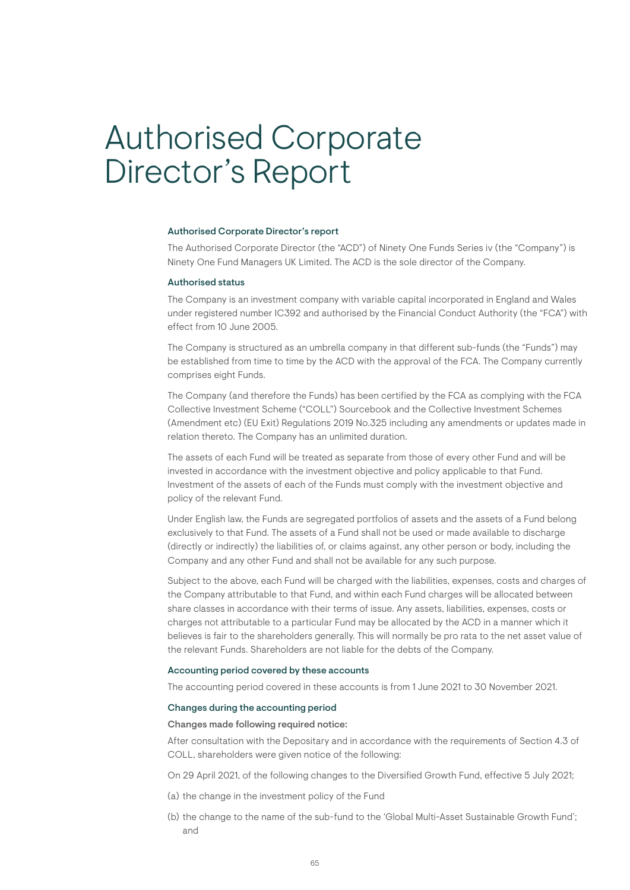# Authorised Corporate Director's Report

### Authorised Corporate Director's report

The Authorised Corporate Director (the "ACD") of Ninety One Funds Series iv (the "Company") is Ninety One Fund Managers UK Limited. The ACD is the sole director of the Company.

### Authorised status

The Company is an investment company with variable capital incorporated in England and Wales under registered number IC392 and authorised by the Financial Conduct Authority (the "FCA") with effect from 10 June 2005.

The Company is structured as an umbrella company in that different sub-funds (the "Funds") may be established from time to time by the ACD with the approval of the FCA. The Company currently comprises eight Funds.

The Company (and therefore the Funds) has been certified by the FCA as complying with the FCA Collective Investment Scheme ("COLL") Sourcebook and the Collective Investment Schemes (Amendment etc) (EU Exit) Regulations 2019 No.325 including any amendments or updates made in relation thereto. The Company has an unlimited duration.

The assets of each Fund will be treated as separate from those of every other Fund and will be invested in accordance with the investment objective and policy applicable to that Fund. Investment of the assets of each of the Funds must comply with the investment objective and policy of the relevant Fund.

Under English law, the Funds are segregated portfolios of assets and the assets of a Fund belong exclusively to that Fund. The assets of a Fund shall not be used or made available to discharge (directly or indirectly) the liabilities of, or claims against, any other person or body, including the Company and any other Fund and shall not be available for any such purpose.

Subject to the above, each Fund will be charged with the liabilities, expenses, costs and charges of the Company attributable to that Fund, and within each Fund charges will be allocated between share classes in accordance with their terms of issue. Any assets, liabilities, expenses, costs or charges not attributable to a particular Fund may be allocated by the ACD in a manner which it believes is fair to the shareholders generally. This will normally be pro rata to the net asset value of the relevant Funds. Shareholders are not liable for the debts of the Company.

### Accounting period covered by these accounts

The accounting period covered in these accounts is from 1 June 2021 to 30 November 2021.

### Changes during the accounting period

**Changes made following required notice:**

After consultation with the Depositary and in accordance with the requirements of Section 4.3 of COLL, shareholders were given notice of the following:

On 29 April 2021, of the following changes to the Diversified Growth Fund, effective 5 July 2021;

(a) the change in the investment policy of the Fund

(b) the change to the name of the sub-fund to the 'Global Multi-Asset Sustainable Growth Fund'; and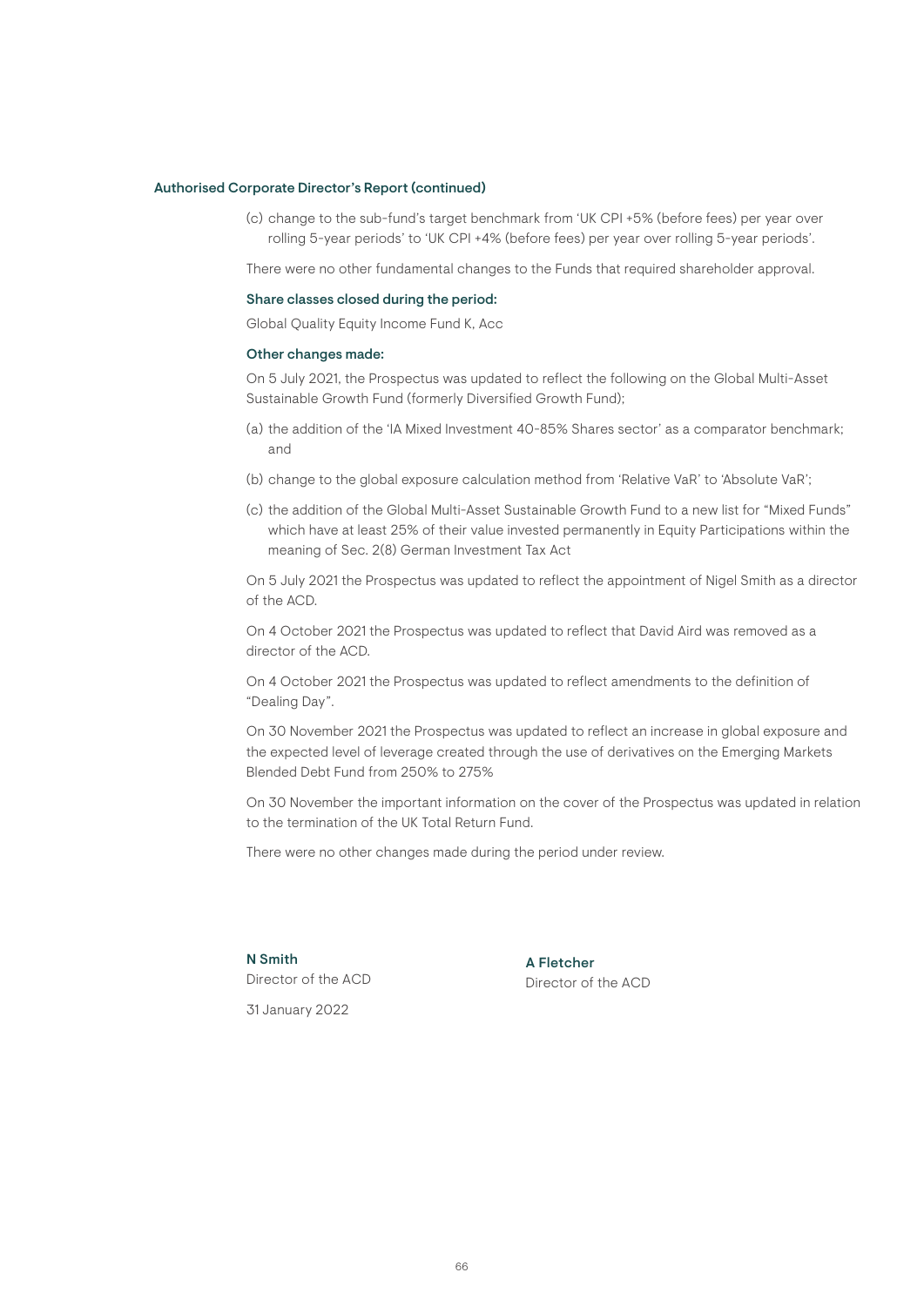## Authorised Corporate Director's Report (continued)

(c) change to the sub-fund's target benchmark from 'UK CPI +5% (before fees) per year over rolling 5-year periods' to 'UK CPI +4% (before fees) per year over rolling 5-year periods'.

There were no other fundamental changes to the Funds that required shareholder approval.

### Share classes closed during the period:

Global Quality Equity Income Fund K, Acc

### Other changes made:

On 5 July 2021, the Prospectus was updated to reflect the following on the Global Multi-Asset Sustainable Growth Fund (formerly Diversified Growth Fund);

(a) the addition of the 'IA Mixed Investment 40-85% Shares sector' as a comparator benchmark; and

(b) change to the global exposure calculation method from 'Relative VaR' to 'Absolute VaR';

(c) the addition of the Global Multi-Asset Sustainable Growth Fund to a new list for "Mixed Funds" which have at least 25% of their value invested permanently in Equity Participations within the meaning of Sec. 2(8) German Investment Tax Act

On 5 July 2021 the Prospectus was updated to reflect the appointment of Nigel Smith as a director of the ACD.

On 4 October 2021 the Prospectus was updated to reflect that David Aird was removed as a director of the ACD.

On 4 October 2021 the Prospectus was updated to reflect amendments to the definition of "Dealing Day".

On 30 November 2021 the Prospectus was updated to reflect an increase in global exposure and the expected level of leverage created through the use of derivatives on the Emerging Markets Blended Debt Fund from 250% to 275%

On 30 November the important information on the cover of the Prospectus was updated in relation to the termination of the UK Total Return Fund.

There were no other changes made during the period under review.

**N Smith**
Director of the ACD

**A Fletcher**
Director of the ACD

31 January 2022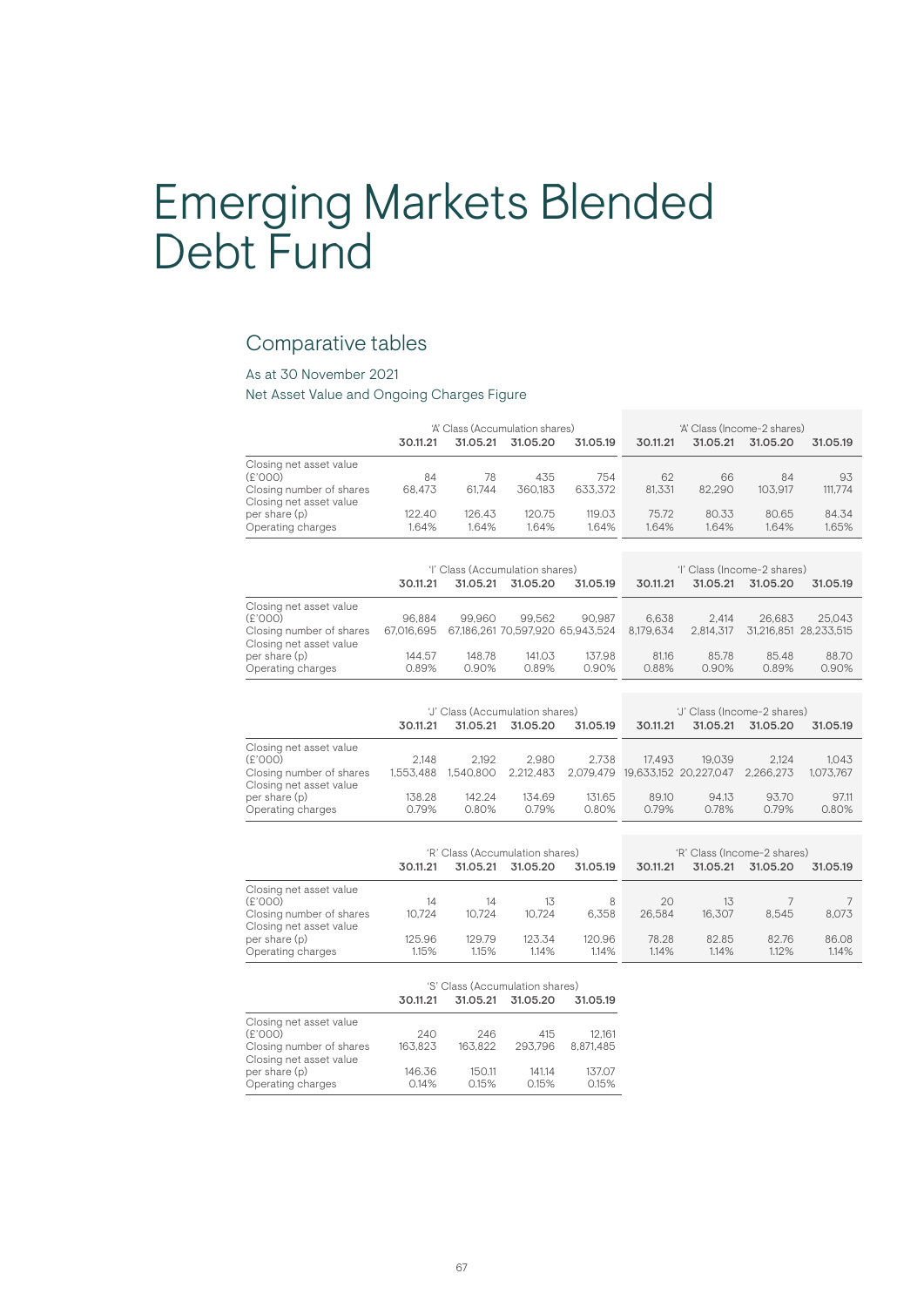# Emerging Markets Blended Debt Fund

## Comparative tables

As at 30 November 2021

Net Asset Value and Ongoing Charges Figure

| | 'A' Class (Accumulation shares) | | | | 'A' Class (Income-2 shares) | | | |
|---|---|---|---|---|---|---|---|---|
| | **30.11.21** | **31.05.21** | **31.05.20** | **31.05.19** | **30.11.21** | **31.05.21** | **31.05.20** | **31.05.19** |
| Closing net asset value (£'000) | 84 | 78 | 435 | 754 | 62 | 66 | 84 | 93 |
| Closing number of shares | 68,473 | 61,744 | 360,183 | 633,372 | 81,331 | 82,290 | 103,917 | 111,774 |
| Closing net asset value per share (p) | 122.40 | 126.43 | 120.75 | 119.03 | 75.72 | 80.33 | 80.65 | 84.34 |
| Operating charges | 1.64% | 1.64% | 1.64% | 1.64% | 1.64% | 1.64% | 1.64% | 1.65% |

| | 'I' Class (Accumulation shares) | | | | 'I' Class (Income-2 shares) | | | |
|---|---|---|---|---|---|---|---|---|
| | **30.11.21** | **31.05.21** | **31.05.20** | **31.05.19** | **30.11.21** | **31.05.21** | **31.05.20** | **31.05.19** |
| Closing net asset value (£'000) | 96,884 | 99,960 | 99,562 | 90,987 | 6,638 | 2,414 | 26,683 | 25,043 |
| Closing number of shares | 67,016,695 | 67,186,261 | 70,597,920 | 65,943,524 | 8,179,634 | 2,814,317 | 31,216,851 | 28,233,515 |
| Closing net asset value per share (p) | 144.57 | 148.78 | 141.03 | 137.98 | 81.16 | 85.78 | 85.48 | 88.70 |
| Operating charges | 0.89% | 0.90% | 0.89% | 0.90% | 0.88% | 0.90% | 0.89% | 0.90% |

| | 'J' Class (Accumulation shares) | | | | 'J' Class (Income-2 shares) | | | |
|---|---|---|---|---|---|---|---|---|
| | **30.11.21** | **31.05.21** | **31.05.20** | **31.05.19** | **30.11.21** | **31.05.21** | **31.05.20** | **31.05.19** |
| Closing net asset value (£'000) | 2,148 | 2,192 | 2,980 | 2,738 | 17,493 | 19,039 | 2,124 | 1,043 |
| Closing number of shares | 1,553,488 | 1,540,800 | 2,212,483 | 2,079,479 | 19,633,152 | 20,227,047 | 2,266,273 | 1,073,767 |
| Closing net asset value per share (p) | 138.28 | 142.24 | 134.69 | 131.65 | 89.10 | 94.13 | 93.70 | 97.11 |
| Operating charges | 0.79% | 0.80% | 0.79% | 0.80% | 0.79% | 0.78% | 0.79% | 0.80% |

| | 'R' Class (Accumulation shares) | | | | 'R' Class (Income-2 shares) | | | |
|---|---|---|---|---|---|---|---|---|
| | **30.11.21** | **31.05.21** | **31.05.20** | **31.05.19** | **30.11.21** | **31.05.21** | **31.05.20** | **31.05.19** |
| Closing net asset value (£'000) | 14 | 14 | 13 | 8 | 20 | 13 | 7 | 7 |
| Closing number of shares | 10,724 | 10,724 | 10,724 | 6,358 | 26,584 | 16,307 | 8,545 | 8,073 |
| Closing net asset value per share (p) | 125.96 | 129.79 | 123.34 | 120.96 | 78.28 | 82.85 | 82.76 | 86.08 |
| Operating charges | 1.15% | 1.15% | 1.14% | 1.14% | 1.14% | 1.14% | 1.12% | 1.14% |

| | 'S' Class (Accumulation shares) | | | |
|---|---|---|---|---|
| | **30.11.21** | **31.05.21** | **31.05.20** | **31.05.19** |
| Closing net asset value (£'000) | 240 | 246 | 415 | 12,161 |
| Closing number of shares | 163,823 | 163,822 | 293,796 | 8,871,485 |
| Closing net asset value per share (p) | 146.36 | 150.11 | 141.14 | 137.07 |
| Operating charges | 0.14% | 0.15% | 0.15% | 0.15% |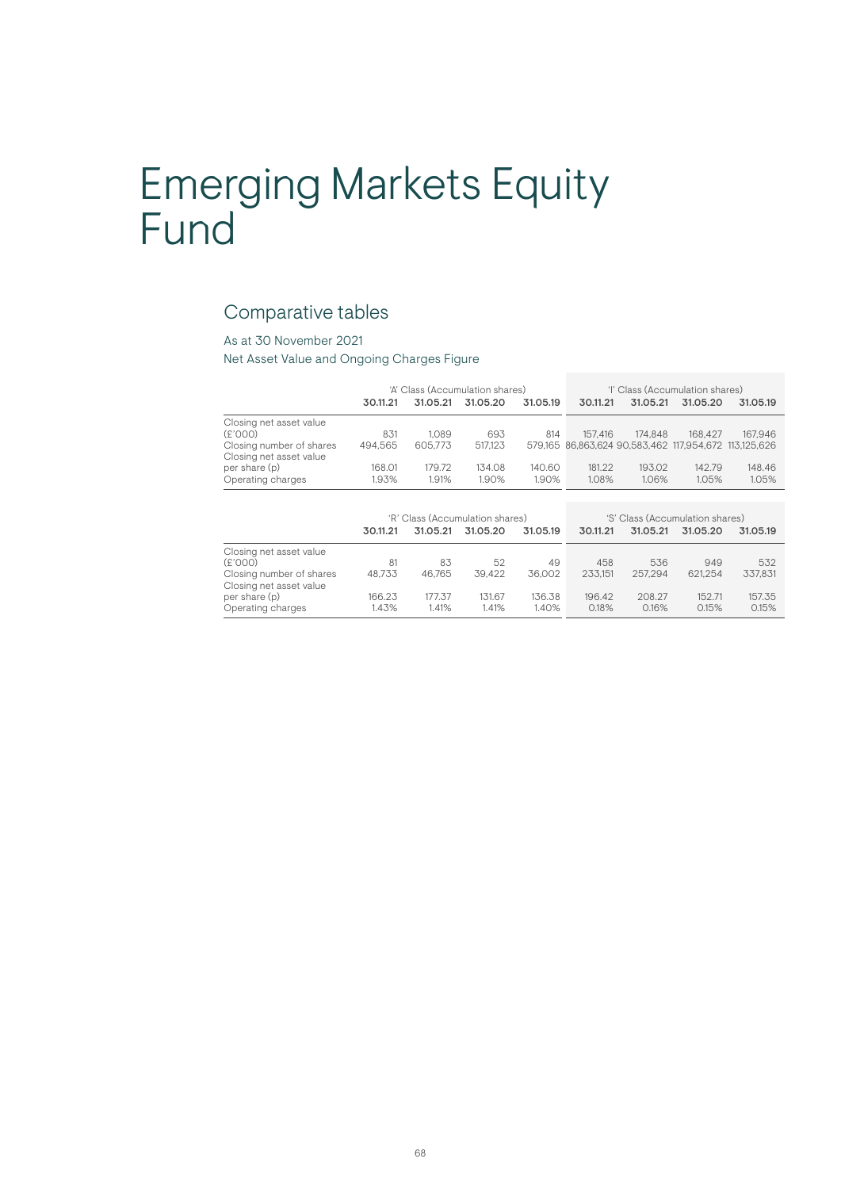# Emerging Markets Equity Fund

## Comparative tables

As at 30 November 2021

Net Asset Value and Ongoing Charges Figure

| | 'A' Class (Accumulation shares) | | | | 'I' Class (Accumulation shares) | | | |
|---|---|---|---|---|---|---|---|---|
| | **30.11.21** | **31.05.21** | **31.05.20** | **31.05.19** | **30.11.21** | **31.05.21** | **31.05.20** | **31.05.19** |
| Closing net asset value (£'000) | 831 | 1,089 | 693 | 814 | 157,416 | 174,848 | 168,427 | 167,946 |
| Closing number of shares | 494,565 | 605,773 | 517,123 | 579,165 | 86,863,624 | 90,583,462 | 117,954,672 | 113,125,626 |
| Closing net asset value per share (p) | 168.01 | 179.72 | 134.08 | 140.60 | 181.22 | 193.02 | 142.79 | 148.46 |
| Operating charges | 1.93% | 1.91% | 1.90% | 1.90% | 1.08% | 1.06% | 1.05% | 1.05% |

| | 'R' Class (Accumulation shares) | | | | 'S' Class (Accumulation shares) | | | |
|---|---|---|---|---|---|---|---|---|
| | **30.11.21** | **31.05.21** | **31.05.20** | **31.05.19** | **30.11.21** | **31.05.21** | **31.05.20** | **31.05.19** |
| Closing net asset value (£'000) | 81 | 83 | 52 | 49 | 458 | 536 | 949 | 532 |
| Closing number of shares | 48,733 | 46,765 | 39,422 | 36,002 | 233,151 | 257,294 | 621,254 | 337,831 |
| Closing net asset value per share (p) | 166.23 | 177.37 | 131.67 | 136.38 | 196.42 | 208.27 | 152.71 | 157.35 |
| Operating charges | 1.43% | 1.41% | 1.41% | 1.40% | 0.18% | 0.16% | 0.15% | 0.15% |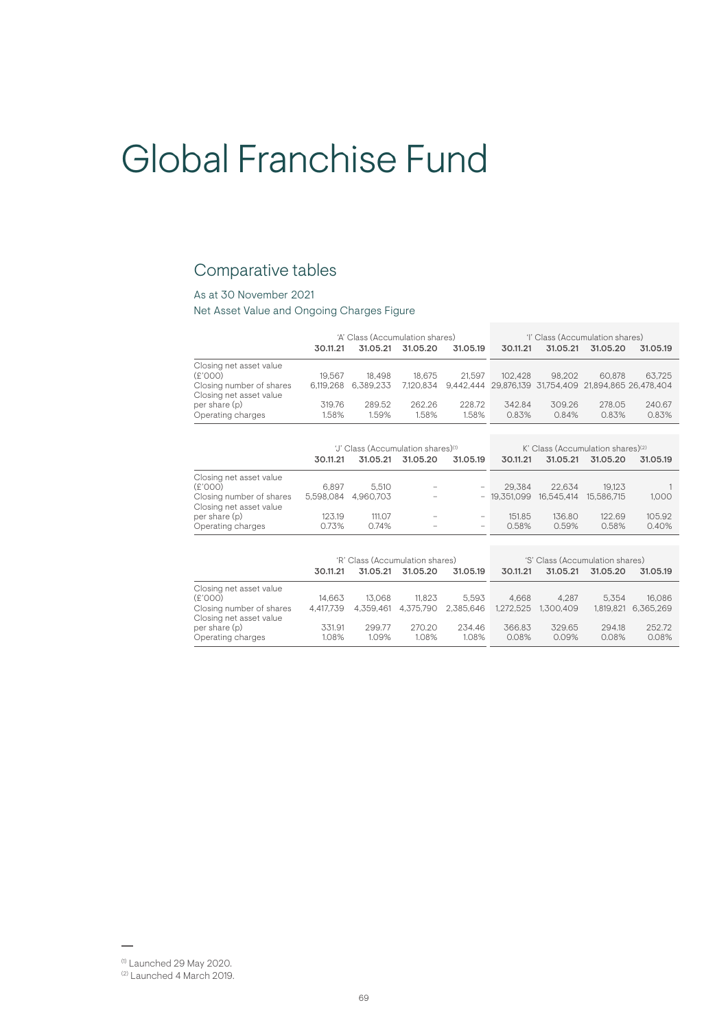# Global Franchise Fund

## Comparative tables

As at 30 November 2021

Net Asset Value and Ongoing Charges Figure

| | 'A' Class (Accumulation shares) | | | | 'I' Class (Accumulation shares) | | | |
|---|---|---|---|---|---|---|---|---|
| | **30.11.21** | **31.05.21** | **31.05.20** | **31.05.19** | **30.11.21** | **31.05.21** | **31.05.20** | **31.05.19** |
| Closing net asset value (£'000) | 19,567 | 18,498 | 18,675 | 21,597 | 102,428 | 98,202 | 60,878 | 63,725 |
| Closing number of shares | 6,119,268 | 6,389,233 | 7,120,834 | 9,442,444 | 29,876,139 | 31,754,409 | 21,894,865 | 26,478,404 |
| Closing net asset value per share (p) | 319.76 | 289.52 | 262.26 | 228.72 | 342.84 | 309.26 | 278.05 | 240.67 |
| Operating charges | 1.58% | 1.59% | 1.58% | 1.58% | 0.83% | 0.84% | 0.83% | 0.83% |

| | 'J' Class (Accumulation shares)[1] | | | | 'K' Class (Accumulation shares)[2] | | | |
|---|---|---|---|---|---|---|---|---|
| | **30.11.21** | **31.05.21** | **31.05.20** | **31.05.19** | **30.11.21** | **31.05.21** | **31.05.20** | **31.05.19** |
| Closing net asset value (£'000) | 6,897 | 5,510 | – | – | 29,384 | 22,634 | 19,123 | 1 |
| Closing number of shares | 5,598,084 | 4,960,703 | – | – | 19,351,099 | 16,545,414 | 15,586,715 | 1,000 |
| Closing net asset value per share (p) | 123.19 | 111.07 | – | – | 151.85 | 136.80 | 122.69 | 105.92 |
| Operating charges | 0.73% | 0.74% | – | – | 0.58% | 0.59% | 0.58% | 0.40% |

| | 'R' Class (Accumulation shares) | | | | 'S' Class (Accumulation shares) | | | |
|---|---|---|---|---|---|---|---|---|
| | **30.11.21** | **31.05.21** | **31.05.20** | **31.05.19** | **30.11.21** | **31.05.21** | **31.05.20** | **31.05.19** |
| Closing net asset value (£'000) | 14,663 | 13,068 | 11,823 | 5,593 | 4,668 | 4,287 | 5,354 | 16,086 |
| Closing number of shares | 4,417,739 | 4,359,461 | 4,375,790 | 2,385,646 | 1,272,525 | 1,300,409 | 1,819,821 | 6,365,269 |
| Closing net asset value per share (p) | 331.91 | 299.77 | 270.20 | 234.46 | 366.83 | 329.65 | 294.18 | 252.72 |
| Operating charges | 1.08% | 1.09% | 1.08% | 1.08% | 0.08% | 0.09% | 0.08% | 0.08% |

[1] Launched 29 May 2020.
[2] Launched 4 March 2019.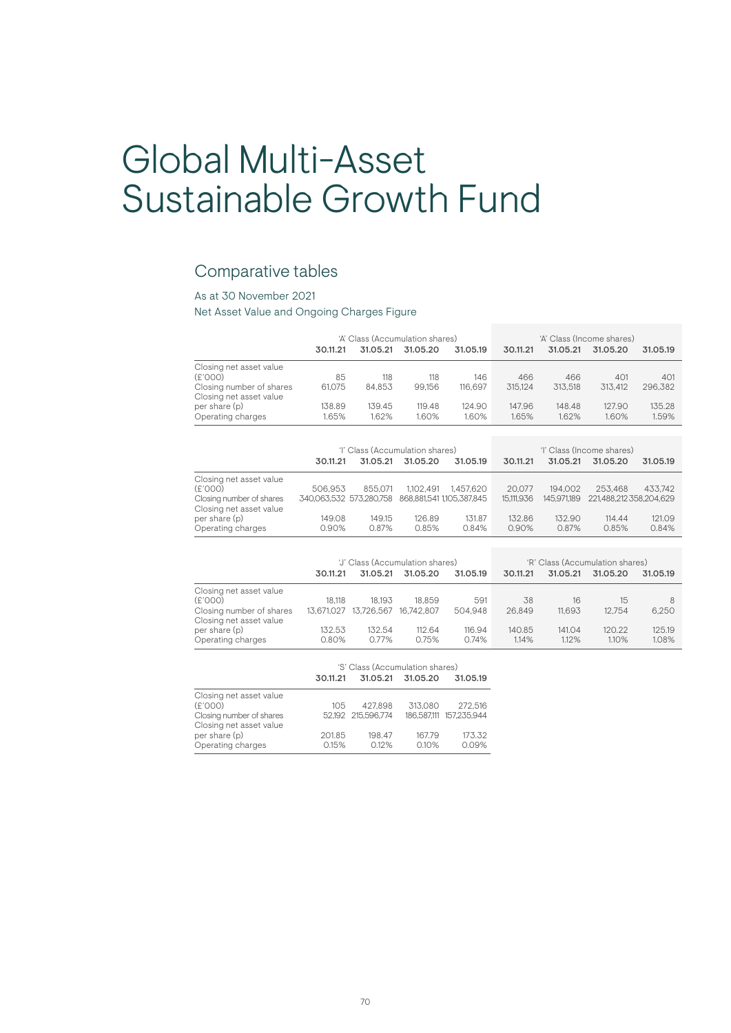# Global Multi-Asset Sustainable Growth Fund

## Comparative tables

### As at 30 November 2021

Net Asset Value and Ongoing Charges Figure

| | 'A' Class (Accumulation shares) | | | | 'A' Class (Income shares) | | | |
|---|---|---|---|---|---|---|---|---|
| | **30.11.21** | **31.05.21** | **31.05.20** | **31.05.19** | **30.11.21** | **31.05.21** | **31.05.20** | **31.05.19** |
| Closing net asset value (£'000) | 85 | 118 | 118 | 146 | 466 | 466 | 401 | 401 |
| Closing number of shares | 61,075 | 84,853 | 99,156 | 116,697 | 315,124 | 313,518 | 313,412 | 296,382 |
| Closing net asset value per share (p) | 138.89 | 139.45 | 119.48 | 124.90 | 147.96 | 148.48 | 127.90 | 135.28 |
| Operating charges | 1.65% | 1.62% | 1.60% | 1.60% | 1.65% | 1.62% | 1.60% | 1.59% |

| | 'I' Class (Accumulation shares) | | | | 'I' Class (Income shares) | | | |
|---|---|---|---|---|---|---|---|---|
| | **30.11.21** | **31.05.21** | **31.05.20** | **31.05.19** | **30.11.21** | **31.05.21** | **31.05.20** | **31.05.19** |
| Closing net asset value (£'000) | 506,953 | 855,071 | 1,102,491 | 1,457,620 | 20,077 | 194,002 | 253,468 | 433,742 |
| Closing number of shares | 340,063,532 | 573,280,758 | 868,881,541 | 1,105,387,845 | 15,111,936 | 145,971,189 | 221,488,212 | 358,204,629 |
| Closing net asset value per share (p) | 149.08 | 149.15 | 126.89 | 131.87 | 132.86 | 132.90 | 114.44 | 121.09 |
| Operating charges | 0.90% | 0.87% | 0.85% | 0.84% | 0.90% | 0.87% | 0.85% | 0.84% |

| | 'J' Class (Accumulation shares) | | | | 'R' Class (Accumulation shares) | | | |
|---|---|---|---|---|---|---|---|---|
| | **30.11.21** | **31.05.21** | **31.05.20** | **31.05.19** | **30.11.21** | **31.05.21** | **31.05.20** | **31.05.19** |
| Closing net asset value (£'000) | 18,118 | 18,193 | 18,859 | 591 | 38 | 16 | 15 | 8 |
| Closing number of shares | 13,671,027 | 13,726,567 | 16,742,807 | 504,948 | 26,849 | 11,693 | 12,754 | 6,250 |
| Closing net asset value per share (p) | 132.53 | 132.54 | 112.64 | 116.94 | 140.85 | 141.04 | 120.22 | 125.19 |
| Operating charges | 0.80% | 0.77% | 0.75% | 0.74% | 1.14% | 1.12% | 1.10% | 1.08% |

| | 'S' Class (Accumulation shares) | | | |
|---|---|---|---|---|
| | **30.11.21** | **31.05.21** | **31.05.20** | **31.05.19** |
| Closing net asset value (£'000) | 105 | 427,898 | 313,080 | 272,516 |
| Closing number of shares | 52,192 | 215,596,774 | 186,587,111 | 157,235,944 |
| Closing net asset value per share (p) | 201.85 | 198.47 | 167.79 | 173.32 |
| Operating charges | 0.15% | 0.12% | 0.10% | 0.09% |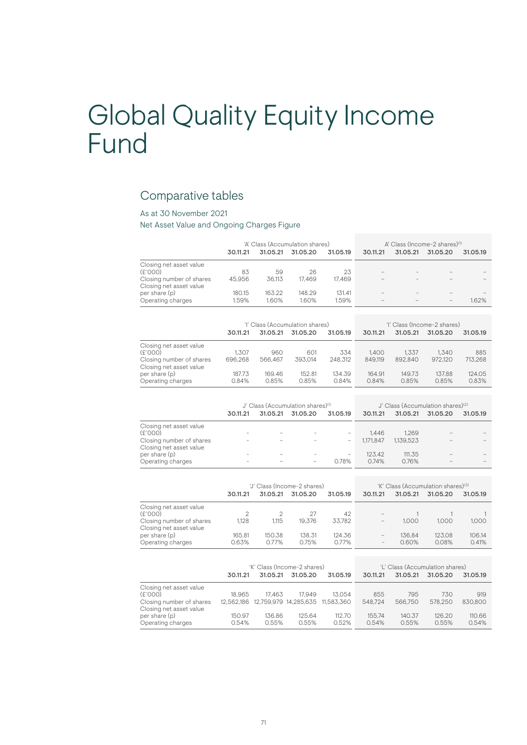# Global Quality Equity Income Fund

## Comparative tables

### As at 30 November 2021

Net Asset Value and Ongoing Charges Figure

| | 'A' Class (Accumulation shares) | | | | A' Class (Income-2 shares)[1] | | | |
|---|---|---|---|---|---|---|---|---|
| | 30.11.21 | 31.05.21 | 31.05.20 | 31.05.19 | 30.11.21 | 31.05.21 | 31.05.20 | 31.05.19 |
| Closing net asset value (£'000) | 83 | 59 | 26 | 23 | – | – | – | – |
| Closing number of shares | 45,956 | 36,113 | 17,469 | 17,469 | – | – | – | – |
| Closing net asset value per share (p) | 180.15 | 163.22 | 148.29 | 131.41 | – | – | – | – |
| Operating charges | 1.59% | 1.60% | 1.60% | 1.59% | – | – | – | 1.62% |

| | 'I' Class (Accumulation shares) | | | | 'I' Class (Income-2 shares) | | | |
|---|---|---|---|---|---|---|---|---|
| | 30.11.21 | 31.05.21 | 31.05.20 | 31.05.19 | 30.11.21 | 31.05.21 | 31.05.20 | 31.05.19 |
| Closing net asset value (£'000) | 1,307 | 960 | 601 | 334 | 1,400 | 1,337 | 1,340 | 885 |
| Closing number of shares | 696,268 | 566,467 | 393,014 | 248,312 | 849,119 | 892,840 | 972,120 | 713,268 |
| Closing net asset value per share (p) | 187.73 | 169.46 | 152.81 | 134.39 | 164.91 | 149.73 | 137.88 | 124.05 |
| Operating charges | 0.84% | 0.85% | 0.85% | 0.84% | 0.84% | 0.85% | 0.85% | 0.83% |

| | J' Class (Accumulation shares)[1] | | | | J' Class (Accumulation shares)[2] | | | |
|---|---|---|---|---|---|---|---|---|
| | 30.11.21 | 31.05.21 | 31.05.20 | 31.05.19 | 30.11.21 | 31.05.21 | 31.05.20 | 31.05.19 |
| Closing net asset value (£'000) | – | – | – | – | 1,446 | 1,269 | – | – |
| Closing number of shares | – | – | – | – | 1,171,847 | 1,139,523 | – | – |
| Closing net asset value per share (p) | – | – | – | – | 123.42 | 111.35 | – | – |
| Operating charges | – | – | – | 0.78% | 0.74% | 0.76% | – | – |

| | 'J' Class (Income-2 shares) | | | | 'K' Class (Accumulation shares)[3] | | | |
|---|---|---|---|---|---|---|---|---|
| | 30.11.21 | 31.05.21 | 31.05.20 | 31.05.19 | 30.11.21 | 31.05.21 | 31.05.20 | 31.05.19 |
| Closing net asset value (£'000) | 2 | 2 | 27 | 42 | – | 1 | 1 | 1 |
| Closing number of shares | 1,128 | 1,115 | 19,376 | 33,782 | – | 1,000 | 1,000 | 1,000 |
| Closing net asset value per share (p) | 165.81 | 150.38 | 138.31 | 124.36 | – | 136.84 | 123.08 | 106.14 |
| Operating charges | 0.63% | 0.77% | 0.75% | 0.77% | – | 0.60% | 0.08% | 0.41% |

| | 'K' Class (Income-2 shares) | | | | 'L' Class (Accumulation shares) | | | |
|---|---|---|---|---|---|---|---|---|
| | 30.11.21 | 31.05.21 | 31.05.20 | 31.05.19 | 30.11.21 | 31.05.21 | 31.05.20 | 31.05.19 |
| Closing net asset value (£'000) | 18,965 | 17,463 | 17,949 | 13,054 | 855 | 795 | 730 | 919 |
| Closing number of shares | 12,562,186 | 12,759,979 | 14,285,635 | 11,583,360 | 548,724 | 566,750 | 578,250 | 830,800 |
| Closing net asset value per share (p) | 150.97 | 136.86 | 125.64 | 112.70 | 155.74 | 140.37 | 126.20 | 110.66 |
| Operating charges | 0.54% | 0.55% | 0.55% | 0.52% | 0.54% | 0.55% | 0.55% | 0.54% |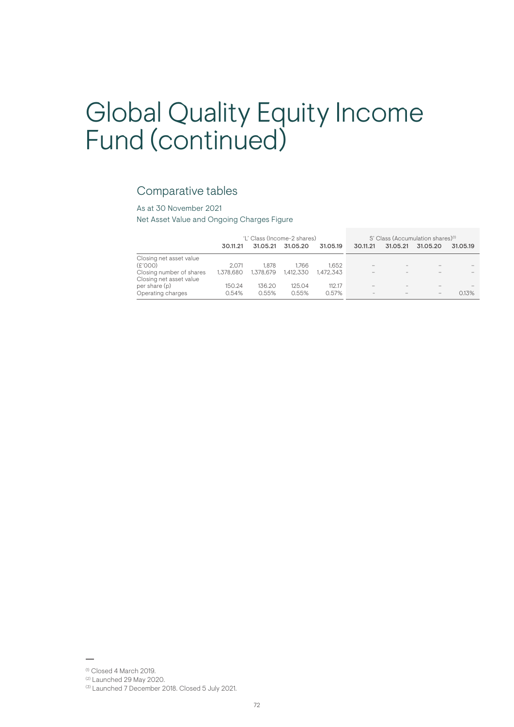# Global Quality Equity Income Fund (continued)

## Comparative tables

As at 30 November 2021

Net Asset Value and Ongoing Charges Figure

| | 'L' Class (Income-2 shares) | | | | S' Class (Accumulation shares)[1] | | | |
|---|---|---|---|---|---|---|---|---|
| | 30.11.21 | 31.05.21 | 31.05.20 | 31.05.19 | 30.11.21 | 31.05.21 | 31.05.20 | 31.05.19 |
| Closing net asset value (£'000) | 2,071 | 1,878 | 1,766 | 1,652 | – | – | – | – |
| Closing number of shares | 1,378,680 | 1,378,679 | 1,412,330 | 1,472,343 | – | – | – | – |
| Closing net asset value per share (p) | 150.24 | 136.20 | 125.04 | 112.17 | – | – | – | – |
| Operating charges | 0.54% | 0.55% | 0.55% | 0.57% | – | – | – | 0.13% |

—

[1] Closed 4 March 2019.

[2] Launched 29 May 2020.

[3] Launched 7 December 2018. Closed 5 July 2021.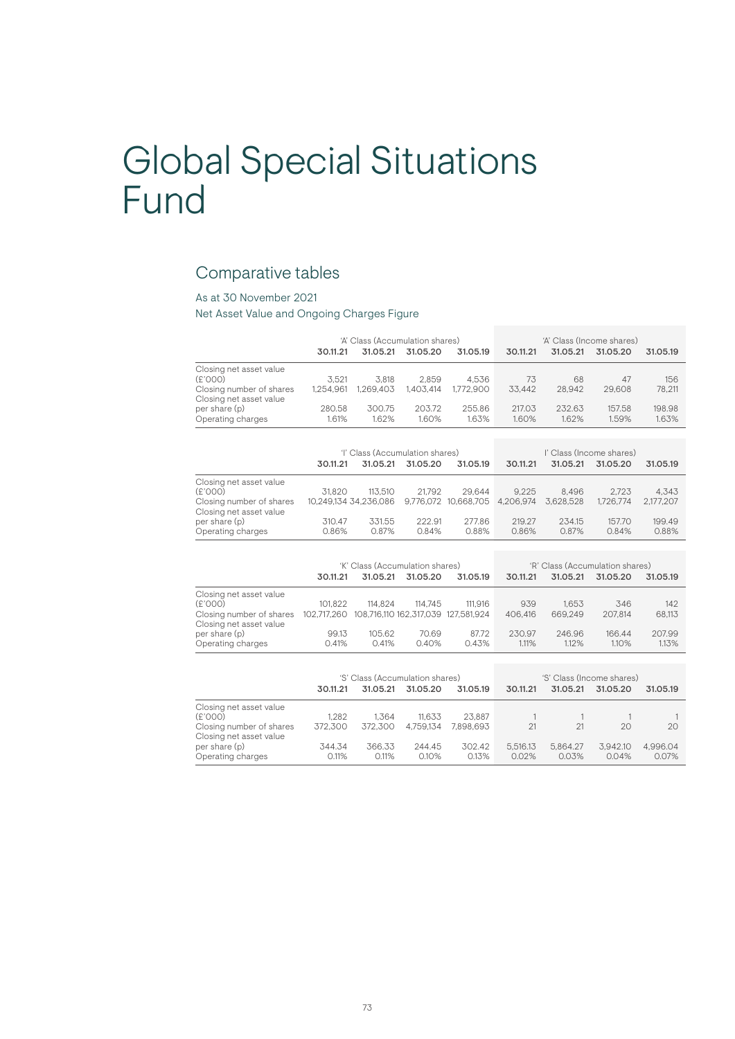# Global Special Situations Fund

## Comparative tables

As at 30 November 2021

Net Asset Value and Ongoing Charges Figure

| | 'A' Class (Accumulation shares) | | | | 'A' Class (Income shares) | | | |
|---|---|---|---|---|---|---|---|---|
| | **30.11.21** | **31.05.21** | **31.05.20** | **31.05.19** | **30.11.21** | **31.05.21** | **31.05.20** | **31.05.19** |
| Closing net asset value (£'000) | 3,521 | 3,818 | 2,859 | 4,536 | 73 | 68 | 47 | 156 |
| Closing number of shares | 1,254,961 | 1,269,403 | 1,403,414 | 1,772,900 | 33,442 | 28,942 | 29,608 | 78,211 |
| Closing net asset value per share (p) | 280.58 | 300.75 | 203.72 | 255.86 | 217.03 | 232.63 | 157.58 | 198.98 |
| Operating charges | 1.61% | 1.62% | 1.60% | 1.63% | 1.60% | 1.62% | 1.59% | 1.63% |

| | 'I' Class (Accumulation shares) | | | | I' Class (Income shares) | | | |
|---|---|---|---|---|---|---|---|---|
| | **30.11.21** | **31.05.21** | **31.05.20** | **31.05.19** | **30.11.21** | **31.05.21** | **31.05.20** | **31.05.19** |
| Closing net asset value (£'000) | 31,820 | 113,510 | 21,792 | 29,644 | 9,225 | 8,496 | 2,723 | 4,343 |
| Closing number of shares | 10,249,134 | 34,236,086 | 9,776,072 | 10,668,705 | 4,206,974 | 3,628,528 | 1,726,774 | 2,177,207 |
| Closing net asset value per share (p) | 310.47 | 331.55 | 222.91 | 277.86 | 219.27 | 234.15 | 157.70 | 199.49 |
| Operating charges | 0.86% | 0.87% | 0.84% | 0.88% | 0.86% | 0.87% | 0.84% | 0.88% |

| | 'K' Class (Accumulation shares) | | | | 'R' Class (Accumulation shares) | | | |
|---|---|---|---|---|---|---|---|---|
| | **30.11.21** | **31.05.21** | **31.05.20** | **31.05.19** | **30.11.21** | **31.05.21** | **31.05.20** | **31.05.19** |
| Closing net asset value (£'000) | 101,822 | 114,824 | 114,745 | 111,916 | 939 | 1,653 | 346 | 142 |
| Closing number of shares | 102,717,260 | 108,716,110 | 162,317,039 | 127,581,924 | 406,416 | 669,249 | 207,814 | 68,113 |
| Closing net asset value per share (p) | 99.13 | 105.62 | 70.69 | 87.72 | 230.97 | 246.96 | 166.44 | 207.99 |
| Operating charges | 0.41% | 0.41% | 0.40% | 0.43% | 1.11% | 1.12% | 1.10% | 1.13% |

| | 'S' Class (Accumulation shares) | | | | 'S' Class (Income shares) | | | |
|---|---|---|---|---|---|---|---|---|
| | **30.11.21** | **31.05.21** | **31.05.20** | **31.05.19** | **30.11.21** | **31.05.21** | **31.05.20** | **31.05.19** |
| Closing net asset value (£'000) | 1,282 | 1,364 | 11,633 | 23,887 | 1 | 1 | 1 | 1 |
| Closing number of shares | 372,300 | 372,300 | 4,759,134 | 7,898,693 | 21 | 21 | 20 | 20 |
| Closing net asset value per share (p) | 344.34 | 366.33 | 244.45 | 302.42 | 5,516.13 | 5,864.27 | 3,942.10 | 4,996.04 |
| Operating charges | 0.11% | 0.11% | 0.10% | 0.13% | 0.02% | 0.03% | 0.04% | 0.07% |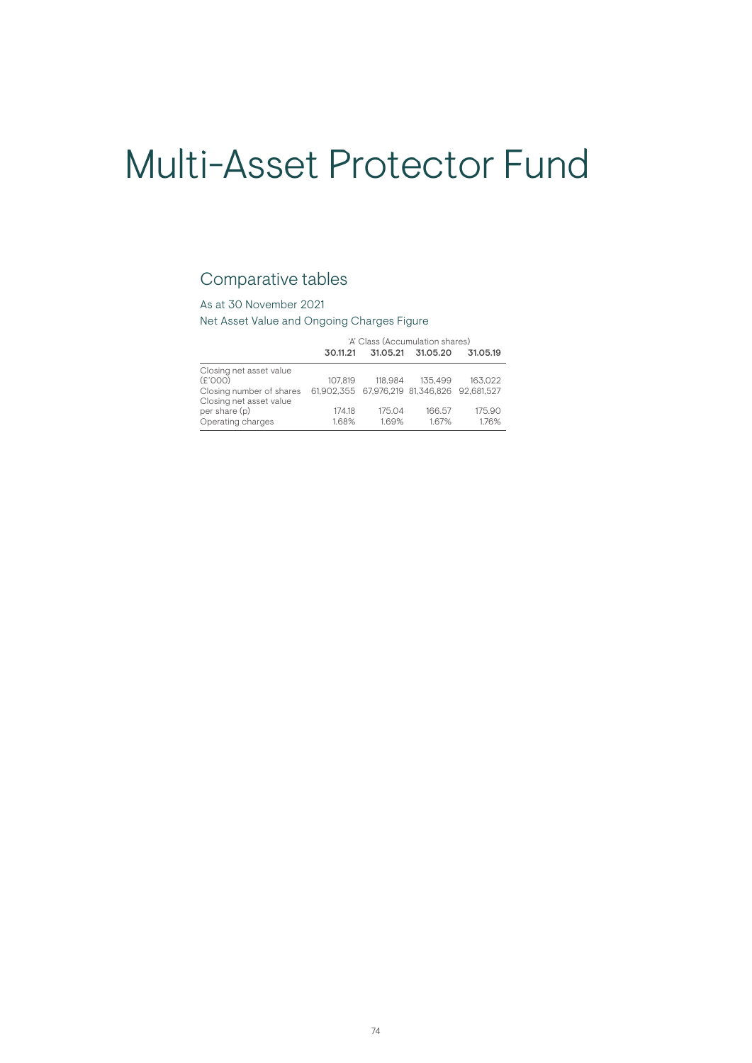# Multi-Asset Protector Fund

## Comparative tables

As at 30 November 2021

Net Asset Value and Ongoing Charges Figure

| | 'A' Class (Accumulation shares) | | | |
|---|---|---|---|---|
| | **30.11.21** | **31.05.21** | **31.05.20** | **31.05.19** |
| Closing net asset value (£'000) | 107,819 | 118,984 | 135,499 | 163,022 |
| Closing number of shares | 61,902,355 | 67,976,219 | 81,346,826 | 92,681,527 |
| Closing net asset value per share (p) | 174.18 | 175.04 | 166.57 | 175.90 |
| Operating charges | 1.68% | 1.69% | 1.67% | 1.76% |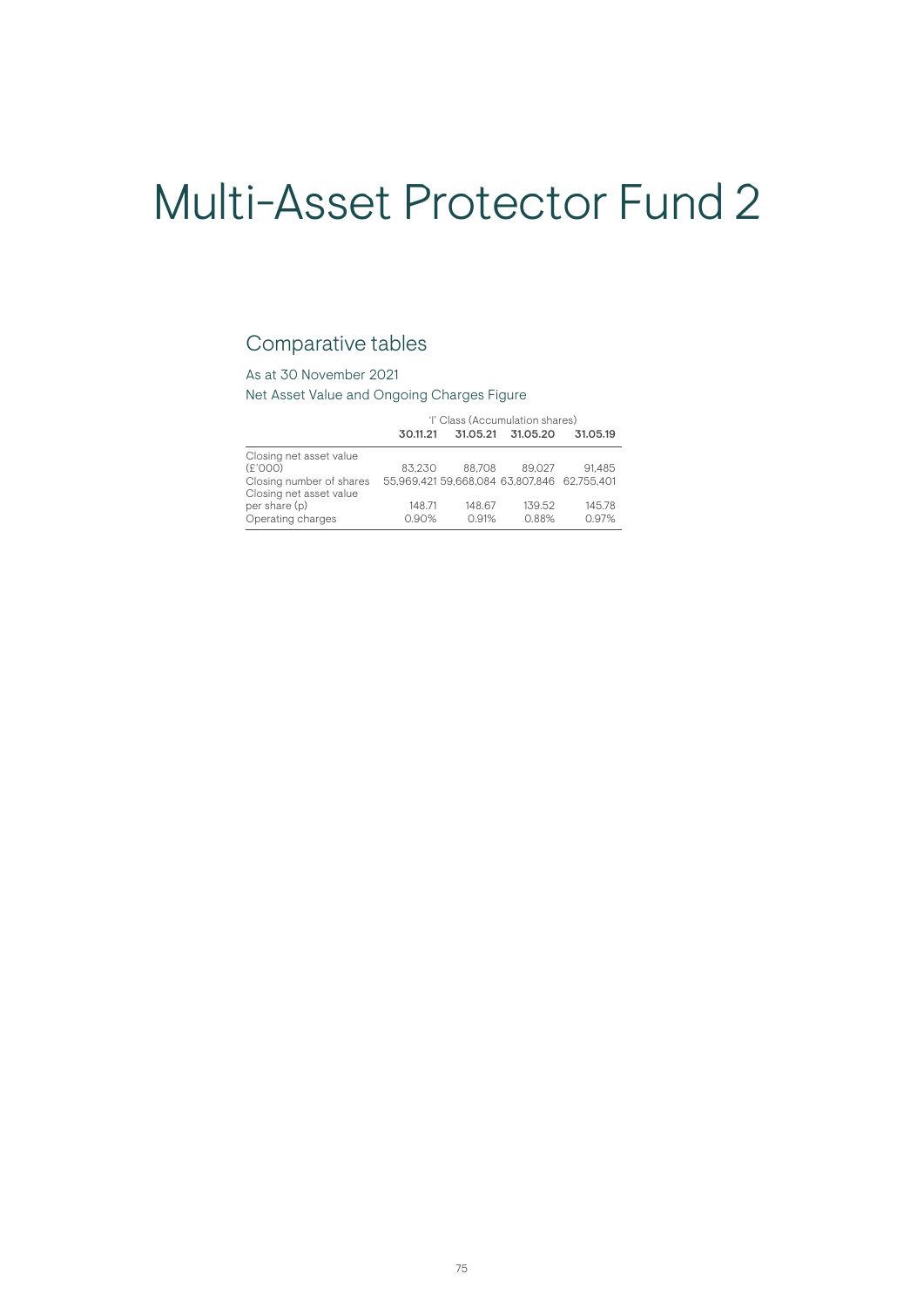# Multi-Asset Protector Fund 2

## Comparative tables

As at 30 November 2021

Net Asset Value and Ongoing Charges Figure

| | 'I' Class (Accumulation shares) | | | |
|---|---|---|---|---|
| | **30.11.21** | **31.05.21** | **31.05.20** | **31.05.19** |
| Closing net asset value (£'000) | 83,230 | 88,708 | 89,027 | 91,485 |
| Closing number of shares | 55,969,421 | 59,668,084 | 63,807,846 | 62,755,401 |
| Closing net asset value per share (p) | 148.71 | 148.67 | 139.52 | 145.78 |
| Operating charges | 0.90% | 0.91% | 0.88% | 0.97% |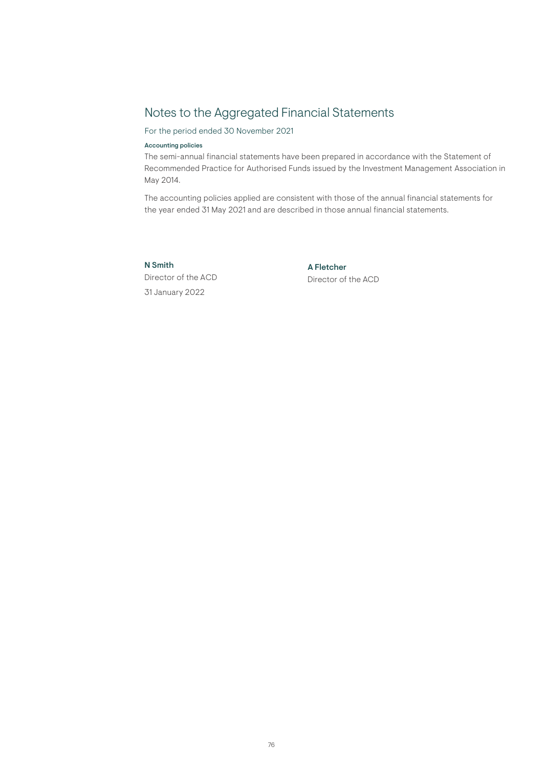# Notes to the Aggregated Financial Statements

For the period ended 30 November 2021

### Accounting policies

The semi-annual financial statements have been prepared in accordance with the Statement of Recommended Practice for Authorised Funds issued by the Investment Management Association in May 2014.

The accounting policies applied are consistent with those of the annual financial statements for the year ended 31 May 2021 and are described in those annual financial statements.

**N Smith**
Director of the ACD
31 January 2022

**A Fletcher**
Director of the ACD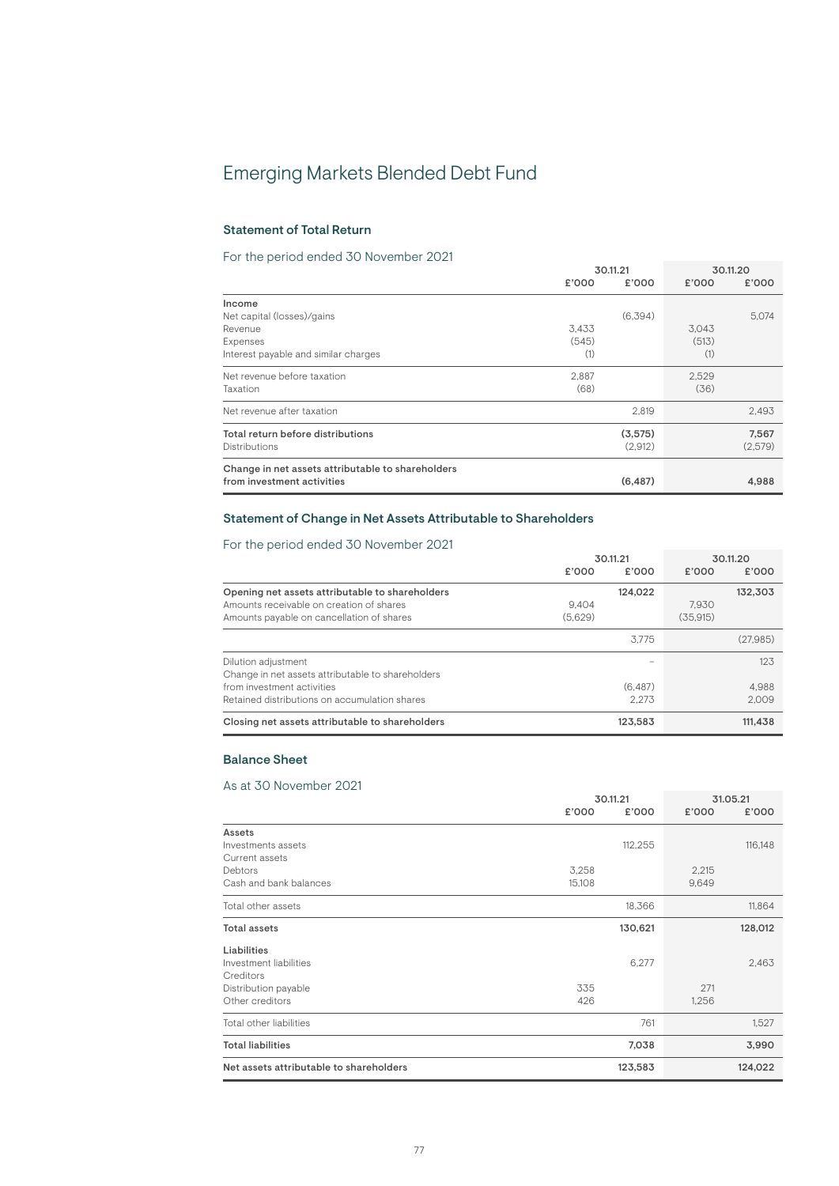# Emerging Markets Blended Debt Fund

## Statement of Total Return

For the period ended 30 November 2021

| | 30.11.21 | | 30.11.20 | |
|---|---|---|---|---|
| | £'000 | £'000 | £'000 | £'000 |
| **Income** | | | | |
| Net capital (losses)/gains | | (6,394) | | 5,074 |
| Revenue | 3,433 | | 3,043 | |
| Expenses | (545) | | (513) | |
| Interest payable and similar charges | (1) | | (1) | |
| Net revenue before taxation | 2,887 | | 2,529 | |
| Taxation | (68) | | (36) | |
| Net revenue after taxation | | 2,819 | | 2,493 |
| **Total return before distributions** | | **(3,575)** | | **7,567** |
| Distributions | | (2,912) | | (2,579) |
| **Change in net assets attributable to shareholders from investment activities** | | **(6,487)** | | **4,988** |

## Statement of Change in Net Assets Attributable to Shareholders

For the period ended 30 November 2021

| | 30.11.21 | | 30.11.20 | |
|---|---|---|---|---|
| | £'000 | £'000 | £'000 | £'000 |
| **Opening net assets attributable to shareholders** | | **124,022** | | **132,303** |
| Amounts receivable on creation of shares | 9,404 | | 7,930 | |
| Amounts payable on cancellation of shares | (5,629) | | (35,915) | |
| | | 3,775 | | (27,985) |
| Dilution adjustment | | – | | 123 |
| Change in net assets attributable to shareholders from investment activities | | (6,487) | | 4,988 |
| Retained distributions on accumulation shares | | 2,273 | | 2,009 |
| **Closing net assets attributable to shareholders** | | **123,583** | | **111,438** |

## Balance Sheet

As at 30 November 2021

| | 30.11.21 | | 31.05.21 | |
|---|---|---|---|---|
| | £'000 | £'000 | £'000 | £'000 |
| **Assets** | | | | |
| Investments assets | | 112,255 | | 116,148 |
| Current assets | | | | |
| Debtors | 3,258 | | 2,215 | |
| Cash and bank balances | 15,108 | | 9,649 | |
| Total other assets | | 18,366 | | 11,864 |
| **Total assets** | | **130,621** | | **128,012** |
| **Liabilities** | | | | |
| Investment liabilities | | 6,277 | | 2,463 |
| Creditors | | | | |
| Distribution payable | 335 | | 271 | |
| Other creditors | 426 | | 1,256 | |
| Total other liabilities | | 761 | | 1,527 |
| **Total liabilities** | | **7,038** | | **3,990** |
| **Net assets attributable to shareholders** | | **123,583** | | **124,022** |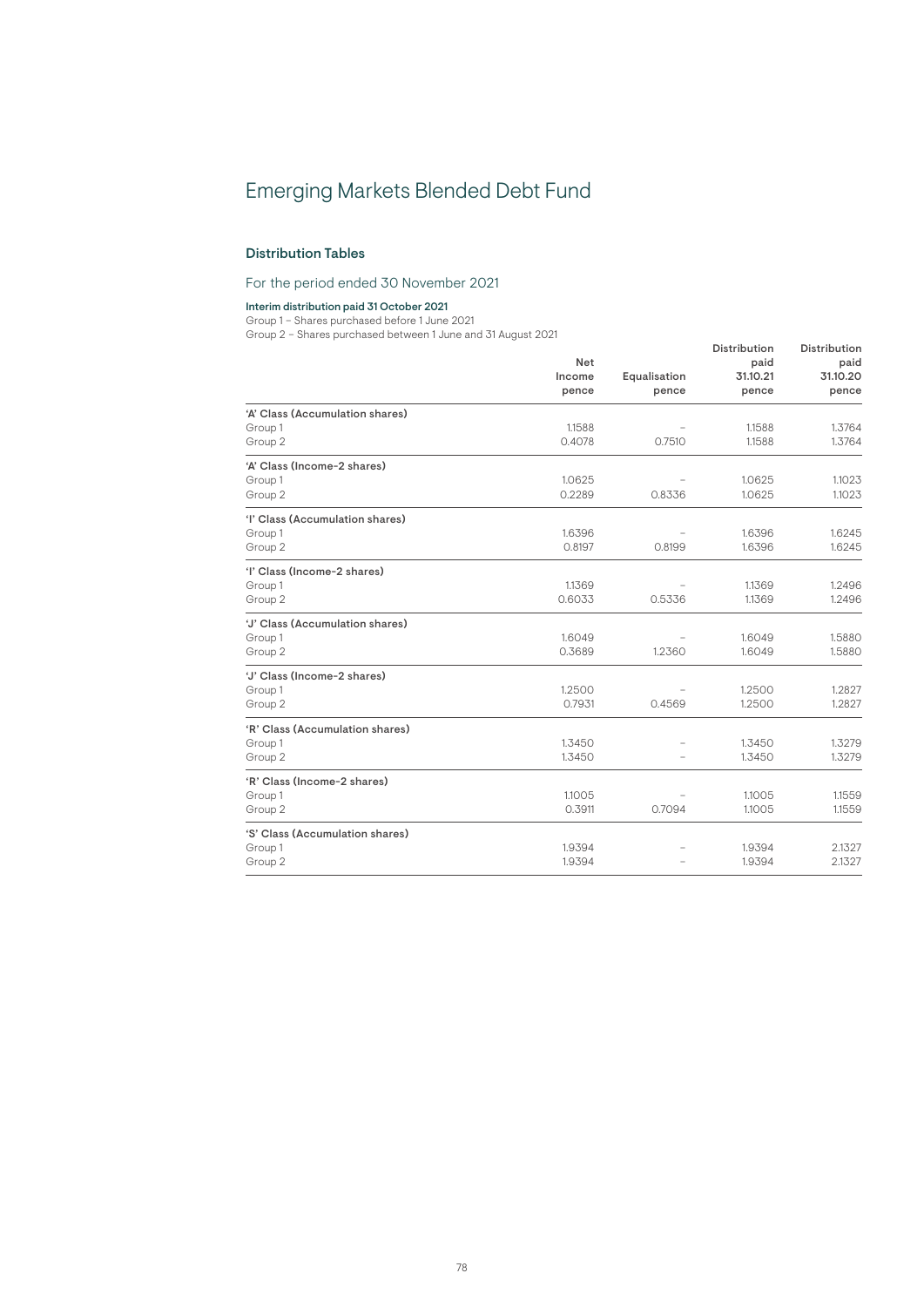# Emerging Markets Blended Debt Fund

## Distribution Tables

### For the period ended 30 November 2021

**Interim distribution paid 31 October 2021**

Group 1 – Shares purchased before 1 June 2021
Group 2 – Shares purchased between 1 June and 31 August 2021

| | Net Income pence | Equalisation pence | Distribution paid 31.10.21 pence | Distribution paid 31.10.20 pence |
|---|---|---|---|---|
| **'A' Class (Accumulation shares)** | | | | |
| Group 1 | 1.1588 | – | 1.1588 | 1.3764 |
| Group 2 | 0.4078 | 0.7510 | 1.1588 | 1.3764 |
| **'A' Class (Income-2 shares)** | | | | |
| Group 1 | 1.0625 | – | 1.0625 | 1.1023 |
| Group 2 | 0.2289 | 0.8336 | 1.0625 | 1.1023 |
| **'I' Class (Accumulation shares)** | | | | |
| Group 1 | 1.6396 | – | 1.6396 | 1.6245 |
| Group 2 | 0.8197 | 0.8199 | 1.6396 | 1.6245 |
| **'I' Class (Income-2 shares)** | | | | |
| Group 1 | 1.1369 | – | 1.1369 | 1.2496 |
| Group 2 | 0.6033 | 0.5336 | 1.1369 | 1.2496 |
| **'J' Class (Accumulation shares)** | | | | |
| Group 1 | 1.6049 | – | 1.6049 | 1.5880 |
| Group 2 | 0.3689 | 1.2360 | 1.6049 | 1.5880 |
| **'J' Class (Income-2 shares)** | | | | |
| Group 1 | 1.2500 | – | 1.2500 | 1.2827 |
| Group 2 | 0.7931 | 0.4569 | 1.2500 | 1.2827 |
| **'R' Class (Accumulation shares)** | | | | |
| Group 1 | 1.3450 | – | 1.3450 | 1.3279 |
| Group 2 | 1.3450 | – | 1.3450 | 1.3279 |
| **'R' Class (Income-2 shares)** | | | | |
| Group 1 | 1.1005 | – | 1.1005 | 1.1559 |
| Group 2 | 0.3911 | 0.7094 | 1.1005 | 1.1559 |
| **'S' Class (Accumulation shares)** | | | | |
| Group 1 | 1.9394 | – | 1.9394 | 2.1327 |
| Group 2 | 1.9394 | – | 1.9394 | 2.1327 |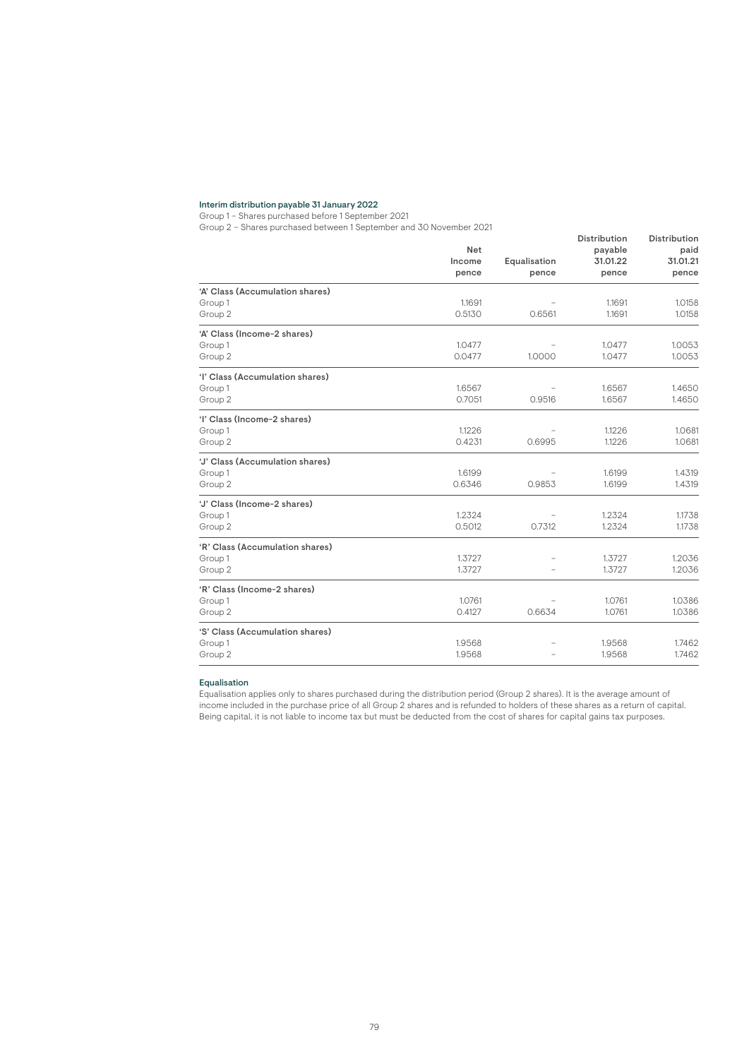### Interim distribution payable 31 January 2022

Group 1 – Shares purchased before 1 September 2021
Group 2 – Shares purchased between 1 September and 30 November 2021

| | Net Income pence | Equalisation pence | Distribution payable 31.01.22 pence | Distribution paid 31.01.21 pence |
|---|---|---|---|---|
| **'A' Class (Accumulation shares)** | | | | |
| Group 1 | 1.1691 | – | 1.1691 | 1.0158 |
| Group 2 | 0.5130 | 0.6561 | 1.1691 | 1.0158 |
| **'A' Class (Income-2 shares)** | | | | |
| Group 1 | 1.0477 | – | 1.0477 | 1.0053 |
| Group 2 | 0.0477 | 1.0000 | 1.0477 | 1.0053 |
| **'I' Class (Accumulation shares)** | | | | |
| Group 1 | 1.6567 | – | 1.6567 | 1.4650 |
| Group 2 | 0.7051 | 0.9516 | 1.6567 | 1.4650 |
| **'I' Class (Income-2 shares)** | | | | |
| Group 1 | 1.1226 | – | 1.1226 | 1.0681 |
| Group 2 | 0.4231 | 0.6995 | 1.1226 | 1.0681 |
| **'J' Class (Accumulation shares)** | | | | |
| Group 1 | 1.6199 | – | 1.6199 | 1.4319 |
| Group 2 | 0.6346 | 0.9853 | 1.6199 | 1.4319 |
| **'J' Class (Income-2 shares)** | | | | |
| Group 1 | 1.2324 | – | 1.2324 | 1.1738 |
| Group 2 | 0.5012 | 0.7312 | 1.2324 | 1.1738 |
| **'R' Class (Accumulation shares)** | | | | |
| Group 1 | 1.3727 | – | 1.3727 | 1.2036 |
| Group 2 | 1.3727 | – | 1.3727 | 1.2036 |
| **'R' Class (Income-2 shares)** | | | | |
| Group 1 | 1.0761 | – | 1.0761 | 1.0386 |
| Group 2 | 0.4127 | 0.6634 | 1.0761 | 1.0386 |
| **'S' Class (Accumulation shares)** | | | | |
| Group 1 | 1.9568 | – | 1.9568 | 1.7462 |
| Group 2 | 1.9568 | – | 1.9568 | 1.7462 |

#### Equalisation

Equalisation applies only to shares purchased during the distribution period (Group 2 shares). It is the average amount of income included in the purchase price of all Group 2 shares and is refunded to holders of these shares as a return of capital. Being capital, it is not liable to income tax but must be deducted from the cost of shares for capital gains tax purposes.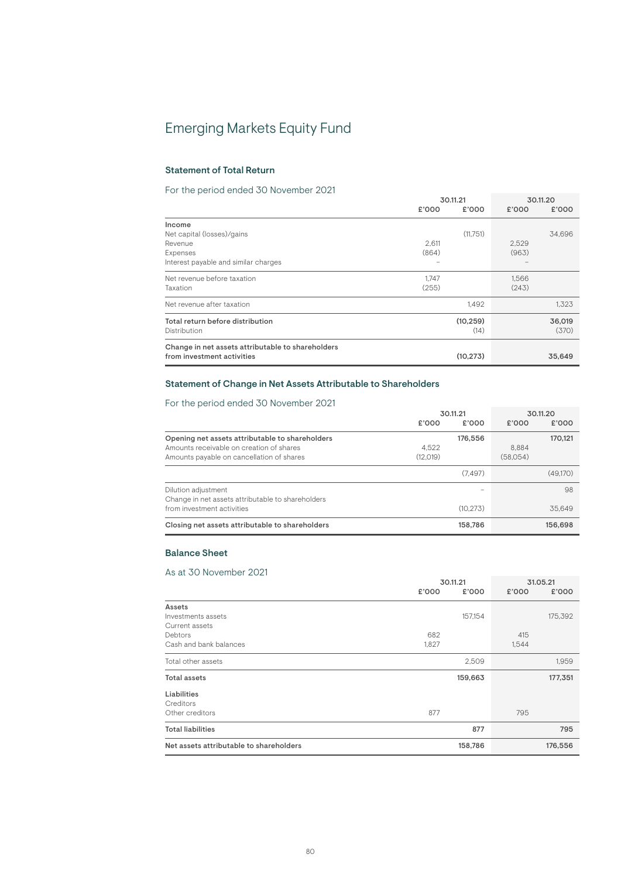# Emerging Markets Equity Fund

### Statement of Total Return

For the period ended 30 November 2021

| | 30.11.21 | | 30.11.20 | |
|---|---|---|---|---|
| | £'000 | £'000 | £'000 | £'000 |
| **Income** | | | | |
| Net capital (losses)/gains | | (11,751) | | 34,696 |
| Revenue | 2,611 | | 2,529 | |
| Expenses | (864) | | (963) | |
| Interest payable and similar charges | – | | – | |
| Net revenue before taxation | 1,747 | | 1,566 | |
| Taxation | (255) | | (243) | |
| Net revenue after taxation | | 1,492 | | 1,323 |
| **Total return before distribution** | | **(10,259)** | | **36,019** |
| Distribution | | (14) | | (370) |
| **Change in net assets attributable to shareholders from investment activities** | | **(10,273)** | | **35,649** |

### Statement of Change in Net Assets Attributable to Shareholders

For the period ended 30 November 2021

| | 30.11.21 | | 30.11.20 | |
|---|---|---|---|---|
| | £'000 | £'000 | £'000 | £'000 |
| **Opening net assets attributable to shareholders** | | **176,556** | | **170,121** |
| Amounts receivable on creation of shares | 4,522 | | 8,884 | |
| Amounts payable on cancellation of shares | (12,019) | | (58,054) | |
| | | (7,497) | | (49,170) |
| Dilution adjustment | | – | | 98 |
| Change in net assets attributable to shareholders from investment activities | | (10,273) | | 35,649 |
| **Closing net assets attributable to shareholders** | | **158,786** | | **156,698** |

### Balance Sheet

As at 30 November 2021

| | 30.11.21 | | 31.05.21 | |
|---|---|---|---|---|
| | £'000 | £'000 | £'000 | £'000 |
| **Assets** | | | | |
| Investments assets | | 157,154 | | 175,392 |
| Current assets | | | | |
| Debtors | 682 | | 415 | |
| Cash and bank balances | 1,827 | | 1,544 | |
| Total other assets | | 2,509 | | 1,959 |
| **Total assets** | | **159,663** | | **177,351** |
| **Liabilities** | | | | |
| Creditors | | | | |
| Other creditors | 877 | | 795 | |
| **Total liabilities** | | **877** | | **795** |
| **Net assets attributable to shareholders** | | **158,786** | | **176,556** |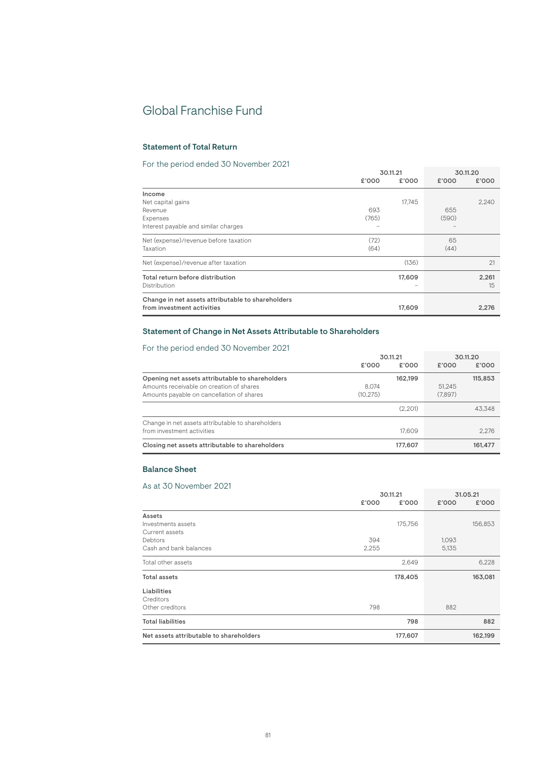# Global Franchise Fund

## Statement of Total Return

For the period ended 30 November 2021

| | 30.11.21 | | 30.11.20 | |
|---|---|---|---|---|
| | £'000 | £'000 | £'000 | £'000 |
| **Income** | | | | |
| Net capital gains | | 17,745 | | 2,240 |
| Revenue | 693 | | 655 | |
| Expenses | (765) | | (590) | |
| Interest payable and similar charges | – | | – | |
| Net (expense)/revenue before taxation | (72) | | 65 | |
| Taxation | (64) | | (44) | |
| Net (expense)/revenue after taxation | | (136) | | 21 |
| **Total return before distribution** | | **17,609** | | **2,261** |
| Distribution | | – | | 15 |
| **Change in net assets attributable to shareholders from investment activities** | | **17,609** | | **2,276** |

## Statement of Change in Net Assets Attributable to Shareholders

For the period ended 30 November 2021

| | 30.11.21 | | 30.11.20 | |
|---|---|---|---|---|
| | £'000 | £'000 | £'000 | £'000 |
| **Opening net assets attributable to shareholders** | | **162,199** | | **115,853** |
| Amounts receivable on creation of shares | 8,074 | | 51,245 | |
| Amounts payable on cancellation of shares | (10,275) | | (7,897) | |
| | | (2,201) | | 43,348 |
| Change in net assets attributable to shareholders from investment activities | | 17,609 | | 2,276 |
| **Closing net assets attributable to shareholders** | | **177,607** | | **161,477** |

## Balance Sheet

As at 30 November 2021

| | 30.11.21 | | 31.05.21 | |
|---|---|---|---|---|
| | £'000 | £'000 | £'000 | £'000 |
| **Assets** | | | | |
| Investments assets | | 175,756 | | 156,853 |
| Current assets | | | | |
| Debtors | 394 | | 1,093 | |
| Cash and bank balances | 2,255 | | 5,135 | |
| Total other assets | | 2,649 | | 6,228 |
| **Total assets** | | **178,405** | | **163,081** |
| **Liabilities** | | | | |
| Creditors | | | | |
| Other creditors | 798 | | 882 | |
| **Total liabilities** | | **798** | | **882** |
| **Net assets attributable to shareholders** | | **177,607** | | **162,199** |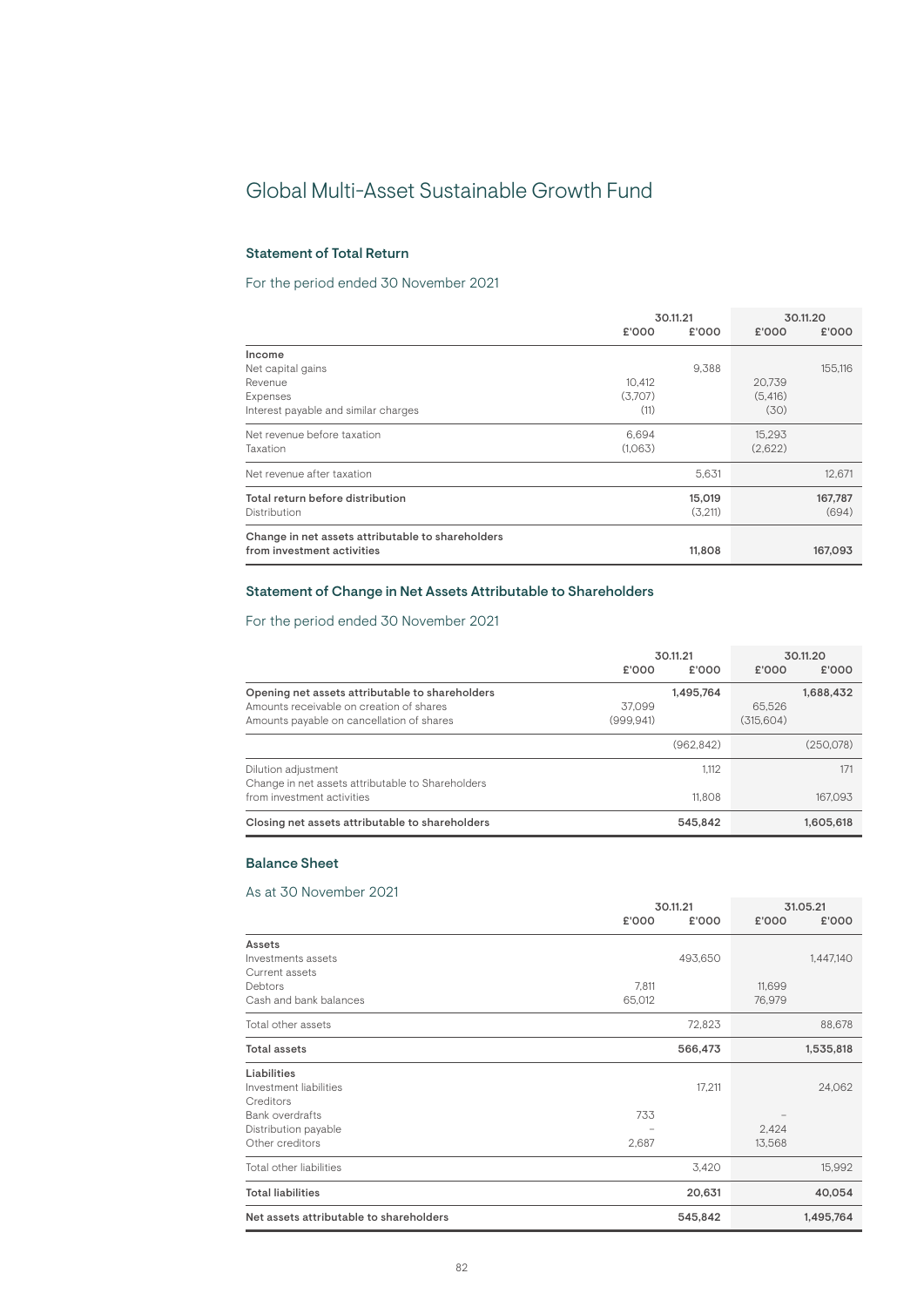# Global Multi-Asset Sustainable Growth Fund

## Statement of Total Return

For the period ended 30 November 2021

| | 30.11.21 | | 30.11.20 | |
|---|---|---|---|---|
| | £'000 | £'000 | £'000 | £'000 |
| **Income** | | | | |
| Net capital gains | | 9,388 | | 155,116 |
| Revenue | 10,412 | | 20,739 | |
| Expenses | (3,707) | | (5,416) | |
| Interest payable and similar charges | (11) | | (30) | |
| Net revenue before taxation | 6,694 | | 15,293 | |
| Taxation | (1,063) | | (2,622) | |
| Net revenue after taxation | | 5,631 | | 12,671 |
| **Total return before distribution** | | **15,019** | | **167,787** |
| Distribution | | (3,211) | | (694) |
| **Change in net assets attributable to shareholders from investment activities** | | **11,808** | | **167,093** |

## Statement of Change in Net Assets Attributable to Shareholders

For the period ended 30 November 2021

| | 30.11.21 | | 30.11.20 | |
|---|---|---|---|---|
| | £'000 | £'000 | £'000 | £'000 |
| **Opening net assets attributable to shareholders** | | **1,495,764** | | **1,688,432** |
| Amounts receivable on creation of shares | 37,099 | | 65,526 | |
| Amounts payable on cancellation of shares | (999,941) | | (315,604) | |
| | | (962,842) | | (250,078) |
| Dilution adjustment | | 1,112 | | 171 |
| Change in net assets attributable to Shareholders from investment activities | | 11,808 | | 167,093 |
| **Closing net assets attributable to shareholders** | | **545,842** | | **1,605,618** |

## Balance Sheet

As at 30 November 2021

| | 30.11.21 | | 31.05.21 | |
|---|---|---|---|---|
| | £'000 | £'000 | £'000 | £'000 |
| **Assets** | | | | |
| Investments assets | | 493,650 | | 1,447,140 |
| Current assets | | | | |
| Debtors | 7,811 | | 11,699 | |
| Cash and bank balances | 65,012 | | 76,979 | |
| Total other assets | | 72,823 | | 88,678 |
| **Total assets** | | **566,473** | | **1,535,818** |
| **Liabilities** | | | | |
| Investment liabilities | | 17,211 | | 24,062 |
| Creditors | | | | |
| Bank overdrafts | 733 | | – | |
| Distribution payable | – | | 2,424 | |
| Other creditors | 2,687 | | 13,568 | |
| Total other liabilities | | 3,420 | | 15,992 |
| **Total liabilities** | | **20,631** | | **40,054** |
| **Net assets attributable to shareholders** | | **545,842** | | **1,495,764** |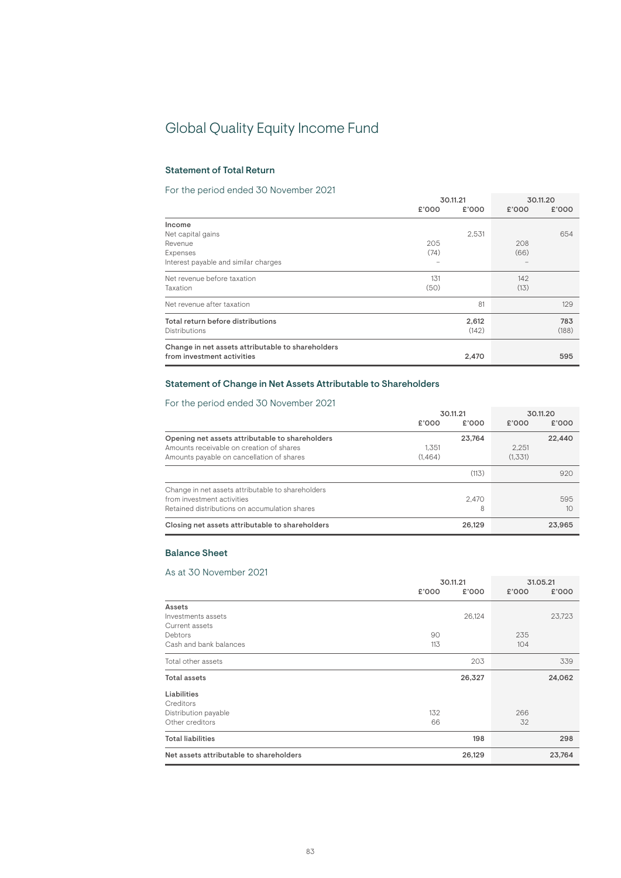# Global Quality Equity Income Fund

## Statement of Total Return

For the period ended 30 November 2021

| | 30.11.21 | | 30.11.20 | |
|---|---|---|---|---|
| | £'000 | £'000 | £'000 | £'000 |
| **Income** | | | | |
| Net capital gains | | 2,531 | | 654 |
| Revenue | 205 | | 208 | |
| Expenses | (74) | | (66) | |
| Interest payable and similar charges | – | | – | |
| Net revenue before taxation | 131 | | 142 | |
| Taxation | (50) | | (13) | |
| Net revenue after taxation | | 81 | | 129 |
| **Total return before distributions** | | **2,612** | | **783** |
| Distributions | | (142) | | (188) |
| **Change in net assets attributable to shareholders from investment activities** | | **2,470** | | **595** |

## Statement of Change in Net Assets Attributable to Shareholders

For the period ended 30 November 2021

| | 30.11.21 | | 30.11.20 | |
|---|---|---|---|---|
| | £'000 | £'000 | £'000 | £'000 |
| **Opening net assets attributable to shareholders** | | **23,764** | | **22,440** |
| Amounts receivable on creation of shares | 1,351 | | 2,251 | |
| Amounts payable on cancellation of shares | (1,464) | | (1,331) | |
| | | (113) | | 920 |
| Change in net assets attributable to shareholders from investment activities | | 2,470 | | 595 |
| Retained distributions on accumulation shares | | 8 | | 10 |
| **Closing net assets attributable to shareholders** | | **26,129** | | **23,965** |

## Balance Sheet

As at 30 November 2021

| | 30.11.21 | | 31.05.21 | |
|---|---|---|---|---|
| | £'000 | £'000 | £'000 | £'000 |
| **Assets** | | | | |
| Investments assets | | 26,124 | | 23,723 |
| Current assets | | | | |
| Debtors | 90 | | 235 | |
| Cash and bank balances | 113 | | 104 | |
| Total other assets | | 203 | | 339 |
| **Total assets** | | **26,327** | | **24,062** |
| **Liabilities** | | | | |
| Creditors | | | | |
| Distribution payable | 132 | | 266 | |
| Other creditors | 66 | | 32 | |
| **Total liabilities** | | **198** | | **298** |
| **Net assets attributable to shareholders** | | **26,129** | | **23,764** |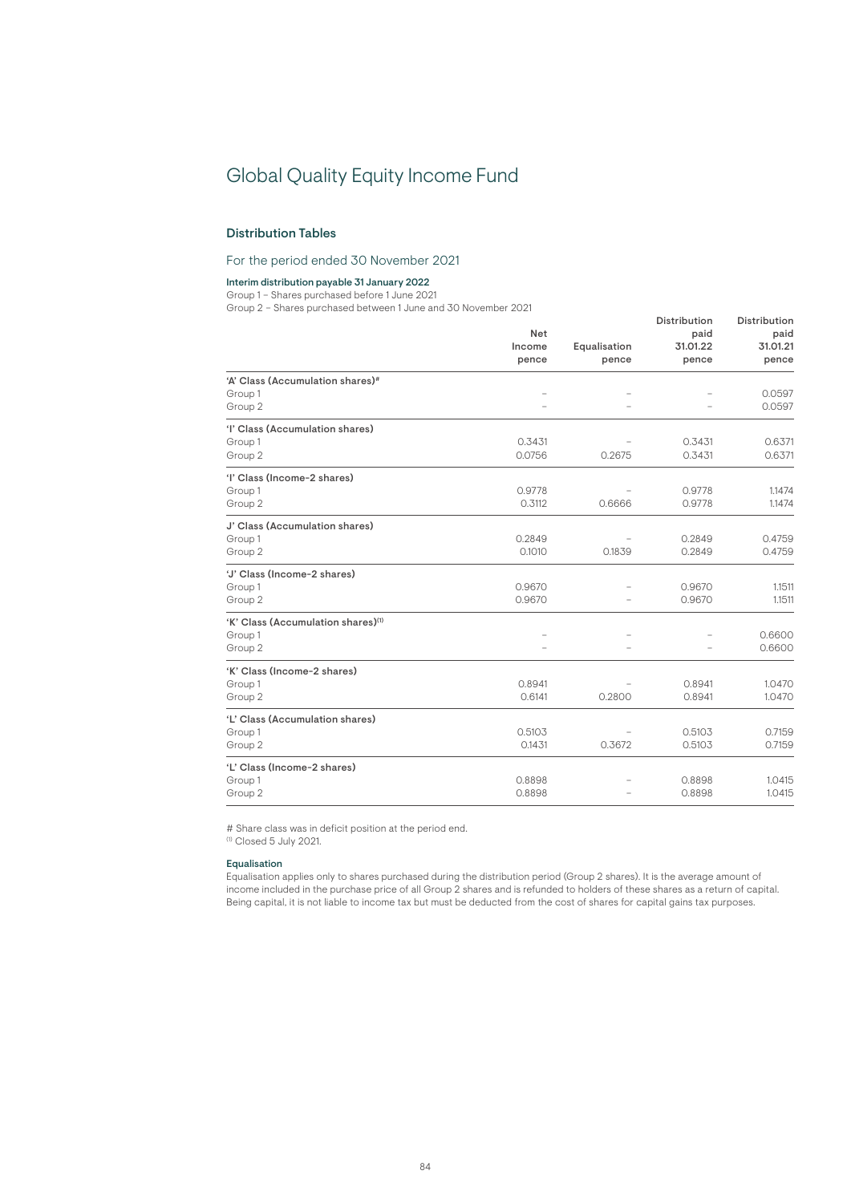# Global Quality Equity Income Fund

## Distribution Tables

For the period ended 30 November 2021

**Interim distribution payable 31 January 2022**

Group 1 – Shares purchased before 1 June 2021
Group 2 – Shares purchased between 1 June and 30 November 2021

| | Net Income pence | Equalisation pence | Distribution paid 31.01.22 pence | Distribution paid 31.01.21 pence |
|---|---|---|---|---|
| **'A' Class (Accumulation shares)#** | | | | |
| Group 1 | – | – | – | 0.0597 |
| Group 2 | – | – | – | 0.0597 |
| **'I' Class (Accumulation shares)** | | | | |
| Group 1 | 0.3431 | – | 0.3431 | 0.6371 |
| Group 2 | 0.0756 | 0.2675 | 0.3431 | 0.6371 |
| **'I' Class (Income-2 shares)** | | | | |
| Group 1 | 0.9778 | – | 0.9778 | 1.1474 |
| Group 2 | 0.3112 | 0.6666 | 0.9778 | 1.1474 |
| **J' Class (Accumulation shares)** | | | | |
| Group 1 | 0.2849 | – | 0.2849 | 0.4759 |
| Group 2 | 0.1010 | 0.1839 | 0.2849 | 0.4759 |
| **'J' Class (Income-2 shares)** | | | | |
| Group 1 | 0.9670 | – | 0.9670 | 1.1511 |
| Group 2 | 0.9670 | – | 0.9670 | 1.1511 |
| **'K' Class (Accumulation shares)[1]** | | | | |
| Group 1 | – | – | – | 0.6600 |
| Group 2 | – | – | – | 0.6600 |
| **'K' Class (Income-2 shares)** | | | | |
| Group 1 | 0.8941 | – | 0.8941 | 1.0470 |
| Group 2 | 0.6141 | 0.2800 | 0.8941 | 1.0470 |
| **'L' Class (Accumulation shares)** | | | | |
| Group 1 | 0.5103 | – | 0.5103 | 0.7159 |
| Group 2 | 0.1431 | 0.3672 | 0.5103 | 0.7159 |
| **'L' Class (Income-2 shares)** | | | | |
| Group 1 | 0.8898 | – | 0.8898 | 1.0415 |
| Group 2 | 0.8898 | – | 0.8898 | 1.0415 |

# Share class was in deficit position at the period end.
[1] Closed 5 July 2021.

**Equalisation**

Equalisation applies only to shares purchased during the distribution period (Group 2 shares). It is the average amount of income included in the purchase price of all Group 2 shares and is refunded to holders of these shares as a return of capital. Being capital, it is not liable to income tax but must be deducted from the cost of shares for capital gains tax purposes.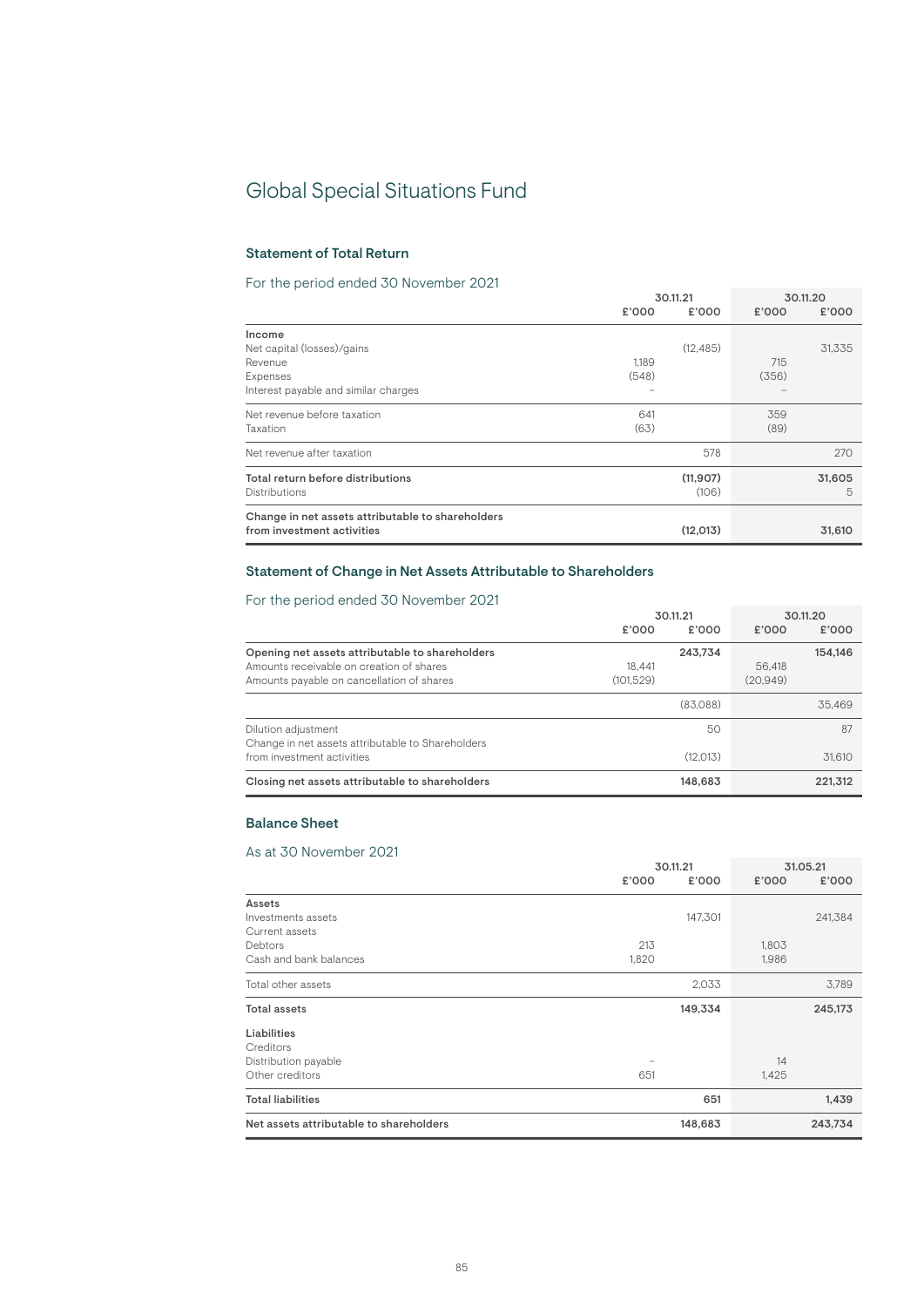# Global Special Situations Fund

## Statement of Total Return

For the period ended 30 November 2021

| | 30.11.21 | | 30.11.20 | |
|---|---|---|---|---|
| | £'000 | £'000 | £'000 | £'000 |
| **Income** | | | | |
| Net capital (losses)/gains | | (12,485) | | 31,335 |
| Revenue | 1,189 | | 715 | |
| Expenses | (548) | | (356) | |
| Interest payable and similar charges | – | | – | |
| Net revenue before taxation | 641 | | 359 | |
| Taxation | (63) | | (89) | |
| Net revenue after taxation | | 578 | | 270 |
| **Total return before distributions** | | **(11,907)** | | **31,605** |
| Distributions | | (106) | | 5 |
| **Change in net assets attributable to shareholders from investment activities** | | **(12,013)** | | **31,610** |

## Statement of Change in Net Assets Attributable to Shareholders

For the period ended 30 November 2021

| | 30.11.21 | | 30.11.20 | |
|---|---|---|---|---|
| | £'000 | £'000 | £'000 | £'000 |
| **Opening net assets attributable to shareholders** | | **243,734** | | **154,146** |
| Amounts receivable on creation of shares | 18,441 | | 56,418 | |
| Amounts payable on cancellation of shares | (101,529) | | (20,949) | |
| | | (83,088) | | 35,469 |
| Dilution adjustment | | 50 | | 87 |
| Change in net assets attributable to Shareholders from investment activities | | (12,013) | | 31,610 |
| **Closing net assets attributable to shareholders** | | **148,683** | | **221,312** |

## Balance Sheet

As at 30 November 2021

| | 30.11.21 | | 31.05.21 | |
|---|---|---|---|---|
| | £'000 | £'000 | £'000 | £'000 |
| **Assets** | | | | |
| Investments assets | | 147,301 | | 241,384 |
| Current assets | | | | |
| Debtors | 213 | | 1,803 | |
| Cash and bank balances | 1,820 | | 1,986 | |
| Total other assets | | 2,033 | | 3,789 |
| **Total assets** | | **149,334** | | **245,173** |
| **Liabilities** | | | | |
| Creditors | | | | |
| Distribution payable | – | | 14 | |
| Other creditors | 651 | | 1,425 | |
| **Total liabilities** | | **651** | | **1,439** |
| **Net assets attributable to shareholders** | | **148,683** | | **243,734** |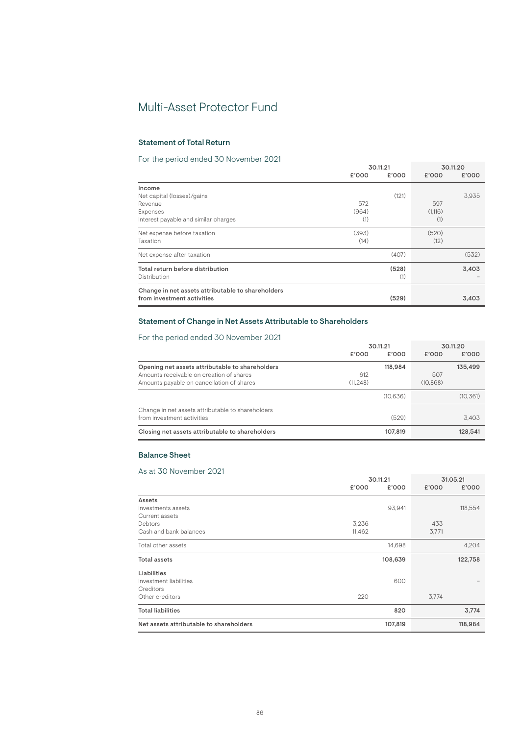# Multi-Asset Protector Fund

## Statement of Total Return

For the period ended 30 November 2021

| | 30.11.21 | | 30.11.20 | |
|---|---|---|---|---|
| | £'000 | £'000 | £'000 | £'000 |
| **Income** | | | | |
| Net capital (losses)/gains | | (121) | | 3,935 |
| Revenue | 572 | | 597 | |
| Expenses | (964) | | (1,116) | |
| Interest payable and similar charges | (1) | | (1) | |
| Net expense before taxation | (393) | | (520) | |
| Taxation | (14) | | (12) | |
| Net expense after taxation | | (407) | | (532) |
| **Total return before distribution** | | **(528)** | | **3,403** |
| Distribution | | (1) | | – |
| **Change in net assets attributable to shareholders from investment activities** | | **(529)** | | **3,403** |

## Statement of Change in Net Assets Attributable to Shareholders

For the period ended 30 November 2021

| | 30.11.21 | | 30.11.20 | |
|---|---|---|---|---|
| | £'000 | £'000 | £'000 | £'000 |
| **Opening net assets attributable to shareholders** | | **118,984** | | **135,499** |
| Amounts receivable on creation of shares | 612 | | 507 | |
| Amounts payable on cancellation of shares | (11,248) | | (10,868) | |
| | | (10,636) | | (10,361) |
| Change in net assets attributable to shareholders from investment activities | | (529) | | 3,403 |
| **Closing net assets attributable to shareholders** | | **107,819** | | **128,541** |

## Balance Sheet

As at 30 November 2021

| | 30.11.21 | | 31.05.21 | |
|---|---|---|---|---|
| | £'000 | £'000 | £'000 | £'000 |
| **Assets** | | | | |
| Investments assets | | 93,941 | | 118,554 |
| Current assets | | | | |
| Debtors | 3,236 | | 433 | |
| Cash and bank balances | 11,462 | | 3,771 | |
| Total other assets | | 14,698 | | 4,204 |
| **Total assets** | | **108,639** | | **122,758** |
| **Liabilities** | | | | |
| Investment liabilities | | 600 | | – |
| Creditors | | | | |
| Other creditors | 220 | | 3,774 | |
| **Total liabilities** | | **820** | | **3,774** |
| **Net assets attributable to shareholders** | | **107,819** | | **118,984** |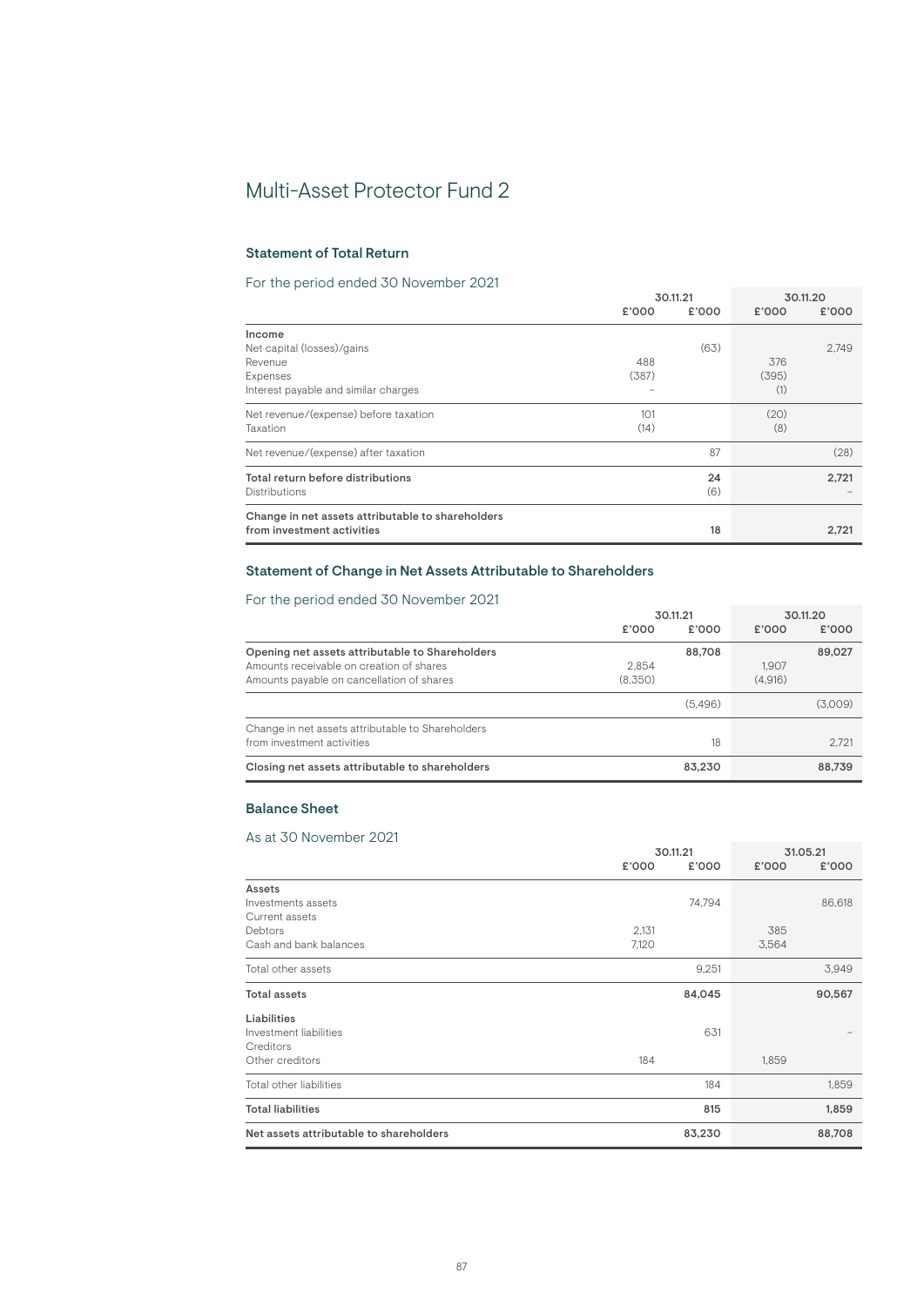# Multi-Asset Protector Fund 2

## Statement of Total Return

### For the period ended 30 November 2021

| | 30.11.21 | | 30.11.20 | |
|---|---|---|---|---|
| | £'000 | £'000 | £'000 | £'000 |
| **Income** | | | | |
| Net capital (losses)/gains | | (63) | | 2,749 |
| Revenue | 488 | | 376 | |
| Expenses | (387) | | (395) | |
| Interest payable and similar charges | – | | (1) | |
| Net revenue/(expense) before taxation | 101 | | (20) | |
| Taxation | (14) | | (8) | |
| Net revenue/(expense) after taxation | | 87 | | (28) |
| **Total return before distributions** | | **24** | | **2,721** |
| Distributions | | (6) | | – |
| **Change in net assets attributable to shareholders from investment activities** | | **18** | | **2,721** |

## Statement of Change in Net Assets Attributable to Shareholders

### For the period ended 30 November 2021

| | 30.11.21 | | 30.11.20 | |
|---|---|---|---|---|
| | £'000 | £'000 | £'000 | £'000 |
| **Opening net assets attributable to Shareholders** | | **88,708** | | **89,027** |
| Amounts receivable on creation of shares | 2,854 | | 1,907 | |
| Amounts payable on cancellation of shares | (8,350) | | (4,916) | |
| | | (5,496) | | (3,009) |
| Change in net assets attributable to Shareholders from investment activities | | 18 | | 2,721 |
| **Closing net assets attributable to shareholders** | | **83,230** | | **88,739** |

## Balance Sheet

### As at 30 November 2021

| | 30.11.21 | | 31.05.21 | |
|---|---|---|---|---|
| | £'000 | £'000 | £'000 | £'000 |
| **Assets** | | | | |
| Investments assets | | 74,794 | | 86,618 |
| Current assets | | | | |
| Debtors | 2,131 | | 385 | |
| Cash and bank balances | 7,120 | | 3,564 | |
| Total other assets | | 9,251 | | 3,949 |
| **Total assets** | | **84,045** | | **90,567** |
| **Liabilities** | | | | |
| Investment liabilities | | 631 | | – |
| Creditors | | | | |
| Other creditors | 184 | | 1,859 | |
| Total other liabilities | | 184 | | 1,859 |
| **Total liabilities** | | **815** | | **1,859** |
| **Net assets attributable to shareholders** | | **83,230** | | **88,708** |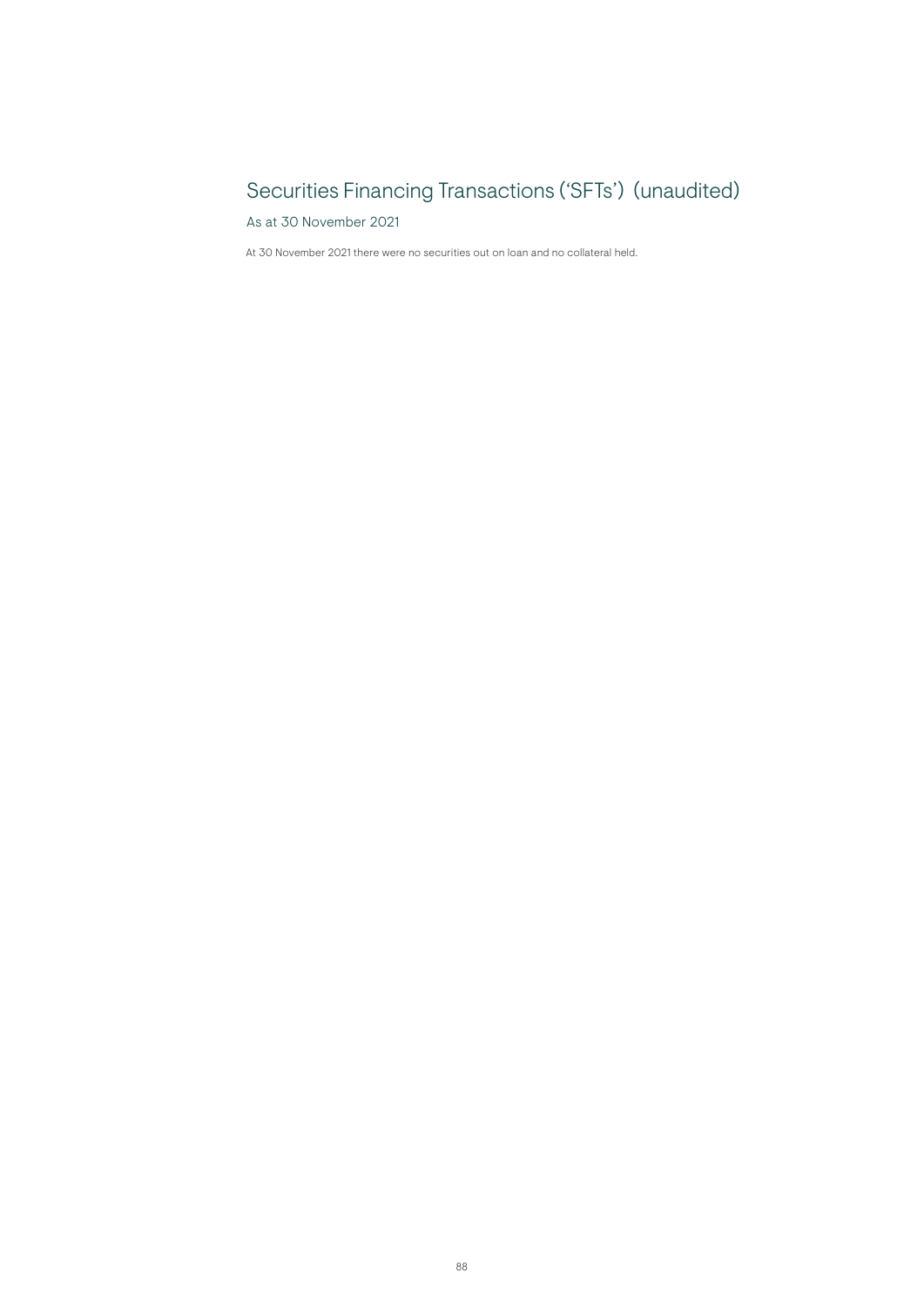# Securities Financing Transactions ('SFTs') (unaudited)

## As at 30 November 2021

At 30 November 2021 there were no securities out on loan and no collateral held.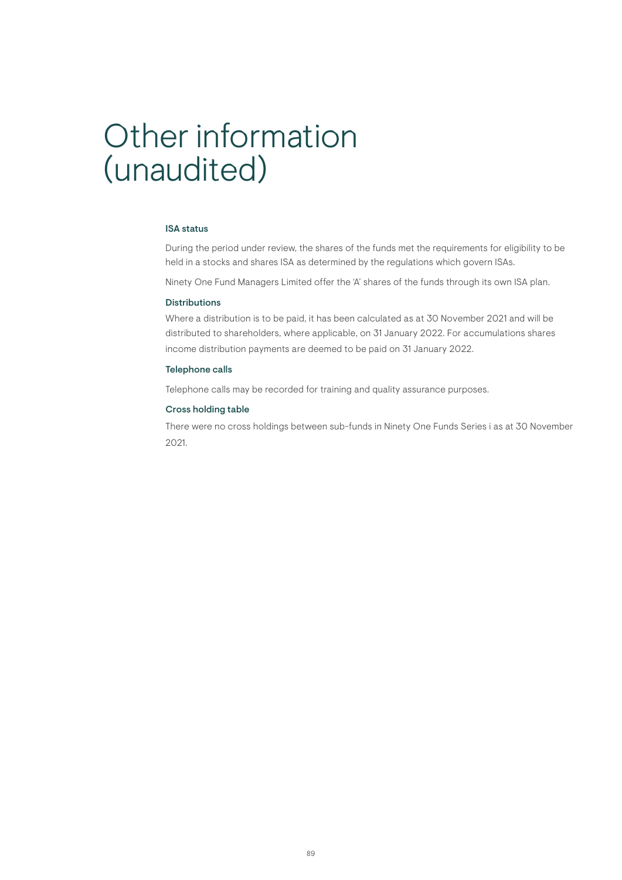# Other information (unaudited)

### ISA status

During the period under review, the shares of the funds met the requirements for eligibility to be held in a stocks and shares ISA as determined by the regulations which govern ISAs.

Ninety One Fund Managers Limited offer the 'A' shares of the funds through its own ISA plan.

### Distributions

Where a distribution is to be paid, it has been calculated as at 30 November 2021 and will be distributed to shareholders, where applicable, on 31 January 2022. For accumulations shares income distribution payments are deemed to be paid on 31 January 2022.

### Telephone calls

Telephone calls may be recorded for training and quality assurance purposes.

### Cross holding table

There were no cross holdings between sub-funds in Ninety One Funds Series i as at 30 November 2021.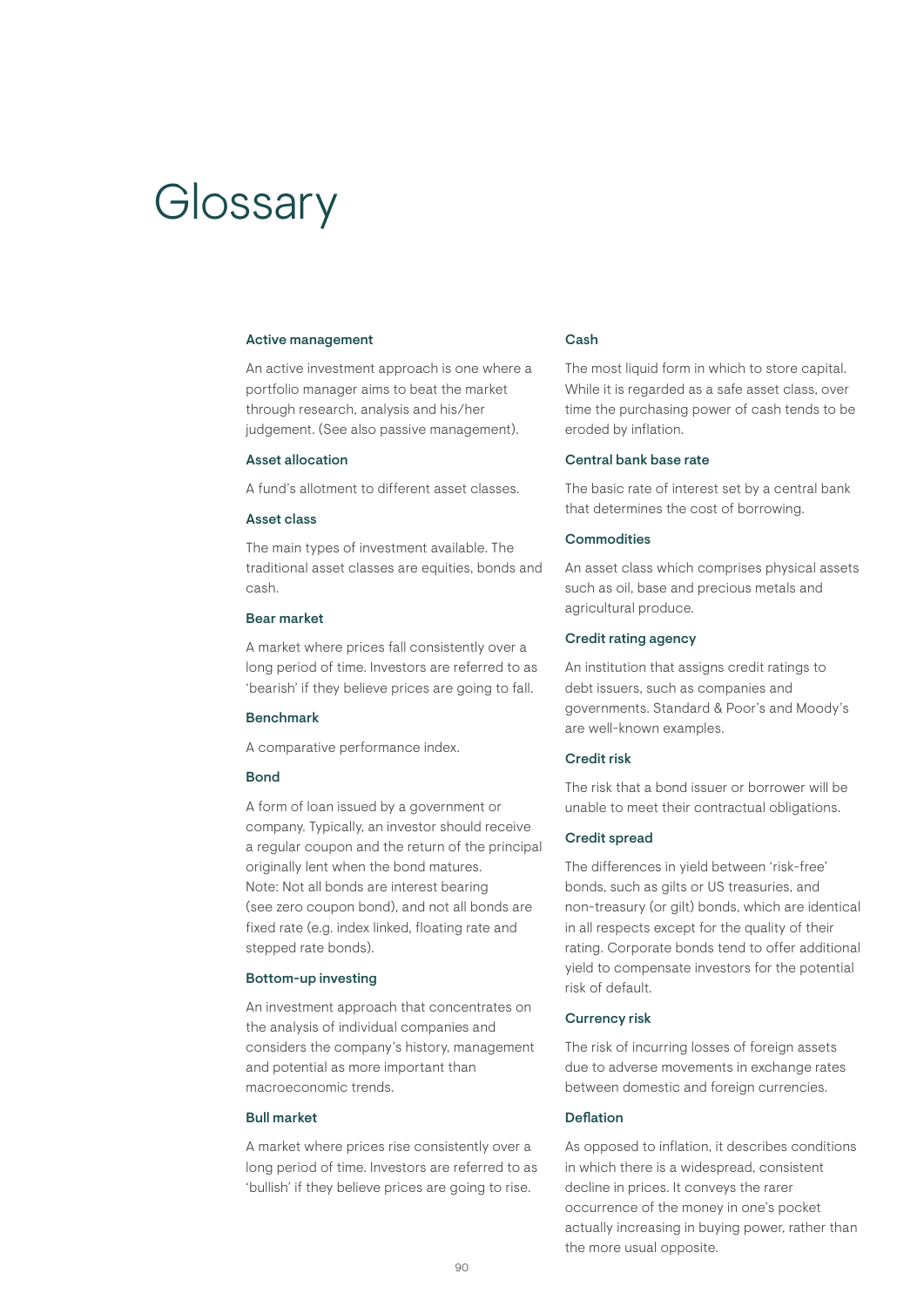# Glossary

### Active management

An active investment approach is one where a portfolio manager aims to beat the market through research, analysis and his/her judgement. (See also passive management).

### Asset allocation

A fund's allotment to different asset classes.

### Asset class

The main types of investment available. The traditional asset classes are equities, bonds and cash.

### Bear market

A market where prices fall consistently over a long period of time. Investors are referred to as 'bearish' if they believe prices are going to fall.

### Benchmark

A comparative performance index.

### Bond

A form of loan issued by a government or company. Typically, an investor should receive a regular coupon and the return of the principal originally lent when the bond matures.
Note: Not all bonds are interest bearing (see zero coupon bond), and not all bonds are fixed rate (e.g. index linked, floating rate and stepped rate bonds).

### Bottom-up investing

An investment approach that concentrates on the analysis of individual companies and considers the company's history, management and potential as more important than macroeconomic trends.

### Bull market

A market where prices rise consistently over a long period of time. Investors are referred to as 'bullish' if they believe prices are going to rise.

### Cash

The most liquid form in which to store capital. While it is regarded as a safe asset class, over time the purchasing power of cash tends to be eroded by inflation.

### Central bank base rate

The basic rate of interest set by a central bank that determines the cost of borrowing.

### Commodities

An asset class which comprises physical assets such as oil, base and precious metals and agricultural produce.

### Credit rating agency

An institution that assigns credit ratings to debt issuers, such as companies and governments. Standard & Poor's and Moody's are well-known examples.

### Credit risk

The risk that a bond issuer or borrower will be unable to meet their contractual obligations.

### Credit spread

The differences in yield between 'risk-free' bonds, such as gilts or US treasuries, and non-treasury (or gilt) bonds, which are identical in all respects except for the quality of their rating. Corporate bonds tend to offer additional yield to compensate investors for the potential risk of default.

### Currency risk

The risk of incurring losses of foreign assets due to adverse movements in exchange rates between domestic and foreign currencies.

### Deflation

As opposed to inflation, it describes conditions in which there is a widespread, consistent decline in prices. It conveys the rarer occurrence of the money in one's pocket actually increasing in buying power, rather than the more usual opposite.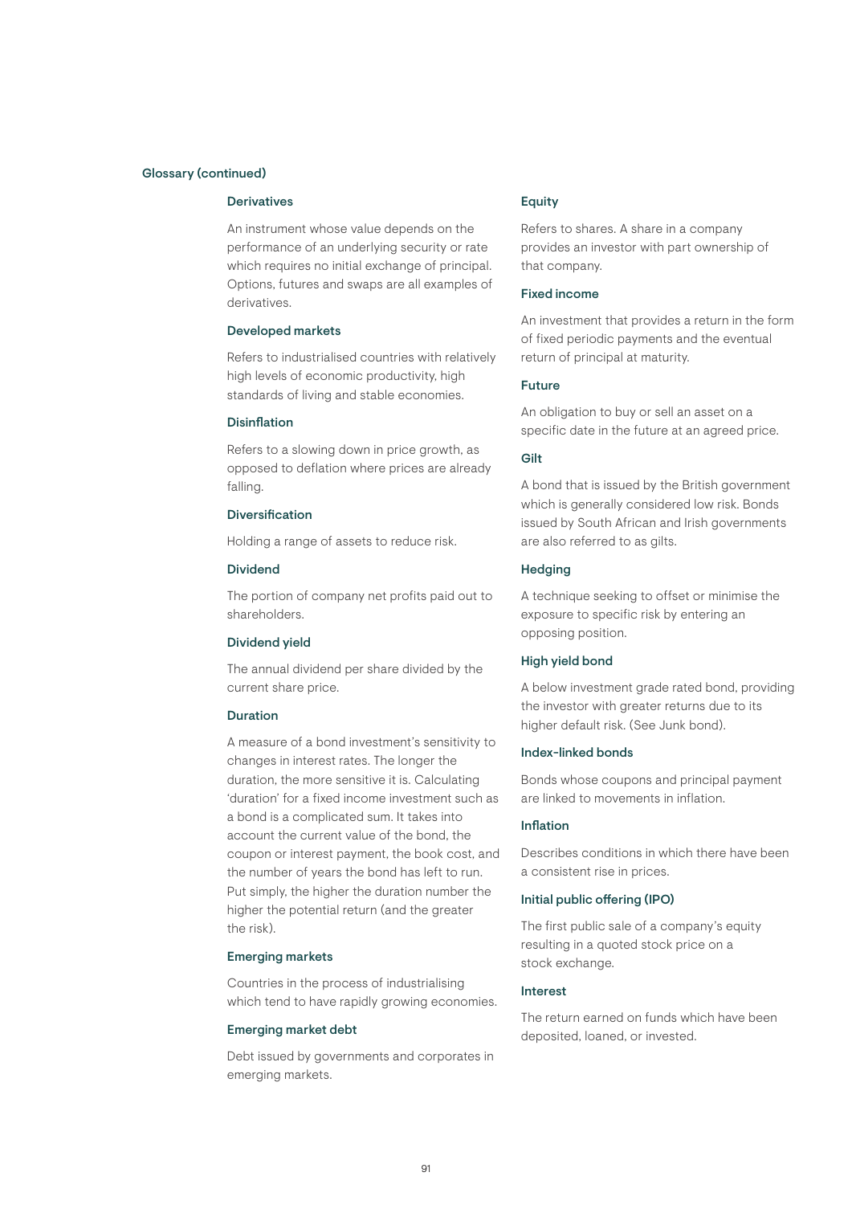## Glossary (continued)

### Derivatives

An instrument whose value depends on the performance of an underlying security or rate which requires no initial exchange of principal. Options, futures and swaps are all examples of derivatives.

### Developed markets

Refers to industrialised countries with relatively high levels of economic productivity, high standards of living and stable economies.

### Disinflation

Refers to a slowing down in price growth, as opposed to deflation where prices are already falling.

### Diversification

Holding a range of assets to reduce risk.

### Dividend

The portion of company net profits paid out to shareholders.

### Dividend yield

The annual dividend per share divided by the current share price.

### Duration

A measure of a bond investment's sensitivity to changes in interest rates. The longer the duration, the more sensitive it is. Calculating 'duration' for a fixed income investment such as a bond is a complicated sum. It takes into account the current value of the bond, the coupon or interest payment, the book cost, and the number of years the bond has left to run. Put simply, the higher the duration number the higher the potential return (and the greater the risk).

### Emerging markets

Countries in the process of industrialising which tend to have rapidly growing economies.

### Emerging market debt

Debt issued by governments and corporates in emerging markets.

### Equity

Refers to shares. A share in a company provides an investor with part ownership of that company.

### Fixed income

An investment that provides a return in the form of fixed periodic payments and the eventual return of principal at maturity.

### Future

An obligation to buy or sell an asset on a specific date in the future at an agreed price.

### Gilt

A bond that is issued by the British government which is generally considered low risk. Bonds issued by South African and Irish governments are also referred to as gilts.

### Hedging

A technique seeking to offset or minimise the exposure to specific risk by entering an opposing position.

### High yield bond

A below investment grade rated bond, providing the investor with greater returns due to its higher default risk. (See Junk bond).

### Index-linked bonds

Bonds whose coupons and principal payment are linked to movements in inflation.

### Inflation

Describes conditions in which there have been a consistent rise in prices.

### Initial public offering (IPO)

The first public sale of a company's equity resulting in a quoted stock price on a stock exchange.

### Interest

The return earned on funds which have been deposited, loaned, or invested.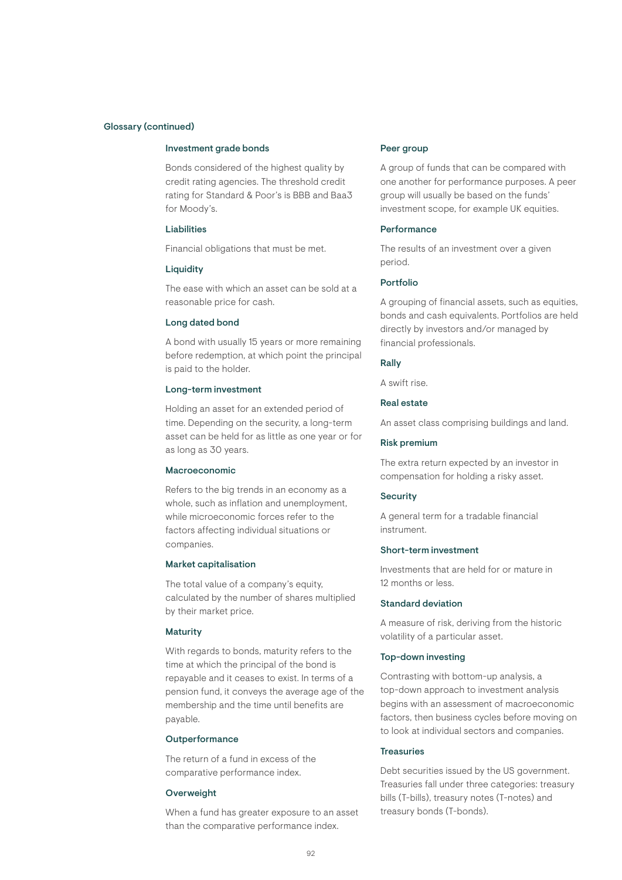## Glossary (continued)

### Investment grade bonds

Bonds considered of the highest quality by credit rating agencies. The threshold credit rating for Standard & Poor's is BBB and Baa3 for Moody's.

### Liabilities

Financial obligations that must be met.

### Liquidity

The ease with which an asset can be sold at a reasonable price for cash.

### Long dated bond

A bond with usually 15 years or more remaining before redemption, at which point the principal is paid to the holder.

### Long-term investment

Holding an asset for an extended period of time. Depending on the security, a long-term asset can be held for as little as one year or for as long as 30 years.

### Macroeconomic

Refers to the big trends in an economy as a whole, such as inflation and unemployment, while microeconomic forces refer to the factors affecting individual situations or companies.

### Market capitalisation

The total value of a company's equity, calculated by the number of shares multiplied by their market price.

### Maturity

With regards to bonds, maturity refers to the time at which the principal of the bond is repayable and it ceases to exist. In terms of a pension fund, it conveys the average age of the membership and the time until benefits are payable.

### Outperformance

The return of a fund in excess of the comparative performance index.

### Overweight

When a fund has greater exposure to an asset than the comparative performance index.

### Peer group

A group of funds that can be compared with one another for performance purposes. A peer group will usually be based on the funds' investment scope, for example UK equities.

### Performance

The results of an investment over a given period.

### Portfolio

A grouping of financial assets, such as equities, bonds and cash equivalents. Portfolios are held directly by investors and/or managed by financial professionals.

### Rally

A swift rise.

### Real estate

An asset class comprising buildings and land.

### Risk premium

The extra return expected by an investor in compensation for holding a risky asset.

### Security

A general term for a tradable financial instrument.

### Short-term investment

Investments that are held for or mature in 12 months or less.

### Standard deviation

A measure of risk, deriving from the historic volatility of a particular asset.

### Top-down investing

Contrasting with bottom-up analysis, a top-down approach to investment analysis begins with an assessment of macroeconomic factors, then business cycles before moving on to look at individual sectors and companies.

### Treasuries

Debt securities issued by the US government. Treasuries fall under three categories: treasury bills (T-bills), treasury notes (T-notes) and treasury bonds (T-bonds).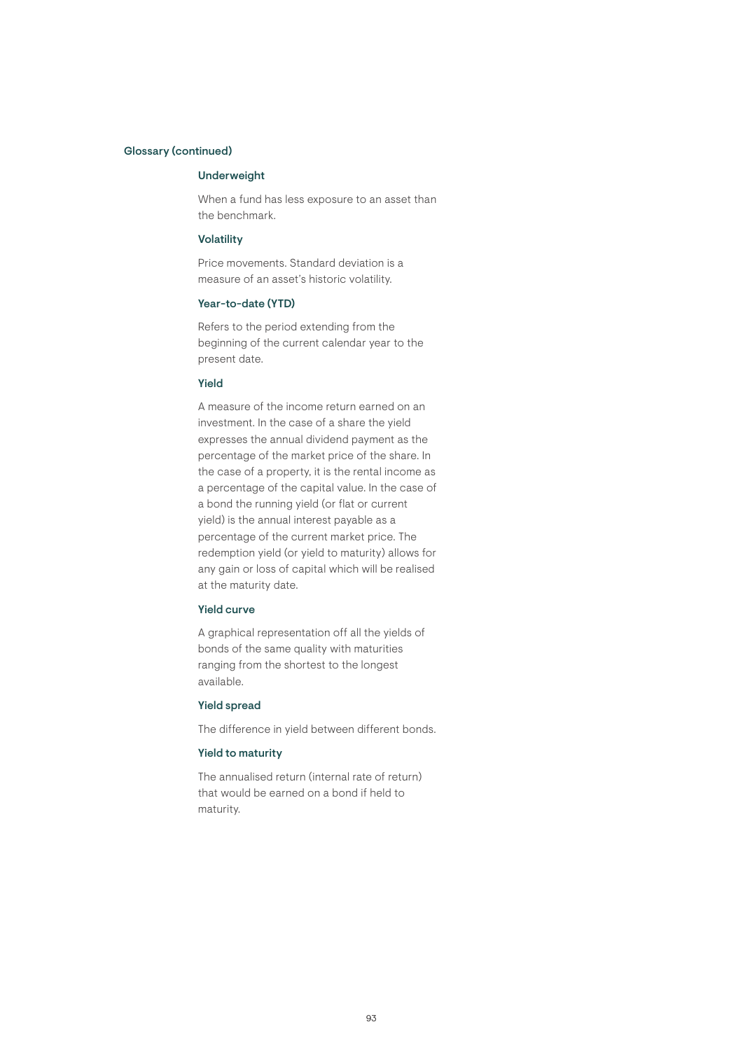## Glossary (continued)

### Underweight

When a fund has less exposure to an asset than the benchmark.

### Volatility

Price movements. Standard deviation is a measure of an asset's historic volatility.

### Year-to-date (YTD)

Refers to the period extending from the beginning of the current calendar year to the present date.

### Yield

A measure of the income return earned on an investment. In the case of a share the yield expresses the annual dividend payment as the percentage of the market price of the share. In the case of a property, it is the rental income as a percentage of the capital value. In the case of a bond the running yield (or flat or current yield) is the annual interest payable as a percentage of the current market price. The redemption yield (or yield to maturity) allows for any gain or loss of capital which will be realised at the maturity date.

### Yield curve

A graphical representation off all the yields of bonds of the same quality with maturities ranging from the shortest to the longest available.

### Yield spread

The difference in yield between different bonds.

### Yield to maturity

The annualised return (internal rate of return) that would be earned on a bond if held to maturity.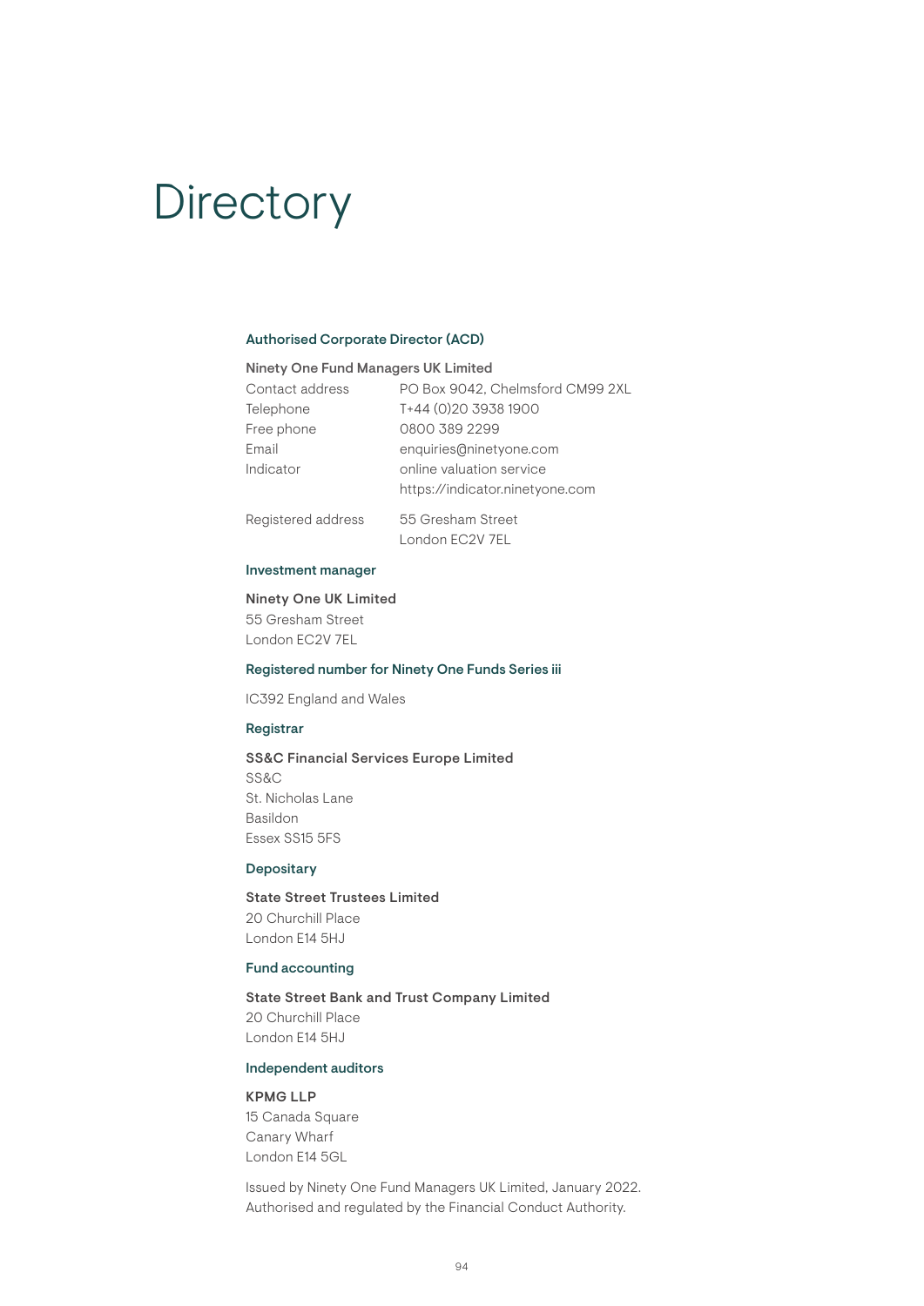# Directory

### Authorised Corporate Director (ACD)

**Ninety One Fund Managers UK Limited**

| | |
|---|---|
| Contact address | PO Box 9042, Chelmsford CM99 2XL |
| Telephone | T+44 (0)20 3938 1900 |
| Free phone | 0800 389 2299 |
| Email | enquiries@ninetyone.com |
| Indicator | online valuation service<br>https://indicator.ninetyone.com |
| Registered address | 55 Gresham Street<br>London EC2V 7EL |

### Investment manager

**Ninety One UK Limited**
55 Gresham Street
London EC2V 7EL

### Registered number for Ninety One Funds Series iii

IC392 England and Wales

### Registrar

**SS&C Financial Services Europe Limited**
SS&C
St. Nicholas Lane
Basildon
Essex SS15 5FS

### Depositary

**State Street Trustees Limited**
20 Churchill Place
London E14 5HJ

### Fund accounting

**State Street Bank and Trust Company Limited**
20 Churchill Place
London E14 5HJ

### Independent auditors

**KPMG LLP**
15 Canada Square
Canary Wharf
London E14 5GL

Issued by Ninety One Fund Managers UK Limited, January 2022.
Authorised and regulated by the Financial Conduct Authority.